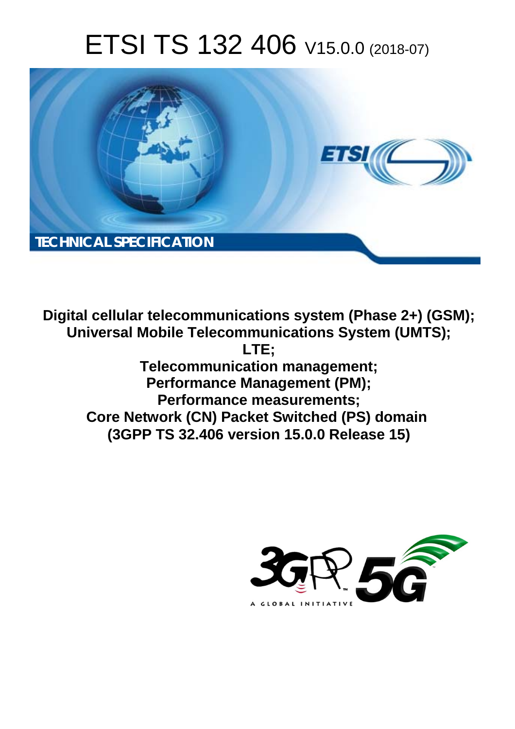# ETSI TS 132 406 V15.0.0 (2018-07)

TECHNICAL SPECIFICATION

**Digital cellular telecommunications system (Phase 2+) (GSM);**
**Universal Mobile Telecommunications System (UMTS);**
**LTE;**
**Telecommunication management;**
**Performance Management (PM);**
**Performance measurements;**
**Core Network (CN) Packet Switched (PS) domain**
**(3GPP TS 32.406 version 15.0.0 Release 15)**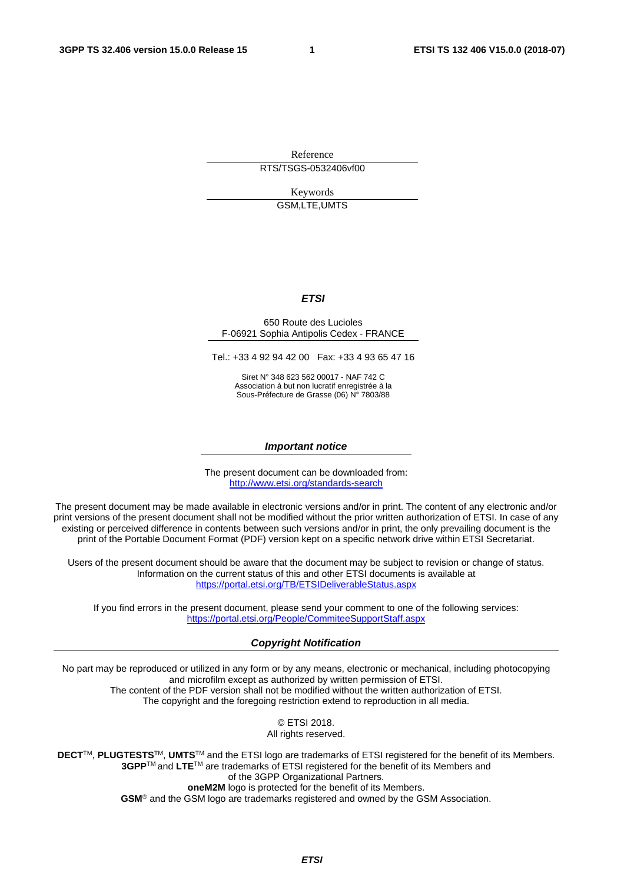Reference

RTS/TSGS-0532406vf00

Keywords

GSM,LTE,UMTS

***ETSI***

650 Route des Lucioles
F-06921 Sophia Antipolis Cedex - FRANCE

Tel.: +33 4 92 94 42 00   Fax: +33 4 93 65 47 16

Siret N° 348 623 562 00017 - NAF 742 C
Association à but non lucratif enregistrée à la
Sous-Préfecture de Grasse (06) N° 7803/88

***Important notice***

The present document can be downloaded from:
http://www.etsi.org/standards-search

The present document may be made available in electronic versions and/or in print. The content of any electronic and/or print versions of the present document shall not be modified without the prior written authorization of ETSI. In case of any existing or perceived difference in contents between such versions and/or in print, the only prevailing document is the print of the Portable Document Format (PDF) version kept on a specific network drive within ETSI Secretariat.

Users of the present document should be aware that the document may be subject to revision or change of status. Information on the current status of this and other ETSI documents is available at
https://portal.etsi.org/TB/ETSIDeliverableStatus.aspx

If you find errors in the present document, please send your comment to one of the following services:
https://portal.etsi.org/People/CommiteeSupportStaff.aspx

***Copyright Notification***

No part may be reproduced or utilized in any form or by any means, electronic or mechanical, including photocopying and microfilm except as authorized by written permission of ETSI.
The content of the PDF version shall not be modified without the written authorization of ETSI.
The copyright and the foregoing restriction extend to reproduction in all media.

© ETSI 2018.
All rights reserved.

**DECT**™, **PLUGTESTS**™, **UMTS**™ and the ETSI logo are trademarks of ETSI registered for the benefit of its Members.
**3GPP**™ and **LTE**™ are trademarks of ETSI registered for the benefit of its Members and of the 3GPP Organizational Partners.
**oneM2M** logo is protected for the benefit of its Members.
**GSM**® and the GSM logo are trademarks registered and owned by the GSM Association.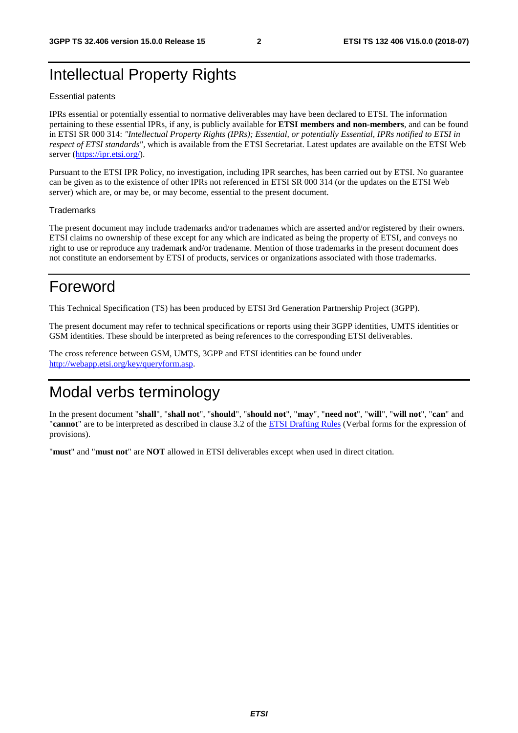# Intellectual Property Rights

Essential patents

IPRs essential or potentially essential to normative deliverables may have been declared to ETSI. The information pertaining to these essential IPRs, if any, is publicly available for **ETSI members and non-members**, and can be found in ETSI SR 000 314: *"Intellectual Property Rights (IPRs); Essential, or potentially Essential, IPRs notified to ETSI in respect of ETSI standards"*, which is available from the ETSI Secretariat. Latest updates are available on the ETSI Web server (https://ipr.etsi.org/).

Pursuant to the ETSI IPR Policy, no investigation, including IPR searches, has been carried out by ETSI. No guarantee can be given as to the existence of other IPRs not referenced in ETSI SR 000 314 (or the updates on the ETSI Web server) which are, or may be, or may become, essential to the present document.

Trademarks

The present document may include trademarks and/or tradenames which are asserted and/or registered by their owners. ETSI claims no ownership of these except for any which are indicated as being the property of ETSI, and conveys no right to use or reproduce any trademark and/or tradename. Mention of those trademarks in the present document does not constitute an endorsement by ETSI of products, services or organizations associated with those trademarks.

# Foreword

This Technical Specification (TS) has been produced by ETSI 3rd Generation Partnership Project (3GPP).

The present document may refer to technical specifications or reports using their 3GPP identities, UMTS identities or GSM identities. These should be interpreted as being references to the corresponding ETSI deliverables.

The cross reference between GSM, UMTS, 3GPP and ETSI identities can be found under http://webapp.etsi.org/key/queryform.asp.

# Modal verbs terminology

In the present document "**shall**", "**shall not**", "**should**", "**should not**", "**may**", "**need not**", "**will**", "**will not**", "**can**" and "**cannot**" are to be interpreted as described in clause 3.2 of the ETSI Drafting Rules (Verbal forms for the expression of provisions).

"**must**" and "**must not**" are **NOT** allowed in ETSI deliverables except when used in direct citation.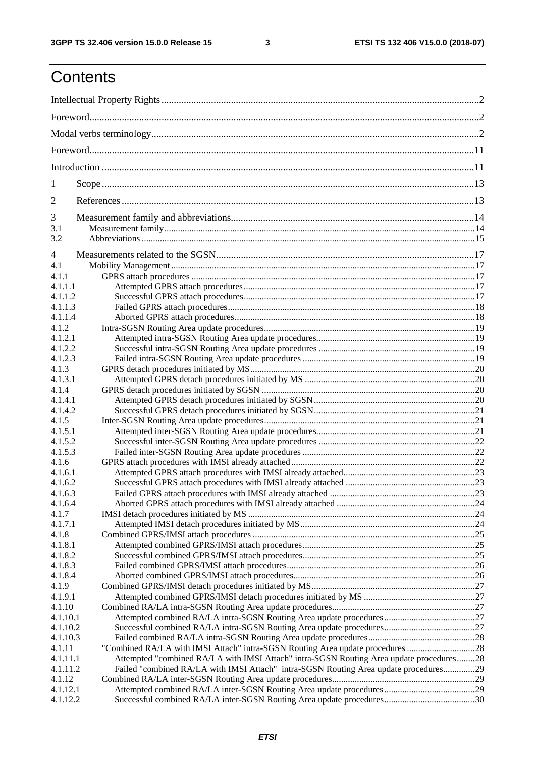# Contents

Intellectual Property Rights ..... 2

Foreword ..... 2

Modal verbs terminology ..... 2

Foreword ..... 11

Introduction ..... 11

1 Scope ..... 13

2 References ..... 13

3 Measurement family and abbreviations ..... 14
3.1 Measurement family ..... 14
3.2 Abbreviations ..... 15

4 Measurements related to the SGSN ..... 17
4.1 Mobility Management ..... 17
4.1.1 GPRS attach procedures ..... 17
4.1.1.1 Attempted GPRS attach procedures ..... 17
4.1.1.2 Successful GPRS attach procedures ..... 17
4.1.1.3 Failed GPRS attach procedures ..... 18
4.1.1.4 Aborted GPRS attach procedures ..... 18
4.1.2 Intra-SGSN Routing Area update procedures ..... 19
4.1.2.1 Attempted intra-SGSN Routing Area update procedures ..... 19
4.1.2.2 Successful intra-SGSN Routing Area update procedures ..... 19
4.1.2.3 Failed intra-SGSN Routing Area update procedures ..... 19
4.1.3 GPRS detach procedures initiated by MS ..... 20
4.1.3.1 Attempted GPRS detach procedures initiated by MS ..... 20
4.1.4 GPRS detach procedures initiated by SGSN ..... 20
4.1.4.1 Attempted GPRS detach procedures initiated by SGSN ..... 20
4.1.4.2 Successful GPRS detach procedures initiated by SGSN ..... 21
4.1.5 Inter-SGSN Routing Area update procedures ..... 21
4.1.5.1 Attempted inter-SGSN Routing Area update procedures ..... 21
4.1.5.2 Successful inter-SGSN Routing Area update procedures ..... 22
4.1.5.3 Failed inter-SGSN Routing Area update procedures ..... 22
4.1.6 GPRS attach procedures with IMSI already attached ..... 22
4.1.6.1 Attempted GPRS attach procedures with IMSI already attached ..... 23
4.1.6.2 Successful GPRS attach procedures with IMSI already attached ..... 23
4.1.6.3 Failed GPRS attach procedures with IMSI already attached ..... 23
4.1.6.4 Aborted GPRS attach procedures with IMSI already attached ..... 24
4.1.7 IMSI detach procedures initiated by MS ..... 24
4.1.7.1 Attempted IMSI detach procedures initiated by MS ..... 24
4.1.8 Combined GPRS/IMSI attach procedures ..... 25
4.1.8.1 Attempted combined GPRS/IMSI attach procedures ..... 25
4.1.8.2 Successful combined GPRS/IMSI attach procedures ..... 25
4.1.8.3 Failed combined GPRS/IMSI attach procedures ..... 26
4.1.8.4 Aborted combined GPRS/IMSI attach procedures ..... 26
4.1.9 Combined GPRS/IMSI detach procedures initiated by MS ..... 27
4.1.9.1 Attempted combined GPRS/IMSI detach procedures initiated by MS ..... 27
4.1.10 Combined RA/LA intra-SGSN Routing Area update procedures ..... 27
4.1.10.1 Attempted combined RA/LA intra-SGSN Routing Area update procedures ..... 27
4.1.10.2 Successful combined RA/LA intra-SGSN Routing Area update procedures ..... 27
4.1.10.3 Failed combined RA/LA intra-SGSN Routing Area update procedures ..... 28
4.1.11 "Combined RA/LA with IMSI Attach" intra-SGSN Routing Area update procedures ..... 28
4.1.11.1 Attempted "combined RA/LA with IMSI Attach" intra-SGSN Routing Area update procedures ..... 28
4.1.11.2 Failed "combined RA/LA with IMSI Attach" intra-SGSN Routing Area update procedures ..... 29
4.1.12 Combined RA/LA inter-SGSN Routing Area update procedures ..... 29
4.1.12.1 Attempted combined RA/LA inter-SGSN Routing Area update procedures ..... 29
4.1.12.2 Successful combined RA/LA inter-SGSN Routing Area update procedures ..... 30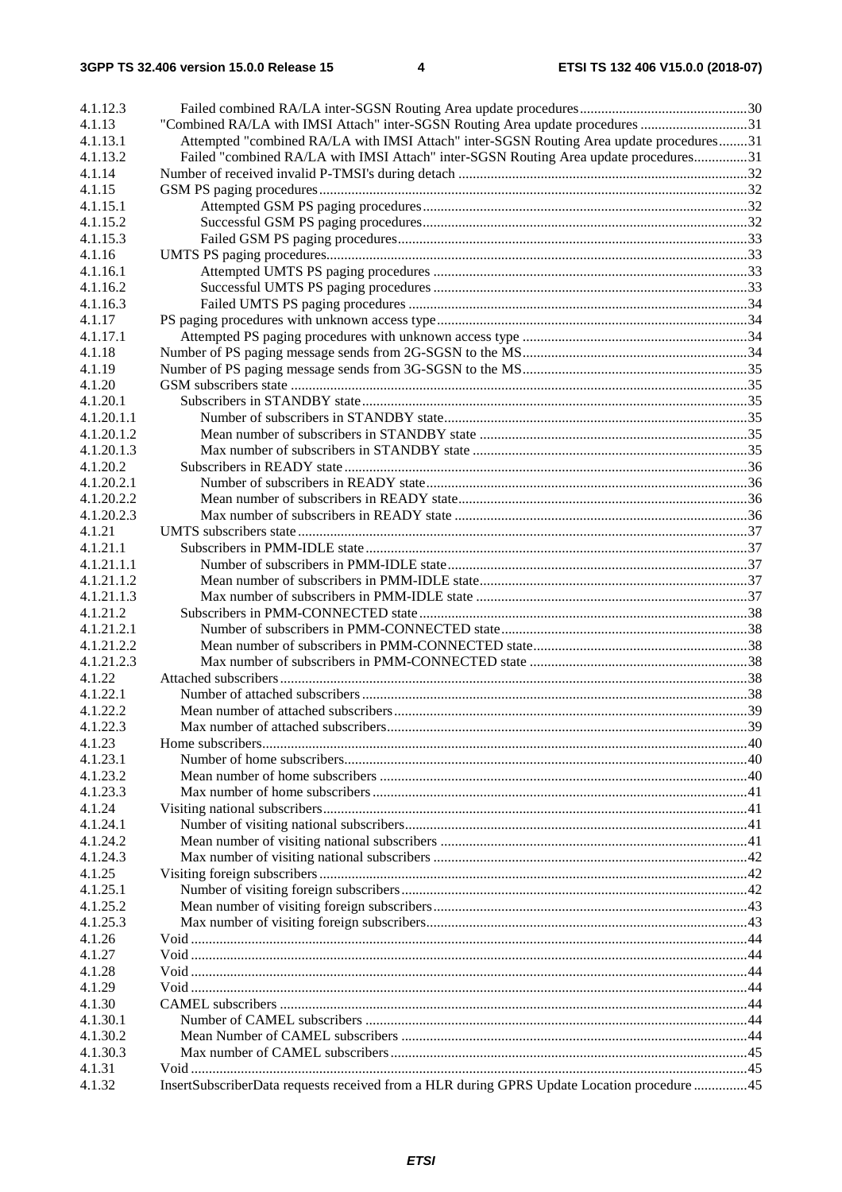4.1.12.3 Failed combined RA/LA inter-SGSN Routing Area update procedures ........ 30
4.1.13 "Combined RA/LA with IMSI Attach" inter-SGSN Routing Area update procedures ........ 31
4.1.13.1 Attempted "combined RA/LA with IMSI Attach" inter-SGSN Routing Area update procedures ........ 31
4.1.13.2 Failed "combined RA/LA with IMSI Attach" inter-SGSN Routing Area update procedures ........ 31
4.1.14 Number of received invalid P-TMSI's during detach ........ 32
4.1.15 GSM PS paging procedures ........ 32
4.1.15.1 Attempted GSM PS paging procedures ........ 32
4.1.15.2 Successful GSM PS paging procedures ........ 32
4.1.15.3 Failed GSM PS paging procedures ........ 33
4.1.16 UMTS PS paging procedures ........ 33
4.1.16.1 Attempted UMTS PS paging procedures ........ 33
4.1.16.2 Successful UMTS PS paging procedures ........ 33
4.1.16.3 Failed UMTS PS paging procedures ........ 34
4.1.17 PS paging procedures with unknown access type ........ 34
4.1.17.1 Attempted PS paging procedures with unknown access type ........ 34
4.1.18 Number of PS paging message sends from 2G-SGSN to the MS ........ 34
4.1.19 Number of PS paging message sends from 3G-SGSN to the MS ........ 35
4.1.20 GSM subscribers state ........ 35
4.1.20.1 Subscribers in STANDBY state ........ 35
4.1.20.1.1 Number of subscribers in STANDBY state ........ 35
4.1.20.1.2 Mean number of subscribers in STANDBY state ........ 35
4.1.20.1.3 Max number of subscribers in STANDBY state ........ 35
4.1.20.2 Subscribers in READY state ........ 36
4.1.20.2.1 Number of subscribers in READY state ........ 36
4.1.20.2.2 Mean number of subscribers in READY state ........ 36
4.1.20.2.3 Max number of subscribers in READY state ........ 36
4.1.21 UMTS subscribers state ........ 37
4.1.21.1 Subscribers in PMM-IDLE state ........ 37
4.1.21.1.1 Number of subscribers in PMM-IDLE state ........ 37
4.1.21.1.2 Mean number of subscribers in PMM-IDLE state ........ 37
4.1.21.1.3 Max number of subscribers in PMM-IDLE state ........ 37
4.1.21.2 Subscribers in PMM-CONNECTED state ........ 38
4.1.21.2.1 Number of subscribers in PMM-CONNECTED state ........ 38
4.1.21.2.2 Mean number of subscribers in PMM-CONNECTED state ........ 38
4.1.21.2.3 Max number of subscribers in PMM-CONNECTED state ........ 38
4.1.22 Attached subscribers ........ 38
4.1.22.1 Number of attached subscribers ........ 38
4.1.22.2 Mean number of attached subscribers ........ 39
4.1.22.3 Max number of attached subscribers ........ 39
4.1.23 Home subscribers ........ 40
4.1.23.1 Number of home subscribers ........ 40
4.1.23.2 Mean number of home subscribers ........ 40
4.1.23.3 Max number of home subscribers ........ 41
4.1.24 Visiting national subscribers ........ 41
4.1.24.1 Number of visiting national subscribers ........ 41
4.1.24.2 Mean number of visiting national subscribers ........ 41
4.1.24.3 Max number of visiting national subscribers ........ 42
4.1.25 Visiting foreign subscribers ........ 42
4.1.25.1 Number of visiting foreign subscribers ........ 42
4.1.25.2 Mean number of visiting foreign subscribers ........ 43
4.1.25.3 Max number of visiting foreign subscribers ........ 43
4.1.26 Void ........ 44
4.1.27 Void ........ 44
4.1.28 Void ........ 44
4.1.29 Void ........ 44
4.1.30 CAMEL subscribers ........ 44
4.1.30.1 Number of CAMEL subscribers ........ 44
4.1.30.2 Mean Number of CAMEL subscribers ........ 44
4.1.30.3 Max number of CAMEL subscribers ........ 45
4.1.31 Void ........ 45
4.1.32 InsertSubscriberData requests received from a HLR during GPRS Update Location procedure ........ 45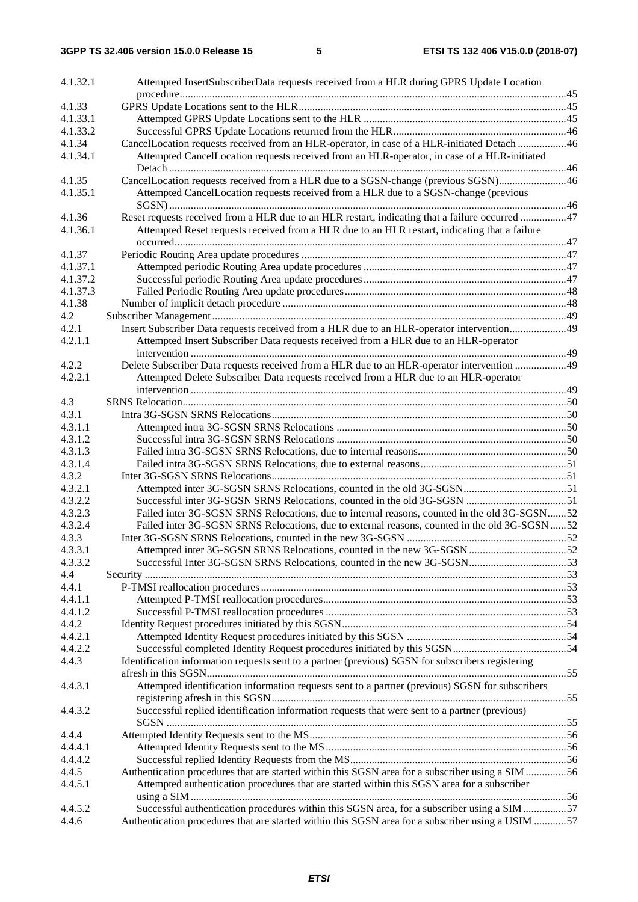4.1.32.1 Attempted InsertSubscriberData requests received from a HLR during GPRS Update Location procedure ..... 45
4.1.33 GPRS Update Locations sent to the HLR ..... 45
4.1.33.1 Attempted GPRS Update Locations sent to the HLR ..... 45
4.1.33.2 Successful GPRS Update Locations returned from the HLR ..... 46
4.1.34 CancelLocation requests received from an HLR-operator, in case of a HLR-initiated Detach ..... 46
4.1.34.1 Attempted CancelLocation requests received from an HLR-operator, in case of a HLR-initiated Detach ..... 46
4.1.35 CancelLocation requests received from a HLR due to a SGSN-change (previous SGSN) ..... 46
4.1.35.1 Attempted CancelLocation requests received from a HLR due to a SGSN-change (previous SGSN) ..... 46
4.1.36 Reset requests received from a HLR due to an HLR restart, indicating that a failure occurred ..... 47
4.1.36.1 Attempted Reset requests received from a HLR due to an HLR restart, indicating that a failure occurred ..... 47
4.1.37 Periodic Routing Area update procedures ..... 47
4.1.37.1 Attempted periodic Routing Area update procedures ..... 47
4.1.37.2 Successful periodic Routing Area update procedures ..... 47
4.1.37.3 Failed Periodic Routing Area update procedures ..... 48
4.1.38 Number of implicit detach procedure ..... 48
4.2 Subscriber Management ..... 49
4.2.1 Insert Subscriber Data requests received from a HLR due to an HLR-operator intervention ..... 49
4.2.1.1 Attempted Insert Subscriber Data requests received from a HLR due to an HLR-operator intervention ..... 49
4.2.2 Delete Subscriber Data requests received from a HLR due to an HLR-operator intervention ..... 49
4.2.2.1 Attempted Delete Subscriber Data requests received from a HLR due to an HLR-operator intervention ..... 49
4.3 SRNS Relocation ..... 50
4.3.1 Intra 3G-SGSN SRNS Relocations ..... 50
4.3.1.1 Attempted intra 3G-SGSN SRNS Relocations ..... 50
4.3.1.2 Successful intra 3G-SGSN SRNS Relocations ..... 50
4.3.1.3 Failed intra 3G-SGSN SRNS Relocations, due to internal reasons ..... 50
4.3.1.4 Failed intra 3G-SGSN SRNS Relocations, due to external reasons ..... 51
4.3.2 Inter 3G-SGSN SRNS Relocations ..... 51
4.3.2.1 Attempted inter 3G-SGSN SRNS Relocations, counted in the old 3G-SGSN ..... 51
4.3.2.2 Successful inter 3G-SGSN SRNS Relocations, counted in the old 3G-SGSN ..... 51
4.3.2.3 Failed inter 3G-SGSN SRNS Relocations, due to internal reasons, counted in the old 3G-SGSN ..... 52
4.3.2.4 Failed inter 3G-SGSN SRNS Relocations, due to external reasons, counted in the old 3G-SGSN ..... 52
4.3.3 Inter 3G-SGSN SRNS Relocations, counted in the new 3G-SGSN ..... 52
4.3.3.1 Attempted inter 3G-SGSN SRNS Relocations, counted in the new 3G-SGSN ..... 52
4.3.3.2 Successful Inter 3G-SGSN SRNS Relocations, counted in the new 3G-SGSN ..... 53
4.4 Security ..... 53
4.4.1 P-TMSI reallocation procedures ..... 53
4.4.1.1 Attempted P-TMSI reallocation procedures ..... 53
4.4.1.2 Successful P-TMSI reallocation procedures ..... 53
4.4.2 Identity Request procedures initiated by this SGSN ..... 54
4.4.2.1 Attempted Identity Request procedures initiated by this SGSN ..... 54
4.4.2.2 Successful completed Identity Request procedures initiated by this SGSN ..... 54
4.4.3 Identification information requests sent to a partner (previous) SGSN for subscribers registering afresh in this SGSN ..... 55
4.4.3.1 Attempted identification information requests sent to a partner (previous) SGSN for subscribers registering afresh in this SGSN ..... 55
4.4.3.2 Successful replied identification information requests that were sent to a partner (previous) SGSN ..... 55
4.4.4 Attempted Identity Requests sent to the MS ..... 56
4.4.4.1 Attempted Identity Requests sent to the MS ..... 56
4.4.4.2 Successful replied Identity Requests from the MS ..... 56
4.4.5 Authentication procedures that are started within this SGSN area for a subscriber using a SIM ..... 56
4.4.5.1 Attempted authentication procedures that are started within this SGSN area for a subscriber using a SIM ..... 56
4.4.5.2 Successful authentication procedures within this SGSN area, for a subscriber using a SIM ..... 57
4.4.6 Authentication procedures that are started within this SGSN area for a subscriber using a USIM ..... 57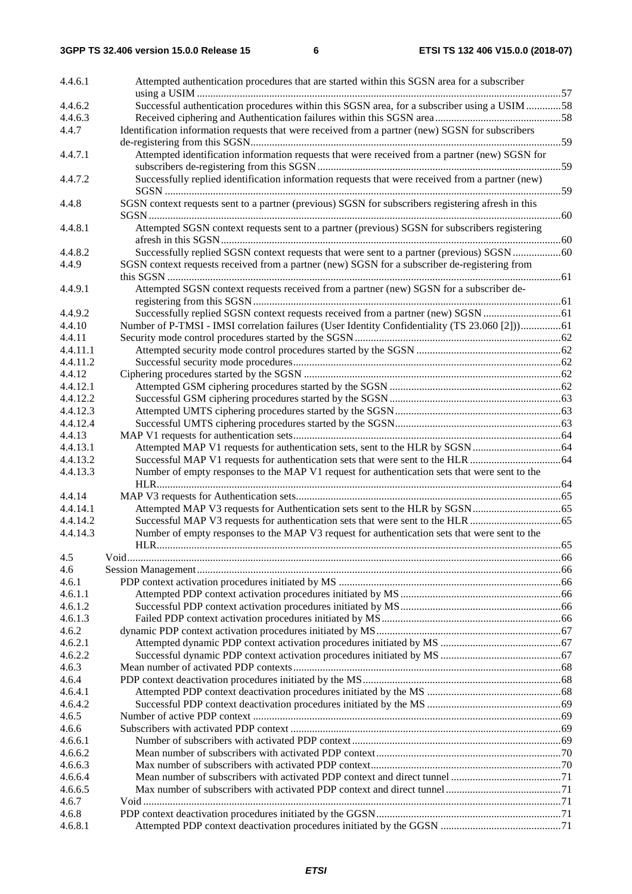4.4.6.1 Attempted authentication procedures that are started within this SGSN area for a subscriber using a USIM ....................................................................................................................................57
4.4.6.2 Successful authentication procedures within this SGSN area, for a subscriber using a USIM .............58
4.4.6.3 Received ciphering and Authentication failures within this SGSN area ...............................................58
4.4.7 Identification information requests that were received from a partner (new) SGSN for subscribers de-registering from this SGSN...................................................................................................................59
4.4.7.1 Attempted identification information requests that were received from a partner (new) SGSN for subscribers de-registering from this SGSN ..........................................................................................59
4.4.7.2 Successfully replied identification information requests that were received from a partner (new) SGSN ...................................................................................................................................................59
4.4.8 SGSN context requests sent to a partner (previous) SGSN for subscribers registering afresh in this SGSN ........................................................................................................................................................60
4.4.8.1 Attempted SGSN context requests sent to a partner (previous) SGSN for subscribers registering afresh in this SGSN..............................................................................................................................60
4.4.8.2 Successfully replied SGSN context requests that were sent to a partner (previous) SGSN ..................60
4.4.9 SGSN context requests received from a partner (new) SGSN for a subscriber de-registering from this SGSN ...................................................................................................................................................61
4.4.9.1 Attempted SGSN context requests received from a partner (new) SGSN for a subscriber de-registering from this SGSN..................................................................................................................61
4.4.9.2 Successfully replied SGSN context requests received from a partner (new) SGSN .............................61
4.4.10 Number of P-TMSI - IMSI correlation failures (User Identity Confidentiality (TS 23.060 [2]))...............61
4.4.11 Security mode control procedures started by the SGSN .............................................................................62
4.4.11.1 Attempted security mode control procedures started by the SGSN ......................................................62
4.4.11.2 Successful security mode procedures....................................................................................................62
4.4.12 Ciphering procedures started by the SGSN ................................................................................................62
4.4.12.1 Attempted GSM ciphering procedures started by the SGSN ................................................................62
4.4.12.2 Successful GSM ciphering procedures started by the SGSN ................................................................63
4.4.12.3 Attempted UMTS ciphering procedures started by the SGSN..............................................................63
4.4.12.4 Successful UMTS ciphering procedures started by the SGSN..............................................................63
4.4.13 MAP V1 requests for authentication sets....................................................................................................64
4.4.13.1 Attempted MAP V1 requests for authentication sets, sent to the HLR by SGSN .................................64
4.4.13.2 Successful MAP V1 requests for authentication sets that were sent to the HLR ..................................64
4.4.13.3 Number of empty responses to the MAP V1 request for authentication sets that were sent to the HLR......................................................................................................................................................64
4.4.14 MAP V3 requests for Authentication sets...................................................................................................65
4.4.14.1 Attempted MAP V3 requests for Authentication sets sent to the HLR by SGSN .................................65
4.4.14.2 Successful MAP V3 requests for authentication sets that were sent to the HLR ..................................65
4.4.14.3 Number of empty responses to the MAP V3 request for authentication sets that were sent to the HLR......................................................................................................................................................65
4.5 Void.................................................................................................................................................................66
4.6 Session Management.......................................................................................................................................66
4.6.1 PDP context activation procedures initiated by MS ...................................................................................66
4.6.1.1 Attempted PDP context activation procedures initiated by MS ............................................................66
4.6.1.2 Successful PDP context activation procedures initiated by MS............................................................66
4.6.1.3 Failed PDP context activation procedures initiated by MS ...................................................................66
4.6.2 dynamic PDP context activation procedures initiated by MS.....................................................................67
4.6.2.1 Attempted dynamic PDP context activation procedures initiated by MS .............................................67
4.6.2.2 Successful dynamic PDP context activation procedures initiated by MS .............................................67
4.6.3 Mean number of activated PDP contexts....................................................................................................68
4.6.4 PDP context deactivation procedures initiated by the MS..........................................................................68
4.6.4.1 Attempted PDP context deactivation procedures initiated by the MS ..................................................68
4.6.4.2 Successful PDP context deactivation procedures initiated by the MS ..................................................69
4.6.5 Number of active PDP context ...................................................................................................................69
4.6.6 Subscribers with activated PDP context .....................................................................................................69
4.6.6.1 Number of subscribers with activated PDP context..............................................................................69
4.6.6.2 Mean number of subscribers with activated PDP context.....................................................................70
4.6.6.3 Max number of subscribers with activated PDP context.......................................................................70
4.6.6.4 Mean number of subscribers with activated PDP context and direct tunnel .........................................71
4.6.6.5 Max number of subscribers with activated PDP context and direct tunnel ...........................................71
4.6.7 Void ............................................................................................................................................................71
4.6.8 PDP context deactivation procedures initiated by the GGSN.....................................................................71
4.6.8.1 Attempted PDP context deactivation procedures initiated by the GGSN ..............................................71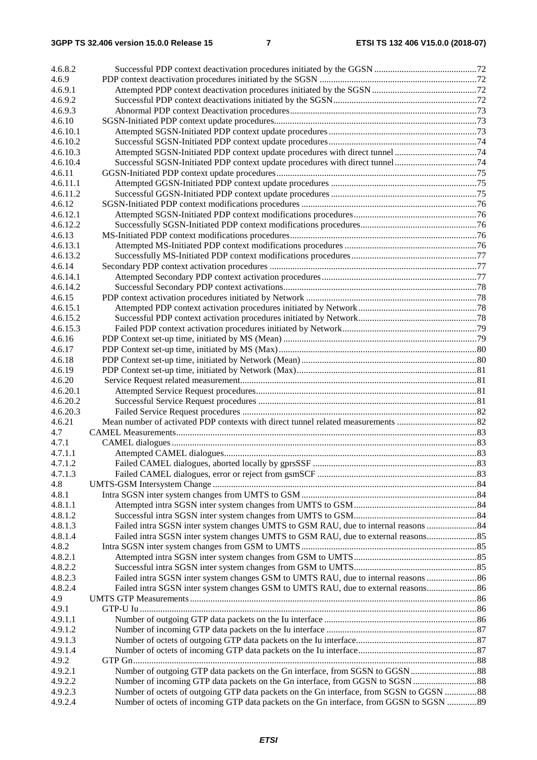4.6.8.2 Successful PDP context deactivation procedures initiated by the GGSN ....72
4.6.9 PDP context deactivation procedures initiated by the SGSN ....72
4.6.9.1 Attempted PDP context deactivation procedures initiated by the SGSN ....72
4.6.9.2 Successful PDP context deactivations initiated by the SGSN....72
4.6.9.3 Abnormal PDP context Deactivation procedures....73
4.6.10 SGSN-Initiated PDP context update procedures....73
4.6.10.1 Attempted SGSN-Initiated PDP context update procedures ....73
4.6.10.2 Successful SGSN-Initiated PDP context update procedures....74
4.6.10.3 Attempted SGSN-Initiated PDP context update procedures with direct tunnel ....74
4.6.10.4 Successful SGSN-Initiated PDP context update procedures with direct tunnel....74
4.6.11 GGSN-Initiated PDP context update procedures....75
4.6.11.1 Attempted GGSN-Initiated PDP context update procedures ....75
4.6.11.2 Successful GGSN-Initiated PDP context update procedures ....75
4.6.12 SGSN-Initiated PDP context modifications procedures ....76
4.6.12.1 Attempted SGSN-Initiated PDP context modifications procedures....76
4.6.12.2 Successfully SGSN-Initiated PDP context modifications procedures....76
4.6.13 MS-Initiated PDP context modifications procedures....76
4.6.13.1 Attempted MS-Initiated PDP context modifications procedures ....76
4.6.13.2 Successfully MS-Initiated PDP context modifications procedures....77
4.6.14 Secondary PDP context activation procedures ....77
4.6.14.1 Attempted Secondary PDP context activation procedures....77
4.6.14.2 Successful Secondary PDP context activations....78
4.6.15 PDP context activation procedures initiated by Network ....78
4.6.15.1 Attempted PDP context activation procedures initiated by Network....78
4.6.15.2 Successful PDP context activation procedures initiated by Network....78
4.6.15.3 Failed PDP context activation procedures initiated by Network....79
4.6.16 PDP Context set-up time, initiated by MS (Mean) ....79
4.6.17 PDP Context set-up time, initiated by MS (Max)....80
4.6.18 PDP Context set-up time, initiated by Network (Mean)....80
4.6.19 PDP Context set-up time, initiated by Network (Max)....81
4.6.20 Service Request related measurement....81
4.6.20.1 Attempted Service Request procedures....81
4.6.20.2 Successful Service Request procedures ....81
4.6.20.3 Failed Service Request procedures ....82
4.6.21 Mean number of activated PDP contexts with direct tunnel related measurements ....82
4.7 CAMEL Measurements....83
4.7.1 CAMEL dialogues....83
4.7.1.1 Attempted CAMEL dialogues....83
4.7.1.2 Failed CAMEL dialogues, aborted locally by gprsSSF ....83
4.7.1.3 Failed CAMEL dialogues, error or reject from gsmSCF ....83
4.8 UMTS-GSM Intersystem Change ....84
4.8.1 Intra SGSN inter system changes from UMTS to GSM ....84
4.8.1.1 Attempted intra SGSN inter system changes from UMTS to GSM....84
4.8.1.2 Successful intra SGSN inter system changes from UMTS to GSM....84
4.8.1.3 Failed intra SGSN inter system changes UMTS to GSM RAU, due to internal reasons ....84
4.8.1.4 Failed intra SGSN inter system changes UMTS to GSM RAU, due to external reasons....85
4.8.2 Intra SGSN inter system changes from GSM to UMTS ....85
4.8.2.1 Attempted intra SGSN inter system changes from GSM to UMTS....85
4.8.2.2 Successful intra SGSN inter system changes from GSM to UMTS....85
4.8.2.3 Failed intra SGSN inter system changes GSM to UMTS RAU, due to internal reasons ....86
4.8.2.4 Failed intra SGSN inter system changes GSM to UMTS RAU, due to external reasons....86
4.9 UMTS GTP Measurements....86
4.9.1 GTP-U Iu ....86
4.9.1.1 Number of outgoing GTP data packets on the Iu interface ....86
4.9.1.2 Number of incoming GTP data packets on the Iu interface ....87
4.9.1.3 Number of octets of outgoing GTP data packets on the Iu interface....87
4.9.1.4 Number of octets of incoming GTP data packets on the Iu interface....87
4.9.2 GTP Gn....88
4.9.2.1 Number of outgoing GTP data packets on the Gn interface, from SGSN to GGSN....88
4.9.2.2 Number of incoming GTP data packets on the Gn interface, from GGSN to SGSN ....88
4.9.2.3 Number of octets of outgoing GTP data packets on the Gn interface, from SGSN to GGSN ....88
4.9.2.4 Number of octets of incoming GTP data packets on the Gn interface, from GGSN to SGSN ....89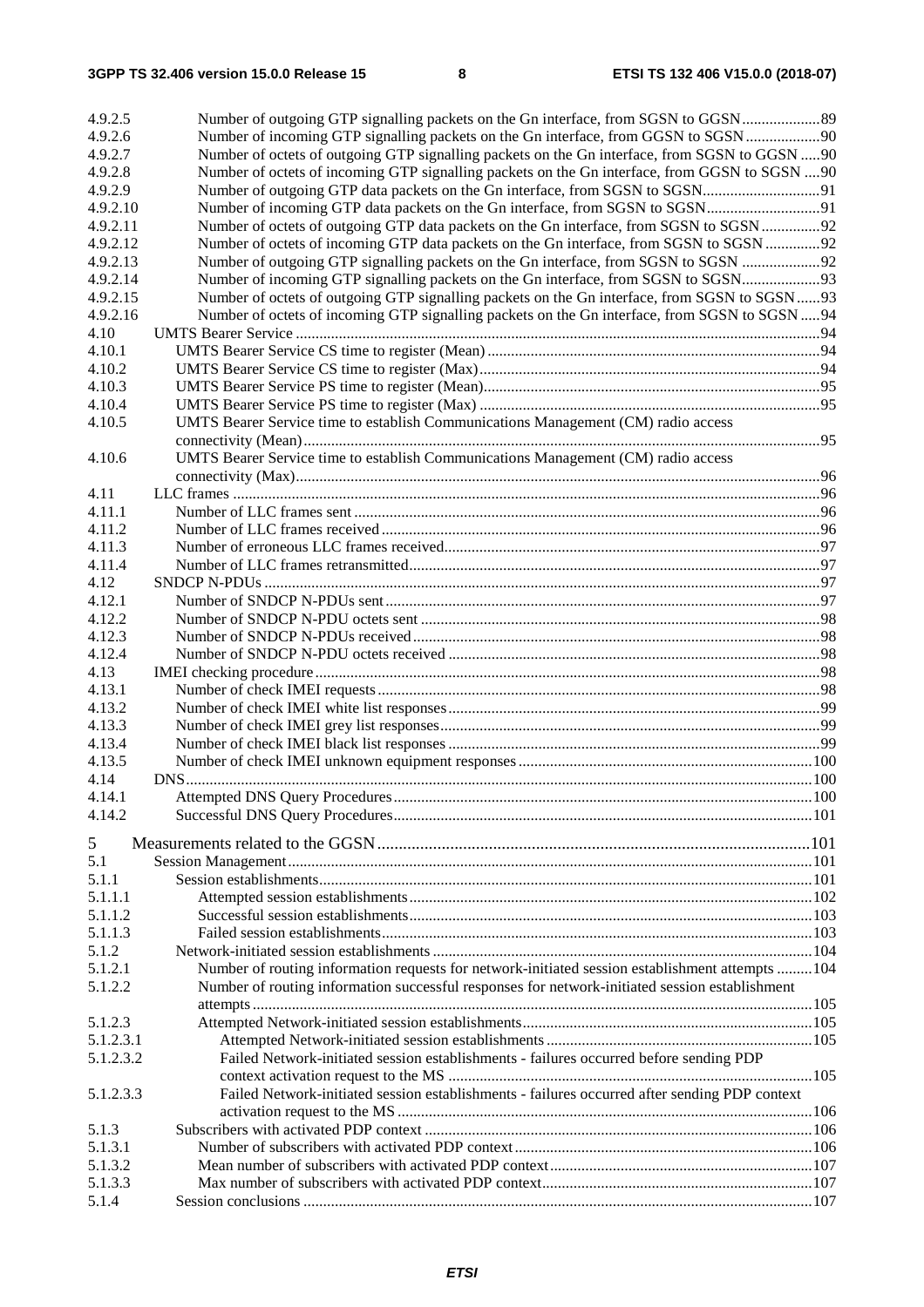4.9.2.5 Number of outgoing GTP signalling packets on the Gn interface, from SGSN to GGSN....................89
4.9.2.6 Number of incoming GTP signalling packets on the Gn interface, from GGSN to SGSN...................90
4.9.2.7 Number of octets of outgoing GTP signalling packets on the Gn interface, from SGSN to GGSN .....90
4.9.2.8 Number of octets of incoming GTP signalling packets on the Gn interface, from GGSN to SGSN ....90
4.9.2.9 Number of outgoing GTP data packets on the Gn interface, from SGSN to SGSN..............................91
4.9.2.10 Number of incoming GTP data packets on the Gn interface, from SGSN to SGSN.............................91
4.9.2.11 Number of octets of outgoing GTP data packets on the Gn interface, from SGSN to SGSN...............92
4.9.2.12 Number of octets of incoming GTP data packets on the Gn interface, from SGSN to SGSN ..............92
4.9.2.13 Number of outgoing GTP signalling packets on the Gn interface, from SGSN to SGSN ....................92
4.9.2.14 Number of incoming GTP signalling packets on the Gn interface, from SGSN to SGSN....................93
4.9.2.15 Number of octets of outgoing GTP signalling packets on the Gn interface, from SGSN to SGSN......93
4.9.2.16 Number of octets of incoming GTP signalling packets on the Gn interface, from SGSN to SGSN .....94
4.10 UMTS Bearer Service ......94
4.10.1 UMTS Bearer Service CS time to register (Mean) ......94
4.10.2 UMTS Bearer Service CS time to register (Max) ......94
4.10.3 UMTS Bearer Service PS time to register (Mean) ......95
4.10.4 UMTS Bearer Service PS time to register (Max) ......95
4.10.5 UMTS Bearer Service time to establish Communications Management (CM) radio access connectivity (Mean) ......95
4.10.6 UMTS Bearer Service time to establish Communications Management (CM) radio access connectivity (Max) ......96
4.11 LLC frames ......96
4.11.1 Number of LLC frames sent ......96
4.11.2 Number of LLC frames received ......96
4.11.3 Number of erroneous LLC frames received ......97
4.11.4 Number of LLC frames retransmitted ......97
4.12 SNDCP N-PDUs ......97
4.12.1 Number of SNDCP N-PDUs sent ......97
4.12.2 Number of SNDCP N-PDU octets sent ......98
4.12.3 Number of SNDCP N-PDUs received ......98
4.12.4 Number of SNDCP N-PDU octets received ......98
4.13 IMEI checking procedure ......98
4.13.1 Number of check IMEI requests ......98
4.13.2 Number of check IMEI white list responses ......99
4.13.3 Number of check IMEI grey list responses ......99
4.13.4 Number of check IMEI black list responses ......99
4.13.5 Number of check IMEI unknown equipment responses ......100
4.14 DNS ......100
4.14.1 Attempted DNS Query Procedures ......100
4.14.2 Successful DNS Query Procedures ......101

5 Measurements related to the GGSN ......101
5.1 Session Management ......101
5.1.1 Session establishments ......101
5.1.1.1 Attempted session establishments ......102
5.1.1.2 Successful session establishments ......103
5.1.1.3 Failed session establishments ......103
5.1.2 Network-initiated session establishments ......104
5.1.2.1 Number of routing information requests for network-initiated session establishment attempts .........104
5.1.2.2 Number of routing information successful responses for network-initiated session establishment attempts ......105
5.1.2.3 Attempted Network-initiated session establishments ......105
5.1.2.3.1 Attempted Network-initiated session establishments ......105
5.1.2.3.2 Failed Network-initiated session establishments - failures occurred before sending PDP context activation request to the MS ......105
5.1.2.3.3 Failed Network-initiated session establishments - failures occurred after sending PDP context activation request to the MS ......106
5.1.3 Subscribers with activated PDP context ......106
5.1.3.1 Number of subscribers with activated PDP context ......106
5.1.3.2 Mean number of subscribers with activated PDP context ......107
5.1.3.3 Max number of subscribers with activated PDP context ......107
5.1.4 Session conclusions ......107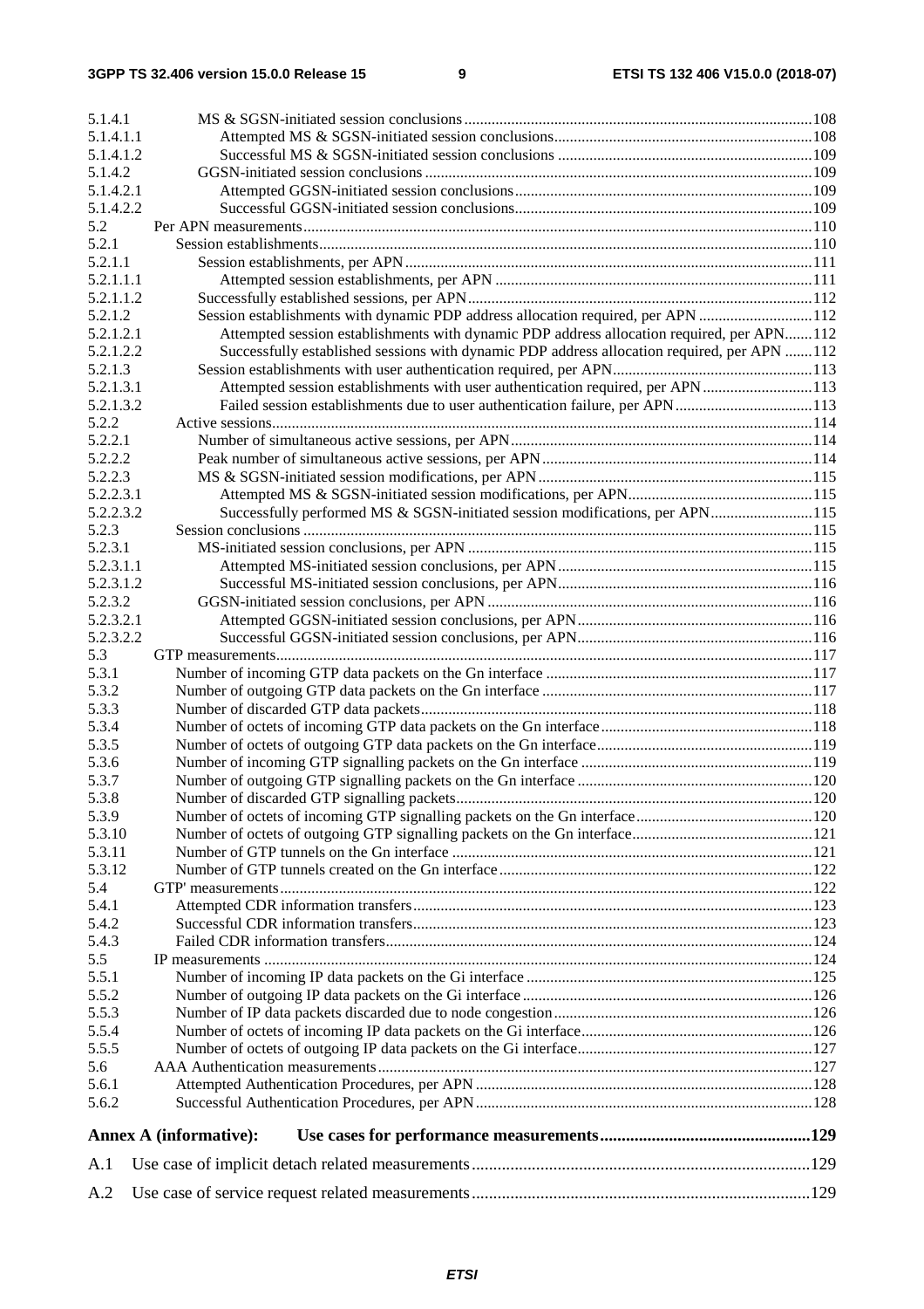5.1.4.1 MS & SGSN-initiated session conclusions ........ 108
5.1.4.1.1 Attempted MS & SGSN-initiated session conclusions ........ 108
5.1.4.1.2 Successful MS & SGSN-initiated session conclusions ........ 109
5.1.4.2 GGSN-initiated session conclusions ........ 109
5.1.4.2.1 Attempted GGSN-initiated session conclusions ........ 109
5.1.4.2.2 Successful GGSN-initiated session conclusions ........ 109
5.2 Per APN measurements ........ 110
5.2.1 Session establishments ........ 110
5.2.1.1 Session establishments, per APN ........ 111
5.2.1.1.1 Attempted session establishments, per APN ........ 111
5.2.1.1.2 Successfully established sessions, per APN ........ 112
5.2.1.2 Session establishments with dynamic PDP address allocation required, per APN ........ 112
5.2.1.2.1 Attempted session establishments with dynamic PDP address allocation required, per APN ........ 112
5.2.1.2.2 Successfully established sessions with dynamic PDP address allocation required, per APN ........ 112
5.2.1.3 Session establishments with user authentication required, per APN ........ 113
5.2.1.3.1 Attempted session establishments with user authentication required, per APN ........ 113
5.2.1.3.2 Failed session establishments due to user authentication failure, per APN ........ 113
5.2.2 Active sessions ........ 114
5.2.2.1 Number of simultaneous active sessions, per APN ........ 114
5.2.2.2 Peak number of simultaneous active sessions, per APN ........ 114
5.2.2.3 MS & SGSN-initiated session modifications, per APN ........ 115
5.2.2.3.1 Attempted MS & SGSN-initiated session modifications, per APN ........ 115
5.2.2.3.2 Successfully performed MS & SGSN-initiated session modifications, per APN ........ 115
5.2.3 Session conclusions ........ 115
5.2.3.1 MS-initiated session conclusions, per APN ........ 115
5.2.3.1.1 Attempted MS-initiated session conclusions, per APN ........ 115
5.2.3.1.2 Successful MS-initiated session conclusions, per APN ........ 116
5.2.3.2 GGSN-initiated session conclusions, per APN ........ 116
5.2.3.2.1 Attempted GGSN-initiated session conclusions, per APN ........ 116
5.2.3.2.2 Successful GGSN-initiated session conclusions, per APN ........ 116
5.3 GTP measurements ........ 117
5.3.1 Number of incoming GTP data packets on the Gn interface ........ 117
5.3.2 Number of outgoing GTP data packets on the Gn interface ........ 117
5.3.3 Number of discarded GTP data packets ........ 118
5.3.4 Number of octets of incoming GTP data packets on the Gn interface ........ 118
5.3.5 Number of octets of outgoing GTP data packets on the Gn interface ........ 119
5.3.6 Number of incoming GTP signalling packets on the Gn interface ........ 119
5.3.7 Number of outgoing GTP signalling packets on the Gn interface ........ 120
5.3.8 Number of discarded GTP signalling packets ........ 120
5.3.9 Number of octets of incoming GTP signalling packets on the Gn interface ........ 120
5.3.10 Number of octets of outgoing GTP signalling packets on the Gn interface ........ 121
5.3.11 Number of GTP tunnels on the Gn interface ........ 121
5.3.12 Number of GTP tunnels created on the Gn interface ........ 122
5.4 GTP' measurements ........ 122
5.4.1 Attempted CDR information transfers ........ 123
5.4.2 Successful CDR information transfers ........ 123
5.4.3 Failed CDR information transfers ........ 124
5.5 IP measurements ........ 124
5.5.1 Number of incoming IP data packets on the Gi interface ........ 125
5.5.2 Number of outgoing IP data packets on the Gi interface ........ 126
5.5.3 Number of IP data packets discarded due to node congestion ........ 126
5.5.4 Number of octets of incoming IP data packets on the Gi interface ........ 126
5.5.5 Number of octets of outgoing IP data packets on the Gi interface ........ 127
5.6 AAA Authentication measurements ........ 127
5.6.1 Attempted Authentication Procedures, per APN ........ 128
5.6.2 Successful Authentication Procedures, per APN ........ 128

**Annex A (informative): Use cases for performance measurements ........ 129**

A.1 Use case of implicit detach related measurements ........ 129

A.2 Use case of service request related measurements ........ 129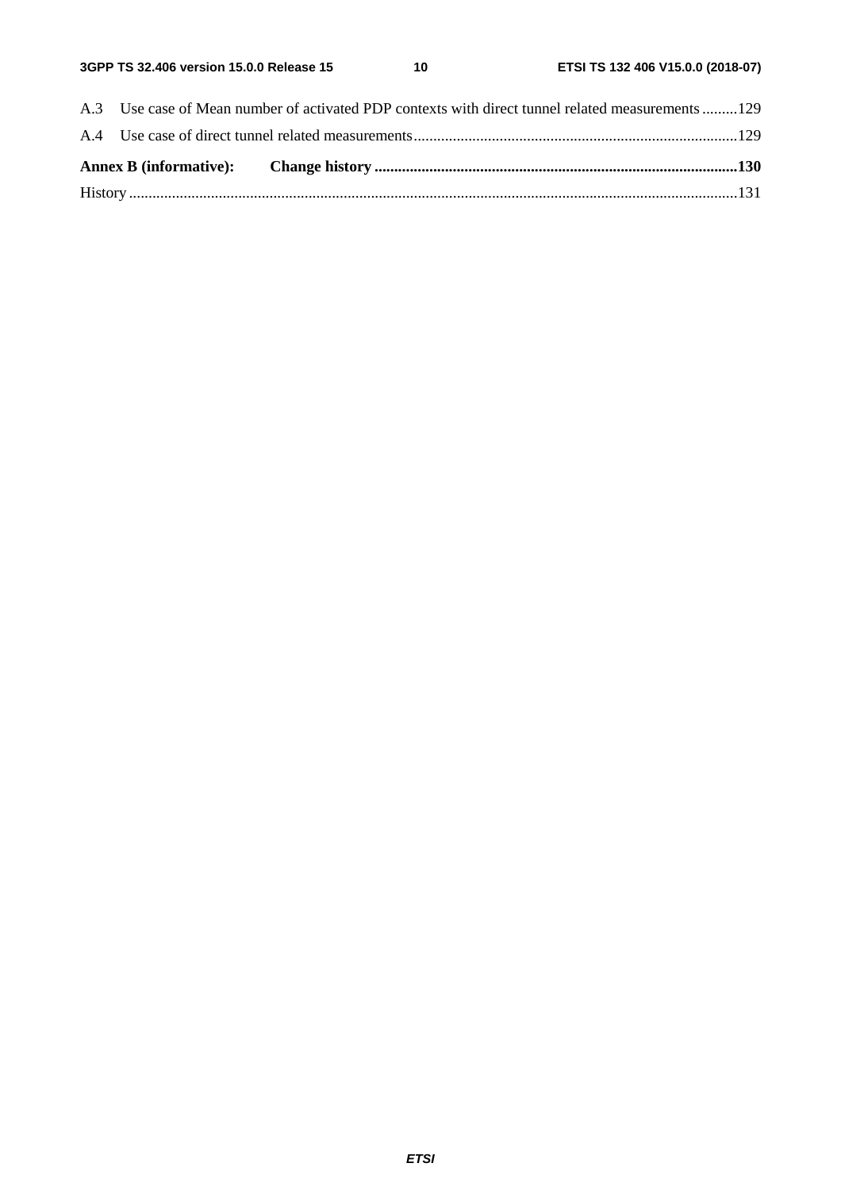A.3 Use case of Mean number of activated PDP contexts with direct tunnel related measurements .........129

A.4 Use case of direct tunnel related measurements..................................................................................129

**Annex B (informative): Change history ...........................................................................................130**

History ..........................................................................................................................................................131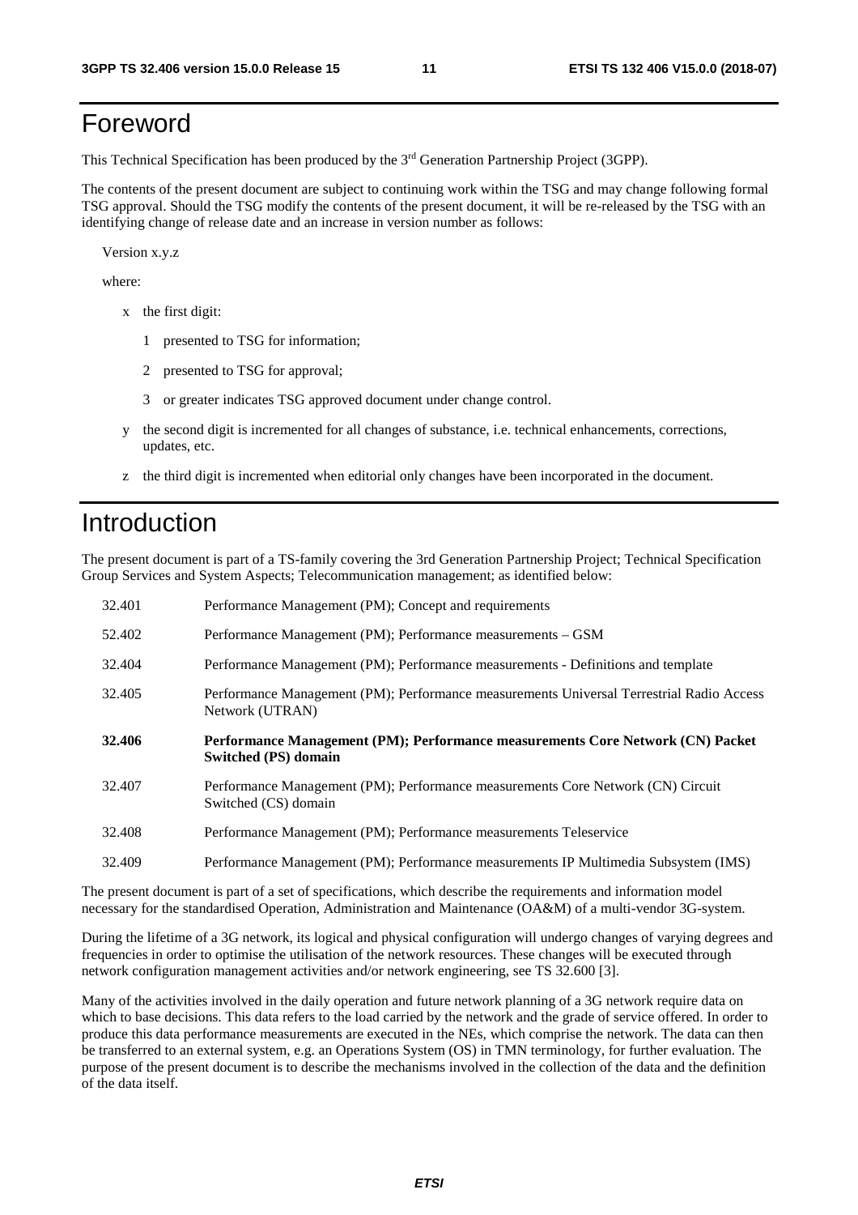# Foreword

This Technical Specification has been produced by the 3rd Generation Partnership Project (3GPP).

The contents of the present document are subject to continuing work within the TSG and may change following formal TSG approval. Should the TSG modify the contents of the present document, it will be re-released by the TSG with an identifying change of release date and an increase in version number as follows:

Version x.y.z

where:

- x the first digit:
  - 1 presented to TSG for information;
  - 2 presented to TSG for approval;
  - 3 or greater indicates TSG approved document under change control.
- y the second digit is incremented for all changes of substance, i.e. technical enhancements, corrections, updates, etc.
- z the third digit is incremented when editorial only changes have been incorporated in the document.

# Introduction

The present document is part of a TS-family covering the 3rd Generation Partnership Project; Technical Specification Group Services and System Aspects; Telecommunication management; as identified below:

| | |
|---|---|
| 32.401 | Performance Management (PM); Concept and requirements |
| 52.402 | Performance Management (PM); Performance measurements – GSM |
| 32.404 | Performance Management (PM); Performance measurements - Definitions and template |
| 32.405 | Performance Management (PM); Performance measurements Universal Terrestrial Radio Access Network (UTRAN) |
| **32.406** | **Performance Management (PM); Performance measurements Core Network (CN) Packet Switched (PS) domain** |
| 32.407 | Performance Management (PM); Performance measurements Core Network (CN) Circuit Switched (CS) domain |
| 32.408 | Performance Management (PM); Performance measurements Teleservice |
| 32.409 | Performance Management (PM); Performance measurements IP Multimedia Subsystem (IMS) |

The present document is part of a set of specifications, which describe the requirements and information model necessary for the standardised Operation, Administration and Maintenance (OA&M) of a multi-vendor 3G-system.

During the lifetime of a 3G network, its logical and physical configuration will undergo changes of varying degrees and frequencies in order to optimise the utilisation of the network resources. These changes will be executed through network configuration management activities and/or network engineering, see TS 32.600 [3].

Many of the activities involved in the daily operation and future network planning of a 3G network require data on which to base decisions. This data refers to the load carried by the network and the grade of service offered. In order to produce this data performance measurements are executed in the NEs, which comprise the network. The data can then be transferred to an external system, e.g. an Operations System (OS) in TMN terminology, for further evaluation. The purpose of the present document is to describe the mechanisms involved in the collection of the data and the definition of the data itself.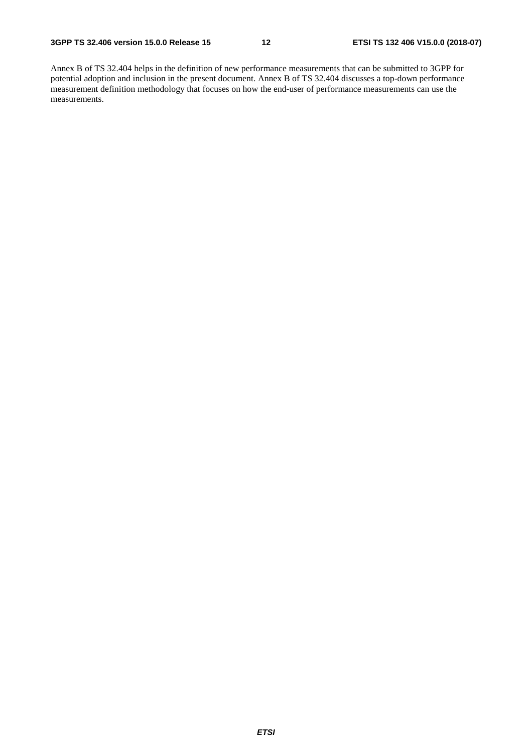Annex B of TS 32.404 helps in the definition of new performance measurements that can be submitted to 3GPP for potential adoption and inclusion in the present document. Annex B of TS 32.404 discusses a top-down performance measurement definition methodology that focuses on how the end-user of performance measurements can use the measurements.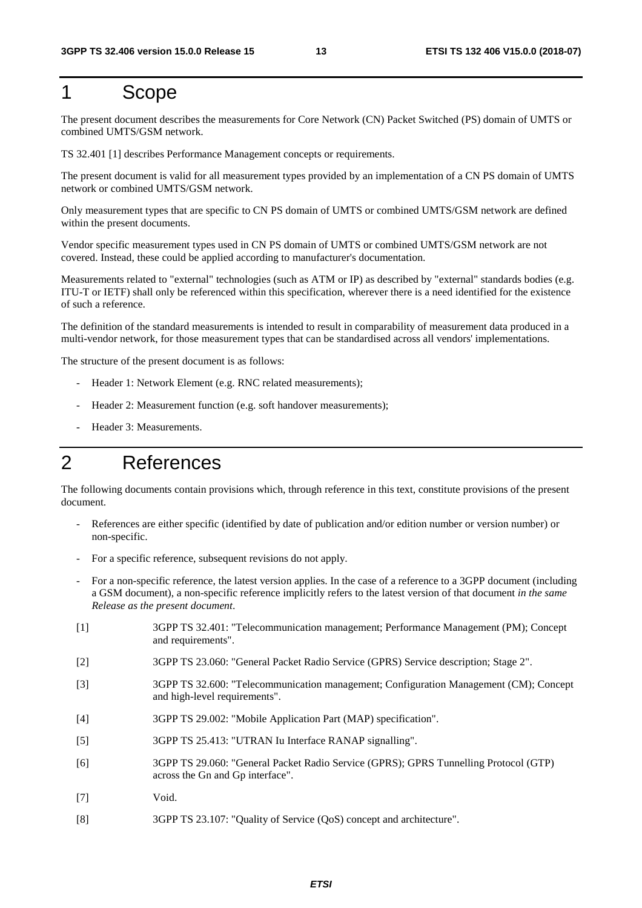# 1 Scope

The present document describes the measurements for Core Network (CN) Packet Switched (PS) domain of UMTS or combined UMTS/GSM network.

TS 32.401 [1] describes Performance Management concepts or requirements.

The present document is valid for all measurement types provided by an implementation of a CN PS domain of UMTS network or combined UMTS/GSM network.

Only measurement types that are specific to CN PS domain of UMTS or combined UMTS/GSM network are defined within the present documents.

Vendor specific measurement types used in CN PS domain of UMTS or combined UMTS/GSM network are not covered. Instead, these could be applied according to manufacturer's documentation.

Measurements related to "external" technologies (such as ATM or IP) as described by "external" standards bodies (e.g. ITU-T or IETF) shall only be referenced within this specification, wherever there is a need identified for the existence of such a reference.

The definition of the standard measurements is intended to result in comparability of measurement data produced in a multi-vendor network, for those measurement types that can be standardised across all vendors' implementations.

The structure of the present document is as follows:

- Header 1: Network Element (e.g. RNC related measurements);
- Header 2: Measurement function (e.g. soft handover measurements);
- Header 3: Measurements.

# 2 References

The following documents contain provisions which, through reference in this text, constitute provisions of the present document.

- References are either specific (identified by date of publication and/or edition number or version number) or non-specific.
- For a specific reference, subsequent revisions do not apply.
- For a non-specific reference, the latest version applies. In the case of a reference to a 3GPP document (including a GSM document), a non-specific reference implicitly refers to the latest version of that document *in the same Release as the present document*.

[1] 3GPP TS 32.401: "Telecommunication management; Performance Management (PM); Concept and requirements".

[2] 3GPP TS 23.060: "General Packet Radio Service (GPRS) Service description; Stage 2".

[3] 3GPP TS 32.600: "Telecommunication management; Configuration Management (CM); Concept and high-level requirements".

[4] 3GPP TS 29.002: "Mobile Application Part (MAP) specification".

[5] 3GPP TS 25.413: "UTRAN Iu Interface RANAP signalling".

[6] 3GPP TS 29.060: "General Packet Radio Service (GPRS); GPRS Tunnelling Protocol (GTP) across the Gn and Gp interface".

[7] Void.

[8] 3GPP TS 23.107: "Quality of Service (QoS) concept and architecture".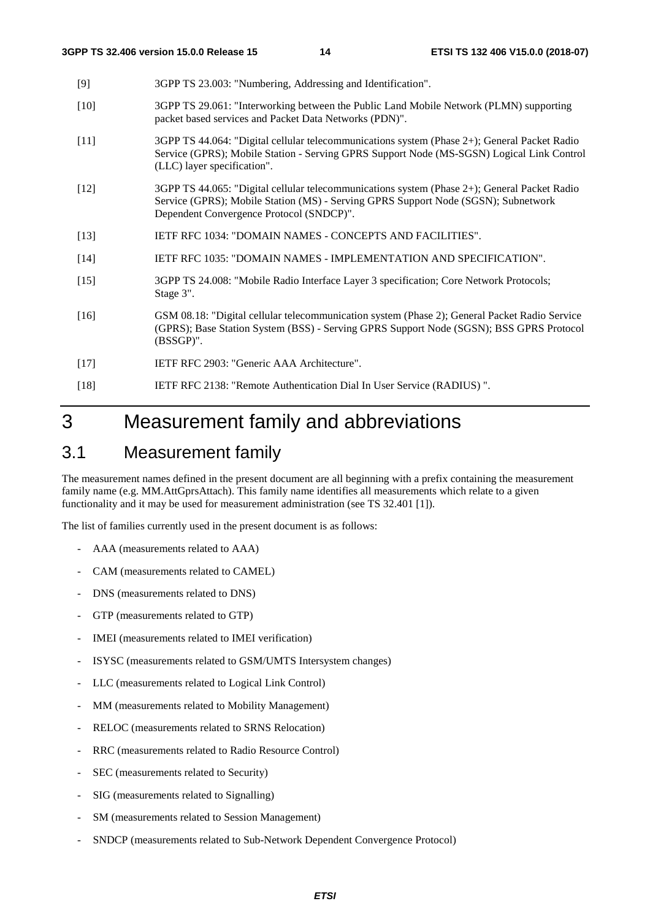[9] 3GPP TS 23.003: "Numbering, Addressing and Identification".

[10] 3GPP TS 29.061: "Interworking between the Public Land Mobile Network (PLMN) supporting packet based services and Packet Data Networks (PDN)".

[11] 3GPP TS 44.064: "Digital cellular telecommunications system (Phase 2+); General Packet Radio Service (GPRS); Mobile Station - Serving GPRS Support Node (MS-SGSN) Logical Link Control (LLC) layer specification".

[12] 3GPP TS 44.065: "Digital cellular telecommunications system (Phase 2+); General Packet Radio Service (GPRS); Mobile Station (MS) - Serving GPRS Support Node (SGSN); Subnetwork Dependent Convergence Protocol (SNDCP)".

[13] IETF RFC 1034: "DOMAIN NAMES - CONCEPTS AND FACILITIES".

[14] IETF RFC 1035: "DOMAIN NAMES - IMPLEMENTATION AND SPECIFICATION".

[15] 3GPP TS 24.008: "Mobile Radio Interface Layer 3 specification; Core Network Protocols; Stage 3".

[16] GSM 08.18: "Digital cellular telecommunication system (Phase 2); General Packet Radio Service (GPRS); Base Station System (BSS) - Serving GPRS Support Node (SGSN); BSS GPRS Protocol (BSSGP)".

[17] IETF RFC 2903: "Generic AAA Architecture".

[18] IETF RFC 2138: "Remote Authentication Dial In User Service (RADIUS) ".

# 3 Measurement family and abbreviations

## 3.1 Measurement family

The measurement names defined in the present document are all beginning with a prefix containing the measurement family name (e.g. MM.AttGprsAttach). This family name identifies all measurements which relate to a given functionality and it may be used for measurement administration (see TS 32.401 [1]).

The list of families currently used in the present document is as follows:

- AAA (measurements related to AAA)
- CAM (measurements related to CAMEL)
- DNS (measurements related to DNS)
- GTP (measurements related to GTP)
- IMEI (measurements related to IMEI verification)
- ISYSC (measurements related to GSM/UMTS Intersystem changes)
- LLC (measurements related to Logical Link Control)
- MM (measurements related to Mobility Management)
- RELOC (measurements related to SRNS Relocation)
- RRC (measurements related to Radio Resource Control)
- SEC (measurements related to Security)
- SIG (measurements related to Signalling)
- SM (measurements related to Session Management)
- SNDCP (measurements related to Sub-Network Dependent Convergence Protocol)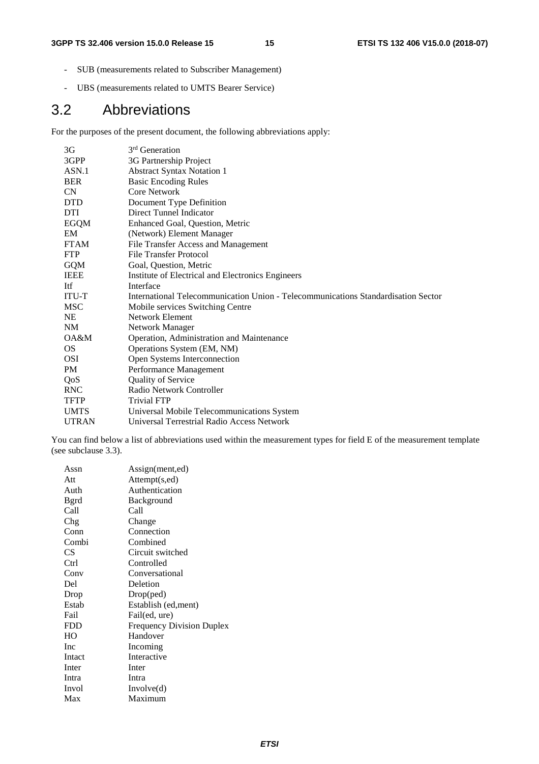- SUB (measurements related to Subscriber Management)
- UBS (measurements related to UMTS Bearer Service)

## 3.2 Abbreviations

For the purposes of the present document, the following abbreviations apply:

| | |
|---|---|
| 3G | 3rd Generation |
| 3GPP | 3G Partnership Project |
| ASN.1 | Abstract Syntax Notation 1 |
| BER | Basic Encoding Rules |
| CN | Core Network |
| DTD | Document Type Definition |
| DTI | Direct Tunnel Indicator |
| EGQM | Enhanced Goal, Question, Metric |
| EM | (Network) Element Manager |
| FTAM | File Transfer Access and Management |
| FTP | File Transfer Protocol |
| GQM | Goal, Question, Metric |
| IEEE | Institute of Electrical and Electronics Engineers |
| Itf | Interface |
| ITU-T | International Telecommunication Union - Telecommunications Standardisation Sector |
| MSC | Mobile services Switching Centre |
| NE | Network Element |
| NM | Network Manager |
| OA&M | Operation, Administration and Maintenance |
| OS | Operations System (EM, NM) |
| OSI | Open Systems Interconnection |
| PM | Performance Management |
| QoS | Quality of Service |
| RNC | Radio Network Controller |
| TFTP | Trivial FTP |
| UMTS | Universal Mobile Telecommunications System |
| UTRAN | Universal Terrestrial Radio Access Network |

You can find below a list of abbreviations used within the measurement types for field E of the measurement template (see subclause 3.3).

| | |
|---|---|
| Assn | Assign(ment,ed) |
| Att | Attempt(s,ed) |
| Auth | Authentication |
| Bgrd | Background |
| Call | Call |
| Chg | Change |
| Conn | Connection |
| Combi | Combined |
| CS | Circuit switched |
| Ctrl | Controlled |
| Conv | Conversational |
| Del | Deletion |
| Drop | Drop(ped) |
| Estab | Establish (ed,ment) |
| Fail | Fail(ed, ure) |
| FDD | Frequency Division Duplex |
| HO | Handover |
| Inc | Incoming |
| Intact | Interactive |
| Inter | Inter |
| Intra | Intra |
| Invol | Involve(d) |
| Max | Maximum |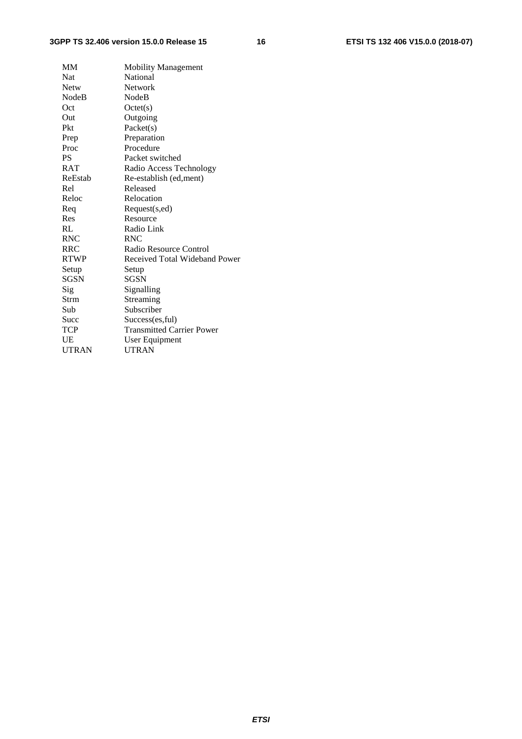| | |
|---|---|
| MM | Mobility Management |
| Nat | National |
| Netw | Network |
| NodeB | NodeB |
| Oct | Octet(s) |
| Out | Outgoing |
| Pkt | Packet(s) |
| Prep | Preparation |
| Proc | Procedure |
| PS | Packet switched |
| RAT | Radio Access Technology |
| ReEstab | Re-establish (ed,ment) |
| Rel | Released |
| Reloc | Relocation |
| Req | Request(s,ed) |
| Res | Resource |
| RL | Radio Link |
| RNC | RNC |
| RRC | Radio Resource Control |
| RTWP | Received Total Wideband Power |
| Setup | Setup |
| SGSN | SGSN |
| Sig | Signalling |
| Strm | Streaming |
| Sub | Subscriber |
| Succ | Success(es,ful) |
| TCP | Transmitted Carrier Power |
| UE | User Equipment |
| UTRAN | UTRAN |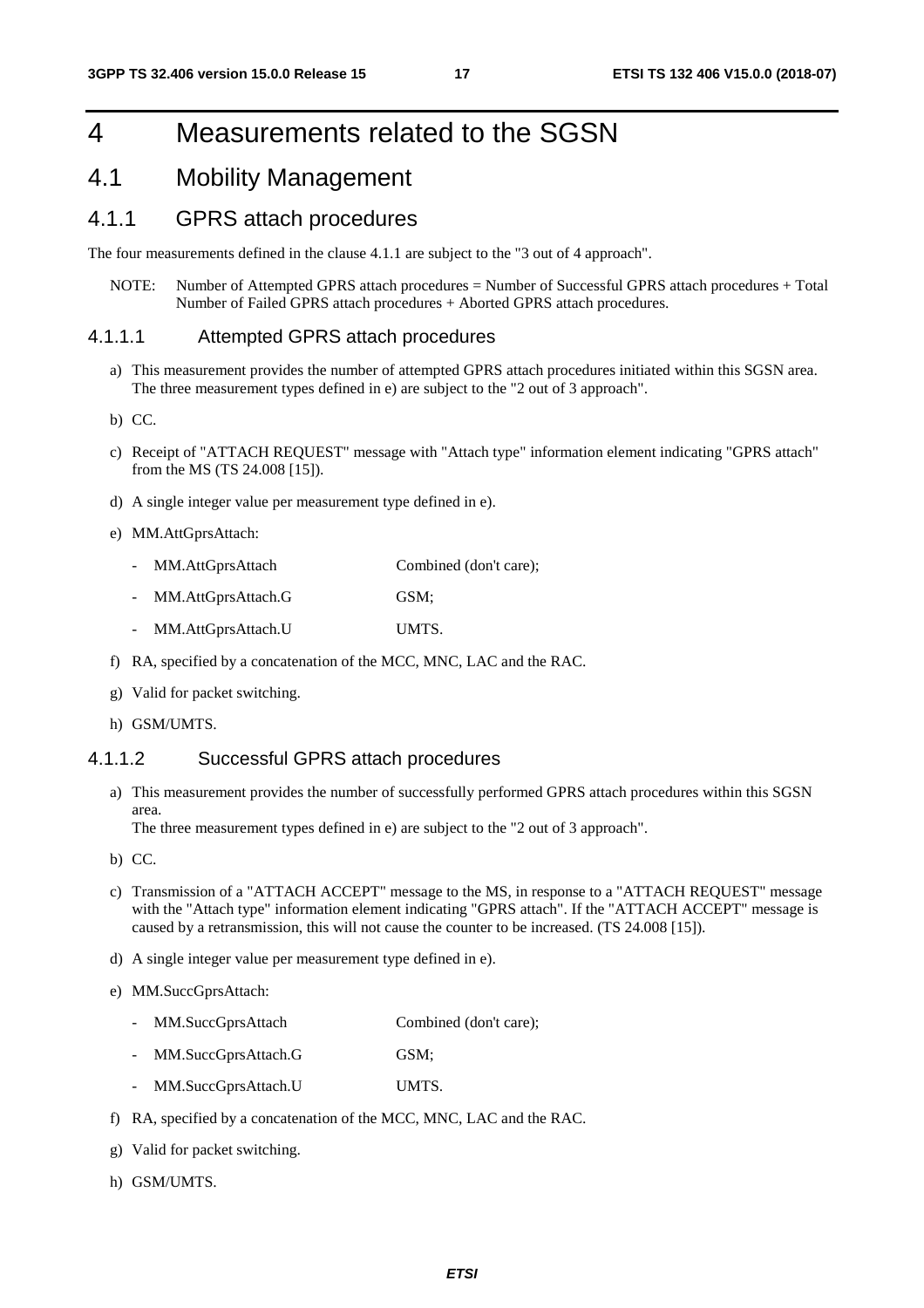# 4 Measurements related to the SGSN

## 4.1 Mobility Management

### 4.1.1 GPRS attach procedures

The four measurements defined in the clause 4.1.1 are subject to the "3 out of 4 approach".

NOTE: Number of Attempted GPRS attach procedures = Number of Successful GPRS attach procedures + Total Number of Failed GPRS attach procedures + Aborted GPRS attach procedures.

#### 4.1.1.1 Attempted GPRS attach procedures

a) This measurement provides the number of attempted GPRS attach procedures initiated within this SGSN area. The three measurement types defined in e) are subject to the "2 out of 3 approach".

b) CC.

c) Receipt of "ATTACH REQUEST" message with "Attach type" information element indicating "GPRS attach" from the MS (TS 24.008 [15]).

d) A single integer value per measurement type defined in e).

e) MM.AttGprsAttach:

- MM.AttGprsAttach Combined (don't care);
- MM.AttGprsAttach.G GSM;
- MM.AttGprsAttach.U UMTS.

f) RA, specified by a concatenation of the MCC, MNC, LAC and the RAC.

g) Valid for packet switching.

h) GSM/UMTS.

#### 4.1.1.2 Successful GPRS attach procedures

a) This measurement provides the number of successfully performed GPRS attach procedures within this SGSN area.
The three measurement types defined in e) are subject to the "2 out of 3 approach".

b) CC.

c) Transmission of a "ATTACH ACCEPT" message to the MS, in response to a "ATTACH REQUEST" message with the "Attach type" information element indicating "GPRS attach". If the "ATTACH ACCEPT" message is caused by a retransmission, this will not cause the counter to be increased. (TS 24.008 [15]).

d) A single integer value per measurement type defined in e).

e) MM.SuccGprsAttach:

- MM.SuccGprsAttach Combined (don't care);
- MM.SuccGprsAttach.G GSM;
- MM.SuccGprsAttach.U UMTS.

f) RA, specified by a concatenation of the MCC, MNC, LAC and the RAC.

g) Valid for packet switching.

h) GSM/UMTS.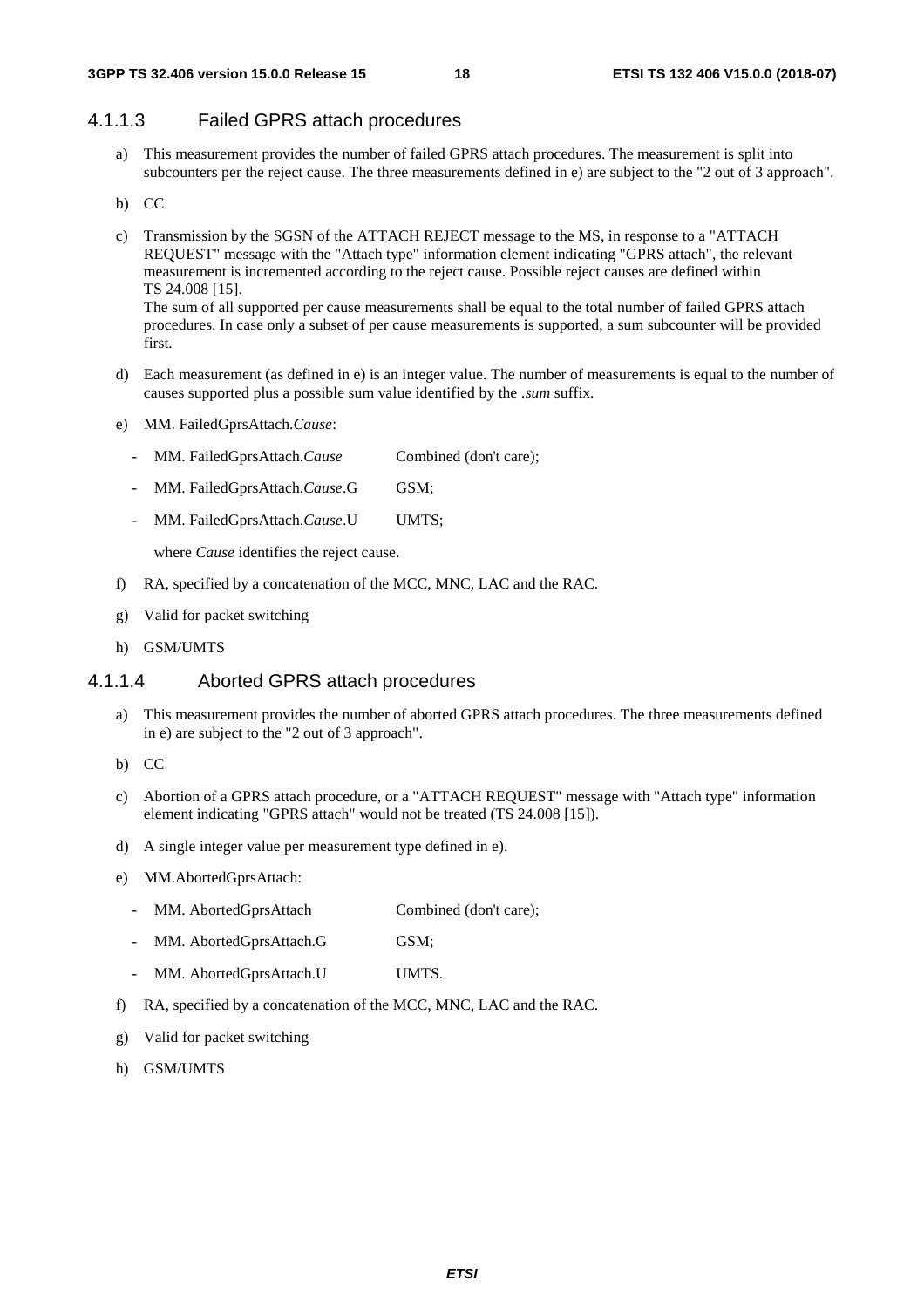#### 4.1.1.3 Failed GPRS attach procedures

a) This measurement provides the number of failed GPRS attach procedures. The measurement is split into subcounters per the reject cause. The three measurements defined in e) are subject to the "2 out of 3 approach".

b) CC

c) Transmission by the SGSN of the ATTACH REJECT message to the MS, in response to a "ATTACH REQUEST" message with the "Attach type" information element indicating "GPRS attach", the relevant measurement is incremented according to the reject cause. Possible reject causes are defined within TS 24.008 [15].
The sum of all supported per cause measurements shall be equal to the total number of failed GPRS attach procedures. In case only a subset of per cause measurements is supported, a sum subcounter will be provided first.

d) Each measurement (as defined in e) is an integer value. The number of measurements is equal to the number of causes supported plus a possible sum value identified by the *.sum* suffix.

e) MM. FailedGprsAttach.*Cause*:

- MM. FailedGprsAttach.*Cause* Combined (don't care);
- MM. FailedGprsAttach.*Cause*.G GSM;
- MM. FailedGprsAttach.*Cause*.U UMTS;

where *Cause* identifies the reject cause.

f) RA, specified by a concatenation of the MCC, MNC, LAC and the RAC.

g) Valid for packet switching

h) GSM/UMTS

#### 4.1.1.4 Aborted GPRS attach procedures

a) This measurement provides the number of aborted GPRS attach procedures. The three measurements defined in e) are subject to the "2 out of 3 approach".

b) CC

c) Abortion of a GPRS attach procedure, or a "ATTACH REQUEST" message with "Attach type" information element indicating "GPRS attach" would not be treated (TS 24.008 [15]).

d) A single integer value per measurement type defined in e).

e) MM.AbortedGprsAttach:

- MM. AbortedGprsAttach Combined (don't care);
- MM. AbortedGprsAttach.G GSM;
- MM. AbortedGprsAttach.U UMTS.

f) RA, specified by a concatenation of the MCC, MNC, LAC and the RAC.

g) Valid for packet switching

h) GSM/UMTS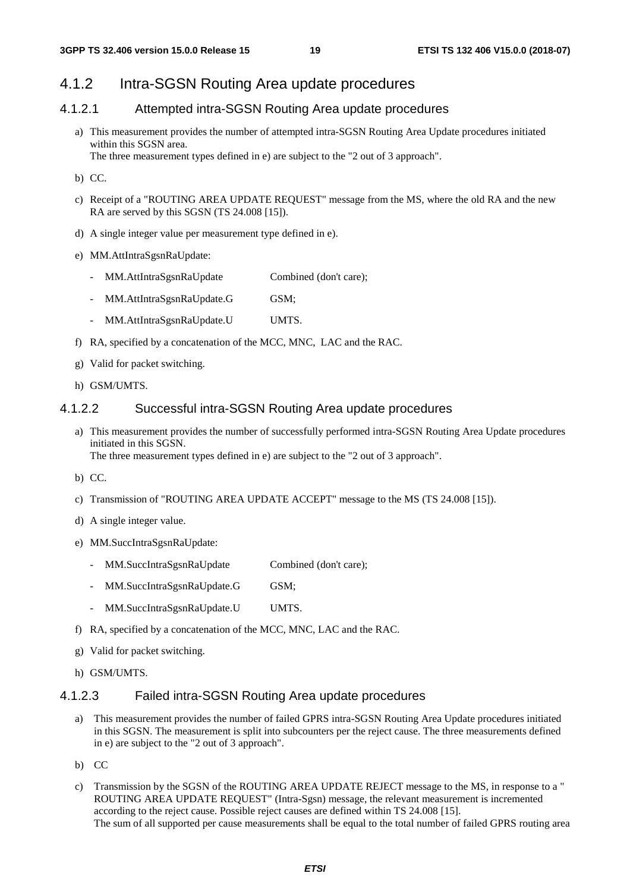### 4.1.2 Intra-SGSN Routing Area update procedures

#### 4.1.2.1 Attempted intra-SGSN Routing Area update procedures

a) This measurement provides the number of attempted intra-SGSN Routing Area Update procedures initiated within this SGSN area.
   The three measurement types defined in e) are subject to the "2 out of 3 approach".

b) CC.

c) Receipt of a "ROUTING AREA UPDATE REQUEST" message from the MS, where the old RA and the new RA are served by this SGSN (TS 24.008 [15]).

d) A single integer value per measurement type defined in e).

e) MM.AttIntraSgsnRaUpdate:

   - MM.AttIntraSgsnRaUpdate Combined (don't care);
   - MM.AttIntraSgsnRaUpdate.G GSM;
   - MM.AttIntraSgsnRaUpdate.U UMTS.

f) RA, specified by a concatenation of the MCC, MNC, LAC and the RAC.

g) Valid for packet switching.

h) GSM/UMTS.

#### 4.1.2.2 Successful intra-SGSN Routing Area update procedures

a) This measurement provides the number of successfully performed intra-SGSN Routing Area Update procedures initiated in this SGSN.
   The three measurement types defined in e) are subject to the "2 out of 3 approach".

b) CC.

c) Transmission of "ROUTING AREA UPDATE ACCEPT" message to the MS (TS 24.008 [15]).

d) A single integer value.

e) MM.SuccIntraSgsnRaUpdate:

   - MM.SuccIntraSgsnRaUpdate Combined (don't care);
   - MM.SuccIntraSgsnRaUpdate.G GSM;
   - MM.SuccIntraSgsnRaUpdate.U UMTS.

f) RA, specified by a concatenation of the MCC, MNC, LAC and the RAC.

g) Valid for packet switching.

h) GSM/UMTS.

#### 4.1.2.3 Failed intra-SGSN Routing Area update procedures

a) This measurement provides the number of failed GPRS intra-SGSN Routing Area Update procedures initiated in this SGSN. The measurement is split into subcounters per the reject cause. The three measurements defined in e) are subject to the "2 out of 3 approach".

b) CC

c) Transmission by the SGSN of the ROUTING AREA UPDATE REJECT message to the MS, in response to a " ROUTING AREA UPDATE REQUEST" (Intra-Sgsn) message, the relevant measurement is incremented according to the reject cause. Possible reject causes are defined within TS 24.008 [15].
   The sum of all supported per cause measurements shall be equal to the total number of failed GPRS routing area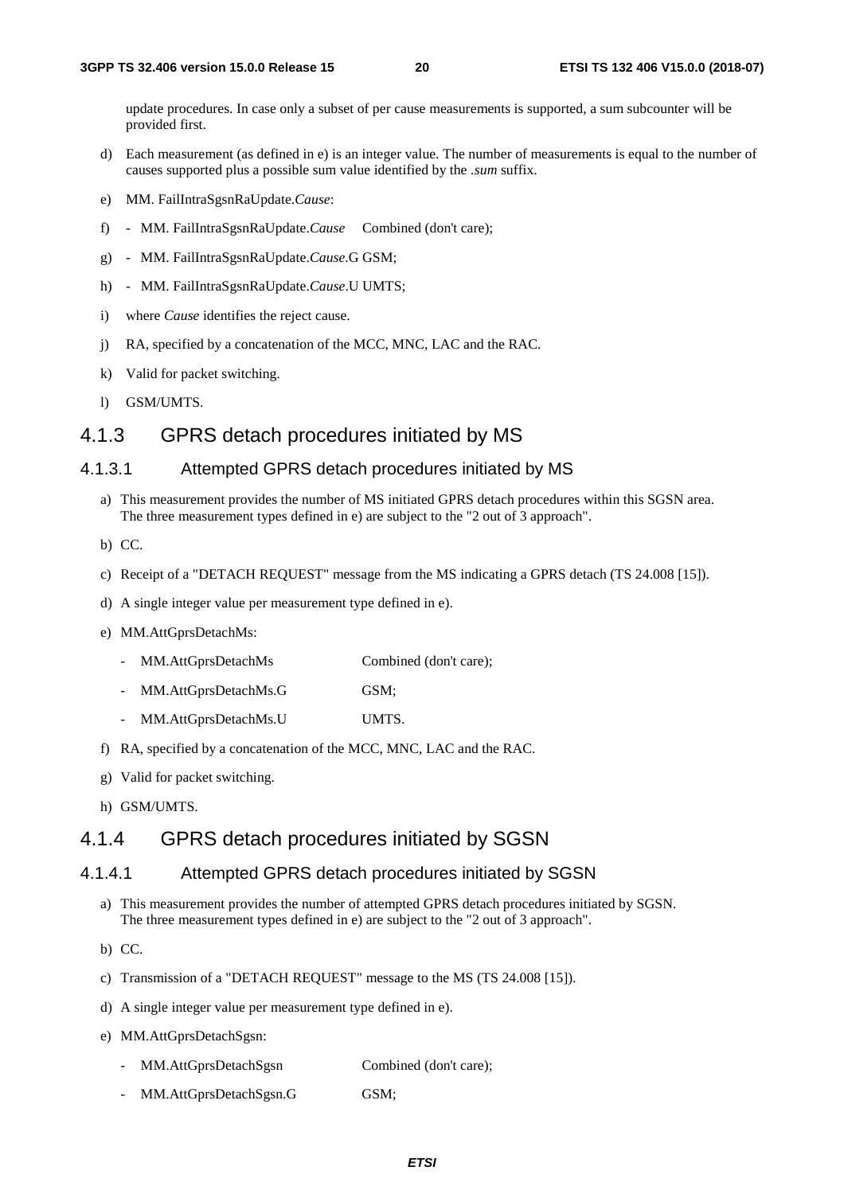update procedures. In case only a subset of per cause measurements is supported, a sum subcounter will be provided first.

d) Each measurement (as defined in e) is an integer value. The number of measurements is equal to the number of causes supported plus a possible sum value identified by the *.sum* suffix.

e) MM. FailIntraSgsnRaUpdate.*Cause*:

f) - MM. FailIntraSgsnRaUpdate.*Cause* Combined (don't care);

g) - MM. FailIntraSgsnRaUpdate.*Cause*.G GSM;

h) - MM. FailIntraSgsnRaUpdate.*Cause*.U UMTS;

i) where *Cause* identifies the reject cause.

j) RA, specified by a concatenation of the MCC, MNC, LAC and the RAC.

k) Valid for packet switching.

l) GSM/UMTS.

## 4.1.3 GPRS detach procedures initiated by MS

### 4.1.3.1 Attempted GPRS detach procedures initiated by MS

a) This measurement provides the number of MS initiated GPRS detach procedures within this SGSN area. The three measurement types defined in e) are subject to the "2 out of 3 approach".

b) CC.

c) Receipt of a "DETACH REQUEST" message from the MS indicating a GPRS detach (TS 24.008 [15]).

d) A single integer value per measurement type defined in e).

e) MM.AttGprsDetachMs:

   - MM.AttGprsDetachMs Combined (don't care);
   - MM.AttGprsDetachMs.G GSM;
   - MM.AttGprsDetachMs.U UMTS.

f) RA, specified by a concatenation of the MCC, MNC, LAC and the RAC.

g) Valid for packet switching.

h) GSM/UMTS.

## 4.1.4 GPRS detach procedures initiated by SGSN

### 4.1.4.1 Attempted GPRS detach procedures initiated by SGSN

a) This measurement provides the number of attempted GPRS detach procedures initiated by SGSN. The three measurement types defined in e) are subject to the "2 out of 3 approach".

b) CC.

c) Transmission of a "DETACH REQUEST" message to the MS (TS 24.008 [15]).

d) A single integer value per measurement type defined in e).

e) MM.AttGprsDetachSgsn:

   - MM.AttGprsDetachSgsn Combined (don't care);
   - MM.AttGprsDetachSgsn.G GSM;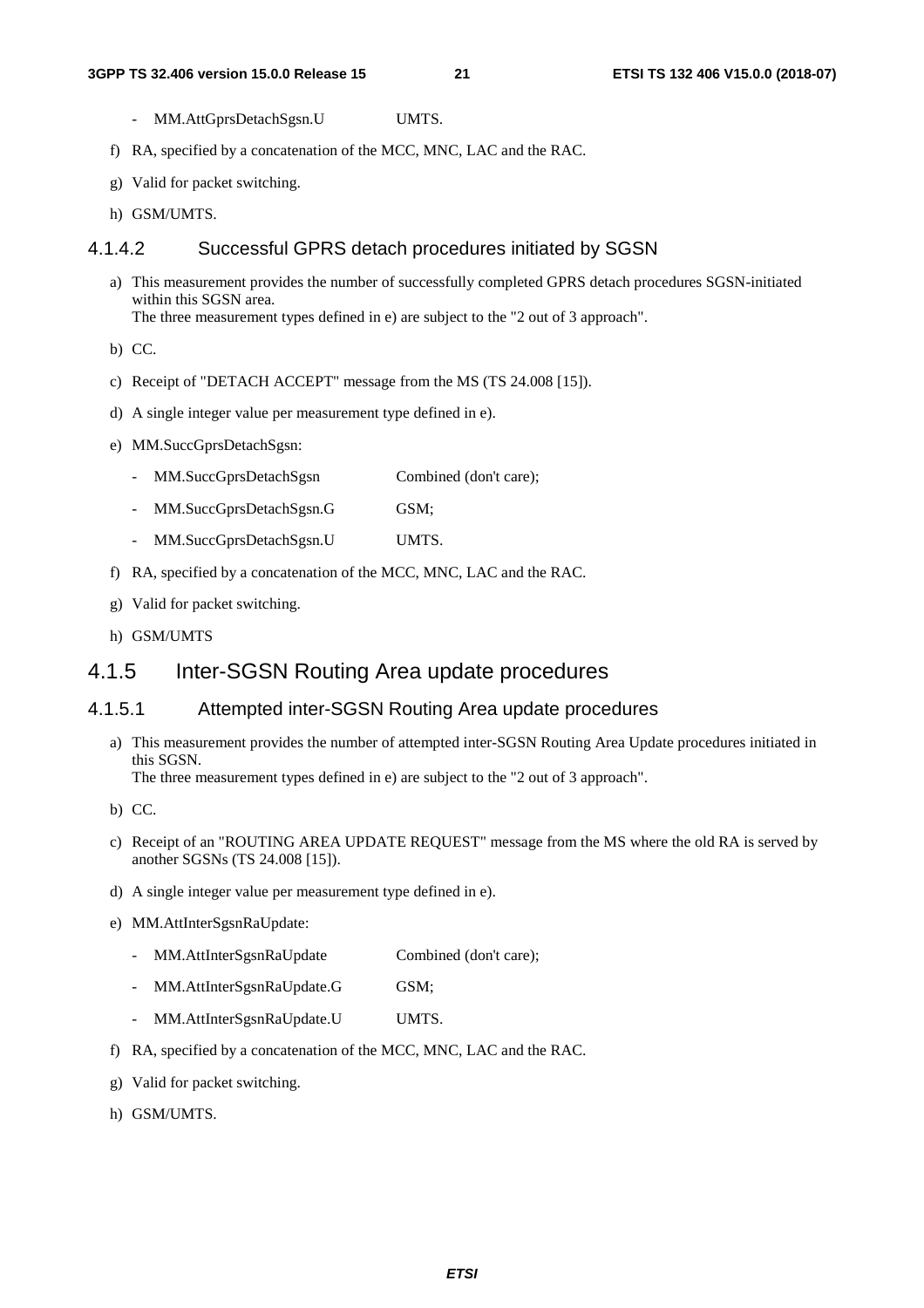- MM.AttGprsDetachSgsn.U UMTS.

f) RA, specified by a concatenation of the MCC, MNC, LAC and the RAC.

g) Valid for packet switching.

h) GSM/UMTS.

#### 4.1.4.2 Successful GPRS detach procedures initiated by SGSN

a) This measurement provides the number of successfully completed GPRS detach procedures SGSN-initiated within this SGSN area.
The three measurement types defined in e) are subject to the "2 out of 3 approach".

b) CC.

c) Receipt of "DETACH ACCEPT" message from the MS (TS 24.008 [15]).

d) A single integer value per measurement type defined in e).

e) MM.SuccGprsDetachSgsn:

- MM.SuccGprsDetachSgsn Combined (don't care);
- MM.SuccGprsDetachSgsn.G GSM;
- MM.SuccGprsDetachSgsn.U UMTS.

f) RA, specified by a concatenation of the MCC, MNC, LAC and the RAC.

g) Valid for packet switching.

h) GSM/UMTS

### 4.1.5 Inter-SGSN Routing Area update procedures

#### 4.1.5.1 Attempted inter-SGSN Routing Area update procedures

a) This measurement provides the number of attempted inter-SGSN Routing Area Update procedures initiated in this SGSN.
The three measurement types defined in e) are subject to the "2 out of 3 approach".

b) CC.

c) Receipt of an "ROUTING AREA UPDATE REQUEST" message from the MS where the old RA is served by another SGSNs (TS 24.008 [15]).

d) A single integer value per measurement type defined in e).

e) MM.AttInterSgsnRaUpdate:

- MM.AttInterSgsnRaUpdate Combined (don't care);
- MM.AttInterSgsnRaUpdate.G GSM;
- MM.AttInterSgsnRaUpdate.U UMTS.

f) RA, specified by a concatenation of the MCC, MNC, LAC and the RAC.

g) Valid for packet switching.

h) GSM/UMTS.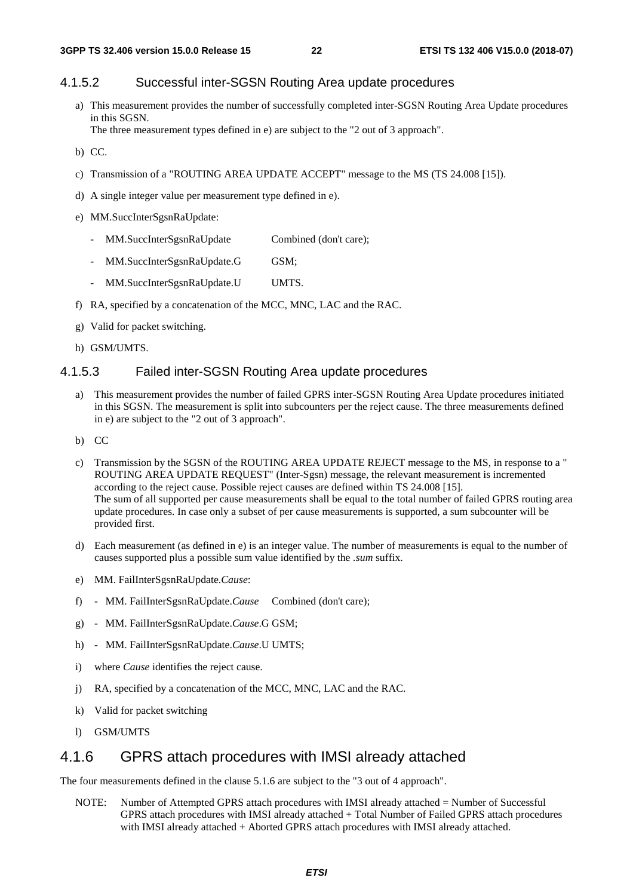#### 4.1.5.2 Successful inter-SGSN Routing Area update procedures

a) This measurement provides the number of successfully completed inter-SGSN Routing Area Update procedures in this SGSN.
   The three measurement types defined in e) are subject to the "2 out of 3 approach".

b) CC.

c) Transmission of a "ROUTING AREA UPDATE ACCEPT" message to the MS (TS 24.008 [15]).

d) A single integer value per measurement type defined in e).

e) MM.SuccInterSgsnRaUpdate:
   - MM.SuccInterSgsnRaUpdate Combined (don't care);
   - MM.SuccInterSgsnRaUpdate.G GSM;
   - MM.SuccInterSgsnRaUpdate.U UMTS.

f) RA, specified by a concatenation of the MCC, MNC, LAC and the RAC.

g) Valid for packet switching.

h) GSM/UMTS.

#### 4.1.5.3 Failed inter-SGSN Routing Area update procedures

a) This measurement provides the number of failed GPRS inter-SGSN Routing Area Update procedures initiated in this SGSN. The measurement is split into subcounters per the reject cause. The three measurements defined in e) are subject to the "2 out of 3 approach".

b) CC

c) Transmission by the SGSN of the ROUTING AREA UPDATE REJECT message to the MS, in response to a " ROUTING AREA UPDATE REQUEST" (Inter-Sgsn) message, the relevant measurement is incremented according to the reject cause. Possible reject causes are defined within TS 24.008 [15].
   The sum of all supported per cause measurements shall be equal to the total number of failed GPRS routing area update procedures. In case only a subset of per cause measurements is supported, a sum subcounter will be provided first.

d) Each measurement (as defined in e) is an integer value. The number of measurements is equal to the number of causes supported plus a possible sum value identified by the *.sum* suffix.

e) MM. FailInterSgsnRaUpdate.*Cause*:

f) - MM. FailInterSgsnRaUpdate.*Cause* Combined (don't care);

g) - MM. FailInterSgsnRaUpdate.*Cause*.G GSM;

h) - MM. FailInterSgsnRaUpdate.*Cause*.U UMTS;

i) where *Cause* identifies the reject cause.

j) RA, specified by a concatenation of the MCC, MNC, LAC and the RAC.

k) Valid for packet switching

l) GSM/UMTS

### 4.1.6 GPRS attach procedures with IMSI already attached

The four measurements defined in the clause 5.1.6 are subject to the "3 out of 4 approach".

NOTE: Number of Attempted GPRS attach procedures with IMSI already attached = Number of Successful GPRS attach procedures with IMSI already attached + Total Number of Failed GPRS attach procedures with IMSI already attached + Aborted GPRS attach procedures with IMSI already attached.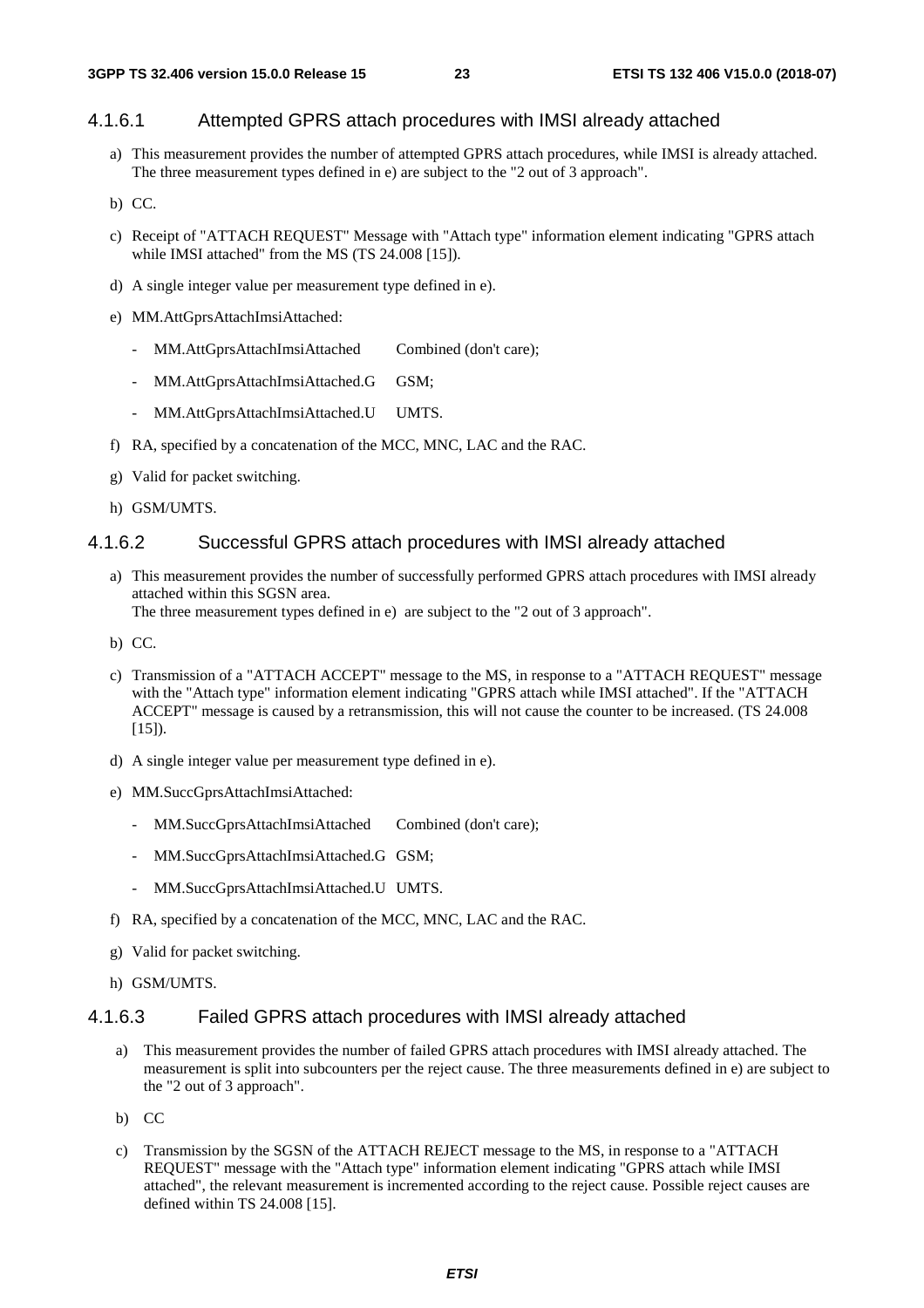#### 4.1.6.1 Attempted GPRS attach procedures with IMSI already attached

a) This measurement provides the number of attempted GPRS attach procedures, while IMSI is already attached. The three measurement types defined in e) are subject to the "2 out of 3 approach".

b) CC.

c) Receipt of "ATTACH REQUEST" Message with "Attach type" information element indicating "GPRS attach while IMSI attached" from the MS (TS 24.008 [15]).

d) A single integer value per measurement type defined in e).

e) MM.AttGprsAttachImsiAttached:

- MM.AttGprsAttachImsiAttached Combined (don't care);
- MM.AttGprsAttachImsiAttached.G GSM;
- MM.AttGprsAttachImsiAttached.U UMTS.

f) RA, specified by a concatenation of the MCC, MNC, LAC and the RAC.

g) Valid for packet switching.

h) GSM/UMTS.

#### 4.1.6.2 Successful GPRS attach procedures with IMSI already attached

a) This measurement provides the number of successfully performed GPRS attach procedures with IMSI already attached within this SGSN area.
The three measurement types defined in e) are subject to the "2 out of 3 approach".

b) CC.

c) Transmission of a "ATTACH ACCEPT" message to the MS, in response to a "ATTACH REQUEST" message with the "Attach type" information element indicating "GPRS attach while IMSI attached". If the "ATTACH ACCEPT" message is caused by a retransmission, this will not cause the counter to be increased. (TS 24.008 [15]).

d) A single integer value per measurement type defined in e).

e) MM.SuccGprsAttachImsiAttached:

- MM.SuccGprsAttachImsiAttached Combined (don't care);
- MM.SuccGprsAttachImsiAttached.G GSM;
- MM.SuccGprsAttachImsiAttached.U UMTS.

f) RA, specified by a concatenation of the MCC, MNC, LAC and the RAC.

g) Valid for packet switching.

h) GSM/UMTS.

#### 4.1.6.3 Failed GPRS attach procedures with IMSI already attached

a) This measurement provides the number of failed GPRS attach procedures with IMSI already attached. The measurement is split into subcounters per the reject cause. The three measurements defined in e) are subject to the "2 out of 3 approach".

b) CC

c) Transmission by the SGSN of the ATTACH REJECT message to the MS, in response to a "ATTACH REQUEST" message with the "Attach type" information element indicating "GPRS attach while IMSI attached", the relevant measurement is incremented according to the reject cause. Possible reject causes are defined within TS 24.008 [15].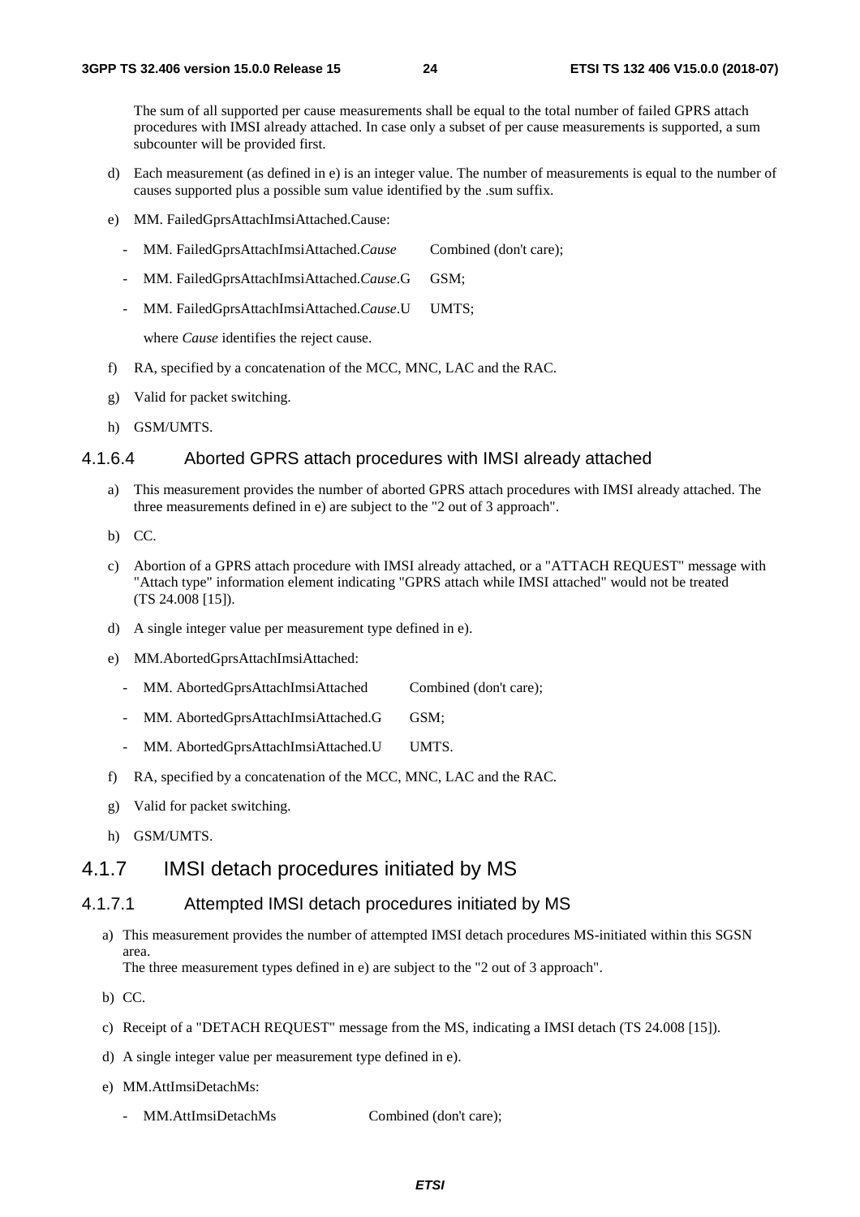The sum of all supported per cause measurements shall be equal to the total number of failed GPRS attach procedures with IMSI already attached. In case only a subset of per cause measurements is supported, a sum subcounter will be provided first.

d) Each measurement (as defined in e) is an integer value. The number of measurements is equal to the number of causes supported plus a possible sum value identified by the .sum suffix.

e) MM. FailedGprsAttachImsiAttached.Cause:

- MM. FailedGprsAttachImsiAttached.*Cause* Combined (don't care);
- MM. FailedGprsAttachImsiAttached.*Cause*.G GSM;
- MM. FailedGprsAttachImsiAttached.*Cause*.U UMTS;

  where *Cause* identifies the reject cause.

f) RA, specified by a concatenation of the MCC, MNC, LAC and the RAC.

g) Valid for packet switching.

h) GSM/UMTS.

#### 4.1.6.4 Aborted GPRS attach procedures with IMSI already attached

a) This measurement provides the number of aborted GPRS attach procedures with IMSI already attached. The three measurements defined in e) are subject to the "2 out of 3 approach".

b) CC.

c) Abortion of a GPRS attach procedure with IMSI already attached, or a "ATTACH REQUEST" message with "Attach type" information element indicating "GPRS attach while IMSI attached" would not be treated (TS 24.008 [15]).

d) A single integer value per measurement type defined in e).

e) MM.AbortedGprsAttachImsiAttached:

- MM. AbortedGprsAttachImsiAttached Combined (don't care);
- MM. AbortedGprsAttachImsiAttached.G GSM;
- MM. AbortedGprsAttachImsiAttached.U UMTS.

f) RA, specified by a concatenation of the MCC, MNC, LAC and the RAC.

g) Valid for packet switching.

h) GSM/UMTS.

### 4.1.7 IMSI detach procedures initiated by MS

#### 4.1.7.1 Attempted IMSI detach procedures initiated by MS

a) This measurement provides the number of attempted IMSI detach procedures MS-initiated within this SGSN area.
The three measurement types defined in e) are subject to the "2 out of 3 approach".

b) CC.

c) Receipt of a "DETACH REQUEST" message from the MS, indicating a IMSI detach (TS 24.008 [15]).

d) A single integer value per measurement type defined in e).

e) MM.AttImsiDetachMs:

- MM.AttImsiDetachMs Combined (don't care);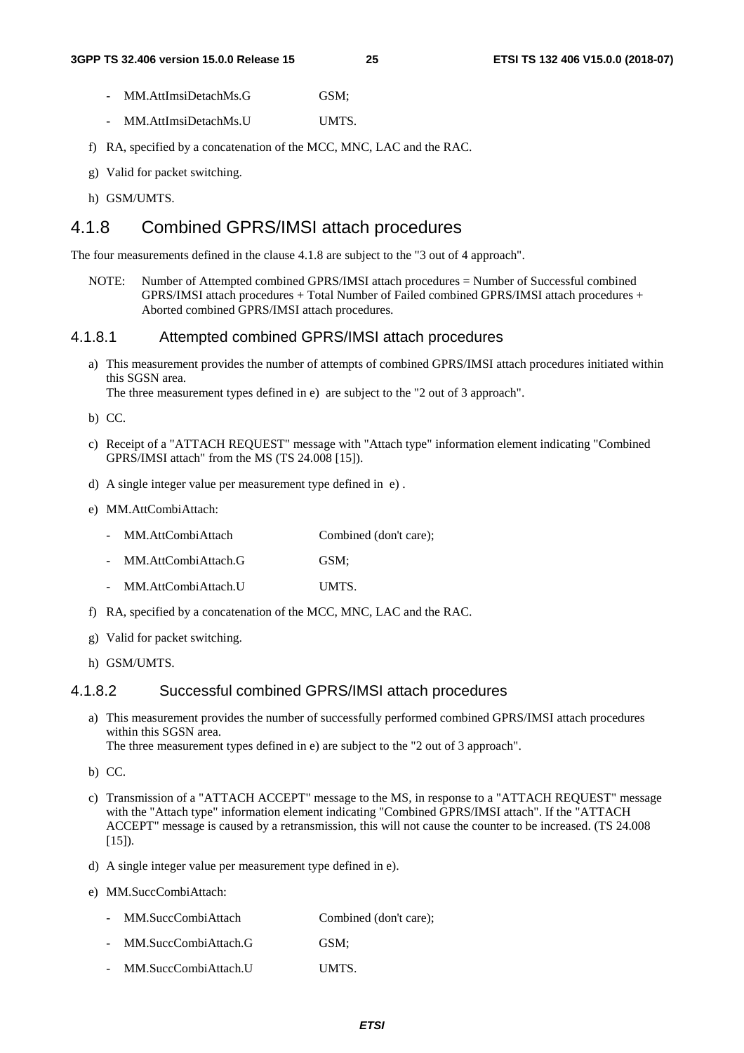- MM.AttImsiDetachMs.G GSM;
- MM.AttImsiDetachMs.U UMTS.

f) RA, specified by a concatenation of the MCC, MNC, LAC and the RAC.

g) Valid for packet switching.

h) GSM/UMTS.

## 4.1.8 Combined GPRS/IMSI attach procedures

The four measurements defined in the clause 4.1.8 are subject to the "3 out of 4 approach".

NOTE: Number of Attempted combined GPRS/IMSI attach procedures = Number of Successful combined GPRS/IMSI attach procedures + Total Number of Failed combined GPRS/IMSI attach procedures + Aborted combined GPRS/IMSI attach procedures.

### 4.1.8.1 Attempted combined GPRS/IMSI attach procedures

a) This measurement provides the number of attempts of combined GPRS/IMSI attach procedures initiated within this SGSN area.
The three measurement types defined in e) are subject to the "2 out of 3 approach".

b) CC.

c) Receipt of a "ATTACH REQUEST" message with "Attach type" information element indicating "Combined GPRS/IMSI attach" from the MS (TS 24.008 [15]).

d) A single integer value per measurement type defined in e) .

e) MM.AttCombiAttach:

- MM.AttCombiAttach Combined (don't care);
- MM.AttCombiAttach.G GSM;
- MM.AttCombiAttach.U UMTS.

f) RA, specified by a concatenation of the MCC, MNC, LAC and the RAC.

g) Valid for packet switching.

h) GSM/UMTS.

### 4.1.8.2 Successful combined GPRS/IMSI attach procedures

a) This measurement provides the number of successfully performed combined GPRS/IMSI attach procedures within this SGSN area.
The three measurement types defined in e) are subject to the "2 out of 3 approach".

b) CC.

c) Transmission of a "ATTACH ACCEPT" message to the MS, in response to a "ATTACH REQUEST" message with the "Attach type" information element indicating "Combined GPRS/IMSI attach". If the "ATTACH ACCEPT" message is caused by a retransmission, this will not cause the counter to be increased. (TS 24.008 [15]).

d) A single integer value per measurement type defined in e).

e) MM.SuccCombiAttach:

- MM.SuccCombiAttach Combined (don't care);
- MM.SuccCombiAttach.G GSM;
- MM.SuccCombiAttach.U UMTS.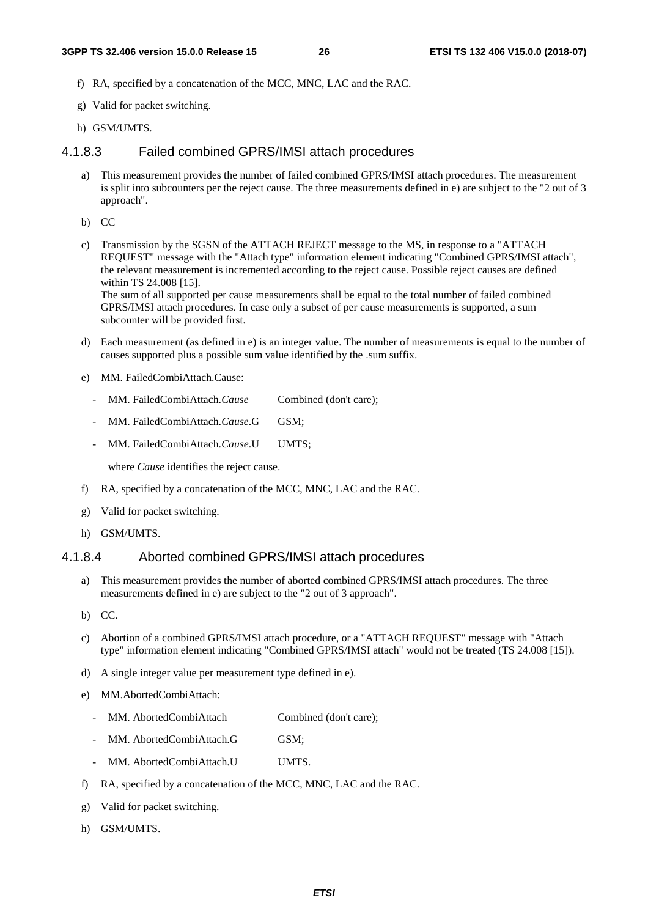f) RA, specified by a concatenation of the MCC, MNC, LAC and the RAC.

g) Valid for packet switching.

h) GSM/UMTS.

### 4.1.8.3 Failed combined GPRS/IMSI attach procedures

a) This measurement provides the number of failed combined GPRS/IMSI attach procedures. The measurement is split into subcounters per the reject cause. The three measurements defined in e) are subject to the "2 out of 3 approach".

b) CC

c) Transmission by the SGSN of the ATTACH REJECT message to the MS, in response to a "ATTACH REQUEST" message with the "Attach type" information element indicating "Combined GPRS/IMSI attach", the relevant measurement is incremented according to the reject cause. Possible reject causes are defined within TS 24.008 [15].
The sum of all supported per cause measurements shall be equal to the total number of failed combined GPRS/IMSI attach procedures. In case only a subset of per cause measurements is supported, a sum subcounter will be provided first.

d) Each measurement (as defined in e) is an integer value. The number of measurements is equal to the number of causes supported plus a possible sum value identified by the .sum suffix.

e) MM. FailedCombiAttach.Cause:

- MM. FailedCombiAttach.*Cause* Combined (don't care);
- MM. FailedCombiAttach.*Cause*.G GSM;
- MM. FailedCombiAttach.*Cause*.U UMTS;

where *Cause* identifies the reject cause.

f) RA, specified by a concatenation of the MCC, MNC, LAC and the RAC.

g) Valid for packet switching.

h) GSM/UMTS.

### 4.1.8.4 Aborted combined GPRS/IMSI attach procedures

a) This measurement provides the number of aborted combined GPRS/IMSI attach procedures. The three measurements defined in e) are subject to the "2 out of 3 approach".

b) CC.

c) Abortion of a combined GPRS/IMSI attach procedure, or a "ATTACH REQUEST" message with "Attach type" information element indicating "Combined GPRS/IMSI attach" would not be treated (TS 24.008 [15]).

d) A single integer value per measurement type defined in e).

e) MM.AbortedCombiAttach:

- MM. AbortedCombiAttach Combined (don't care);
- MM. AbortedCombiAttach.G GSM;
- MM. AbortedCombiAttach.U UMTS.

f) RA, specified by a concatenation of the MCC, MNC, LAC and the RAC.

g) Valid for packet switching.

h) GSM/UMTS.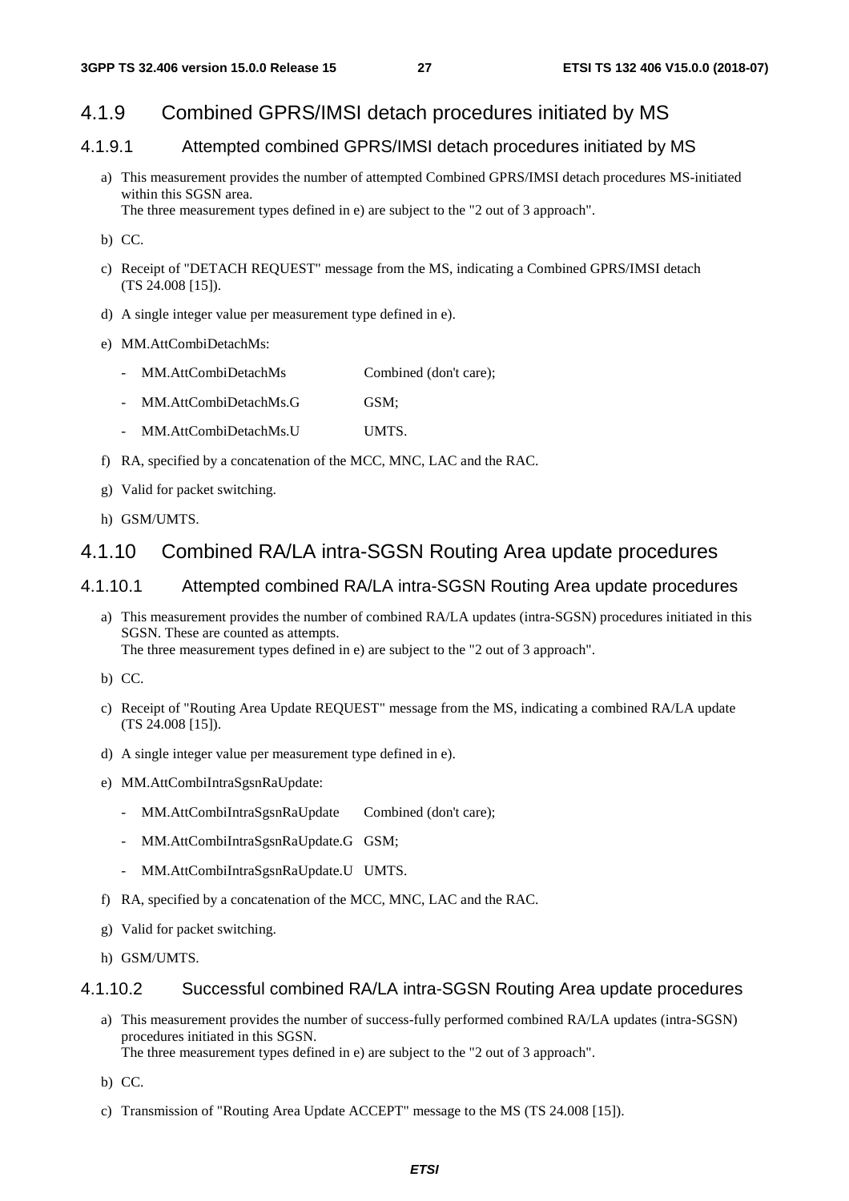## 4.1.9 Combined GPRS/IMSI detach procedures initiated by MS

### 4.1.9.1 Attempted combined GPRS/IMSI detach procedures initiated by MS

a) This measurement provides the number of attempted Combined GPRS/IMSI detach procedures MS-initiated within this SGSN area.
The three measurement types defined in e) are subject to the "2 out of 3 approach".

b) CC.

c) Receipt of "DETACH REQUEST" message from the MS, indicating a Combined GPRS/IMSI detach (TS 24.008 [15]).

d) A single integer value per measurement type defined in e).

e) MM.AttCombiDetachMs:

- MM.AttCombiDetachMs Combined (don't care);
- MM.AttCombiDetachMs.G GSM;
- MM.AttCombiDetachMs.U UMTS.

f) RA, specified by a concatenation of the MCC, MNC, LAC and the RAC.

g) Valid for packet switching.

h) GSM/UMTS.

## 4.1.10 Combined RA/LA intra-SGSN Routing Area update procedures

### 4.1.10.1 Attempted combined RA/LA intra-SGSN Routing Area update procedures

a) This measurement provides the number of combined RA/LA updates (intra-SGSN) procedures initiated in this SGSN. These are counted as attempts.
The three measurement types defined in e) are subject to the "2 out of 3 approach".

b) CC.

c) Receipt of "Routing Area Update REQUEST" message from the MS, indicating a combined RA/LA update (TS 24.008 [15]).

d) A single integer value per measurement type defined in e).

e) MM.AttCombiIntraSgsnRaUpdate:

- MM.AttCombiIntraSgsnRaUpdate Combined (don't care);
- MM.AttCombiIntraSgsnRaUpdate.G GSM;
- MM.AttCombiIntraSgsnRaUpdate.U UMTS.

f) RA, specified by a concatenation of the MCC, MNC, LAC and the RAC.

g) Valid for packet switching.

h) GSM/UMTS.

### 4.1.10.2 Successful combined RA/LA intra-SGSN Routing Area update procedures

a) This measurement provides the number of success-fully performed combined RA/LA updates (intra-SGSN) procedures initiated in this SGSN.
The three measurement types defined in e) are subject to the "2 out of 3 approach".

b) CC.

c) Transmission of "Routing Area Update ACCEPT" message to the MS (TS 24.008 [15]).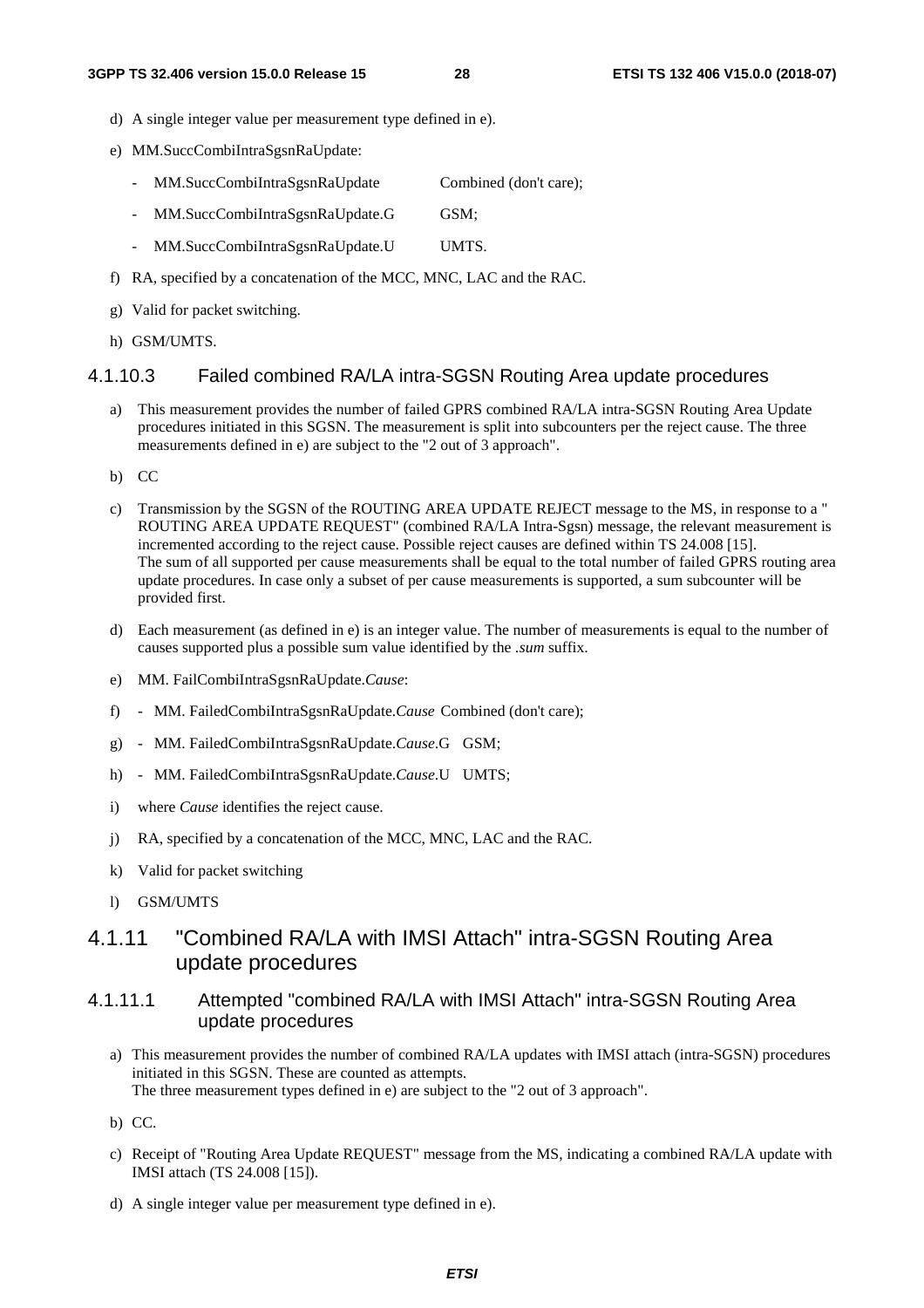d) A single integer value per measurement type defined in e).

e) MM.SuccCombiIntraSgsnRaUpdate:

- MM.SuccCombiIntraSgsnRaUpdate Combined (don't care);
- MM.SuccCombiIntraSgsnRaUpdate.G GSM;
- MM.SuccCombiIntraSgsnRaUpdate.U UMTS.

f) RA, specified by a concatenation of the MCC, MNC, LAC and the RAC.

g) Valid for packet switching.

h) GSM/UMTS.

#### 4.1.10.3 Failed combined RA/LA intra-SGSN Routing Area update procedures

a) This measurement provides the number of failed GPRS combined RA/LA intra-SGSN Routing Area Update procedures initiated in this SGSN. The measurement is split into subcounters per the reject cause. The three measurements defined in e) are subject to the "2 out of 3 approach".

b) CC

c) Transmission by the SGSN of the ROUTING AREA UPDATE REJECT message to the MS, in response to a " ROUTING AREA UPDATE REQUEST" (combined RA/LA Intra-Sgsn) message, the relevant measurement is incremented according to the reject cause. Possible reject causes are defined within TS 24.008 [15].
The sum of all supported per cause measurements shall be equal to the total number of failed GPRS routing area update procedures. In case only a subset of per cause measurements is supported, a sum subcounter will be provided first.

d) Each measurement (as defined in e) is an integer value. The number of measurements is equal to the number of causes supported plus a possible sum value identified by the *.sum* suffix.

e) MM. FailCombiIntraSgsnRaUpdate.*Cause*:

f) - MM. FailedCombiIntraSgsnRaUpdate.*Cause* Combined (don't care);

g) - MM. FailedCombiIntraSgsnRaUpdate.*Cause*.G GSM;

h) - MM. FailedCombiIntraSgsnRaUpdate.*Cause*.U UMTS;

i) where *Cause* identifies the reject cause.

j) RA, specified by a concatenation of the MCC, MNC, LAC and the RAC.

k) Valid for packet switching

l) GSM/UMTS

### 4.1.11 "Combined RA/LA with IMSI Attach" intra-SGSN Routing Area update procedures

#### 4.1.11.1 Attempted "combined RA/LA with IMSI Attach" intra-SGSN Routing Area update procedures

a) This measurement provides the number of combined RA/LA updates with IMSI attach (intra-SGSN) procedures initiated in this SGSN. These are counted as attempts.
The three measurement types defined in e) are subject to the "2 out of 3 approach".

b) CC.

c) Receipt of "Routing Area Update REQUEST" message from the MS, indicating a combined RA/LA update with IMSI attach (TS 24.008 [15]).

d) A single integer value per measurement type defined in e).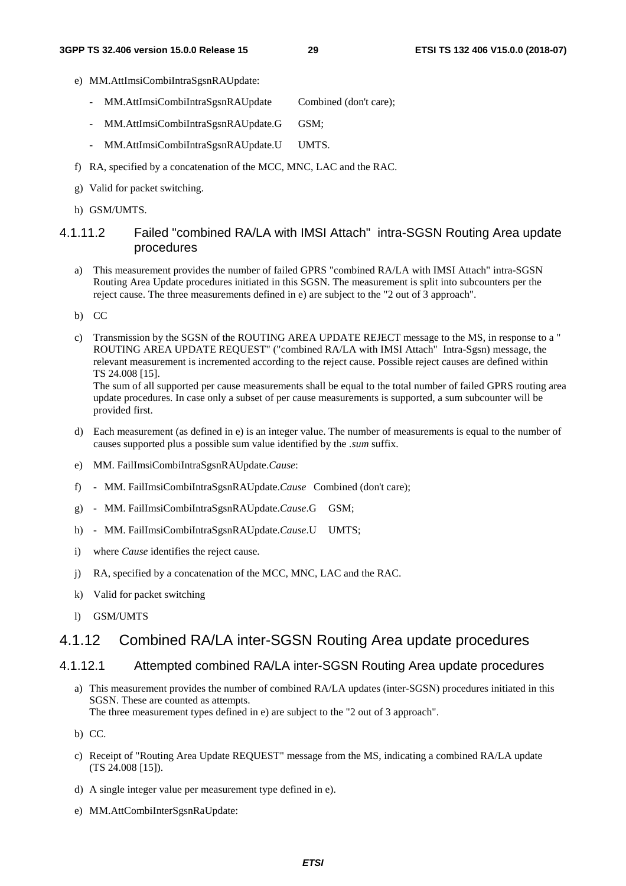e) MM.AttImsiCombiIntraSgsnRAUpdate:

   - MM.AttImsiCombiIntraSgsnRAUpdate Combined (don't care);
   - MM.AttImsiCombiIntraSgsnRAUpdate.G GSM;
   - MM.AttImsiCombiIntraSgsnRAUpdate.U UMTS.

f) RA, specified by a concatenation of the MCC, MNC, LAC and the RAC.

g) Valid for packet switching.

h) GSM/UMTS.

#### 4.1.11.2 Failed "combined RA/LA with IMSI Attach" intra-SGSN Routing Area update procedures

a) This measurement provides the number of failed GPRS "combined RA/LA with IMSI Attach" intra-SGSN Routing Area Update procedures initiated in this SGSN. The measurement is split into subcounters per the reject cause. The three measurements defined in e) are subject to the "2 out of 3 approach".

b) CC

c) Transmission by the SGSN of the ROUTING AREA UPDATE REJECT message to the MS, in response to a " ROUTING AREA UPDATE REQUEST" ("combined RA/LA with IMSI Attach" Intra-Sgsn) message, the relevant measurement is incremented according to the reject cause. Possible reject causes are defined within TS 24.008 [15].
   The sum of all supported per cause measurements shall be equal to the total number of failed GPRS routing area update procedures. In case only a subset of per cause measurements is supported, a sum subcounter will be provided first.

d) Each measurement (as defined in e) is an integer value. The number of measurements is equal to the number of causes supported plus a possible sum value identified by the *.sum* suffix.

e) MM. FailImsiCombiIntraSgsnRAUpdate.*Cause*:

f) - MM. FailImsiCombiIntraSgsnRAUpdate.*Cause* Combined (don't care);

g) - MM. FailImsiCombiIntraSgsnRAUpdate.*Cause*.G GSM;

h) - MM. FailImsiCombiIntraSgsnRAUpdate.*Cause*.U UMTS;

i) where *Cause* identifies the reject cause.

j) RA, specified by a concatenation of the MCC, MNC, LAC and the RAC.

k) Valid for packet switching

l) GSM/UMTS

### 4.1.12 Combined RA/LA inter-SGSN Routing Area update procedures

#### 4.1.12.1 Attempted combined RA/LA inter-SGSN Routing Area update procedures

a) This measurement provides the number of combined RA/LA updates (inter-SGSN) procedures initiated in this SGSN. These are counted as attempts.
   The three measurement types defined in e) are subject to the "2 out of 3 approach".

b) CC.

c) Receipt of "Routing Area Update REQUEST" message from the MS, indicating a combined RA/LA update (TS 24.008 [15]).

d) A single integer value per measurement type defined in e).

e) MM.AttCombiInterSgsnRaUpdate: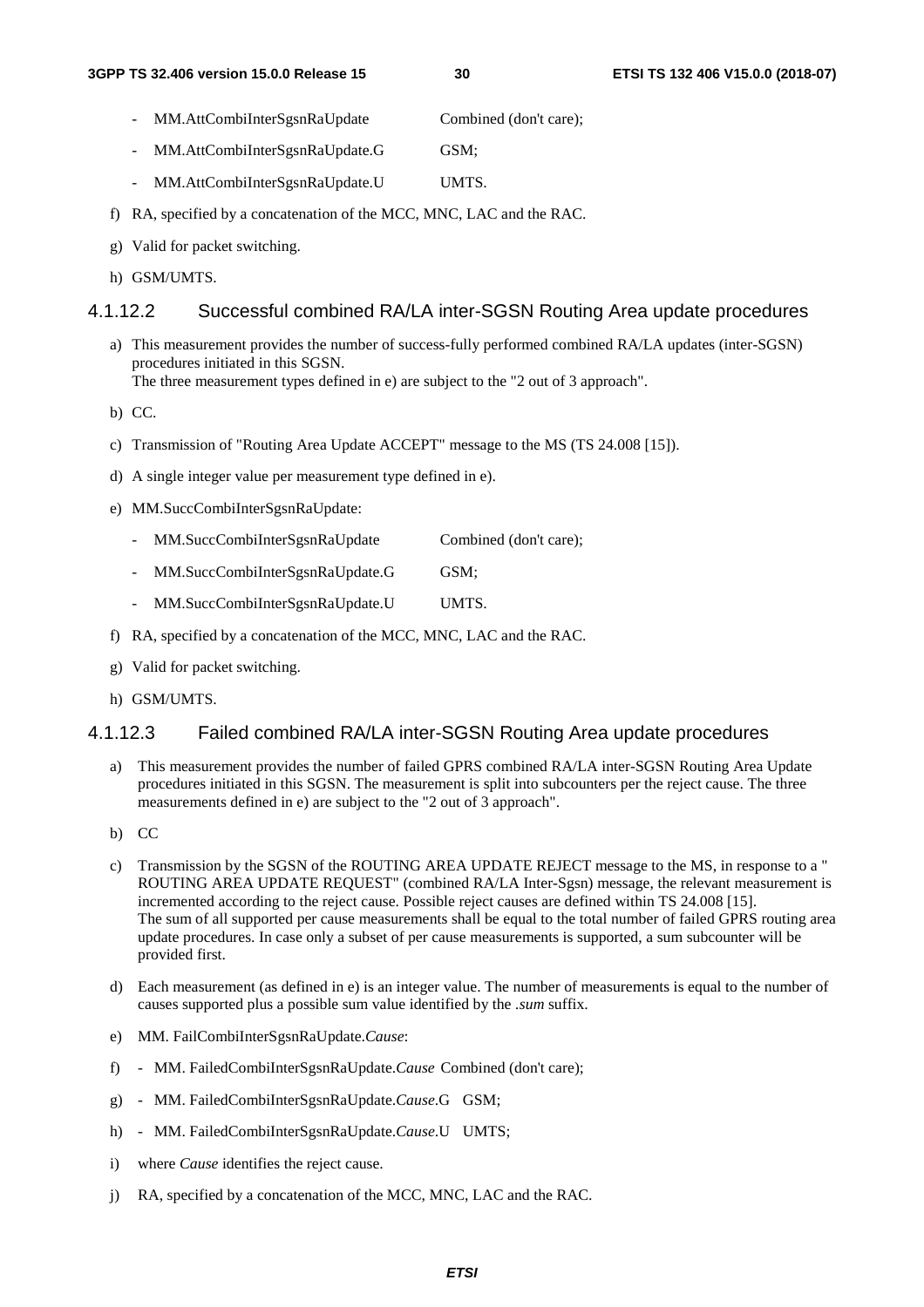- MM.AttCombiInterSgsnRaUpdate Combined (don't care);
- MM.AttCombiInterSgsnRaUpdate.G GSM;
- MM.AttCombiInterSgsnRaUpdate.U UMTS.

f) RA, specified by a concatenation of the MCC, MNC, LAC and the RAC.

g) Valid for packet switching.

h) GSM/UMTS.

#### 4.1.12.2 Successful combined RA/LA inter-SGSN Routing Area update procedures

a) This measurement provides the number of success-fully performed combined RA/LA updates (inter-SGSN) procedures initiated in this SGSN.
The three measurement types defined in e) are subject to the "2 out of 3 approach".

b) CC.

c) Transmission of "Routing Area Update ACCEPT" message to the MS (TS 24.008 [15]).

d) A single integer value per measurement type defined in e).

e) MM.SuccCombiInterSgsnRaUpdate:

- MM.SuccCombiInterSgsnRaUpdate Combined (don't care);
- MM.SuccCombiInterSgsnRaUpdate.G GSM;
- MM.SuccCombiInterSgsnRaUpdate.U UMTS.

f) RA, specified by a concatenation of the MCC, MNC, LAC and the RAC.

g) Valid for packet switching.

h) GSM/UMTS.

#### 4.1.12.3 Failed combined RA/LA inter-SGSN Routing Area update procedures

a) This measurement provides the number of failed GPRS combined RA/LA inter-SGSN Routing Area Update procedures initiated in this SGSN. The measurement is split into subcounters per the reject cause. The three measurements defined in e) are subject to the "2 out of 3 approach".

b) CC

c) Transmission by the SGSN of the ROUTING AREA UPDATE REJECT message to the MS, in response to a " ROUTING AREA UPDATE REQUEST" (combined RA/LA Inter-Sgsn) message, the relevant measurement is incremented according to the reject cause. Possible reject causes are defined within TS 24.008 [15].
The sum of all supported per cause measurements shall be equal to the total number of failed GPRS routing area update procedures. In case only a subset of per cause measurements is supported, a sum subcounter will be provided first.

d) Each measurement (as defined in e) is an integer value. The number of measurements is equal to the number of causes supported plus a possible sum value identified by the *.sum* suffix.

e) MM. FailCombiInterSgsnRaUpdate.*Cause*:

f) - MM. FailedCombiInterSgsnRaUpdate.*Cause* Combined (don't care);

g) - MM. FailedCombiInterSgsnRaUpdate.*Cause*.G GSM;

h) - MM. FailedCombiInterSgsnRaUpdate.*Cause*.U UMTS;

i) where *Cause* identifies the reject cause.

j) RA, specified by a concatenation of the MCC, MNC, LAC and the RAC.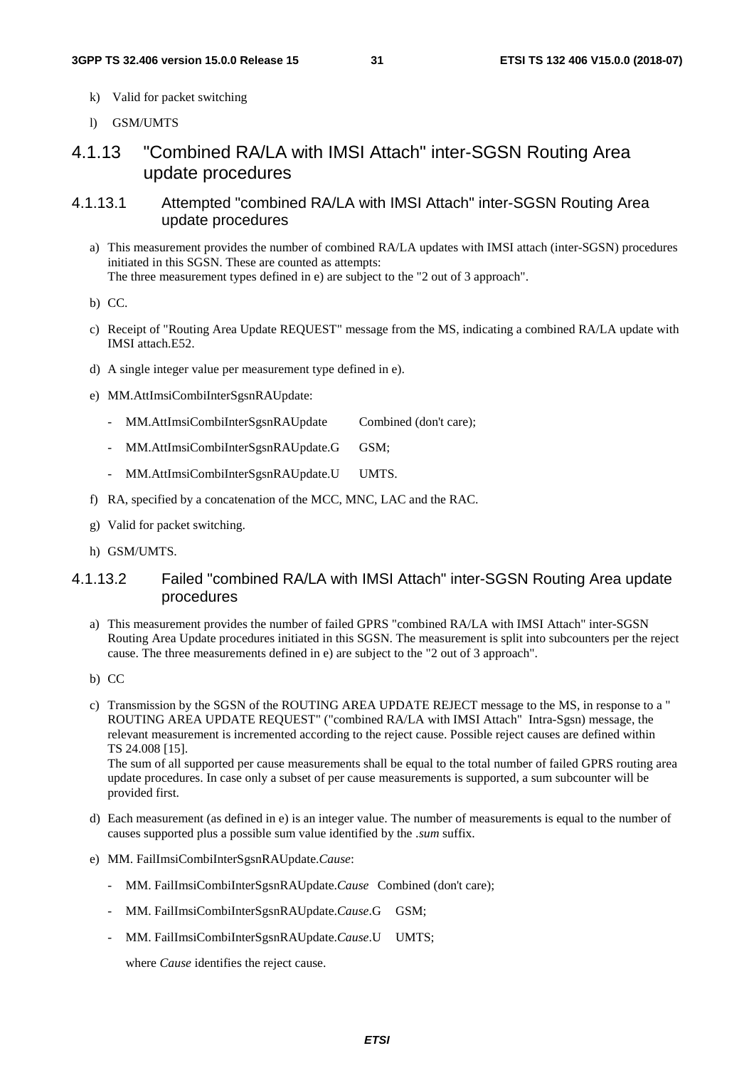k) Valid for packet switching

l) GSM/UMTS

## 4.1.13 "Combined RA/LA with IMSI Attach" inter-SGSN Routing Area update procedures

### 4.1.13.1 Attempted "combined RA/LA with IMSI Attach" inter-SGSN Routing Area update procedures

a) This measurement provides the number of combined RA/LA updates with IMSI attach (inter-SGSN) procedures initiated in this SGSN. These are counted as attempts:
The three measurement types defined in e) are subject to the "2 out of 3 approach".

b) CC.

c) Receipt of "Routing Area Update REQUEST" message from the MS, indicating a combined RA/LA update with IMSI attach.E52.

d) A single integer value per measurement type defined in e).

e) MM.AttImsiCombiInterSgsnRAUpdate:

- MM.AttImsiCombiInterSgsnRAUpdate Combined (don't care);
- MM.AttImsiCombiInterSgsnRAUpdate.G GSM;
- MM.AttImsiCombiInterSgsnRAUpdate.U UMTS.

f) RA, specified by a concatenation of the MCC, MNC, LAC and the RAC.

g) Valid for packet switching.

h) GSM/UMTS.

### 4.1.13.2 Failed "combined RA/LA with IMSI Attach" inter-SGSN Routing Area update procedures

a) This measurement provides the number of failed GPRS "combined RA/LA with IMSI Attach" inter-SGSN Routing Area Update procedures initiated in this SGSN. The measurement is split into subcounters per the reject cause. The three measurements defined in e) are subject to the "2 out of 3 approach".

b) CC

c) Transmission by the SGSN of the ROUTING AREA UPDATE REJECT message to the MS, in response to a " ROUTING AREA UPDATE REQUEST" ("combined RA/LA with IMSI Attach" Intra-Sgsn) message, the relevant measurement is incremented according to the reject cause. Possible reject causes are defined within TS 24.008 [15].
The sum of all supported per cause measurements shall be equal to the total number of failed GPRS routing area update procedures. In case only a subset of per cause measurements is supported, a sum subcounter will be provided first.

d) Each measurement (as defined in e) is an integer value. The number of measurements is equal to the number of causes supported plus a possible sum value identified by the *.sum* suffix.

e) MM. FailImsiCombiInterSgsnRAUpdate.*Cause*:

- MM. FailImsiCombiInterSgsnRAUpdate.*Cause* Combined (don't care);
- MM. FailImsiCombiInterSgsnRAUpdate.*Cause*.G GSM;
- MM. FailImsiCombiInterSgsnRAUpdate.*Cause*.U UMTS;

where *Cause* identifies the reject cause.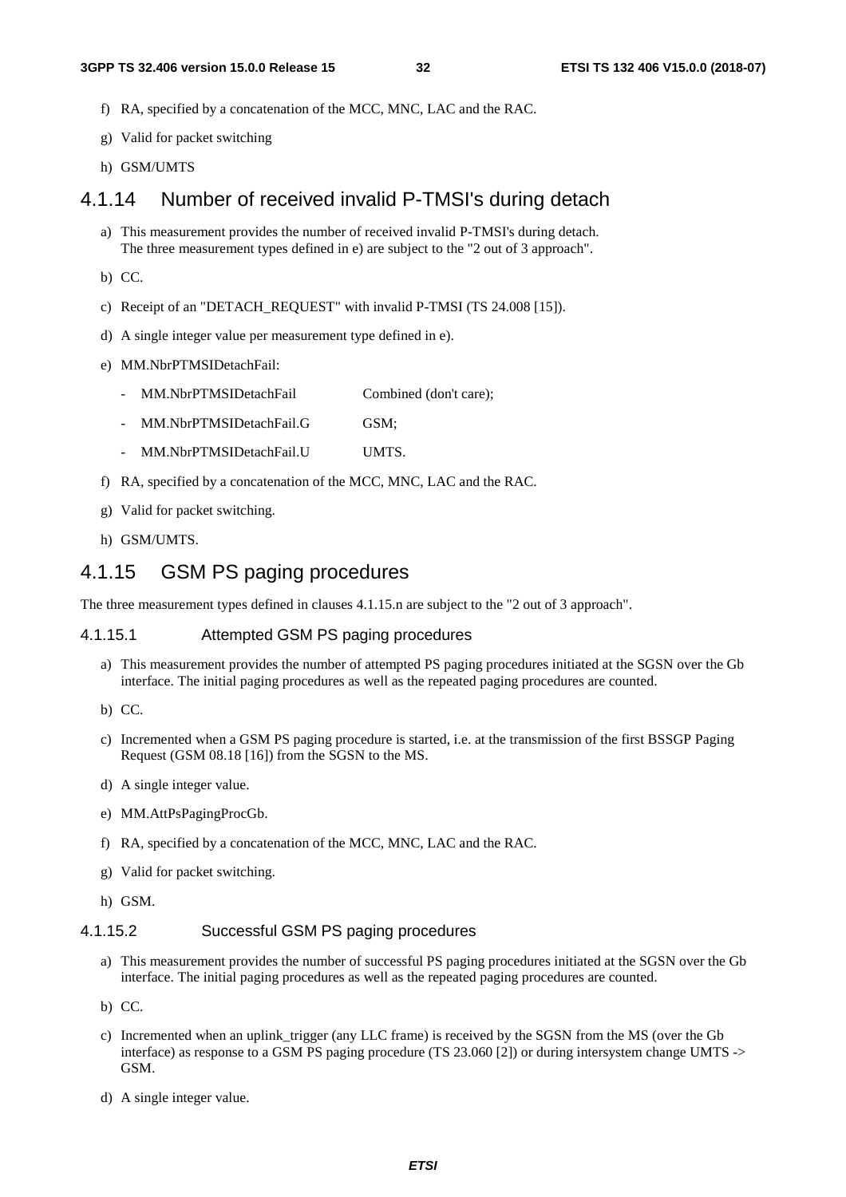f) RA, specified by a concatenation of the MCC, MNC, LAC and the RAC.

g) Valid for packet switching

h) GSM/UMTS

## 4.1.14 Number of received invalid P-TMSI's during detach

a) This measurement provides the number of received invalid P-TMSI's during detach. The three measurement types defined in e) are subject to the "2 out of 3 approach".

b) CC.

c) Receipt of an "DETACH_REQUEST" with invalid P-TMSI (TS 24.008 [15]).

d) A single integer value per measurement type defined in e).

e) MM.NbrPTMSIDetachFail:

- MM.NbrPTMSIDetachFail Combined (don't care);
- MM.NbrPTMSIDetachFail.G GSM;
- MM.NbrPTMSIDetachFail.U UMTS.

f) RA, specified by a concatenation of the MCC, MNC, LAC and the RAC.

g) Valid for packet switching.

h) GSM/UMTS.

## 4.1.15 GSM PS paging procedures

The three measurement types defined in clauses 4.1.15.n are subject to the "2 out of 3 approach".

### 4.1.15.1 Attempted GSM PS paging procedures

a) This measurement provides the number of attempted PS paging procedures initiated at the SGSN over the Gb interface. The initial paging procedures as well as the repeated paging procedures are counted.

b) CC.

c) Incremented when a GSM PS paging procedure is started, i.e. at the transmission of the first BSSGP Paging Request (GSM 08.18 [16]) from the SGSN to the MS.

d) A single integer value.

e) MM.AttPsPagingProcGb.

f) RA, specified by a concatenation of the MCC, MNC, LAC and the RAC.

g) Valid for packet switching.

h) GSM.

### 4.1.15.2 Successful GSM PS paging procedures

a) This measurement provides the number of successful PS paging procedures initiated at the SGSN over the Gb interface. The initial paging procedures as well as the repeated paging procedures are counted.

b) CC.

c) Incremented when an uplink_trigger (any LLC frame) is received by the SGSN from the MS (over the Gb interface) as response to a GSM PS paging procedure (TS 23.060 [2]) or during intersystem change UMTS -> GSM.

d) A single integer value.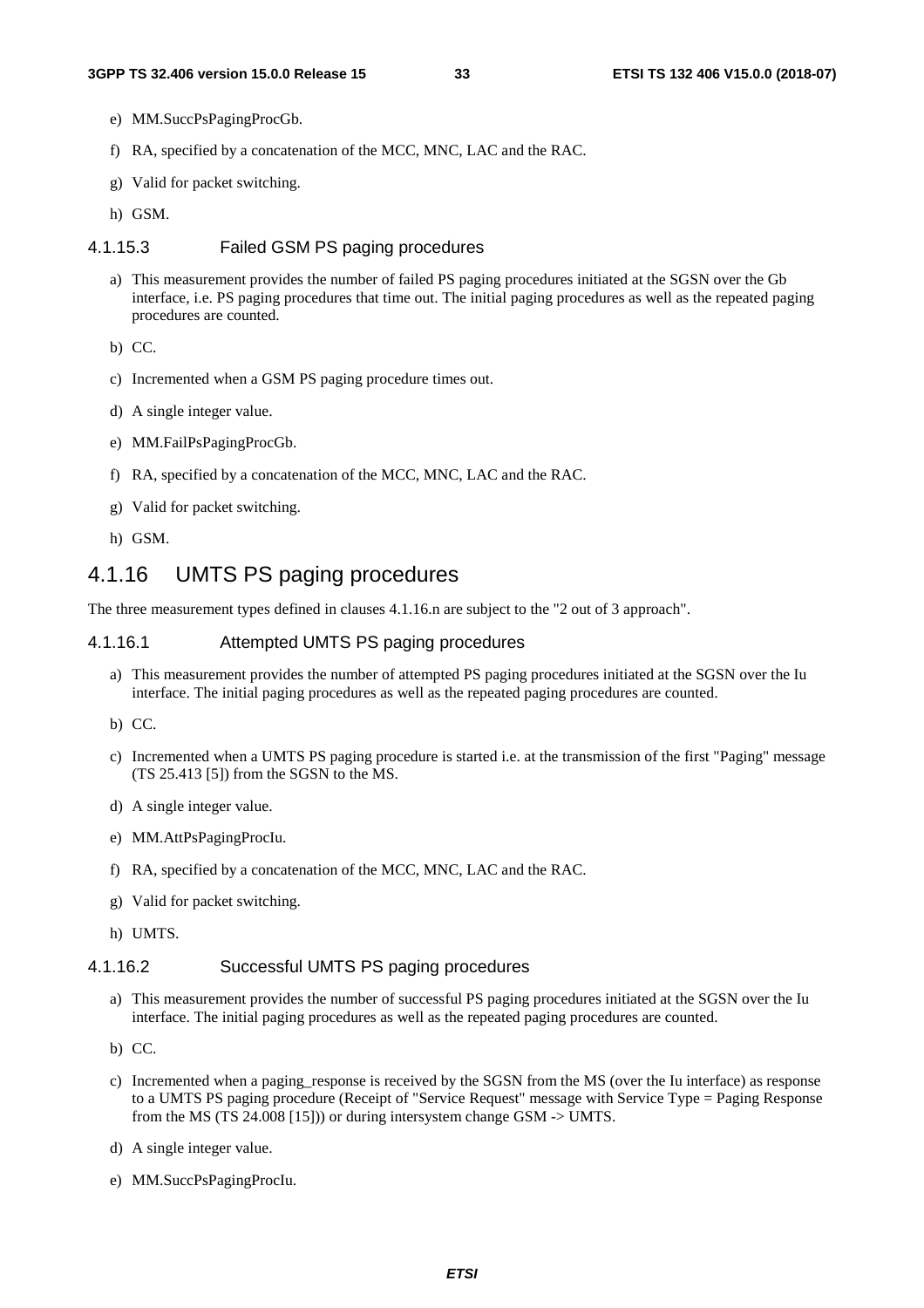e) MM.SuccPsPagingProcGb.

f) RA, specified by a concatenation of the MCC, MNC, LAC and the RAC.

g) Valid for packet switching.

h) GSM.

#### 4.1.15.3 Failed GSM PS paging procedures

a) This measurement provides the number of failed PS paging procedures initiated at the SGSN over the Gb interface, i.e. PS paging procedures that time out. The initial paging procedures as well as the repeated paging procedures are counted.

b) CC.

c) Incremented when a GSM PS paging procedure times out.

d) A single integer value.

e) MM.FailPsPagingProcGb.

f) RA, specified by a concatenation of the MCC, MNC, LAC and the RAC.

g) Valid for packet switching.

h) GSM.

### 4.1.16 UMTS PS paging procedures

The three measurement types defined in clauses 4.1.16.n are subject to the "2 out of 3 approach".

#### 4.1.16.1 Attempted UMTS PS paging procedures

a) This measurement provides the number of attempted PS paging procedures initiated at the SGSN over the Iu interface. The initial paging procedures as well as the repeated paging procedures are counted.

b) CC.

c) Incremented when a UMTS PS paging procedure is started i.e. at the transmission of the first "Paging" message (TS 25.413 [5]) from the SGSN to the MS.

d) A single integer value.

e) MM.AttPsPagingProcIu.

f) RA, specified by a concatenation of the MCC, MNC, LAC and the RAC.

g) Valid for packet switching.

h) UMTS.

#### 4.1.16.2 Successful UMTS PS paging procedures

a) This measurement provides the number of successful PS paging procedures initiated at the SGSN over the Iu interface. The initial paging procedures as well as the repeated paging procedures are counted.

b) CC.

c) Incremented when a paging_response is received by the SGSN from the MS (over the Iu interface) as response to a UMTS PS paging procedure (Receipt of "Service Request" message with Service Type = Paging Response from the MS (TS 24.008 [15])) or during intersystem change GSM -> UMTS.

d) A single integer value.

e) MM.SuccPsPagingProcIu.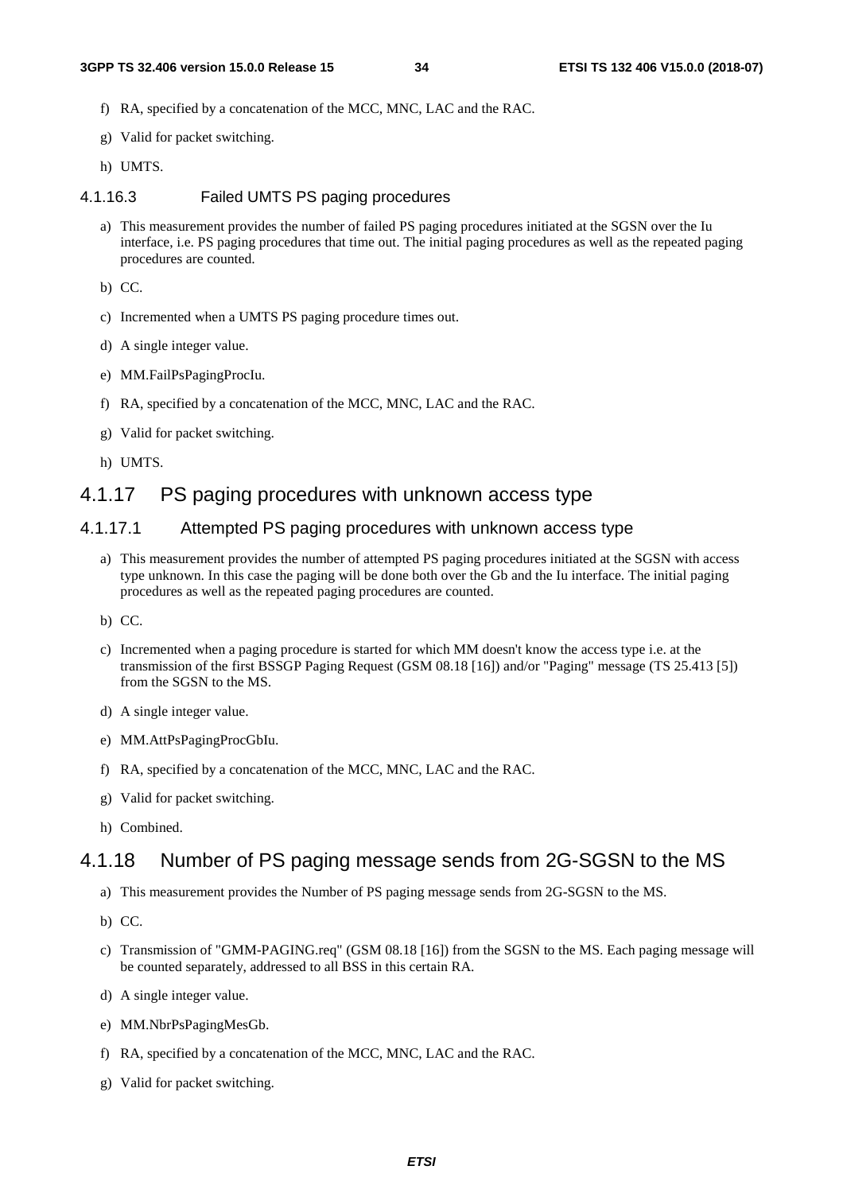f) RA, specified by a concatenation of the MCC, MNC, LAC and the RAC.

g) Valid for packet switching.

h) UMTS.

#### 4.1.16.3 Failed UMTS PS paging procedures

a) This measurement provides the number of failed PS paging procedures initiated at the SGSN over the Iu interface, i.e. PS paging procedures that time out. The initial paging procedures as well as the repeated paging procedures are counted.

b) CC.

c) Incremented when a UMTS PS paging procedure times out.

d) A single integer value.

e) MM.FailPsPagingProcIu.

f) RA, specified by a concatenation of the MCC, MNC, LAC and the RAC.

g) Valid for packet switching.

h) UMTS.

### 4.1.17 PS paging procedures with unknown access type

#### 4.1.17.1 Attempted PS paging procedures with unknown access type

a) This measurement provides the number of attempted PS paging procedures initiated at the SGSN with access type unknown. In this case the paging will be done both over the Gb and the Iu interface. The initial paging procedures as well as the repeated paging procedures are counted.

b) CC.

c) Incremented when a paging procedure is started for which MM doesn't know the access type i.e. at the transmission of the first BSSGP Paging Request (GSM 08.18 [16]) and/or "Paging" message (TS 25.413 [5]) from the SGSN to the MS.

d) A single integer value.

e) MM.AttPsPagingProcGbIu.

f) RA, specified by a concatenation of the MCC, MNC, LAC and the RAC.

g) Valid for packet switching.

h) Combined.

### 4.1.18 Number of PS paging message sends from 2G-SGSN to the MS

a) This measurement provides the Number of PS paging message sends from 2G-SGSN to the MS.

b) CC.

c) Transmission of "GMM-PAGING.req" (GSM 08.18 [16]) from the SGSN to the MS. Each paging message will be counted separately, addressed to all BSS in this certain RA.

d) A single integer value.

e) MM.NbrPsPagingMesGb.

f) RA, specified by a concatenation of the MCC, MNC, LAC and the RAC.

g) Valid for packet switching.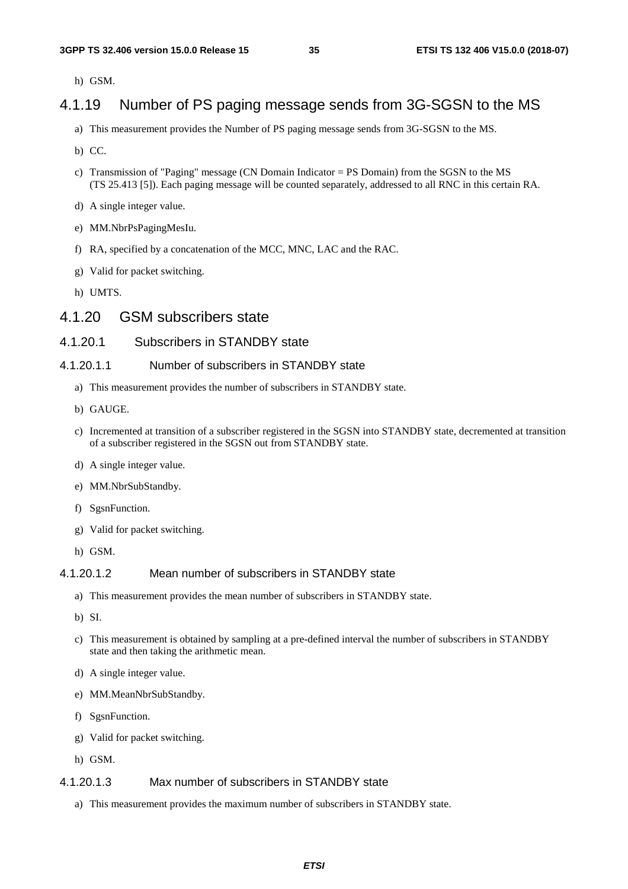h) GSM.

## 4.1.19 Number of PS paging message sends from 3G-SGSN to the MS

a) This measurement provides the Number of PS paging message sends from 3G-SGSN to the MS.

b) CC.

c) Transmission of "Paging" message (CN Domain Indicator = PS Domain) from the SGSN to the MS (TS 25.413 [5]). Each paging message will be counted separately, addressed to all RNC in this certain RA.

d) A single integer value.

e) MM.NbrPsPagingMesIu.

f) RA, specified by a concatenation of the MCC, MNC, LAC and the RAC.

g) Valid for packet switching.

h) UMTS.

## 4.1.20 GSM subscribers state

### 4.1.20.1 Subscribers in STANDBY state

#### 4.1.20.1.1 Number of subscribers in STANDBY state

a) This measurement provides the number of subscribers in STANDBY state.

b) GAUGE.

c) Incremented at transition of a subscriber registered in the SGSN into STANDBY state, decremented at transition of a subscriber registered in the SGSN out from STANDBY state.

d) A single integer value.

e) MM.NbrSubStandby.

f) SgsnFunction.

g) Valid for packet switching.

h) GSM.

#### 4.1.20.1.2 Mean number of subscribers in STANDBY state

a) This measurement provides the mean number of subscribers in STANDBY state.

b) SI.

c) This measurement is obtained by sampling at a pre-defined interval the number of subscribers in STANDBY state and then taking the arithmetic mean.

d) A single integer value.

e) MM.MeanNbrSubStandby.

f) SgsnFunction.

g) Valid for packet switching.

h) GSM.

#### 4.1.20.1.3 Max number of subscribers in STANDBY state

a) This measurement provides the maximum number of subscribers in STANDBY state.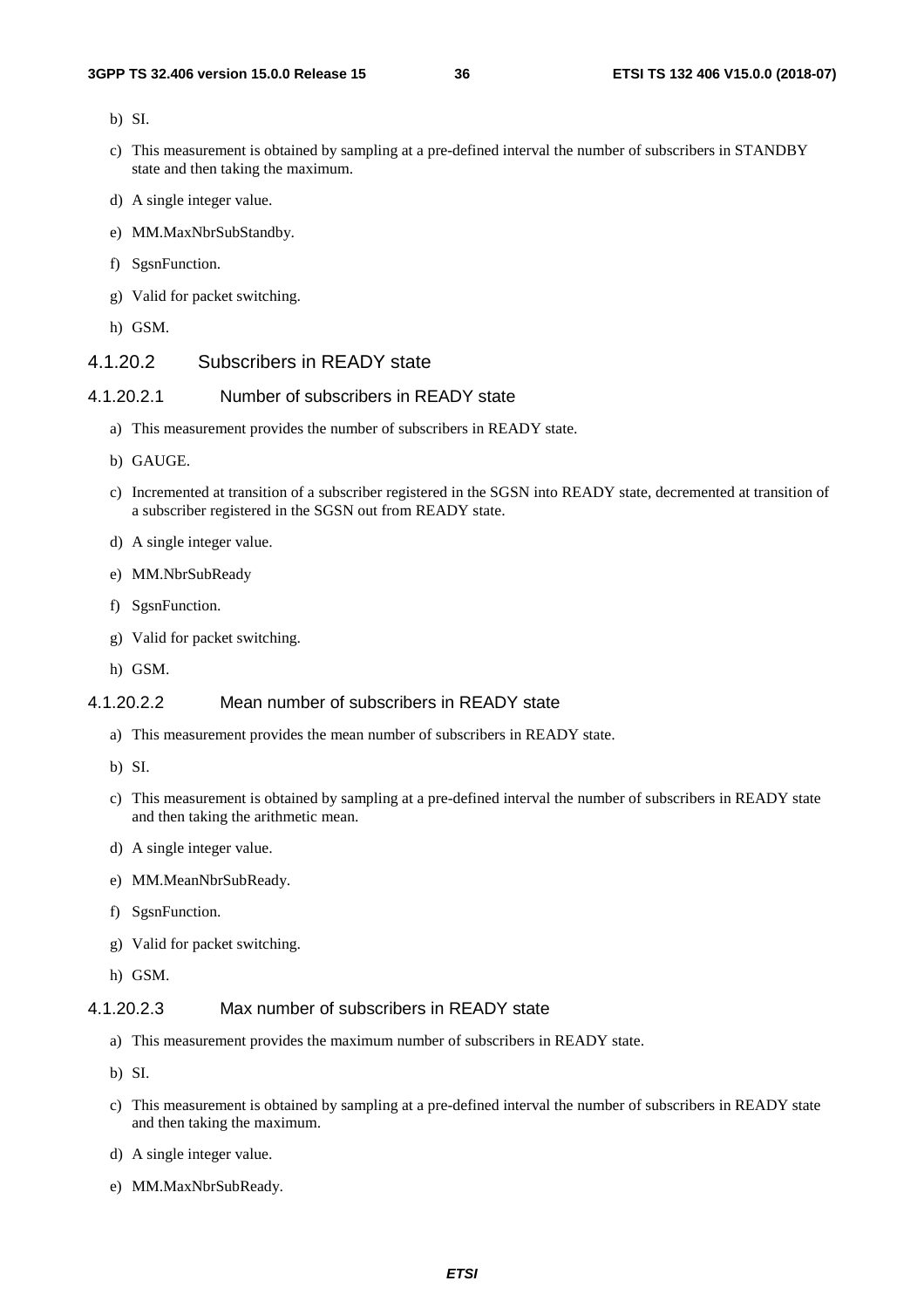b) SI.

c) This measurement is obtained by sampling at a pre-defined interval the number of subscribers in STANDBY state and then taking the maximum.

d) A single integer value.

e) MM.MaxNbrSubStandby.

f) SgsnFunction.

g) Valid for packet switching.

h) GSM.

#### 4.1.20.2 Subscribers in READY state

##### 4.1.20.2.1 Number of subscribers in READY state

a) This measurement provides the number of subscribers in READY state.

b) GAUGE.

c) Incremented at transition of a subscriber registered in the SGSN into READY state, decremented at transition of a subscriber registered in the SGSN out from READY state.

d) A single integer value.

e) MM.NbrSubReady

f) SgsnFunction.

g) Valid for packet switching.

h) GSM.

##### 4.1.20.2.2 Mean number of subscribers in READY state

a) This measurement provides the mean number of subscribers in READY state.

b) SI.

c) This measurement is obtained by sampling at a pre-defined interval the number of subscribers in READY state and then taking the arithmetic mean.

d) A single integer value.

e) MM.MeanNbrSubReady.

f) SgsnFunction.

g) Valid for packet switching.

h) GSM.

##### 4.1.20.2.3 Max number of subscribers in READY state

a) This measurement provides the maximum number of subscribers in READY state.

b) SI.

c) This measurement is obtained by sampling at a pre-defined interval the number of subscribers in READY state and then taking the maximum.

d) A single integer value.

e) MM.MaxNbrSubReady.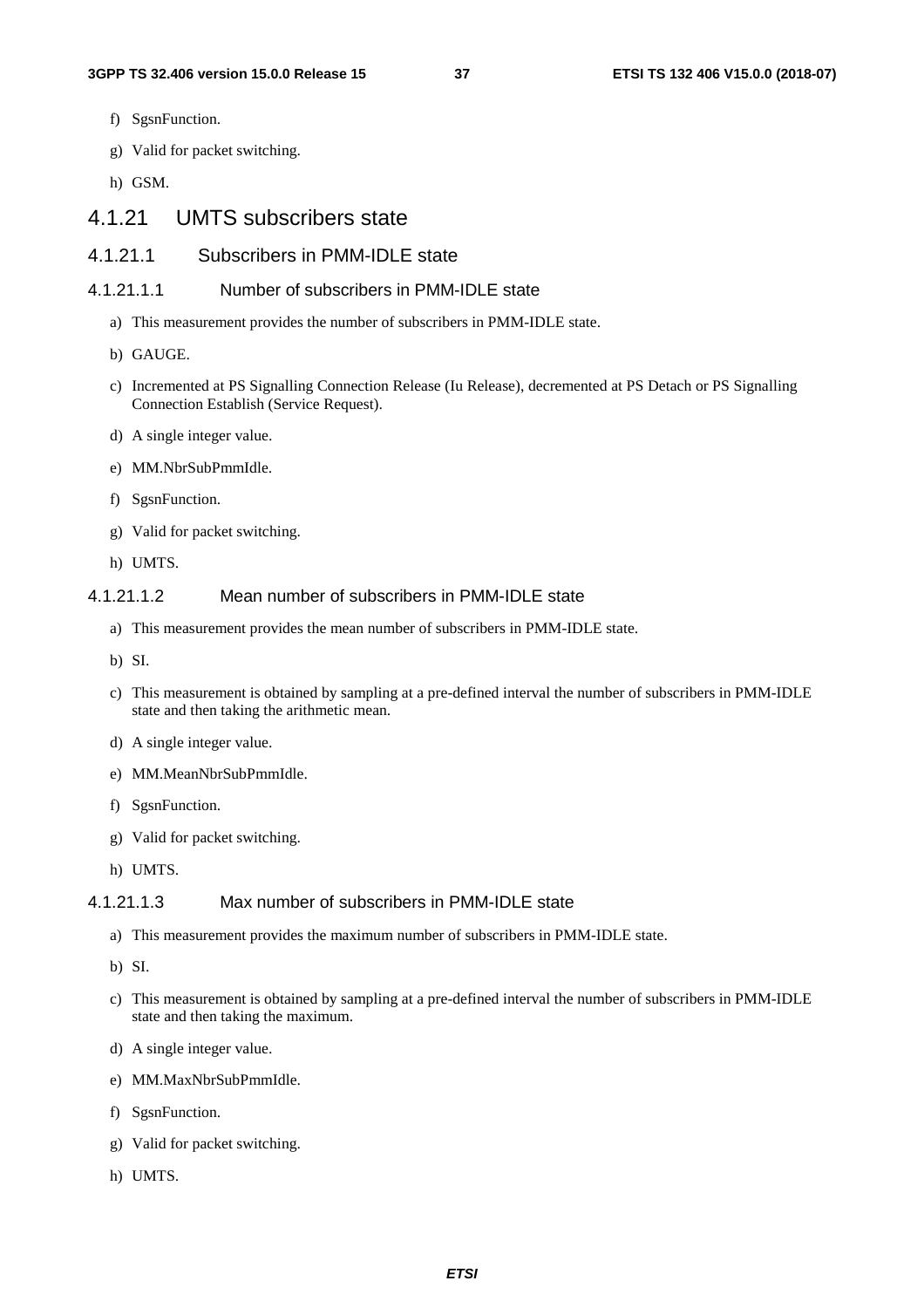f) SgsnFunction.

g) Valid for packet switching.

h) GSM.

## 4.1.21 UMTS subscribers state

### 4.1.21.1 Subscribers in PMM-IDLE state

#### 4.1.21.1.1 Number of subscribers in PMM-IDLE state

a) This measurement provides the number of subscribers in PMM-IDLE state.

b) GAUGE.

c) Incremented at PS Signalling Connection Release (Iu Release), decremented at PS Detach or PS Signalling Connection Establish (Service Request).

d) A single integer value.

e) MM.NbrSubPmmIdle.

f) SgsnFunction.

g) Valid for packet switching.

h) UMTS.

#### 4.1.21.1.2 Mean number of subscribers in PMM-IDLE state

a) This measurement provides the mean number of subscribers in PMM-IDLE state.

b) SI.

c) This measurement is obtained by sampling at a pre-defined interval the number of subscribers in PMM-IDLE state and then taking the arithmetic mean.

d) A single integer value.

e) MM.MeanNbrSubPmmIdle.

f) SgsnFunction.

g) Valid for packet switching.

h) UMTS.

#### 4.1.21.1.3 Max number of subscribers in PMM-IDLE state

a) This measurement provides the maximum number of subscribers in PMM-IDLE state.

b) SI.

c) This measurement is obtained by sampling at a pre-defined interval the number of subscribers in PMM-IDLE state and then taking the maximum.

d) A single integer value.

e) MM.MaxNbrSubPmmIdle.

f) SgsnFunction.

g) Valid for packet switching.

h) UMTS.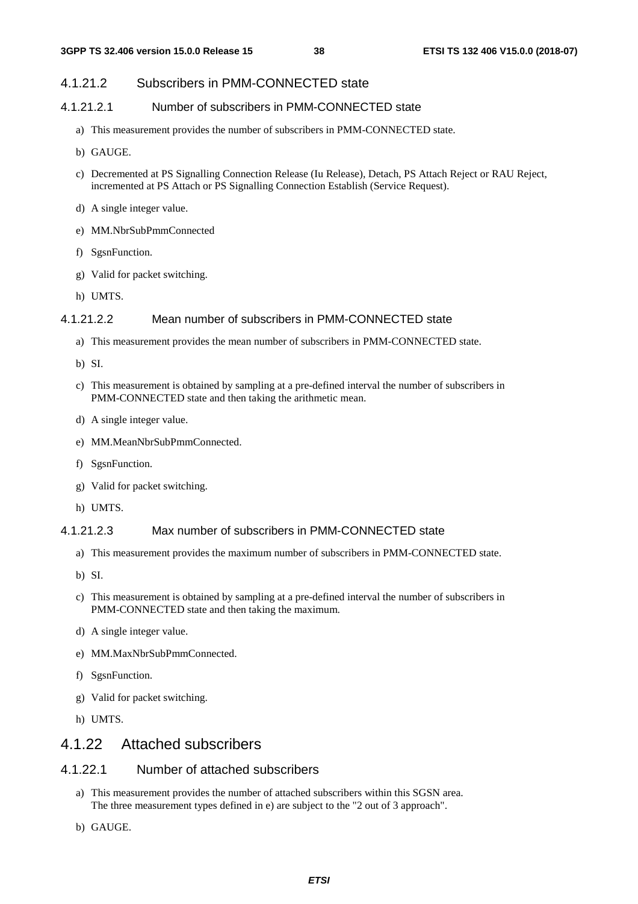#### 4.1.21.2 Subscribers in PMM-CONNECTED state

##### 4.1.21.2.1 Number of subscribers in PMM-CONNECTED state

a) This measurement provides the number of subscribers in PMM-CONNECTED state.

b) GAUGE.

c) Decremented at PS Signalling Connection Release (Iu Release), Detach, PS Attach Reject or RAU Reject, incremented at PS Attach or PS Signalling Connection Establish (Service Request).

d) A single integer value.

e) MM.NbrSubPmmConnected

f) SgsnFunction.

g) Valid for packet switching.

h) UMTS.

##### 4.1.21.2.2 Mean number of subscribers in PMM-CONNECTED state

a) This measurement provides the mean number of subscribers in PMM-CONNECTED state.

b) SI.

c) This measurement is obtained by sampling at a pre-defined interval the number of subscribers in PMM-CONNECTED state and then taking the arithmetic mean.

d) A single integer value.

e) MM.MeanNbrSubPmmConnected.

f) SgsnFunction.

g) Valid for packet switching.

h) UMTS.

##### 4.1.21.2.3 Max number of subscribers in PMM-CONNECTED state

a) This measurement provides the maximum number of subscribers in PMM-CONNECTED state.

b) SI.

c) This measurement is obtained by sampling at a pre-defined interval the number of subscribers in PMM-CONNECTED state and then taking the maximum.

d) A single integer value.

e) MM.MaxNbrSubPmmConnected.

f) SgsnFunction.

g) Valid for packet switching.

h) UMTS.

### 4.1.22 Attached subscribers

#### 4.1.22.1 Number of attached subscribers

a) This measurement provides the number of attached subscribers within this SGSN area.
The three measurement types defined in e) are subject to the "2 out of 3 approach".

b) GAUGE.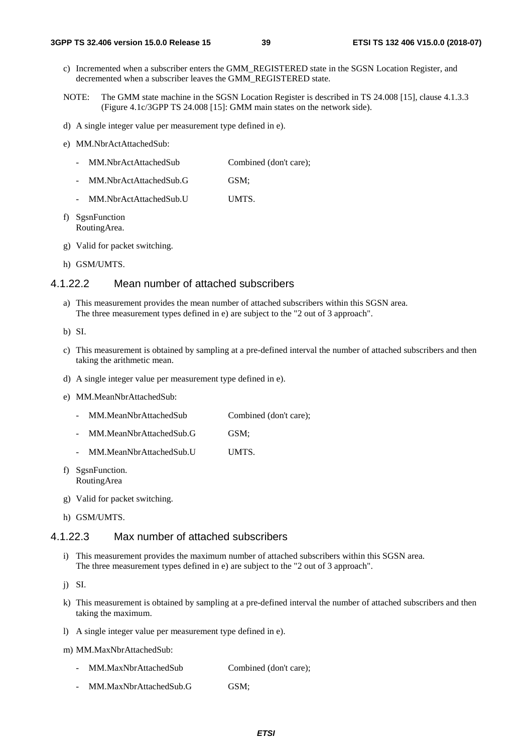c) Incremented when a subscriber enters the GMM_REGISTERED state in the SGSN Location Register, and decremented when a subscriber leaves the GMM_REGISTERED state.

NOTE: The GMM state machine in the SGSN Location Register is described in TS 24.008 [15], clause 4.1.3.3 (Figure 4.1c/3GPP TS 24.008 [15]: GMM main states on the network side).

d) A single integer value per measurement type defined in e).

e) MM.NbrActAttachedSub:

- MM.NbrActAttachedSub Combined (don't care);
- MM.NbrActAttachedSub.G GSM;
- MM.NbrActAttachedSub.U UMTS.

f) SgsnFunction
RoutingArea.

g) Valid for packet switching.

h) GSM/UMTS.

### 4.1.22.2 Mean number of attached subscribers

a) This measurement provides the mean number of attached subscribers within this SGSN area.
The three measurement types defined in e) are subject to the "2 out of 3 approach".

b) SI.

c) This measurement is obtained by sampling at a pre-defined interval the number of attached subscribers and then taking the arithmetic mean.

d) A single integer value per measurement type defined in e).

e) MM.MeanNbrAttachedSub:

- MM.MeanNbrAttachedSub Combined (don't care);
- MM.MeanNbrAttachedSub.G GSM;
- MM.MeanNbrAttachedSub.U UMTS.

f) SgsnFunction.
RoutingArea

g) Valid for packet switching.

h) GSM/UMTS.

### 4.1.22.3 Max number of attached subscribers

i) This measurement provides the maximum number of attached subscribers within this SGSN area.
The three measurement types defined in e) are subject to the "2 out of 3 approach".

j) SI.

k) This measurement is obtained by sampling at a pre-defined interval the number of attached subscribers and then taking the maximum.

l) A single integer value per measurement type defined in e).

m) MM.MaxNbrAttachedSub:

- MM.MaxNbrAttachedSub Combined (don't care);
- MM.MaxNbrAttachedSub.G GSM;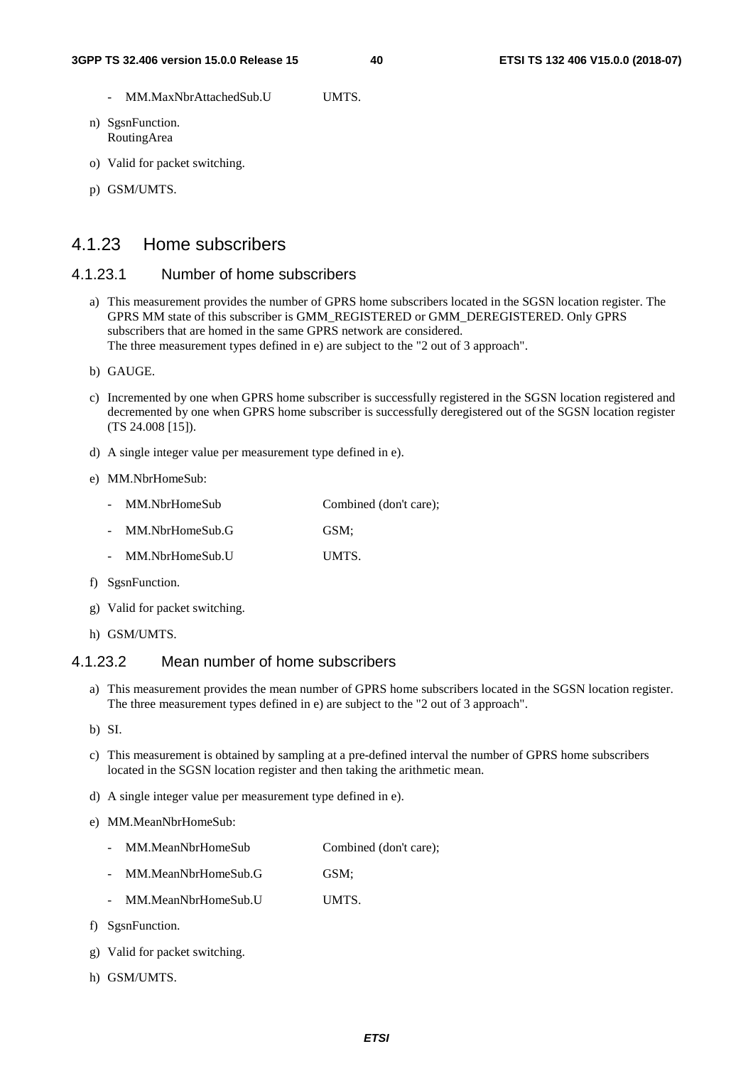- MM.MaxNbrAttachedSub.U UMTS.

n) SgsnFunction.
RoutingArea

o) Valid for packet switching.

p) GSM/UMTS.

### 4.1.23 Home subscribers

#### 4.1.23.1 Number of home subscribers

a) This measurement provides the number of GPRS home subscribers located in the SGSN location register. The GPRS MM state of this subscriber is GMM_REGISTERED or GMM_DEREGISTERED. Only GPRS subscribers that are homed in the same GPRS network are considered.
The three measurement types defined in e) are subject to the "2 out of 3 approach".

b) GAUGE.

c) Incremented by one when GPRS home subscriber is successfully registered in the SGSN location registered and decremented by one when GPRS home subscriber is successfully deregistered out of the SGSN location register (TS 24.008 [15]).

d) A single integer value per measurement type defined in e).

e) MM.NbrHomeSub:

  - MM.NbrHomeSub Combined (don't care);
  - MM.NbrHomeSub.G GSM;
  - MM.NbrHomeSub.U UMTS.

f) SgsnFunction.

g) Valid for packet switching.

h) GSM/UMTS.

#### 4.1.23.2 Mean number of home subscribers

a) This measurement provides the mean number of GPRS home subscribers located in the SGSN location register. The three measurement types defined in e) are subject to the "2 out of 3 approach".

b) SI.

c) This measurement is obtained by sampling at a pre-defined interval the number of GPRS home subscribers located in the SGSN location register and then taking the arithmetic mean.

d) A single integer value per measurement type defined in e).

e) MM.MeanNbrHomeSub:

  - MM.MeanNbrHomeSub Combined (don't care);
  - MM.MeanNbrHomeSub.G GSM;
  - MM.MeanNbrHomeSub.U UMTS.

f) SgsnFunction.

g) Valid for packet switching.

h) GSM/UMTS.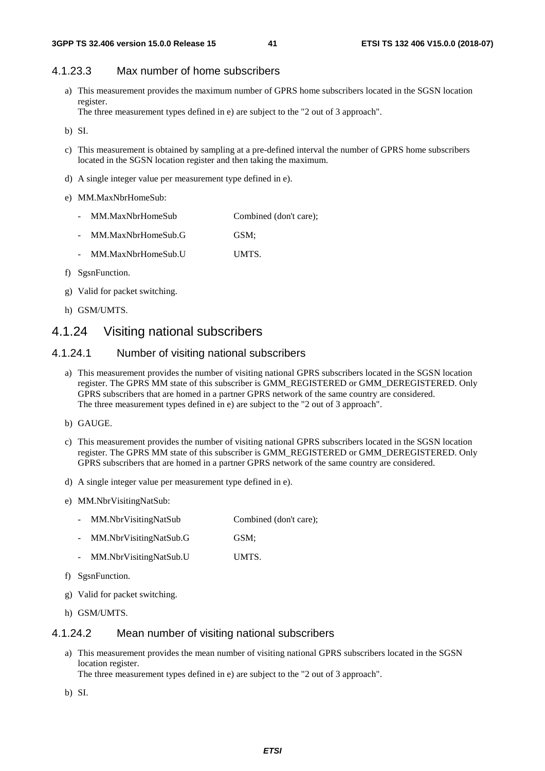#### 4.1.23.3 Max number of home subscribers

a) This measurement provides the maximum number of GPRS home subscribers located in the SGSN location register.
The three measurement types defined in e) are subject to the "2 out of 3 approach".

b) SI.

c) This measurement is obtained by sampling at a pre-defined interval the number of GPRS home subscribers located in the SGSN location register and then taking the maximum.

d) A single integer value per measurement type defined in e).

e) MM.MaxNbrHomeSub:

- MM.MaxNbrHomeSub Combined (don't care);
- MM.MaxNbrHomeSub.G GSM;
- MM.MaxNbrHomeSub.U UMTS.

f) SgsnFunction.

g) Valid for packet switching.

h) GSM/UMTS.

### 4.1.24 Visiting national subscribers

#### 4.1.24.1 Number of visiting national subscribers

a) This measurement provides the number of visiting national GPRS subscribers located in the SGSN location register. The GPRS MM state of this subscriber is GMM_REGISTERED or GMM_DEREGISTERED. Only GPRS subscribers that are homed in a partner GPRS network of the same country are considered.
The three measurement types defined in e) are subject to the "2 out of 3 approach".

b) GAUGE.

c) This measurement provides the number of visiting national GPRS subscribers located in the SGSN location register. The GPRS MM state of this subscriber is GMM_REGISTERED or GMM_DEREGISTERED. Only GPRS subscribers that are homed in a partner GPRS network of the same country are considered.

d) A single integer value per measurement type defined in e).

e) MM.NbrVisitingNatSub:

- MM.NbrVisitingNatSub Combined (don't care);
- MM.NbrVisitingNatSub.G GSM;
- MM.NbrVisitingNatSub.U UMTS.

f) SgsnFunction.

g) Valid for packet switching.

h) GSM/UMTS.

#### 4.1.24.2 Mean number of visiting national subscribers

a) This measurement provides the mean number of visiting national GPRS subscribers located in the SGSN location register.
The three measurement types defined in e) are subject to the "2 out of 3 approach".

b) SI.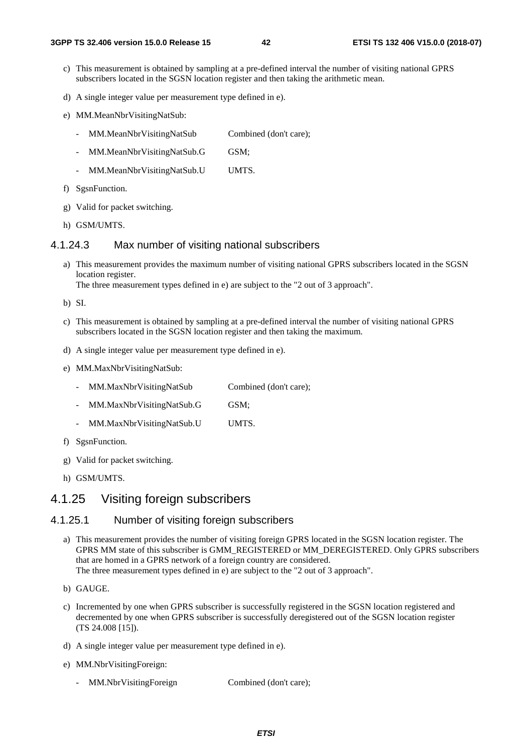c) This measurement is obtained by sampling at a pre-defined interval the number of visiting national GPRS subscribers located in the SGSN location register and then taking the arithmetic mean.

d) A single integer value per measurement type defined in e).

e) MM.MeanNbrVisitingNatSub:

- MM.MeanNbrVisitingNatSub Combined (don't care);
- MM.MeanNbrVisitingNatSub.G GSM;
- MM.MeanNbrVisitingNatSub.U UMTS.

f) SgsnFunction.

g) Valid for packet switching.

h) GSM/UMTS.

#### 4.1.24.3 Max number of visiting national subscribers

a) This measurement provides the maximum number of visiting national GPRS subscribers located in the SGSN location register.
The three measurement types defined in e) are subject to the "2 out of 3 approach".

b) SI.

c) This measurement is obtained by sampling at a pre-defined interval the number of visiting national GPRS subscribers located in the SGSN location register and then taking the maximum.

d) A single integer value per measurement type defined in e).

e) MM.MaxNbrVisitingNatSub:

- MM.MaxNbrVisitingNatSub Combined (don't care);
- MM.MaxNbrVisitingNatSub.G GSM;
- MM.MaxNbrVisitingNatSub.U UMTS.

f) SgsnFunction.

g) Valid for packet switching.

h) GSM/UMTS.

### 4.1.25 Visiting foreign subscribers

#### 4.1.25.1 Number of visiting foreign subscribers

a) This measurement provides the number of visiting foreign GPRS located in the SGSN location register. The GPRS MM state of this subscriber is GMM_REGISTERED or MM_DEREGISTERED. Only GPRS subscribers that are homed in a GPRS network of a foreign country are considered.
The three measurement types defined in e) are subject to the "2 out of 3 approach".

b) GAUGE.

c) Incremented by one when GPRS subscriber is successfully registered in the SGSN location registered and decremented by one when GPRS subscriber is successfully deregistered out of the SGSN location register (TS 24.008 [15]).

d) A single integer value per measurement type defined in e).

e) MM.NbrVisitingForeign:

- MM.NbrVisitingForeign Combined (don't care);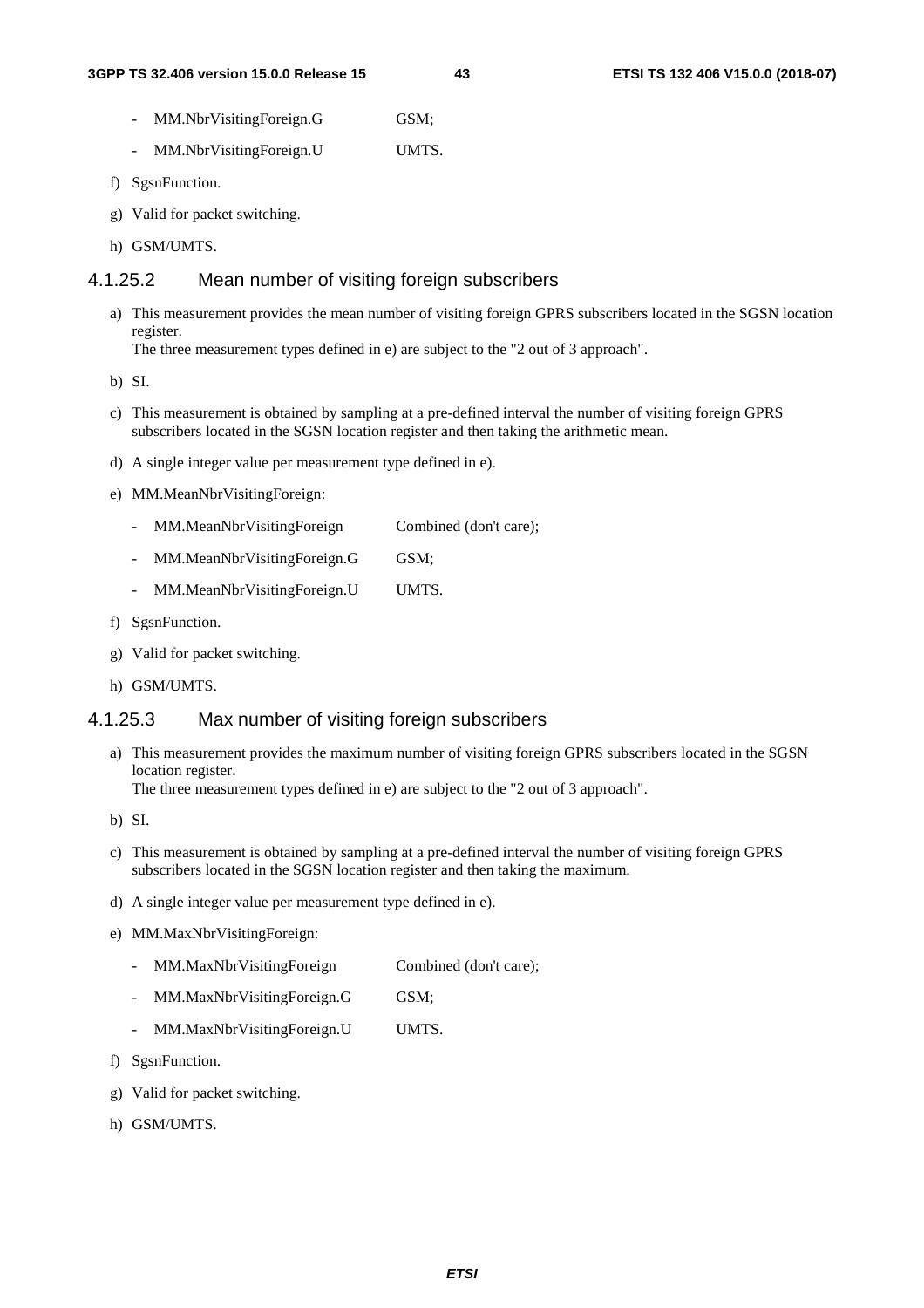- MM.NbrVisitingForeign.G GSM;
- MM.NbrVisitingForeign.U UMTS.

f) SgsnFunction.

g) Valid for packet switching.

h) GSM/UMTS.

### 4.1.25.2 Mean number of visiting foreign subscribers

a) This measurement provides the mean number of visiting foreign GPRS subscribers located in the SGSN location register.
The three measurement types defined in e) are subject to the "2 out of 3 approach".

b) SI.

c) This measurement is obtained by sampling at a pre-defined interval the number of visiting foreign GPRS subscribers located in the SGSN location register and then taking the arithmetic mean.

d) A single integer value per measurement type defined in e).

e) MM.MeanNbrVisitingForeign:

- MM.MeanNbrVisitingForeign Combined (don't care);
- MM.MeanNbrVisitingForeign.G GSM;
- MM.MeanNbrVisitingForeign.U UMTS.

f) SgsnFunction.

g) Valid for packet switching.

h) GSM/UMTS.

### 4.1.25.3 Max number of visiting foreign subscribers

a) This measurement provides the maximum number of visiting foreign GPRS subscribers located in the SGSN location register.
The three measurement types defined in e) are subject to the "2 out of 3 approach".

b) SI.

c) This measurement is obtained by sampling at a pre-defined interval the number of visiting foreign GPRS subscribers located in the SGSN location register and then taking the maximum.

d) A single integer value per measurement type defined in e).

e) MM.MaxNbrVisitingForeign:

- MM.MaxNbrVisitingForeign Combined (don't care);
- MM.MaxNbrVisitingForeign.G GSM;
- MM.MaxNbrVisitingForeign.U UMTS.

f) SgsnFunction.

g) Valid for packet switching.

h) GSM/UMTS.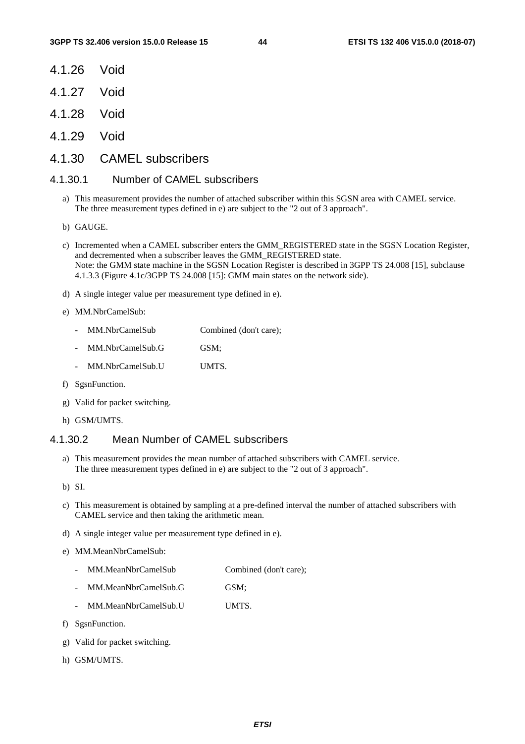## 4.1.26 Void

## 4.1.27 Void

## 4.1.28 Void

## 4.1.29 Void

## 4.1.30 CAMEL subscribers

### 4.1.30.1 Number of CAMEL subscribers

a) This measurement provides the number of attached subscriber within this SGSN area with CAMEL service. The three measurement types defined in e) are subject to the "2 out of 3 approach".

b) GAUGE.

c) Incremented when a CAMEL subscriber enters the GMM_REGISTERED state in the SGSN Location Register, and decremented when a subscriber leaves the GMM_REGISTERED state.
Note: the GMM state machine in the SGSN Location Register is described in 3GPP TS 24.008 [15], subclause 4.1.3.3 (Figure 4.1c/3GPP TS 24.008 [15]: GMM main states on the network side).

d) A single integer value per measurement type defined in e).

e) MM.NbrCamelSub:

- MM.NbrCamelSub Combined (don't care);
- MM.NbrCamelSub.G GSM;
- MM.NbrCamelSub.U UMTS.

f) SgsnFunction.

g) Valid for packet switching.

h) GSM/UMTS.

### 4.1.30.2 Mean Number of CAMEL subscribers

a) This measurement provides the mean number of attached subscribers with CAMEL service. The three measurement types defined in e) are subject to the "2 out of 3 approach".

b) SI.

c) This measurement is obtained by sampling at a pre-defined interval the number of attached subscribers with CAMEL service and then taking the arithmetic mean.

d) A single integer value per measurement type defined in e).

e) MM.MeanNbrCamelSub:

- MM.MeanNbrCamelSub Combined (don't care);
- MM.MeanNbrCamelSub.G GSM;
- MM.MeanNbrCamelSub.U UMTS.

f) SgsnFunction.

g) Valid for packet switching.

h) GSM/UMTS.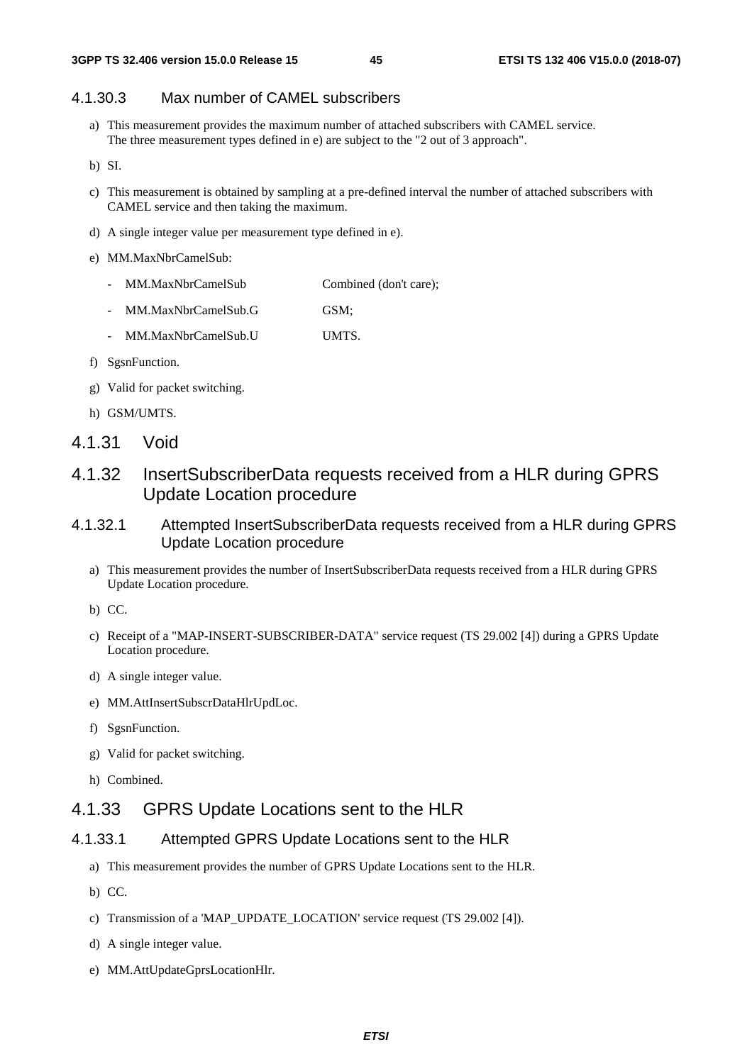#### 4.1.30.3 Max number of CAMEL subscribers

a) This measurement provides the maximum number of attached subscribers with CAMEL service.
The three measurement types defined in e) are subject to the "2 out of 3 approach".

b) SI.

c) This measurement is obtained by sampling at a pre-defined interval the number of attached subscribers with CAMEL service and then taking the maximum.

d) A single integer value per measurement type defined in e).

e) MM.MaxNbrCamelSub:

- MM.MaxNbrCamelSub        Combined (don't care);
- MM.MaxNbrCamelSub.G        GSM;
- MM.MaxNbrCamelSub.U        UMTS.

f) SgsnFunction.

g) Valid for packet switching.

h) GSM/UMTS.

### 4.1.31 Void

### 4.1.32 InsertSubscriberData requests received from a HLR during GPRS Update Location procedure

#### 4.1.32.1 Attempted InsertSubscriberData requests received from a HLR during GPRS Update Location procedure

a) This measurement provides the number of InsertSubscriberData requests received from a HLR during GPRS Update Location procedure.

b) CC.

c) Receipt of a "MAP-INSERT-SUBSCRIBER-DATA" service request (TS 29.002 [4]) during a GPRS Update Location procedure.

d) A single integer value.

e) MM.AttInsertSubscrDataHlrUpdLoc.

f) SgsnFunction.

g) Valid for packet switching.

h) Combined.

### 4.1.33 GPRS Update Locations sent to the HLR

#### 4.1.33.1 Attempted GPRS Update Locations sent to the HLR

a) This measurement provides the number of GPRS Update Locations sent to the HLR.

b) CC.

c) Transmission of a 'MAP_UPDATE_LOCATION' service request (TS 29.002 [4]).

d) A single integer value.

e) MM.AttUpdateGprsLocationHlr.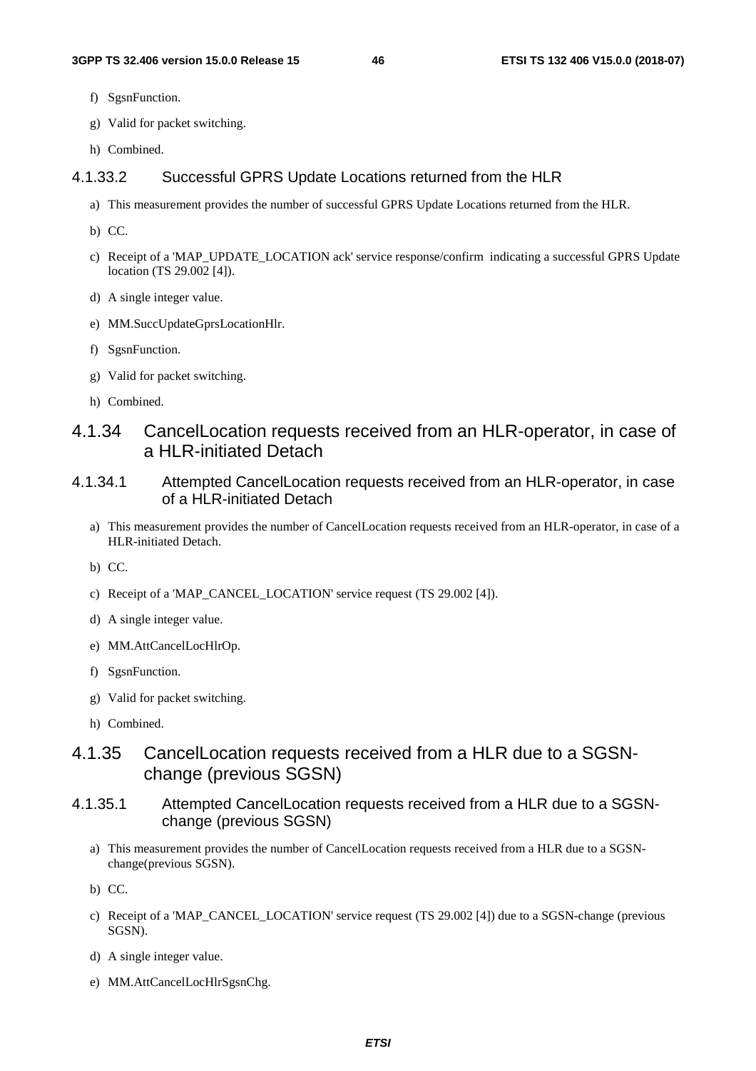f) SgsnFunction.

g) Valid for packet switching.

h) Combined.

#### 4.1.33.2 Successful GPRS Update Locations returned from the HLR

a) This measurement provides the number of successful GPRS Update Locations returned from the HLR.

b) CC.

c) Receipt of a 'MAP_UPDATE_LOCATION ack' service response/confirm indicating a successful GPRS Update location (TS 29.002 [4]).

d) A single integer value.

e) MM.SuccUpdateGprsLocationHlr.

f) SgsnFunction.

g) Valid for packet switching.

h) Combined.

### 4.1.34 CancelLocation requests received from an HLR-operator, in case of a HLR-initiated Detach

#### 4.1.34.1 Attempted CancelLocation requests received from an HLR-operator, in case of a HLR-initiated Detach

a) This measurement provides the number of CancelLocation requests received from an HLR-operator, in case of a HLR-initiated Detach.

b) CC.

c) Receipt of a 'MAP_CANCEL_LOCATION' service request (TS 29.002 [4]).

d) A single integer value.

e) MM.AttCancelLocHlrOp.

f) SgsnFunction.

g) Valid for packet switching.

h) Combined.

### 4.1.35 CancelLocation requests received from a HLR due to a SGSN-change (previous SGSN)

#### 4.1.35.1 Attempted CancelLocation requests received from a HLR due to a SGSN-change (previous SGSN)

a) This measurement provides the number of CancelLocation requests received from a HLR due to a SGSN-change(previous SGSN).

b) CC.

c) Receipt of a 'MAP_CANCEL_LOCATION' service request (TS 29.002 [4]) due to a SGSN-change (previous SGSN).

d) A single integer value.

e) MM.AttCancelLocHlrSgsnChg.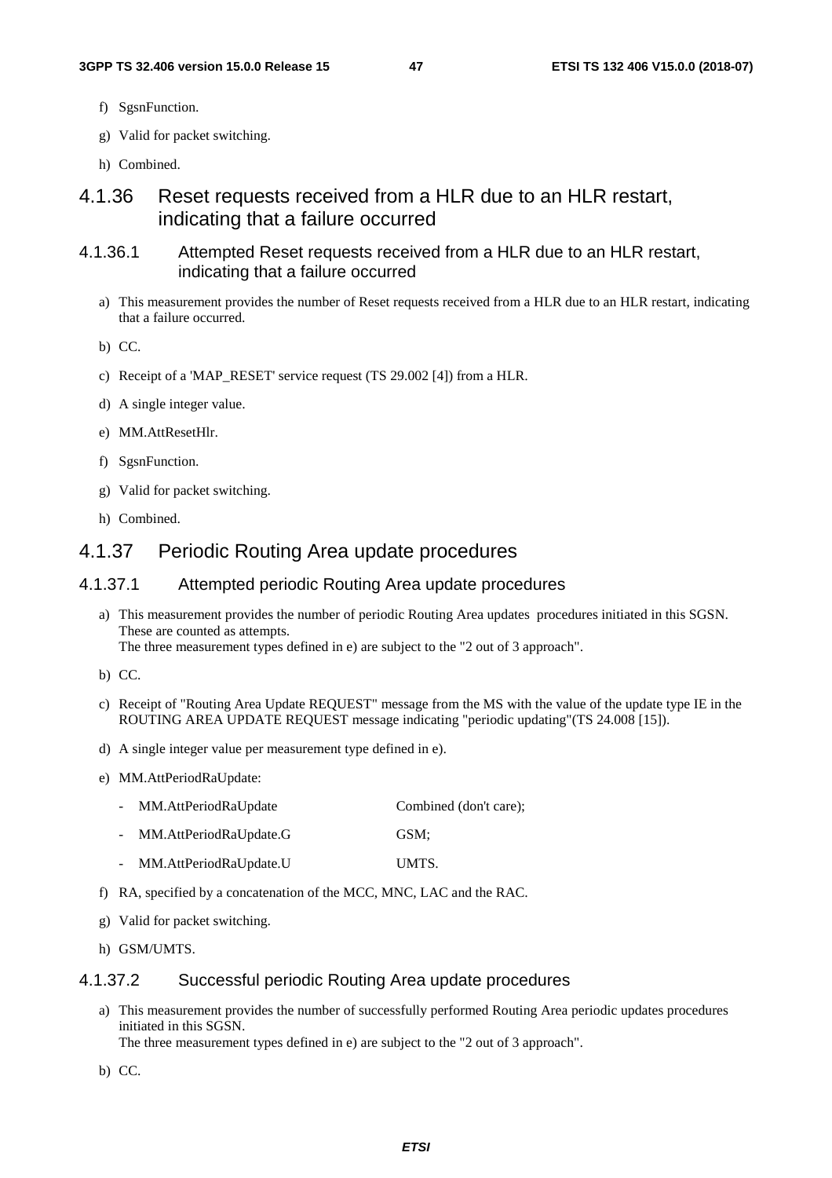f) SgsnFunction.

g) Valid for packet switching.

h) Combined.

## 4.1.36 Reset requests received from a HLR due to an HLR restart, indicating that a failure occurred

### 4.1.36.1 Attempted Reset requests received from a HLR due to an HLR restart, indicating that a failure occurred

a) This measurement provides the number of Reset requests received from a HLR due to an HLR restart, indicating that a failure occurred.

b) CC.

c) Receipt of a 'MAP_RESET' service request (TS 29.002 [4]) from a HLR.

d) A single integer value.

e) MM.AttResetHlr.

f) SgsnFunction.

g) Valid for packet switching.

h) Combined.

## 4.1.37 Periodic Routing Area update procedures

### 4.1.37.1 Attempted periodic Routing Area update procedures

a) This measurement provides the number of periodic Routing Area updates procedures initiated in this SGSN. These are counted as attempts.
The three measurement types defined in e) are subject to the "2 out of 3 approach".

b) CC.

c) Receipt of "Routing Area Update REQUEST" message from the MS with the value of the update type IE in the ROUTING AREA UPDATE REQUEST message indicating "periodic updating"(TS 24.008 [15]).

d) A single integer value per measurement type defined in e).

e) MM.AttPeriodRaUpdate:

- MM.AttPeriodRaUpdate Combined (don't care);
- MM.AttPeriodRaUpdate.G GSM;
- MM.AttPeriodRaUpdate.U UMTS.

f) RA, specified by a concatenation of the MCC, MNC, LAC and the RAC.

g) Valid for packet switching.

h) GSM/UMTS.

### 4.1.37.2 Successful periodic Routing Area update procedures

a) This measurement provides the number of successfully performed Routing Area periodic updates procedures initiated in this SGSN.
The three measurement types defined in e) are subject to the "2 out of 3 approach".

b) CC.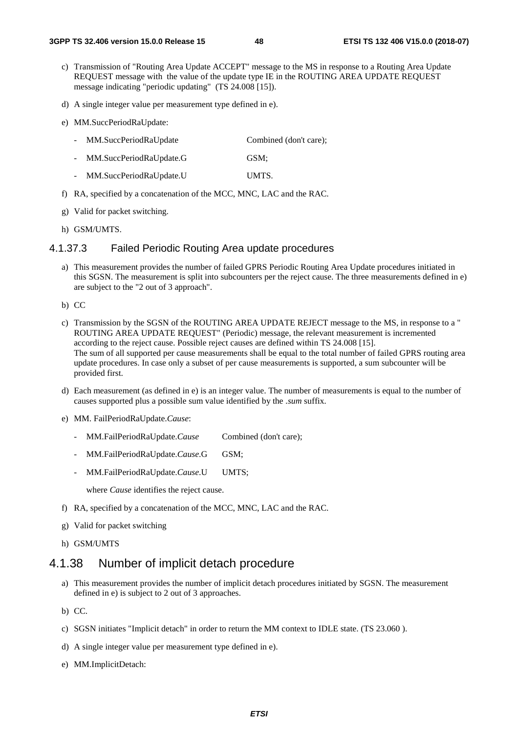c) Transmission of "Routing Area Update ACCEPT" message to the MS in response to a Routing Area Update REQUEST message with the value of the update type IE in the ROUTING AREA UPDATE REQUEST message indicating "periodic updating" (TS 24.008 [15]).

d) A single integer value per measurement type defined in e).

e) MM.SuccPeriodRaUpdate:

- MM.SuccPeriodRaUpdate Combined (don't care);
- MM.SuccPeriodRaUpdate.G GSM;
- MM.SuccPeriodRaUpdate.U UMTS.

f) RA, specified by a concatenation of the MCC, MNC, LAC and the RAC.

g) Valid for packet switching.

h) GSM/UMTS.

#### 4.1.37.3 Failed Periodic Routing Area update procedures

a) This measurement provides the number of failed GPRS Periodic Routing Area Update procedures initiated in this SGSN. The measurement is split into subcounters per the reject cause. The three measurements defined in e) are subject to the "2 out of 3 approach".

b) CC

c) Transmission by the SGSN of the ROUTING AREA UPDATE REJECT message to the MS, in response to a " ROUTING AREA UPDATE REQUEST" (Periodic) message, the relevant measurement is incremented according to the reject cause. Possible reject causes are defined within TS 24.008 [15].
The sum of all supported per cause measurements shall be equal to the total number of failed GPRS routing area update procedures. In case only a subset of per cause measurements is supported, a sum subcounter will be provided first.

d) Each measurement (as defined in e) is an integer value. The number of measurements is equal to the number of causes supported plus a possible sum value identified by the *.sum* suffix.

e) MM. FailPeriodRaUpdate.*Cause*:

- MM.FailPeriodRaUpdate.*Cause* Combined (don't care);
- MM.FailPeriodRaUpdate.*Cause*.G GSM;
- MM.FailPeriodRaUpdate.*Cause*.U UMTS;

 where *Cause* identifies the reject cause.

f) RA, specified by a concatenation of the MCC, MNC, LAC and the RAC.

g) Valid for packet switching

h) GSM/UMTS

### 4.1.38 Number of implicit detach procedure

a) This measurement provides the number of implicit detach procedures initiated by SGSN. The measurement defined in e) is subject to 2 out of 3 approaches.

b) CC.

c) SGSN initiates "Implicit detach" in order to return the MM context to IDLE state. (TS 23.060 ).

d) A single integer value per measurement type defined in e).

e) MM.ImplicitDetach: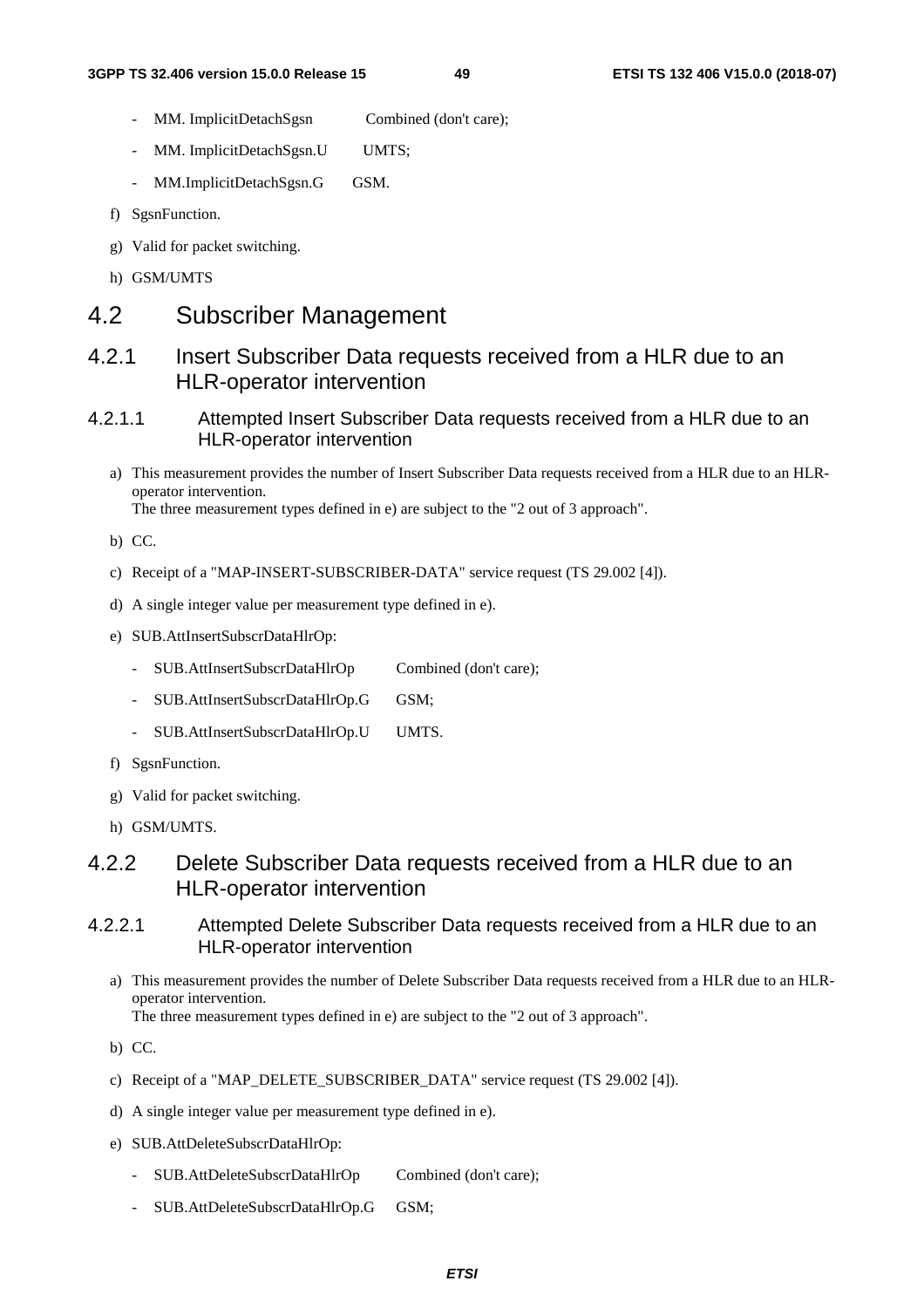- MM. ImplicitDetachSgsn Combined (don't care);
- MM. ImplicitDetachSgsn.U UMTS;
- MM.ImplicitDetachSgsn.G GSM.

f) SgsnFunction.

g) Valid for packet switching.

h) GSM/UMTS

# 4.2 Subscriber Management

## 4.2.1 Insert Subscriber Data requests received from a HLR due to an HLR-operator intervention

### 4.2.1.1 Attempted Insert Subscriber Data requests received from a HLR due to an HLR-operator intervention

a) This measurement provides the number of Insert Subscriber Data requests received from a HLR due to an HLR-operator intervention.
The three measurement types defined in e) are subject to the "2 out of 3 approach".

b) CC.

c) Receipt of a "MAP-INSERT-SUBSCRIBER-DATA" service request (TS 29.002 [4]).

d) A single integer value per measurement type defined in e).

e) SUB.AttInsertSubscrDataHlrOp:

- SUB.AttInsertSubscrDataHlrOp Combined (don't care);
- SUB.AttInsertSubscrDataHlrOp.G GSM;
- SUB.AttInsertSubscrDataHlrOp.U UMTS.

f) SgsnFunction.

g) Valid for packet switching.

h) GSM/UMTS.

## 4.2.2 Delete Subscriber Data requests received from a HLR due to an HLR-operator intervention

### 4.2.2.1 Attempted Delete Subscriber Data requests received from a HLR due to an HLR-operator intervention

a) This measurement provides the number of Delete Subscriber Data requests received from a HLR due to an HLR-operator intervention.
The three measurement types defined in e) are subject to the "2 out of 3 approach".

b) CC.

c) Receipt of a "MAP_DELETE_SUBSCRIBER_DATA" service request (TS 29.002 [4]).

d) A single integer value per measurement type defined in e).

e) SUB.AttDeleteSubscrDataHlrOp:

- SUB.AttDeleteSubscrDataHlrOp Combined (don't care);
- SUB.AttDeleteSubscrDataHlrOp.G GSM;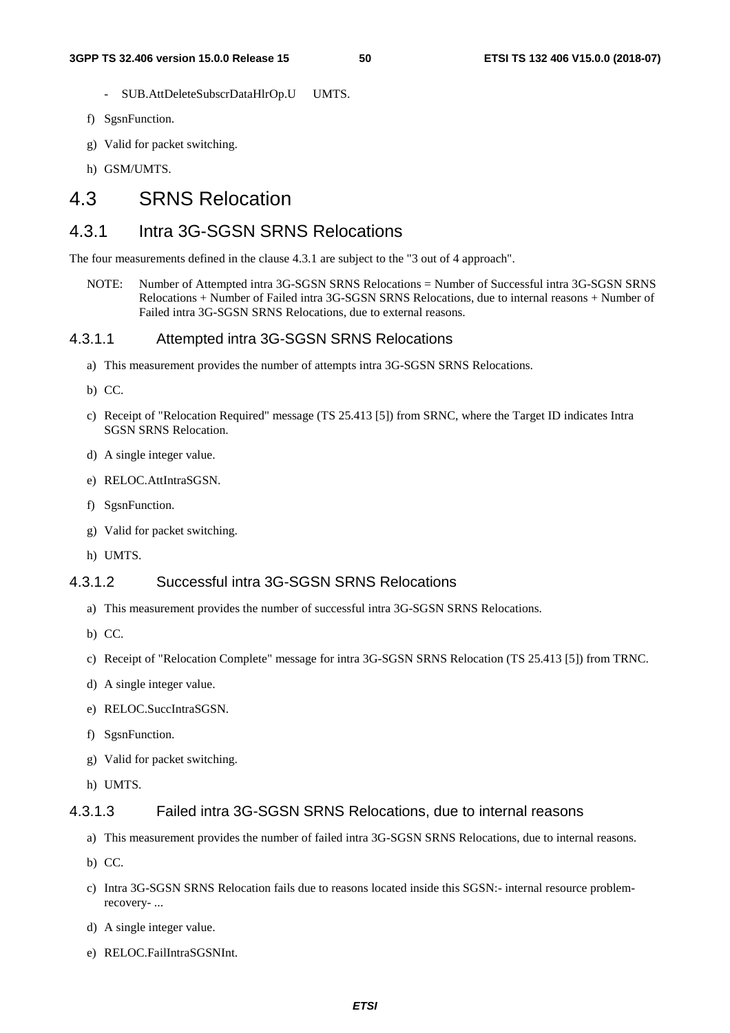- SUB.AttDeleteSubscrDataHlrOp.U UMTS.

f) SgsnFunction.

g) Valid for packet switching.

h) GSM/UMTS.

# 4.3 SRNS Relocation

## 4.3.1 Intra 3G-SGSN SRNS Relocations

The four measurements defined in the clause 4.3.1 are subject to the "3 out of 4 approach".

NOTE: Number of Attempted intra 3G-SGSN SRNS Relocations = Number of Successful intra 3G-SGSN SRNS Relocations + Number of Failed intra 3G-SGSN SRNS Relocations, due to internal reasons + Number of Failed intra 3G-SGSN SRNS Relocations, due to external reasons.

### 4.3.1.1 Attempted intra 3G-SGSN SRNS Relocations

a) This measurement provides the number of attempts intra 3G-SGSN SRNS Relocations.

b) CC.

c) Receipt of "Relocation Required" message (TS 25.413 [5]) from SRNC, where the Target ID indicates Intra SGSN SRNS Relocation.

d) A single integer value.

e) RELOC.AttIntraSGSN.

f) SgsnFunction.

g) Valid for packet switching.

h) UMTS.

### 4.3.1.2 Successful intra 3G-SGSN SRNS Relocations

a) This measurement provides the number of successful intra 3G-SGSN SRNS Relocations.

b) CC.

c) Receipt of "Relocation Complete" message for intra 3G-SGSN SRNS Relocation (TS 25.413 [5]) from TRNC.

d) A single integer value.

e) RELOC.SuccIntraSGSN.

f) SgsnFunction.

g) Valid for packet switching.

h) UMTS.

### 4.3.1.3 Failed intra 3G-SGSN SRNS Relocations, due to internal reasons

a) This measurement provides the number of failed intra 3G-SGSN SRNS Relocations, due to internal reasons.

b) CC.

c) Intra 3G-SGSN SRNS Relocation fails due to reasons located inside this SGSN:- internal resource problem- recovery- ...

d) A single integer value.

e) RELOC.FailIntraSGSNInt.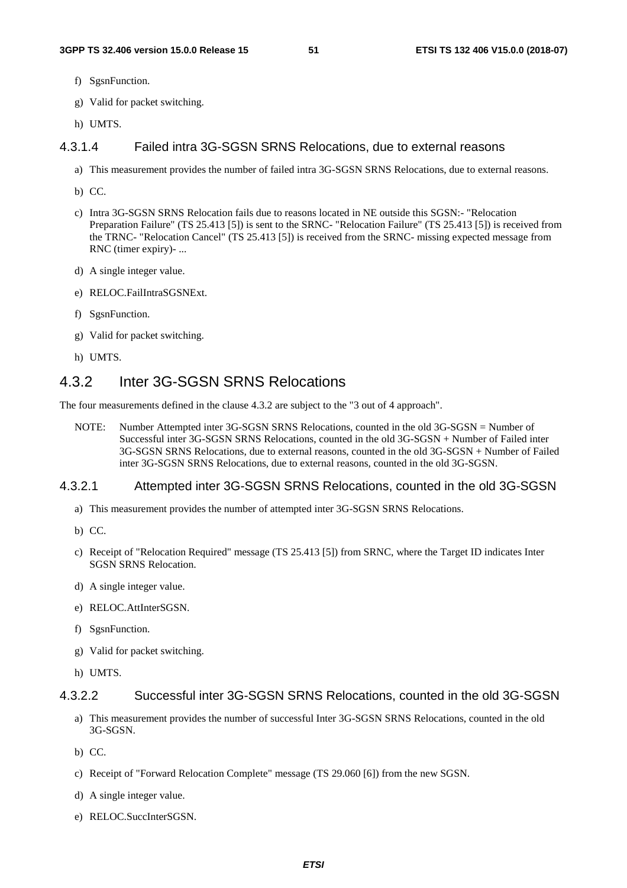f) SgsnFunction.

g) Valid for packet switching.

h) UMTS.

#### 4.3.1.4 Failed intra 3G-SGSN SRNS Relocations, due to external reasons

a) This measurement provides the number of failed intra 3G-SGSN SRNS Relocations, due to external reasons.

b) CC.

c) Intra 3G-SGSN SRNS Relocation fails due to reasons located in NE outside this SGSN:- "Relocation Preparation Failure" (TS 25.413 [5]) is sent to the SRNC- "Relocation Failure" (TS 25.413 [5]) is received from the TRNC- "Relocation Cancel" (TS 25.413 [5]) is received from the SRNC- missing expected message from RNC (timer expiry)- ...

d) A single integer value.

e) RELOC.FailIntraSGSNExt.

f) SgsnFunction.

g) Valid for packet switching.

h) UMTS.

### 4.3.2 Inter 3G-SGSN SRNS Relocations

The four measurements defined in the clause 4.3.2 are subject to the "3 out of 4 approach".

NOTE: Number Attempted inter 3G-SGSN SRNS Relocations, counted in the old 3G-SGSN = Number of Successful inter 3G-SGSN SRNS Relocations, counted in the old 3G-SGSN + Number of Failed inter 3G-SGSN SRNS Relocations, due to external reasons, counted in the old 3G-SGSN + Number of Failed inter 3G-SGSN SRNS Relocations, due to external reasons, counted in the old 3G-SGSN.

#### 4.3.2.1 Attempted inter 3G-SGSN SRNS Relocations, counted in the old 3G-SGSN

a) This measurement provides the number of attempted inter 3G-SGSN SRNS Relocations.

b) CC.

c) Receipt of "Relocation Required" message (TS 25.413 [5]) from SRNC, where the Target ID indicates Inter SGSN SRNS Relocation.

d) A single integer value.

e) RELOC.AttInterSGSN.

f) SgsnFunction.

g) Valid for packet switching.

h) UMTS.

#### 4.3.2.2 Successful inter 3G-SGSN SRNS Relocations, counted in the old 3G-SGSN

a) This measurement provides the number of successful Inter 3G-SGSN SRNS Relocations, counted in the old 3G-SGSN.

b) CC.

c) Receipt of "Forward Relocation Complete" message (TS 29.060 [6]) from the new SGSN.

d) A single integer value.

e) RELOC.SuccInterSGSN.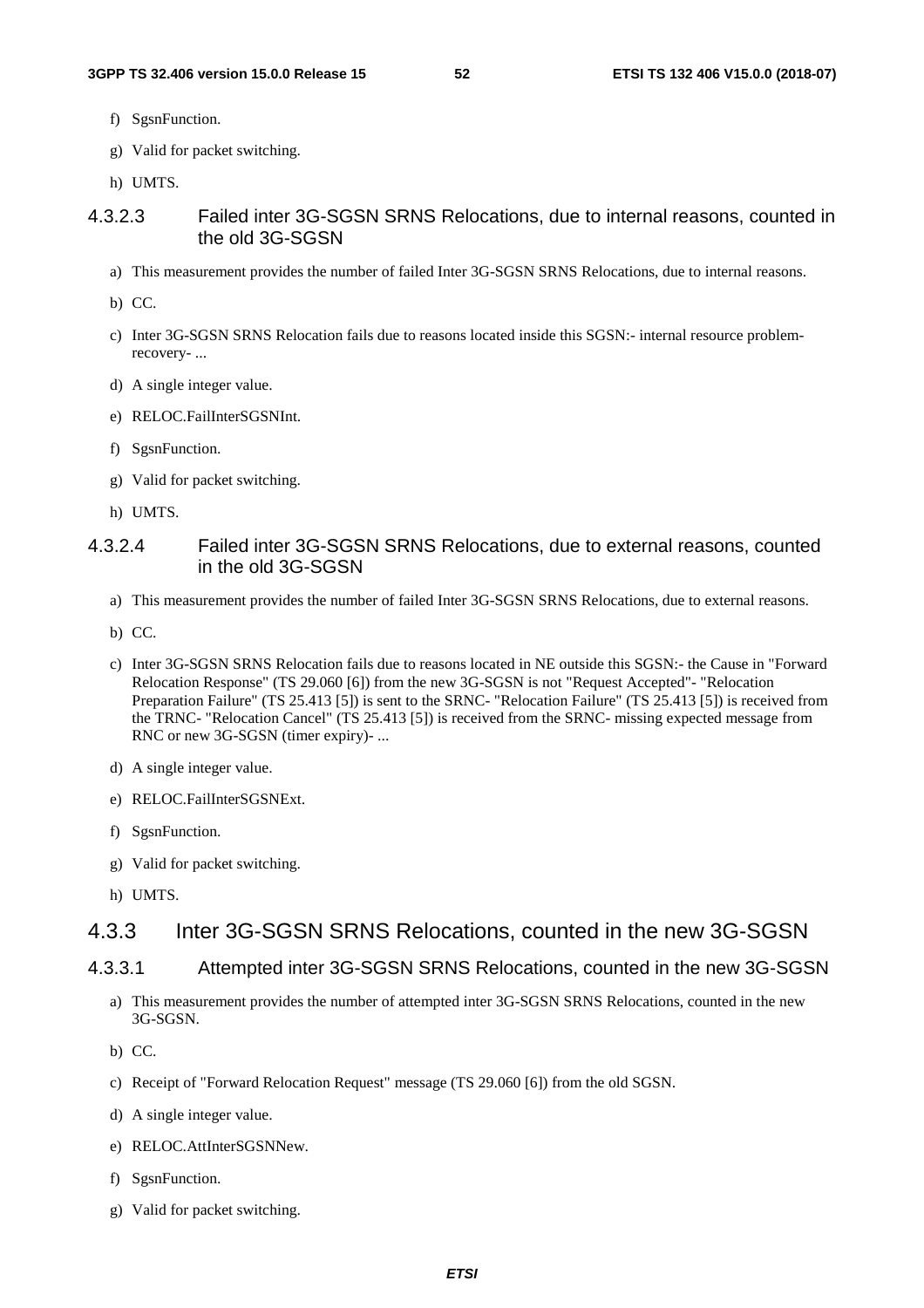f) SgsnFunction.

g) Valid for packet switching.

h) UMTS.

#### 4.3.2.3 Failed inter 3G-SGSN SRNS Relocations, due to internal reasons, counted in the old 3G-SGSN

a) This measurement provides the number of failed Inter 3G-SGSN SRNS Relocations, due to internal reasons.

b) CC.

c) Inter 3G-SGSN SRNS Relocation fails due to reasons located inside this SGSN:- internal resource problem- recovery- ...

d) A single integer value.

e) RELOC.FailInterSGSNInt.

f) SgsnFunction.

g) Valid for packet switching.

h) UMTS.

#### 4.3.2.4 Failed inter 3G-SGSN SRNS Relocations, due to external reasons, counted in the old 3G-SGSN

a) This measurement provides the number of failed Inter 3G-SGSN SRNS Relocations, due to external reasons.

b) CC.

c) Inter 3G-SGSN SRNS Relocation fails due to reasons located in NE outside this SGSN:- the Cause in "Forward Relocation Response" (TS 29.060 [6]) from the new 3G-SGSN is not "Request Accepted"- "Relocation Preparation Failure" (TS 25.413 [5]) is sent to the SRNC- "Relocation Failure" (TS 25.413 [5]) is received from the TRNC- "Relocation Cancel" (TS 25.413 [5]) is received from the SRNC- missing expected message from RNC or new 3G-SGSN (timer expiry)- ...

d) A single integer value.

e) RELOC.FailInterSGSNExt.

f) SgsnFunction.

g) Valid for packet switching.

h) UMTS.

### 4.3.3 Inter 3G-SGSN SRNS Relocations, counted in the new 3G-SGSN

#### 4.3.3.1 Attempted inter 3G-SGSN SRNS Relocations, counted in the new 3G-SGSN

a) This measurement provides the number of attempted inter 3G-SGSN SRNS Relocations, counted in the new 3G-SGSN.

b) CC.

c) Receipt of "Forward Relocation Request" message (TS 29.060 [6]) from the old SGSN.

d) A single integer value.

e) RELOC.AttInterSGSNNew.

f) SgsnFunction.

g) Valid for packet switching.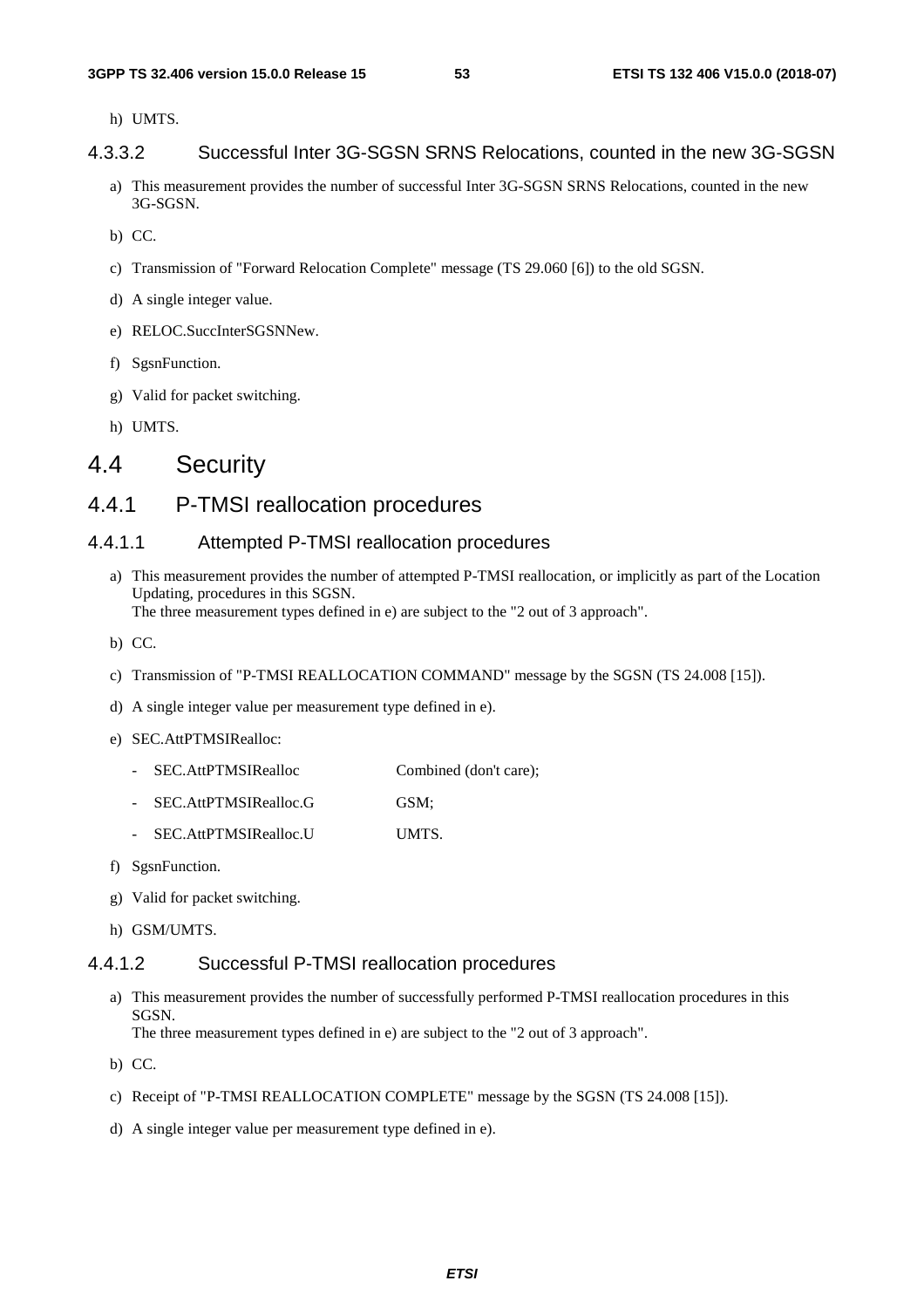h) UMTS.

#### 4.3.3.2 Successful Inter 3G-SGSN SRNS Relocations, counted in the new 3G-SGSN

a) This measurement provides the number of successful Inter 3G-SGSN SRNS Relocations, counted in the new 3G-SGSN.

b) CC.

c) Transmission of "Forward Relocation Complete" message (TS 29.060 [6]) to the old SGSN.

d) A single integer value.

e) RELOC.SuccInterSGSNNew.

f) SgsnFunction.

g) Valid for packet switching.

h) UMTS.

## 4.4 Security

### 4.4.1 P-TMSI reallocation procedures

#### 4.4.1.1 Attempted P-TMSI reallocation procedures

a) This measurement provides the number of attempted P-TMSI reallocation, or implicitly as part of the Location Updating, procedures in this SGSN.
The three measurement types defined in e) are subject to the "2 out of 3 approach".

b) CC.

c) Transmission of "P-TMSI REALLOCATION COMMAND" message by the SGSN (TS 24.008 [15]).

d) A single integer value per measurement type defined in e).

e) SEC.AttPTMSIRealloc:

- SEC.AttPTMSIRealloc Combined (don't care);
- SEC.AttPTMSIRealloc.G GSM;
- SEC.AttPTMSIRealloc.U UMTS.

f) SgsnFunction.

g) Valid for packet switching.

h) GSM/UMTS.

#### 4.4.1.2 Successful P-TMSI reallocation procedures

a) This measurement provides the number of successfully performed P-TMSI reallocation procedures in this SGSN.
The three measurement types defined in e) are subject to the "2 out of 3 approach".

b) CC.

c) Receipt of "P-TMSI REALLOCATION COMPLETE" message by the SGSN (TS 24.008 [15]).

d) A single integer value per measurement type defined in e).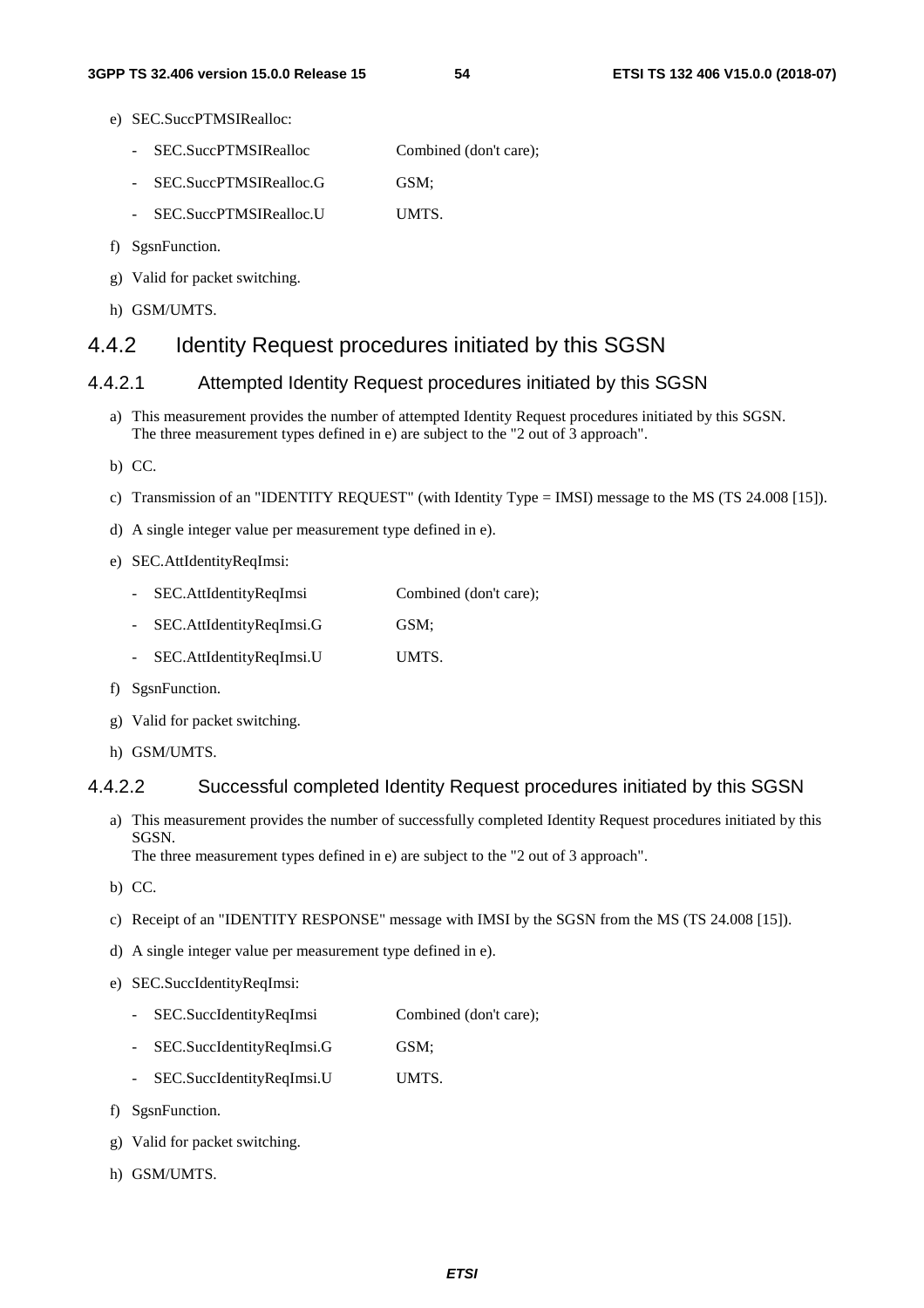e) SEC.SuccPTMSIRealloc:

   - SEC.SuccPTMSIRealloc          Combined (don't care);
   - SEC.SuccPTMSIRealloc.G          GSM;
   - SEC.SuccPTMSIRealloc.U          UMTS.

f) SgsnFunction.

g) Valid for packet switching.

h) GSM/UMTS.

### 4.4.2 Identity Request procedures initiated by this SGSN

#### 4.4.2.1 Attempted Identity Request procedures initiated by this SGSN

a) This measurement provides the number of attempted Identity Request procedures initiated by this SGSN. The three measurement types defined in e) are subject to the "2 out of 3 approach".

b) CC.

c) Transmission of an "IDENTITY REQUEST" (with Identity Type = IMSI) message to the MS (TS 24.008 [15]).

d) A single integer value per measurement type defined in e).

e) SEC.AttIdentityReqImsi:

   - SEC.AttIdentityReqImsi          Combined (don't care);
   - SEC.AttIdentityReqImsi.G          GSM;
   - SEC.AttIdentityReqImsi.U          UMTS.

f) SgsnFunction.

g) Valid for packet switching.

h) GSM/UMTS.

#### 4.4.2.2 Successful completed Identity Request procedures initiated by this SGSN

a) This measurement provides the number of successfully completed Identity Request procedures initiated by this SGSN.
   The three measurement types defined in e) are subject to the "2 out of 3 approach".

b) CC.

c) Receipt of an "IDENTITY RESPONSE" message with IMSI by the SGSN from the MS (TS 24.008 [15]).

d) A single integer value per measurement type defined in e).

e) SEC.SuccIdentityReqImsi:

   - SEC.SuccIdentityReqImsi          Combined (don't care);
   - SEC.SuccIdentityReqImsi.G          GSM;
   - SEC.SuccIdentityReqImsi.U          UMTS.

f) SgsnFunction.

g) Valid for packet switching.

h) GSM/UMTS.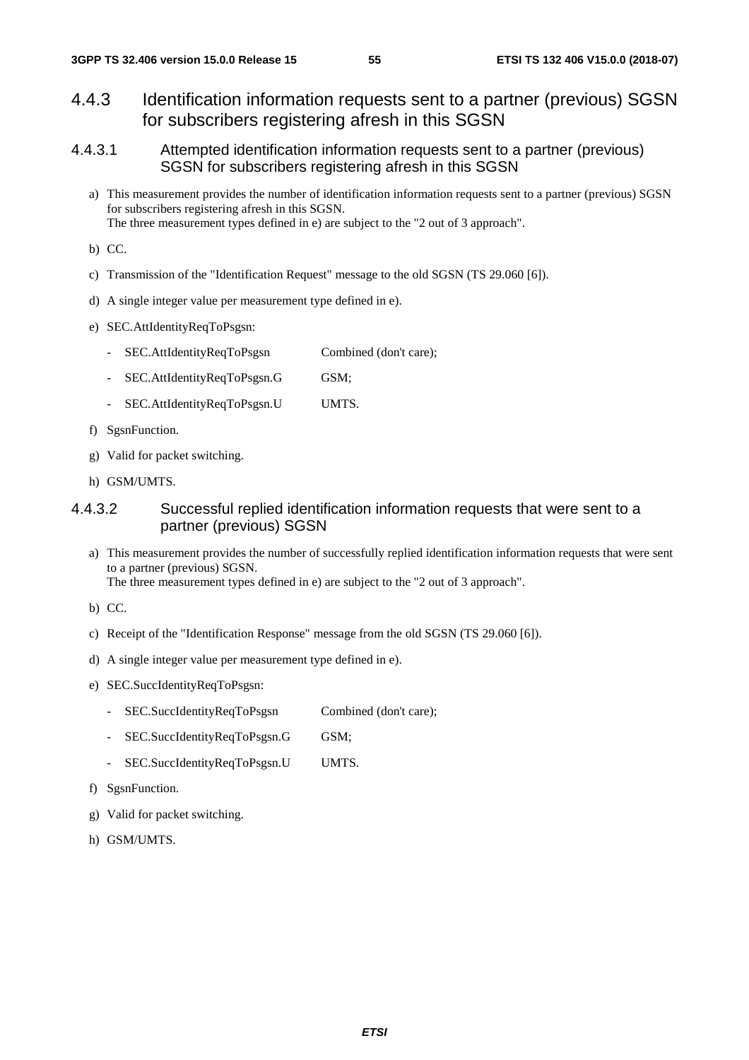## 4.4.3 Identification information requests sent to a partner (previous) SGSN for subscribers registering afresh in this SGSN

### 4.4.3.1 Attempted identification information requests sent to a partner (previous) SGSN for subscribers registering afresh in this SGSN

a) This measurement provides the number of identification information requests sent to a partner (previous) SGSN for subscribers registering afresh in this SGSN.
The three measurement types defined in e) are subject to the "2 out of 3 approach".

b) CC.

c) Transmission of the "Identification Request" message to the old SGSN (TS 29.060 [6]).

d) A single integer value per measurement type defined in e).

e) SEC.AttIdentityReqToPsgsn:

- SEC.AttIdentityReqToPsgsn Combined (don't care);
- SEC.AttIdentityReqToPsgsn.G GSM;
- SEC.AttIdentityReqToPsgsn.U UMTS.

f) SgsnFunction.

g) Valid for packet switching.

h) GSM/UMTS.

### 4.4.3.2 Successful replied identification information requests that were sent to a partner (previous) SGSN

a) This measurement provides the number of successfully replied identification information requests that were sent to a partner (previous) SGSN.
The three measurement types defined in e) are subject to the "2 out of 3 approach".

b) CC.

c) Receipt of the "Identification Response" message from the old SGSN (TS 29.060 [6]).

d) A single integer value per measurement type defined in e).

e) SEC.SuccIdentityReqToPsgsn:

- SEC.SuccIdentityReqToPsgsn Combined (don't care);
- SEC.SuccIdentityReqToPsgsn.G GSM;
- SEC.SuccIdentityReqToPsgsn.U UMTS.

f) SgsnFunction.

g) Valid for packet switching.

h) GSM/UMTS.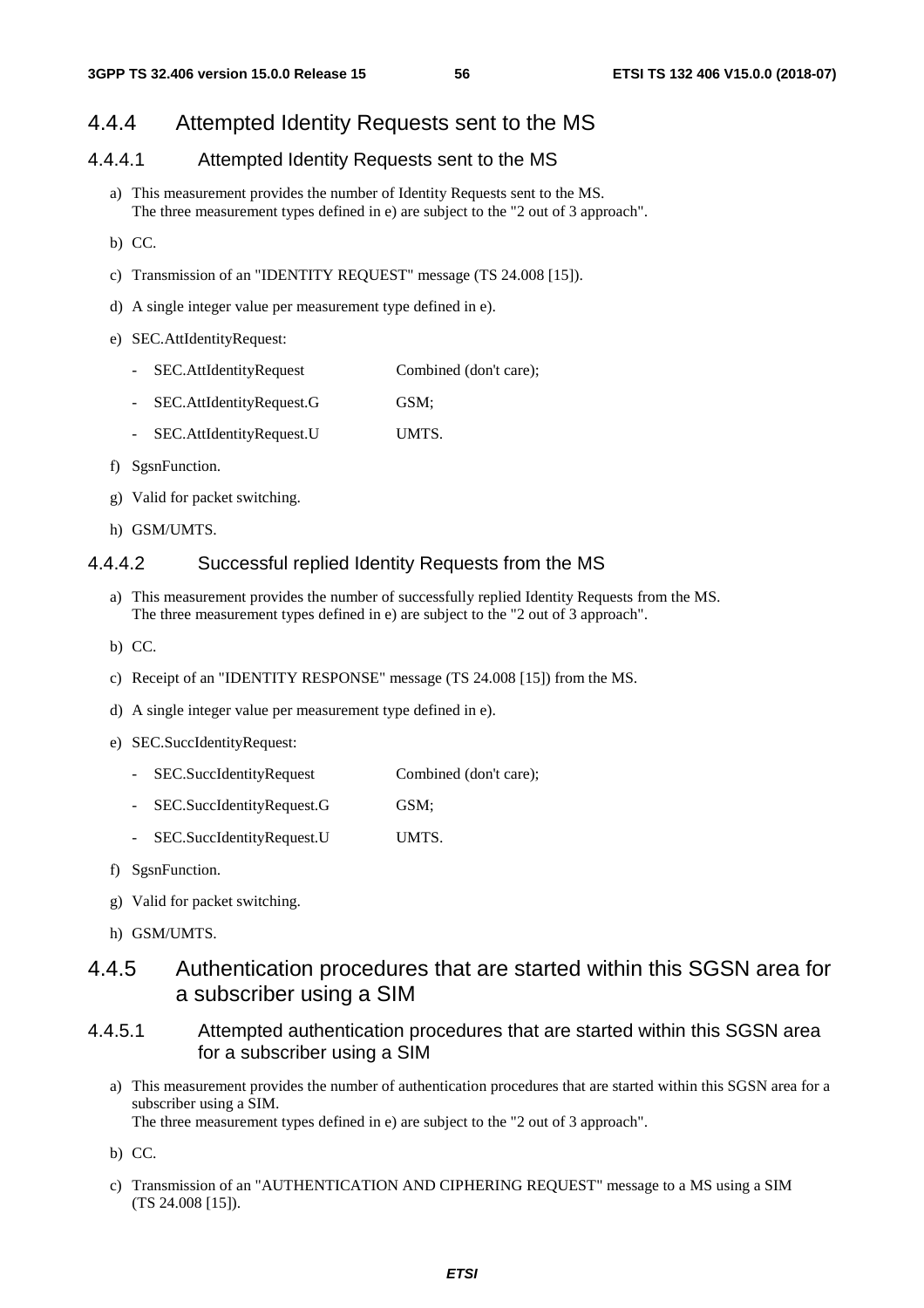### 4.4.4 Attempted Identity Requests sent to the MS

#### 4.4.4.1 Attempted Identity Requests sent to the MS

a) This measurement provides the number of Identity Requests sent to the MS.
 The three measurement types defined in e) are subject to the "2 out of 3 approach".

b) CC.

c) Transmission of an "IDENTITY REQUEST" message (TS 24.008 [15]).

d) A single integer value per measurement type defined in e).

e) SEC.AttIdentityRequest:

   - SEC.AttIdentityRequest Combined (don't care);
   - SEC.AttIdentityRequest.G GSM;
   - SEC.AttIdentityRequest.U UMTS.

f) SgsnFunction.

g) Valid for packet switching.

h) GSM/UMTS.

#### 4.4.4.2 Successful replied Identity Requests from the MS

a) This measurement provides the number of successfully replied Identity Requests from the MS.
 The three measurement types defined in e) are subject to the "2 out of 3 approach".

b) CC.

c) Receipt of an "IDENTITY RESPONSE" message (TS 24.008 [15]) from the MS.

d) A single integer value per measurement type defined in e).

e) SEC.SuccIdentityRequest:

   - SEC.SuccIdentityRequest Combined (don't care);
   - SEC.SuccIdentityRequest.G GSM;
   - SEC.SuccIdentityRequest.U UMTS.

f) SgsnFunction.

g) Valid for packet switching.

h) GSM/UMTS.

### 4.4.5 Authentication procedures that are started within this SGSN area for a subscriber using a SIM

#### 4.4.5.1 Attempted authentication procedures that are started within this SGSN area for a subscriber using a SIM

a) This measurement provides the number of authentication procedures that are started within this SGSN area for a subscriber using a SIM.
 The three measurement types defined in e) are subject to the "2 out of 3 approach".

b) CC.

c) Transmission of an "AUTHENTICATION AND CIPHERING REQUEST" message to a MS using a SIM (TS 24.008 [15]).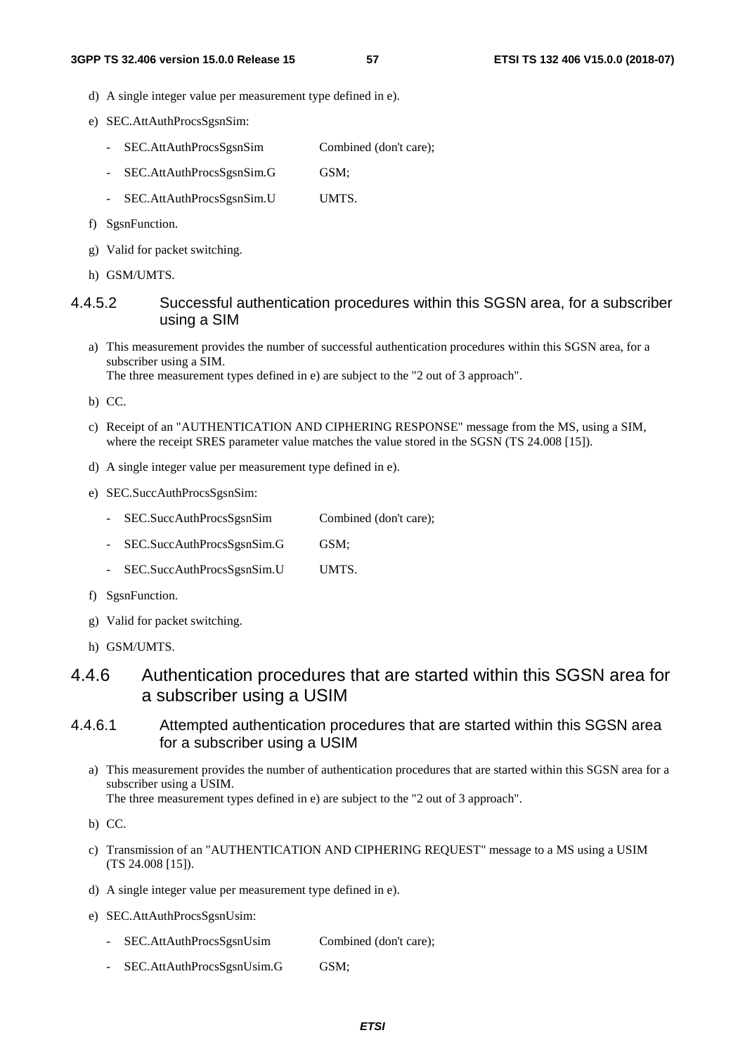d) A single integer value per measurement type defined in e).

e) SEC.AttAuthProcsSgsnSim:

- SEC.AttAuthProcsSgsnSim Combined (don't care);
- SEC.AttAuthProcsSgsnSim.G GSM;
- SEC.AttAuthProcsSgsnSim.U UMTS.

f) SgsnFunction.

g) Valid for packet switching.

h) GSM/UMTS.

#### 4.4.5.2 Successful authentication procedures within this SGSN area, for a subscriber using a SIM

a) This measurement provides the number of successful authentication procedures within this SGSN area, for a subscriber using a SIM.
The three measurement types defined in e) are subject to the "2 out of 3 approach".

b) CC.

c) Receipt of an "AUTHENTICATION AND CIPHERING RESPONSE" message from the MS, using a SIM, where the receipt SRES parameter value matches the value stored in the SGSN (TS 24.008 [15]).

d) A single integer value per measurement type defined in e).

e) SEC.SuccAuthProcsSgsnSim:

- SEC.SuccAuthProcsSgsnSim Combined (don't care);
- SEC.SuccAuthProcsSgsnSim.G GSM;
- SEC.SuccAuthProcsSgsnSim.U UMTS.

f) SgsnFunction.

g) Valid for packet switching.

h) GSM/UMTS.

### 4.4.6 Authentication procedures that are started within this SGSN area for a subscriber using a USIM

#### 4.4.6.1 Attempted authentication procedures that are started within this SGSN area for a subscriber using a USIM

a) This measurement provides the number of authentication procedures that are started within this SGSN area for a subscriber using a USIM.
The three measurement types defined in e) are subject to the "2 out of 3 approach".

b) CC.

c) Transmission of an "AUTHENTICATION AND CIPHERING REQUEST" message to a MS using a USIM (TS 24.008 [15]).

d) A single integer value per measurement type defined in e).

e) SEC.AttAuthProcsSgsnUsim:

- SEC.AttAuthProcsSgsnUsim Combined (don't care);
- SEC.AttAuthProcsSgsnUsim.G GSM;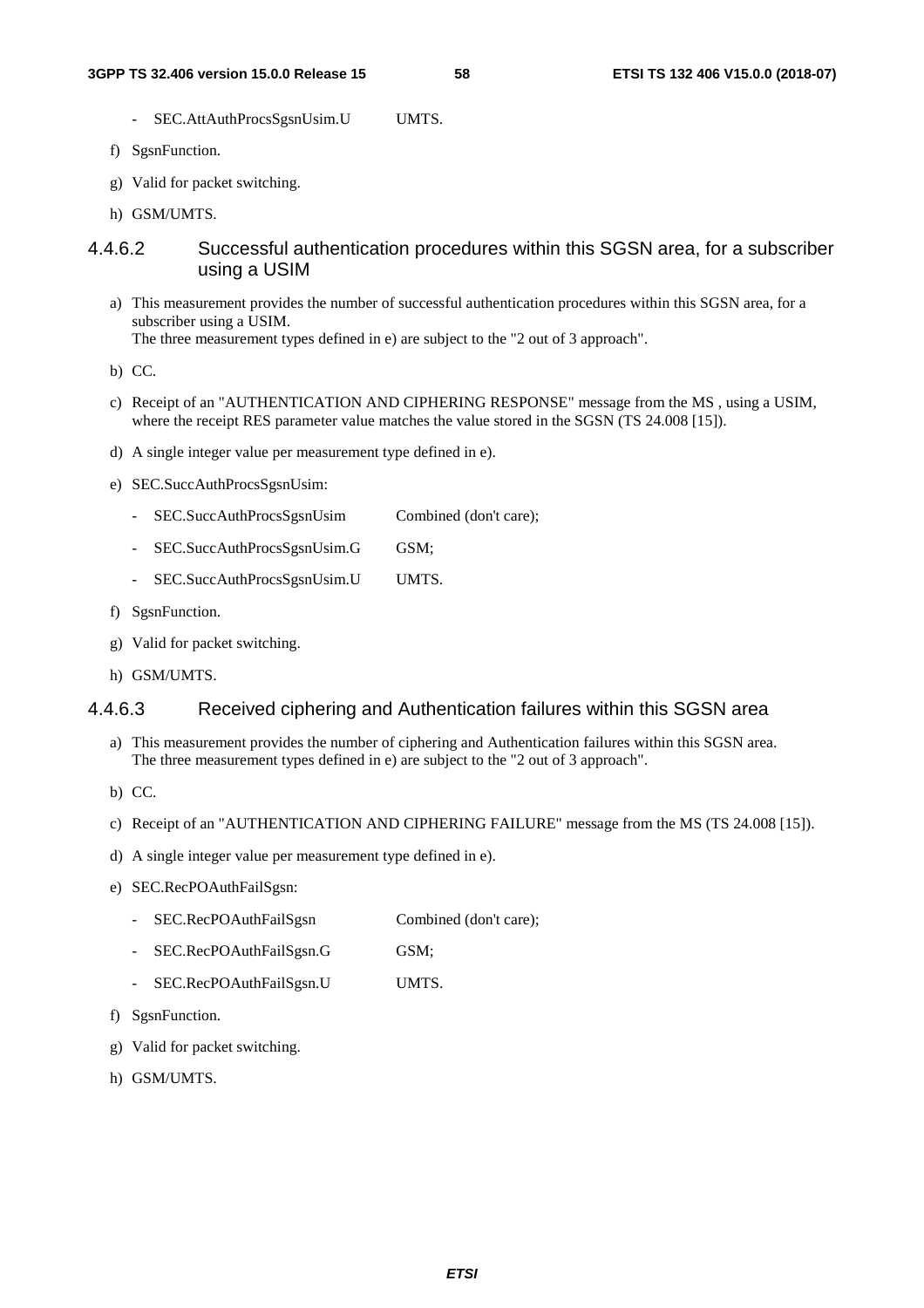- SEC.AttAuthProcsSgsnUsim.U UMTS.

f) SgsnFunction.

g) Valid for packet switching.

h) GSM/UMTS.

#### 4.4.6.2 Successful authentication procedures within this SGSN area, for a subscriber using a USIM

a) This measurement provides the number of successful authentication procedures within this SGSN area, for a subscriber using a USIM.
The three measurement types defined in e) are subject to the "2 out of 3 approach".

b) CC.

c) Receipt of an "AUTHENTICATION AND CIPHERING RESPONSE" message from the MS , using a USIM, where the receipt RES parameter value matches the value stored in the SGSN (TS 24.008 [15]).

d) A single integer value per measurement type defined in e).

e) SEC.SuccAuthProcsSgsnUsim:

- SEC.SuccAuthProcsSgsnUsim Combined (don't care);
- SEC.SuccAuthProcsSgsnUsim.G GSM;
- SEC.SuccAuthProcsSgsnUsim.U UMTS.

f) SgsnFunction.

g) Valid for packet switching.

h) GSM/UMTS.

#### 4.4.6.3 Received ciphering and Authentication failures within this SGSN area

a) This measurement provides the number of ciphering and Authentication failures within this SGSN area.
The three measurement types defined in e) are subject to the "2 out of 3 approach".

b) CC.

c) Receipt of an "AUTHENTICATION AND CIPHERING FAILURE" message from the MS (TS 24.008 [15]).

d) A single integer value per measurement type defined in e).

e) SEC.RecPOAuthFailSgsn:

- SEC.RecPOAuthFailSgsn Combined (don't care);
- SEC.RecPOAuthFailSgsn.G GSM;
- SEC.RecPOAuthFailSgsn.U UMTS.

f) SgsnFunction.

g) Valid for packet switching.

h) GSM/UMTS.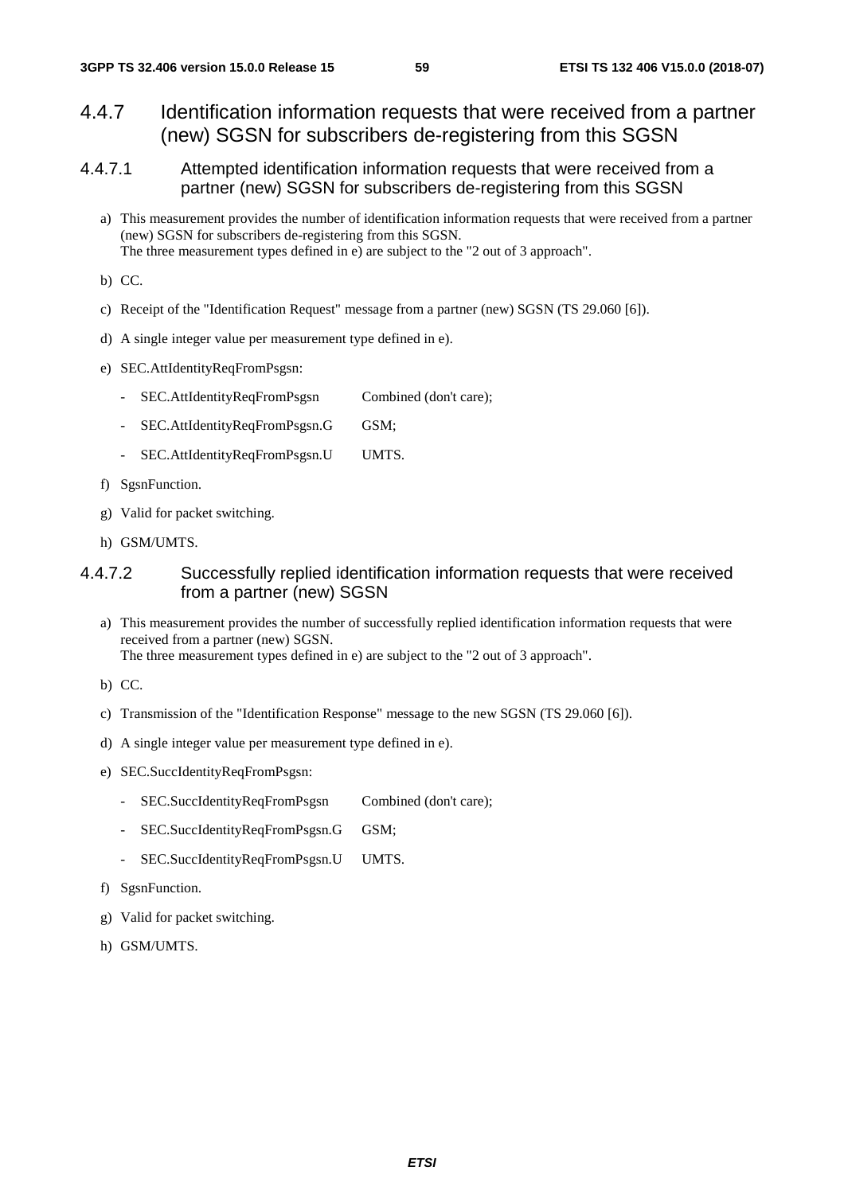### 4.4.7 Identification information requests that were received from a partner (new) SGSN for subscribers de-registering from this SGSN

#### 4.4.7.1 Attempted identification information requests that were received from a partner (new) SGSN for subscribers de-registering from this SGSN

a) This measurement provides the number of identification information requests that were received from a partner (new) SGSN for subscribers de-registering from this SGSN.
 The three measurement types defined in e) are subject to the "2 out of 3 approach".

b) CC.

c) Receipt of the "Identification Request" message from a partner (new) SGSN (TS 29.060 [6]).

d) A single integer value per measurement type defined in e).

e) SEC.AttIdentityReqFromPsgsn:

- SEC.AttIdentityReqFromPsgsn Combined (don't care);
- SEC.AttIdentityReqFromPsgsn.G GSM;
- SEC.AttIdentityReqFromPsgsn.U UMTS.

f) SgsnFunction.

g) Valid for packet switching.

h) GSM/UMTS.

#### 4.4.7.2 Successfully replied identification information requests that were received from a partner (new) SGSN

a) This measurement provides the number of successfully replied identification information requests that were received from a partner (new) SGSN.
 The three measurement types defined in e) are subject to the "2 out of 3 approach".

b) CC.

c) Transmission of the "Identification Response" message to the new SGSN (TS 29.060 [6]).

d) A single integer value per measurement type defined in e).

e) SEC.SuccIdentityReqFromPsgsn:

- SEC.SuccIdentityReqFromPsgsn Combined (don't care);
- SEC.SuccIdentityReqFromPsgsn.G GSM;
- SEC.SuccIdentityReqFromPsgsn.U UMTS.

f) SgsnFunction.

g) Valid for packet switching.

h) GSM/UMTS.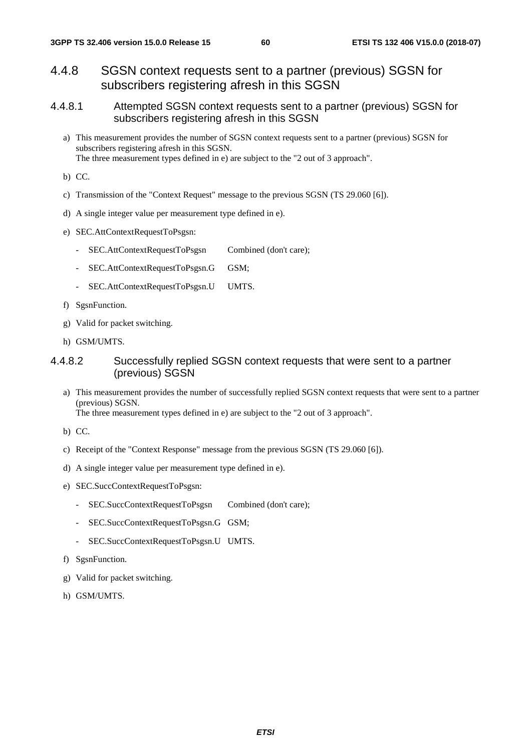### 4.4.8 SGSN context requests sent to a partner (previous) SGSN for subscribers registering afresh in this SGSN

#### 4.4.8.1 Attempted SGSN context requests sent to a partner (previous) SGSN for subscribers registering afresh in this SGSN

a) This measurement provides the number of SGSN context requests sent to a partner (previous) SGSN for subscribers registering afresh in this SGSN.
   The three measurement types defined in e) are subject to the "2 out of 3 approach".

b) CC.

c) Transmission of the "Context Request" message to the previous SGSN (TS 29.060 [6]).

d) A single integer value per measurement type defined in e).

e) SEC.AttContextRequestToPsgsn:

   - SEC.AttContextRequestToPsgsn Combined (don't care);
   - SEC.AttContextRequestToPsgsn.G GSM;
   - SEC.AttContextRequestToPsgsn.U UMTS.

f) SgsnFunction.

g) Valid for packet switching.

h) GSM/UMTS.

#### 4.4.8.2 Successfully replied SGSN context requests that were sent to a partner (previous) SGSN

a) This measurement provides the number of successfully replied SGSN context requests that were sent to a partner (previous) SGSN.
   The three measurement types defined in e) are subject to the "2 out of 3 approach".

b) CC.

c) Receipt of the "Context Response" message from the previous SGSN (TS 29.060 [6]).

d) A single integer value per measurement type defined in e).

e) SEC.SuccContextRequestToPsgsn:

   - SEC.SuccContextRequestToPsgsn Combined (don't care);
   - SEC.SuccContextRequestToPsgsn.G GSM;
   - SEC.SuccContextRequestToPsgsn.U UMTS.

f) SgsnFunction.

g) Valid for packet switching.

h) GSM/UMTS.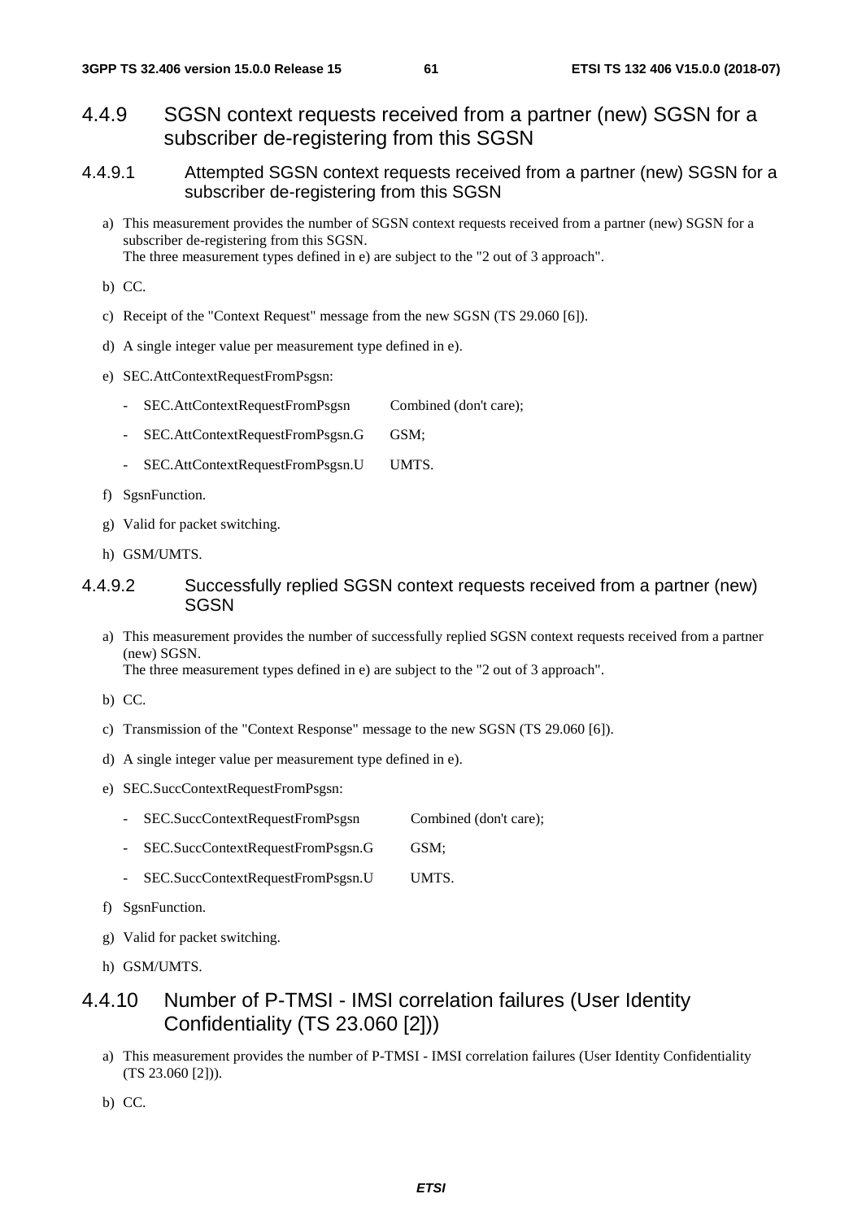### 4.4.9 SGSN context requests received from a partner (new) SGSN for a subscriber de-registering from this SGSN

#### 4.4.9.1 Attempted SGSN context requests received from a partner (new) SGSN for a subscriber de-registering from this SGSN

a) This measurement provides the number of SGSN context requests received from a partner (new) SGSN for a subscriber de-registering from this SGSN.
The three measurement types defined in e) are subject to the "2 out of 3 approach".

b) CC.

c) Receipt of the "Context Request" message from the new SGSN (TS 29.060 [6]).

d) A single integer value per measurement type defined in e).

e) SEC.AttContextRequestFromPsgsn:

- SEC.AttContextRequestFromPsgsn Combined (don't care);
- SEC.AttContextRequestFromPsgsn.G GSM;
- SEC.AttContextRequestFromPsgsn.U UMTS.

f) SgsnFunction.

g) Valid for packet switching.

h) GSM/UMTS.

#### 4.4.9.2 Successfully replied SGSN context requests received from a partner (new) SGSN

a) This measurement provides the number of successfully replied SGSN context requests received from a partner (new) SGSN.
The three measurement types defined in e) are subject to the "2 out of 3 approach".

b) CC.

c) Transmission of the "Context Response" message to the new SGSN (TS 29.060 [6]).

d) A single integer value per measurement type defined in e).

e) SEC.SuccContextRequestFromPsgsn:

- SEC.SuccContextRequestFromPsgsn Combined (don't care);
- SEC.SuccContextRequestFromPsgsn.G GSM;
- SEC.SuccContextRequestFromPsgsn.U UMTS.

f) SgsnFunction.

g) Valid for packet switching.

h) GSM/UMTS.

### 4.4.10 Number of P-TMSI - IMSI correlation failures (User Identity Confidentiality (TS 23.060 [2]))

a) This measurement provides the number of P-TMSI - IMSI correlation failures (User Identity Confidentiality (TS 23.060 [2])).

b) CC.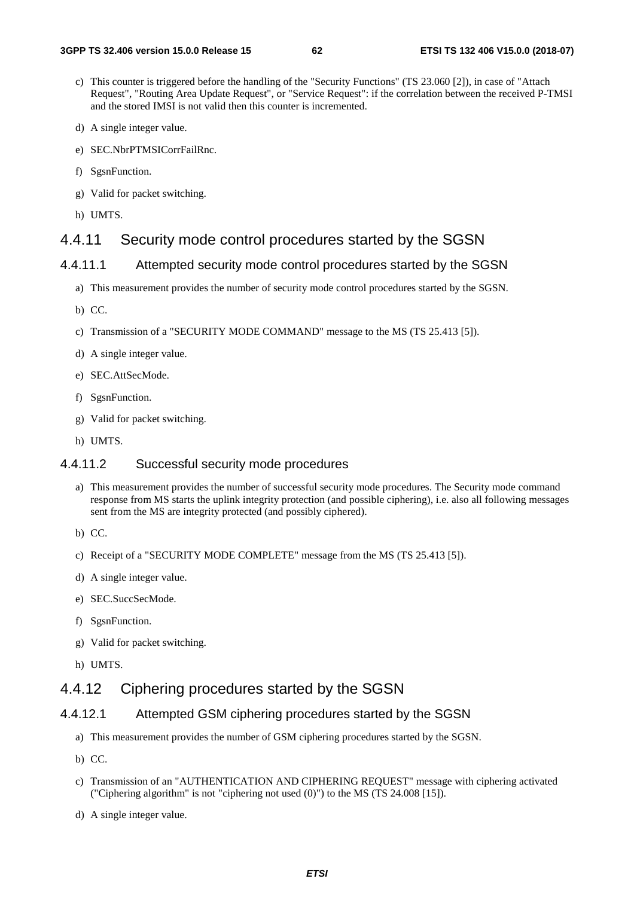c) This counter is triggered before the handling of the "Security Functions" (TS 23.060 [2]), in case of "Attach Request", "Routing Area Update Request", or "Service Request": if the correlation between the received P-TMSI and the stored IMSI is not valid then this counter is incremented.

d) A single integer value.

e) SEC.NbrPTMSICorrFailRnc.

f) SgsnFunction.

g) Valid for packet switching.

h) UMTS.

### 4.4.11 Security mode control procedures started by the SGSN

#### 4.4.11.1 Attempted security mode control procedures started by the SGSN

a) This measurement provides the number of security mode control procedures started by the SGSN.

b) CC.

c) Transmission of a "SECURITY MODE COMMAND" message to the MS (TS 25.413 [5]).

d) A single integer value.

e) SEC.AttSecMode.

f) SgsnFunction.

g) Valid for packet switching.

h) UMTS.

#### 4.4.11.2 Successful security mode procedures

a) This measurement provides the number of successful security mode procedures. The Security mode command response from MS starts the uplink integrity protection (and possible ciphering), i.e. also all following messages sent from the MS are integrity protected (and possibly ciphered).

b) CC.

c) Receipt of a "SECURITY MODE COMPLETE" message from the MS (TS 25.413 [5]).

d) A single integer value.

e) SEC.SuccSecMode.

f) SgsnFunction.

g) Valid for packet switching.

h) UMTS.

### 4.4.12 Ciphering procedures started by the SGSN

#### 4.4.12.1 Attempted GSM ciphering procedures started by the SGSN

a) This measurement provides the number of GSM ciphering procedures started by the SGSN.

b) CC.

c) Transmission of an "AUTHENTICATION AND CIPHERING REQUEST" message with ciphering activated ("Ciphering algorithm" is not "ciphering not used (0)") to the MS (TS 24.008 [15]).

d) A single integer value.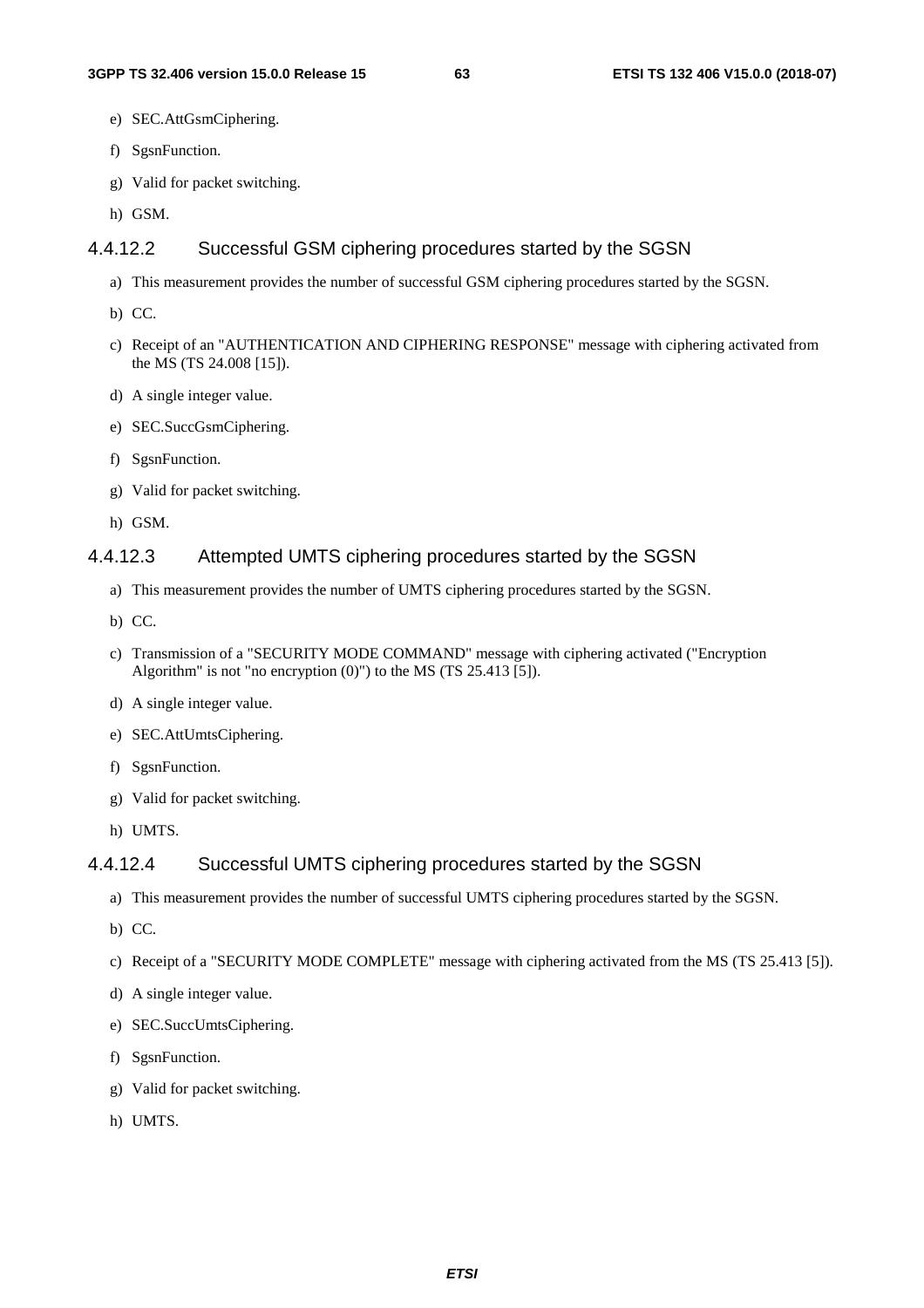e) SEC.AttGsmCiphering.

f) SgsnFunction.

g) Valid for packet switching.

h) GSM.

#### 4.4.12.2 Successful GSM ciphering procedures started by the SGSN

a) This measurement provides the number of successful GSM ciphering procedures started by the SGSN.

b) CC.

c) Receipt of an "AUTHENTICATION AND CIPHERING RESPONSE" message with ciphering activated from the MS (TS 24.008 [15]).

d) A single integer value.

e) SEC.SuccGsmCiphering.

f) SgsnFunction.

g) Valid for packet switching.

h) GSM.

#### 4.4.12.3 Attempted UMTS ciphering procedures started by the SGSN

a) This measurement provides the number of UMTS ciphering procedures started by the SGSN.

b) CC.

c) Transmission of a "SECURITY MODE COMMAND" message with ciphering activated ("Encryption Algorithm" is not "no encryption (0)") to the MS (TS 25.413 [5]).

d) A single integer value.

e) SEC.AttUmtsCiphering.

f) SgsnFunction.

g) Valid for packet switching.

h) UMTS.

#### 4.4.12.4 Successful UMTS ciphering procedures started by the SGSN

a) This measurement provides the number of successful UMTS ciphering procedures started by the SGSN.

b) CC.

c) Receipt of a "SECURITY MODE COMPLETE" message with ciphering activated from the MS (TS 25.413 [5]).

d) A single integer value.

e) SEC.SuccUmtsCiphering.

f) SgsnFunction.

g) Valid for packet switching.

h) UMTS.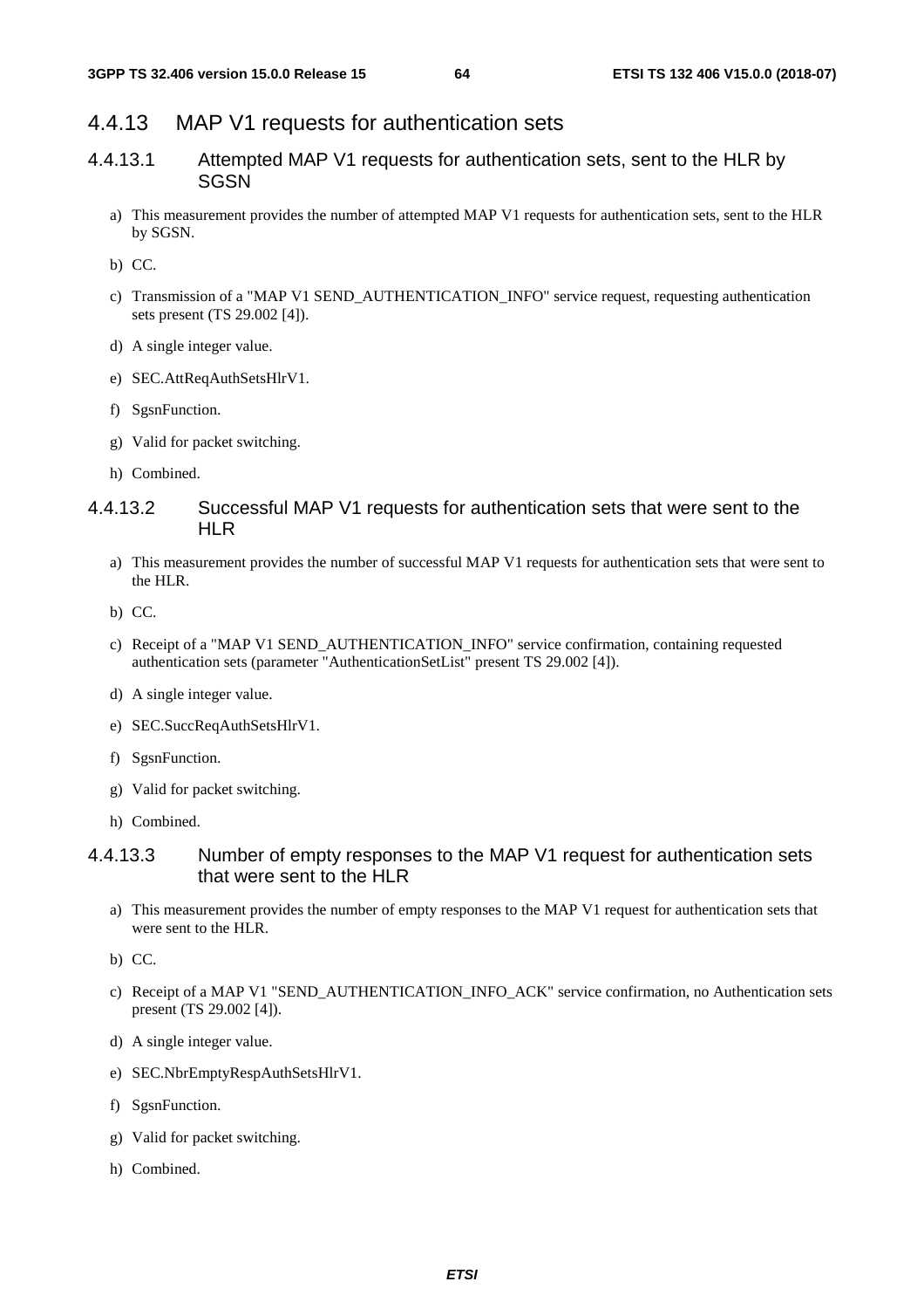### 4.4.13 MAP V1 requests for authentication sets

#### 4.4.13.1 Attempted MAP V1 requests for authentication sets, sent to the HLR by SGSN

a) This measurement provides the number of attempted MAP V1 requests for authentication sets, sent to the HLR by SGSN.

b) CC.

c) Transmission of a "MAP V1 SEND_AUTHENTICATION_INFO" service request, requesting authentication sets present (TS 29.002 [4]).

d) A single integer value.

e) SEC.AttReqAuthSetsHlrV1.

f) SgsnFunction.

g) Valid for packet switching.

h) Combined.

#### 4.4.13.2 Successful MAP V1 requests for authentication sets that were sent to the HLR

a) This measurement provides the number of successful MAP V1 requests for authentication sets that were sent to the HLR.

b) CC.

c) Receipt of a "MAP V1 SEND_AUTHENTICATION_INFO" service confirmation, containing requested authentication sets (parameter "AuthenticationSetList" present TS 29.002 [4]).

d) A single integer value.

e) SEC.SuccReqAuthSetsHlrV1.

f) SgsnFunction.

g) Valid for packet switching.

h) Combined.

#### 4.4.13.3 Number of empty responses to the MAP V1 request for authentication sets that were sent to the HLR

a) This measurement provides the number of empty responses to the MAP V1 request for authentication sets that were sent to the HLR.

b) CC.

c) Receipt of a MAP V1 "SEND_AUTHENTICATION_INFO_ACK" service confirmation, no Authentication sets present (TS 29.002 [4]).

d) A single integer value.

e) SEC.NbrEmptyRespAuthSetsHlrV1.

f) SgsnFunction.

g) Valid for packet switching.

h) Combined.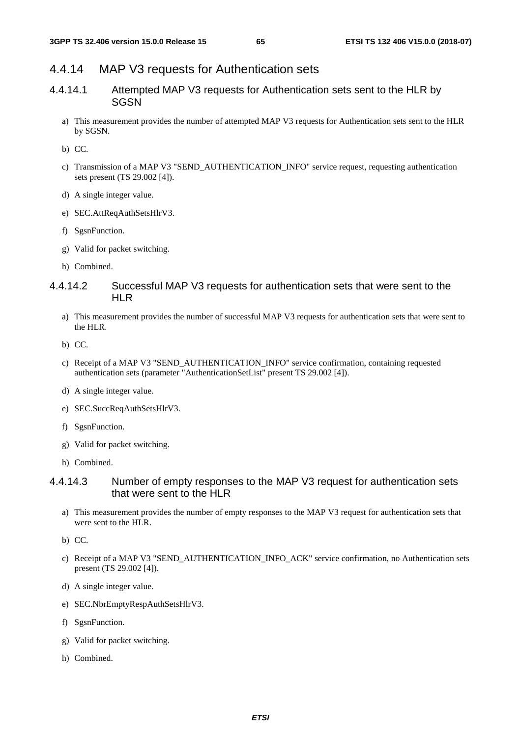## 4.4.14 MAP V3 requests for Authentication sets

### 4.4.14.1 Attempted MAP V3 requests for Authentication sets sent to the HLR by SGSN

a) This measurement provides the number of attempted MAP V3 requests for Authentication sets sent to the HLR by SGSN.

b) CC.

c) Transmission of a MAP V3 "SEND_AUTHENTICATION_INFO" service request, requesting authentication sets present (TS 29.002 [4]).

d) A single integer value.

e) SEC.AttReqAuthSetsHlrV3.

f) SgsnFunction.

g) Valid for packet switching.

h) Combined.

### 4.4.14.2 Successful MAP V3 requests for authentication sets that were sent to the HLR

a) This measurement provides the number of successful MAP V3 requests for authentication sets that were sent to the HLR.

b) CC.

c) Receipt of a MAP V3 "SEND_AUTHENTICATION_INFO" service confirmation, containing requested authentication sets (parameter "AuthenticationSetList" present TS 29.002 [4]).

d) A single integer value.

e) SEC.SuccReqAuthSetsHlrV3.

f) SgsnFunction.

g) Valid for packet switching.

h) Combined.

### 4.4.14.3 Number of empty responses to the MAP V3 request for authentication sets that were sent to the HLR

a) This measurement provides the number of empty responses to the MAP V3 request for authentication sets that were sent to the HLR.

b) CC.

c) Receipt of a MAP V3 "SEND_AUTHENTICATION_INFO_ACK" service confirmation, no Authentication sets present (TS 29.002 [4]).

d) A single integer value.

e) SEC.NbrEmptyRespAuthSetsHlrV3.

f) SgsnFunction.

g) Valid for packet switching.

h) Combined.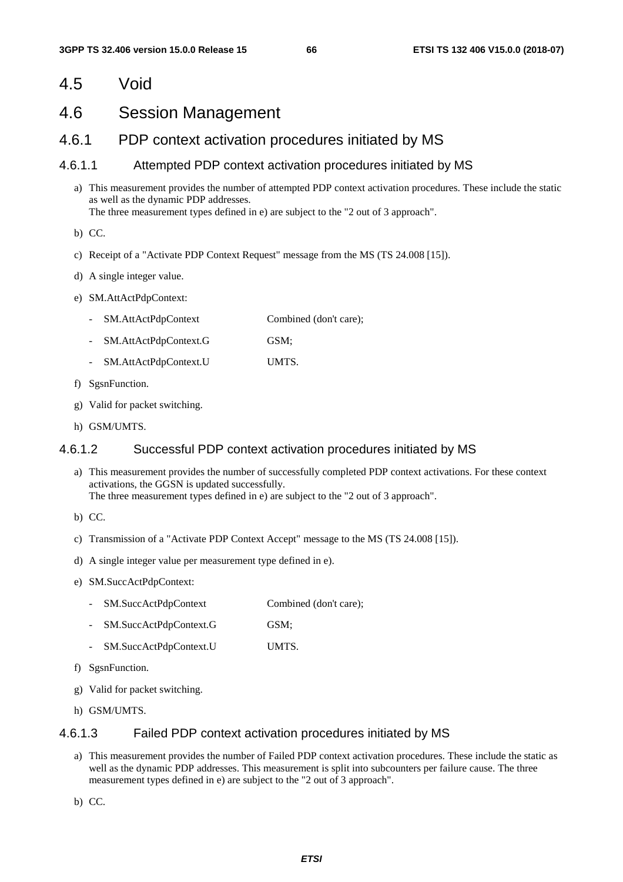# 4.5 Void

# 4.6 Session Management

## 4.6.1 PDP context activation procedures initiated by MS

### 4.6.1.1 Attempted PDP context activation procedures initiated by MS

a) This measurement provides the number of attempted PDP context activation procedures. These include the static as well as the dynamic PDP addresses.
The three measurement types defined in e) are subject to the "2 out of 3 approach".

b) CC.

c) Receipt of a "Activate PDP Context Request" message from the MS (TS 24.008 [15]).

d) A single integer value.

e) SM.AttActPdpContext:

- SM.AttActPdpContext Combined (don't care);
- SM.AttActPdpContext.G GSM;
- SM.AttActPdpContext.U UMTS.

f) SgsnFunction.

g) Valid for packet switching.

h) GSM/UMTS.

### 4.6.1.2 Successful PDP context activation procedures initiated by MS

a) This measurement provides the number of successfully completed PDP context activations. For these context activations, the GGSN is updated successfully.
The three measurement types defined in e) are subject to the "2 out of 3 approach".

b) CC.

c) Transmission of a "Activate PDP Context Accept" message to the MS (TS 24.008 [15]).

d) A single integer value per measurement type defined in e).

e) SM.SuccActPdpContext:

- SM.SuccActPdpContext Combined (don't care);
- SM.SuccActPdpContext.G GSM;
- SM.SuccActPdpContext.U UMTS.

f) SgsnFunction.

g) Valid for packet switching.

h) GSM/UMTS.

### 4.6.1.3 Failed PDP context activation procedures initiated by MS

a) This measurement provides the number of Failed PDP context activation procedures. These include the static as well as the dynamic PDP addresses. This measurement is split into subcounters per failure cause. The three measurement types defined in e) are subject to the "2 out of 3 approach".

b) CC.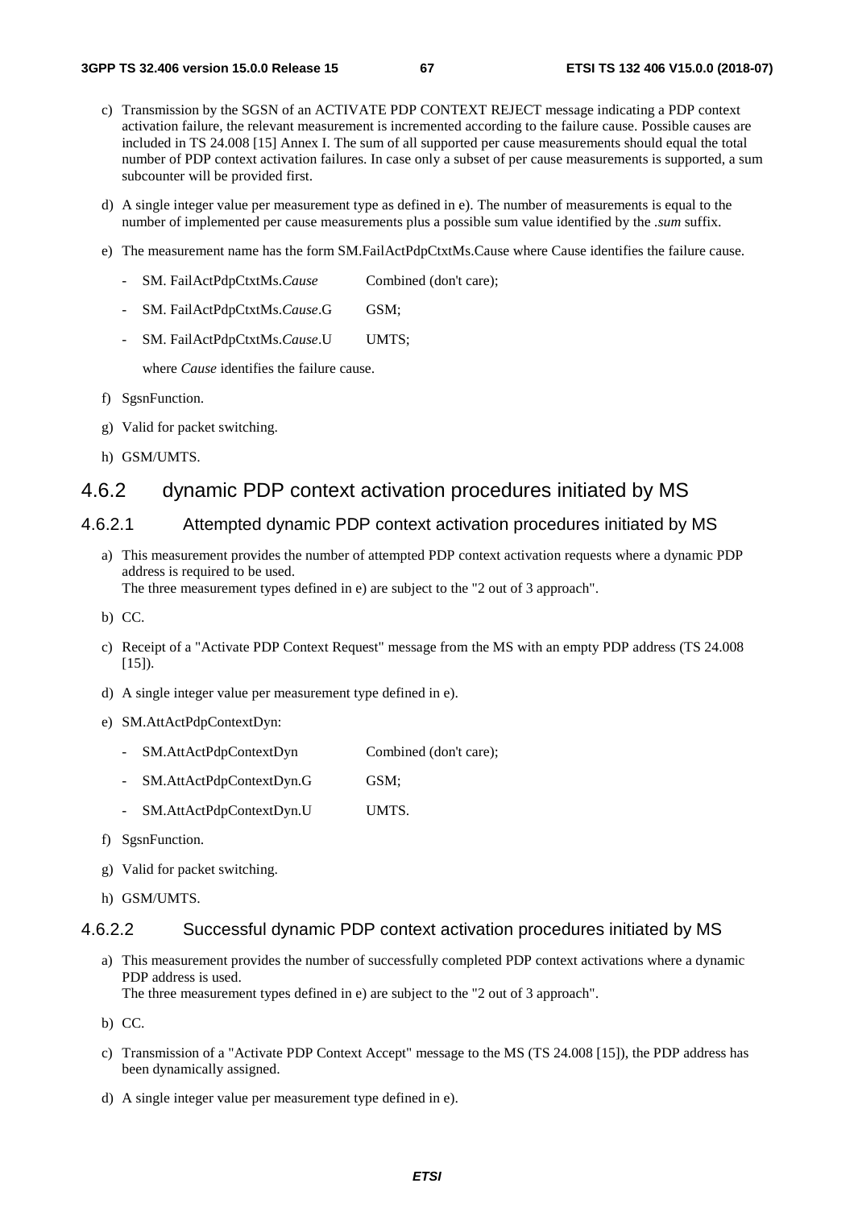c) Transmission by the SGSN of an ACTIVATE PDP CONTEXT REJECT message indicating a PDP context activation failure, the relevant measurement is incremented according to the failure cause. Possible causes are included in TS 24.008 [15] Annex I. The sum of all supported per cause measurements should equal the total number of PDP context activation failures. In case only a subset of per cause measurements is supported, a sum subcounter will be provided first.

d) A single integer value per measurement type as defined in e). The number of measurements is equal to the number of implemented per cause measurements plus a possible sum value identified by the *.sum* suffix.

e) The measurement name has the form SM.FailActPdpCtxtMs.Cause where Cause identifies the failure cause.

- SM. FailActPdpCtxtMs.*Cause* Combined (don't care);
- SM. FailActPdpCtxtMs.*Cause*.G GSM;
- SM. FailActPdpCtxtMs.*Cause*.U UMTS;

where *Cause* identifies the failure cause.

f) SgsnFunction.

g) Valid for packet switching.

h) GSM/UMTS.

## 4.6.2 dynamic PDP context activation procedures initiated by MS

### 4.6.2.1 Attempted dynamic PDP context activation procedures initiated by MS

a) This measurement provides the number of attempted PDP context activation requests where a dynamic PDP address is required to be used.
The three measurement types defined in e) are subject to the "2 out of 3 approach".

b) CC.

c) Receipt of a "Activate PDP Context Request" message from the MS with an empty PDP address (TS 24.008 [15]).

d) A single integer value per measurement type defined in e).

e) SM.AttActPdpContextDyn:

- SM.AttActPdpContextDyn Combined (don't care);
- SM.AttActPdpContextDyn.G GSM;
- SM.AttActPdpContextDyn.U UMTS.

f) SgsnFunction.

g) Valid for packet switching.

h) GSM/UMTS.

### 4.6.2.2 Successful dynamic PDP context activation procedures initiated by MS

a) This measurement provides the number of successfully completed PDP context activations where a dynamic PDP address is used.
The three measurement types defined in e) are subject to the "2 out of 3 approach".

b) CC.

c) Transmission of a "Activate PDP Context Accept" message to the MS (TS 24.008 [15]), the PDP address has been dynamically assigned.

d) A single integer value per measurement type defined in e).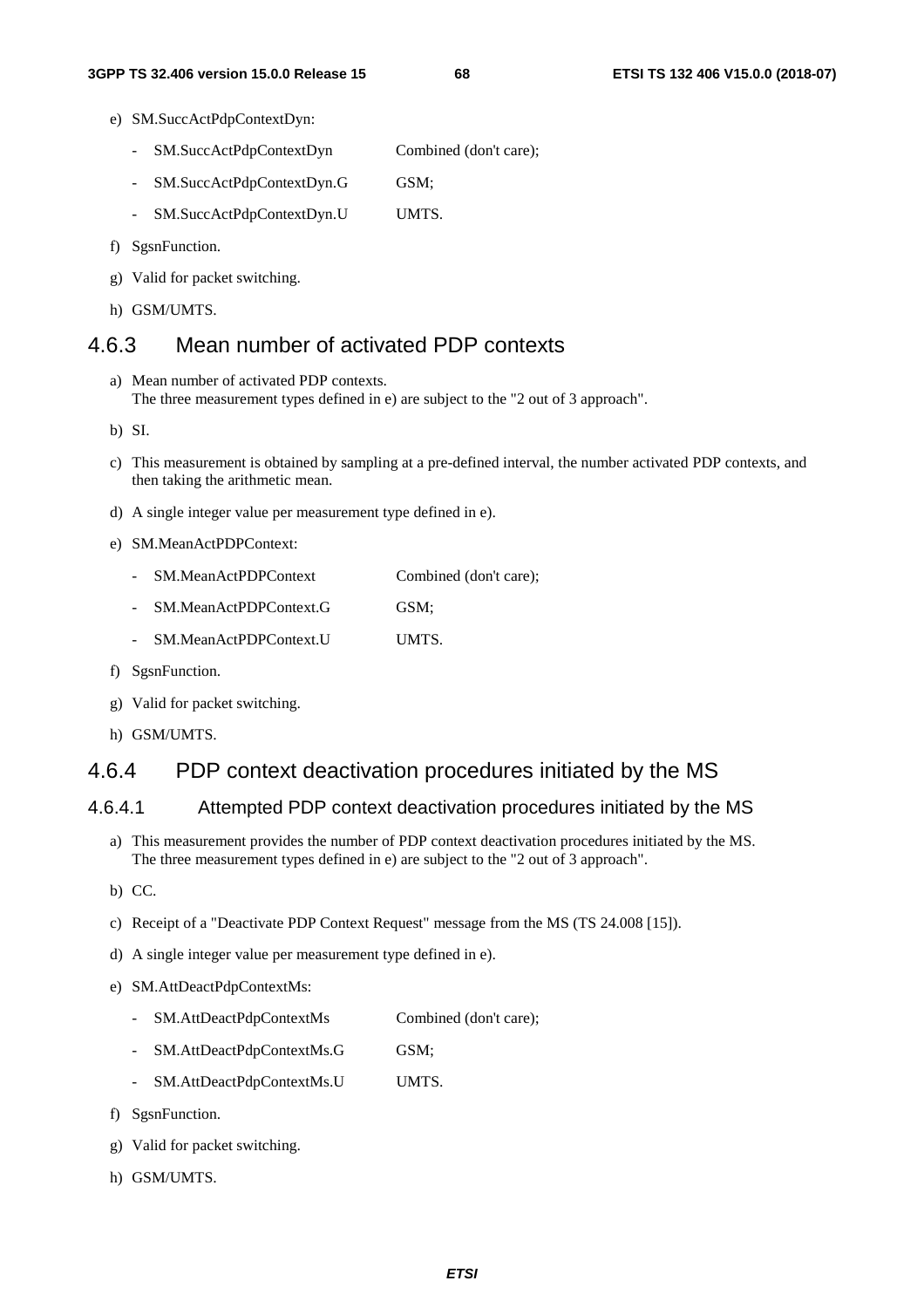e) SM.SuccActPdpContextDyn:

   - SM.SuccActPdpContextDyn          Combined (don't care);
   - SM.SuccActPdpContextDyn.G        GSM;
   - SM.SuccActPdpContextDyn.U        UMTS.

f) SgsnFunction.

g) Valid for packet switching.

h) GSM/UMTS.

### 4.6.3 Mean number of activated PDP contexts

a) Mean number of activated PDP contexts.
   The three measurement types defined in e) are subject to the "2 out of 3 approach".

b) SI.

c) This measurement is obtained by sampling at a pre-defined interval, the number activated PDP contexts, and then taking the arithmetic mean.

d) A single integer value per measurement type defined in e).

e) SM.MeanActPDPContext:

   - SM.MeanActPDPContext          Combined (don't care);
   - SM.MeanActPDPContext.G        GSM;
   - SM.MeanActPDPContext.U        UMTS.

f) SgsnFunction.

g) Valid for packet switching.

h) GSM/UMTS.

### 4.6.4 PDP context deactivation procedures initiated by the MS

#### 4.6.4.1 Attempted PDP context deactivation procedures initiated by the MS

a) This measurement provides the number of PDP context deactivation procedures initiated by the MS.
   The three measurement types defined in e) are subject to the "2 out of 3 approach".

b) CC.

c) Receipt of a "Deactivate PDP Context Request" message from the MS (TS 24.008 [15]).

d) A single integer value per measurement type defined in e).

e) SM.AttDeactPdpContextMs:

   - SM.AttDeactPdpContextMs          Combined (don't care);
   - SM.AttDeactPdpContextMs.G        GSM;
   - SM.AttDeactPdpContextMs.U        UMTS.

f) SgsnFunction.

g) Valid for packet switching.

h) GSM/UMTS.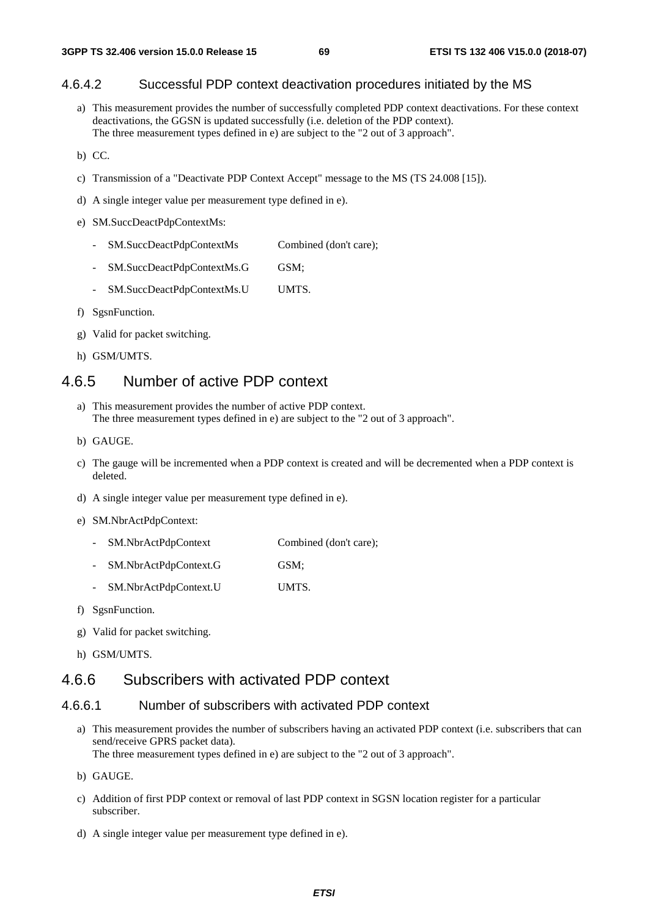#### 4.6.4.2 Successful PDP context deactivation procedures initiated by the MS

a) This measurement provides the number of successfully completed PDP context deactivations. For these context deactivations, the GGSN is updated successfully (i.e. deletion of the PDP context).
The three measurement types defined in e) are subject to the "2 out of 3 approach".

b) CC.

c) Transmission of a "Deactivate PDP Context Accept" message to the MS (TS 24.008 [15]).

d) A single integer value per measurement type defined in e).

e) SM.SuccDeactPdpContextMs:

- SM.SuccDeactPdpContextMs Combined (don't care);
- SM.SuccDeactPdpContextMs.G GSM;
- SM.SuccDeactPdpContextMs.U UMTS.

f) SgsnFunction.

g) Valid for packet switching.

h) GSM/UMTS.

### 4.6.5 Number of active PDP context

a) This measurement provides the number of active PDP context.
The three measurement types defined in e) are subject to the "2 out of 3 approach".

b) GAUGE.

c) The gauge will be incremented when a PDP context is created and will be decremented when a PDP context is deleted.

d) A single integer value per measurement type defined in e).

e) SM.NbrActPdpContext:

- SM.NbrActPdpContext Combined (don't care);
- SM.NbrActPdpContext.G GSM;
- SM.NbrActPdpContext.U UMTS.

f) SgsnFunction.

g) Valid for packet switching.

h) GSM/UMTS.

### 4.6.6 Subscribers with activated PDP context

#### 4.6.6.1 Number of subscribers with activated PDP context

a) This measurement provides the number of subscribers having an activated PDP context (i.e. subscribers that can send/receive GPRS packet data).
The three measurement types defined in e) are subject to the "2 out of 3 approach".

b) GAUGE.

c) Addition of first PDP context or removal of last PDP context in SGSN location register for a particular subscriber.

d) A single integer value per measurement type defined in e).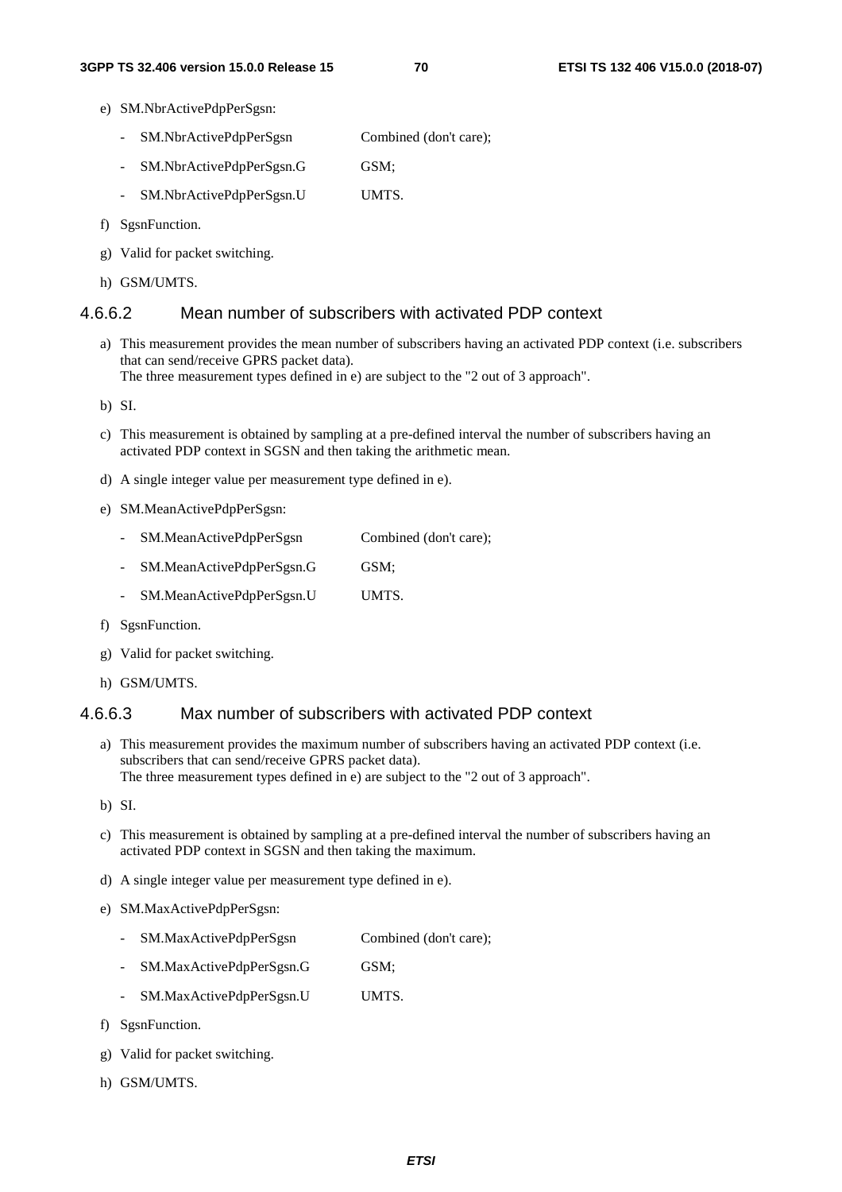e) SM.NbrActivePdpPerSgsn:

- SM.NbrActivePdpPerSgsn Combined (don't care);
- SM.NbrActivePdpPerSgsn.G GSM;
- SM.NbrActivePdpPerSgsn.U UMTS.

f) SgsnFunction.

g) Valid for packet switching.

h) GSM/UMTS.

#### 4.6.6.2 Mean number of subscribers with activated PDP context

a) This measurement provides the mean number of subscribers having an activated PDP context (i.e. subscribers that can send/receive GPRS packet data).
The three measurement types defined in e) are subject to the "2 out of 3 approach".

b) SI.

c) This measurement is obtained by sampling at a pre-defined interval the number of subscribers having an activated PDP context in SGSN and then taking the arithmetic mean.

d) A single integer value per measurement type defined in e).

e) SM.MeanActivePdpPerSgsn:

- SM.MeanActivePdpPerSgsn Combined (don't care);
- SM.MeanActivePdpPerSgsn.G GSM;
- SM.MeanActivePdpPerSgsn.U UMTS.

f) SgsnFunction.

g) Valid for packet switching.

h) GSM/UMTS.

#### 4.6.6.3 Max number of subscribers with activated PDP context

a) This measurement provides the maximum number of subscribers having an activated PDP context (i.e. subscribers that can send/receive GPRS packet data).
The three measurement types defined in e) are subject to the "2 out of 3 approach".

b) SI.

c) This measurement is obtained by sampling at a pre-defined interval the number of subscribers having an activated PDP context in SGSN and then taking the maximum.

d) A single integer value per measurement type defined in e).

e) SM.MaxActivePdpPerSgsn:

- SM.MaxActivePdpPerSgsn Combined (don't care);
- SM.MaxActivePdpPerSgsn.G GSM;
- SM.MaxActivePdpPerSgsn.U UMTS.

f) SgsnFunction.

g) Valid for packet switching.

h) GSM/UMTS.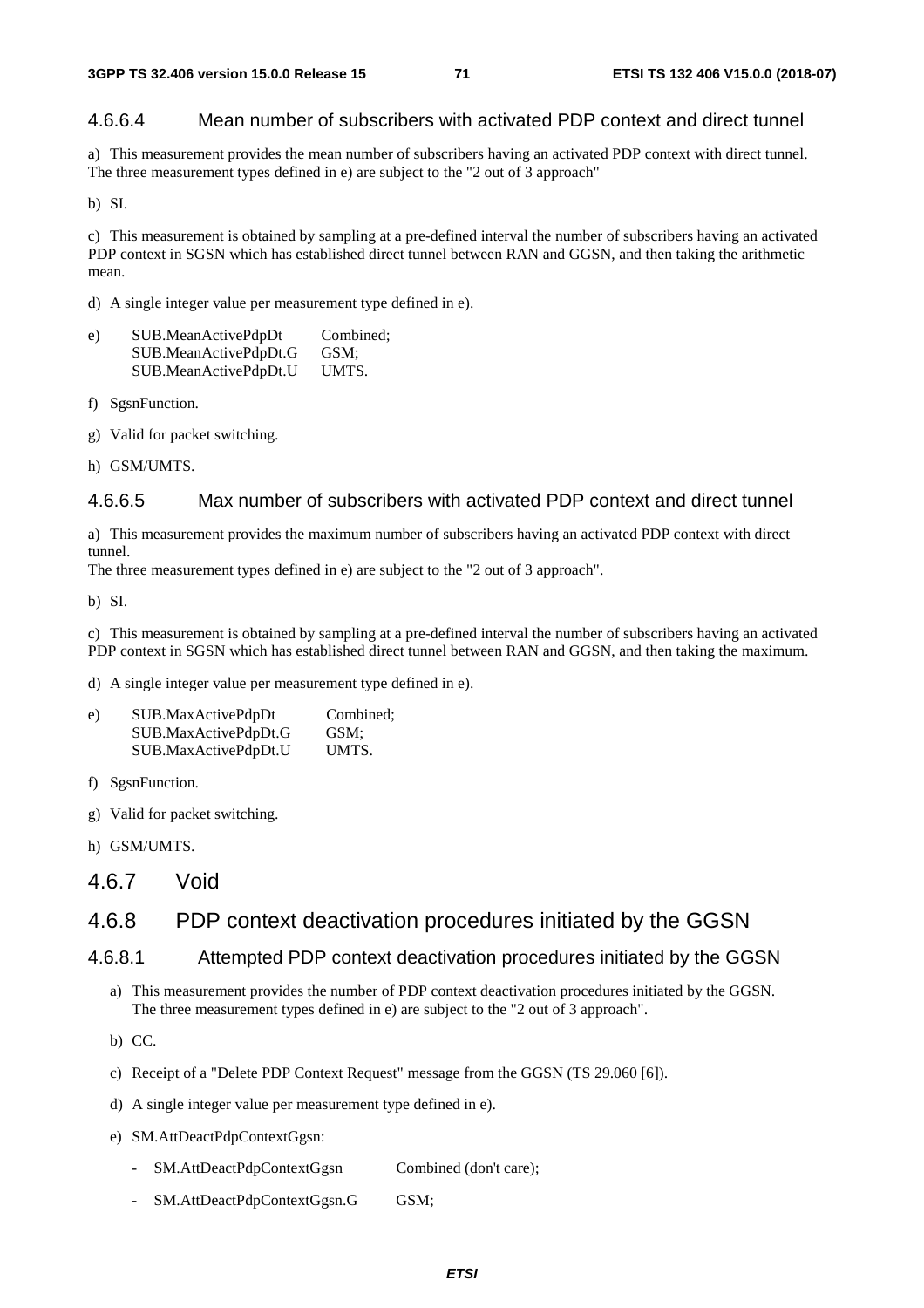#### 4.6.6.4 Mean number of subscribers with activated PDP context and direct tunnel

a) This measurement provides the mean number of subscribers having an activated PDP context with direct tunnel. The three measurement types defined in e) are subject to the "2 out of 3 approach"

b) SI.

c) This measurement is obtained by sampling at a pre-defined interval the number of subscribers having an activated PDP context in SGSN which has established direct tunnel between RAN and GGSN, and then taking the arithmetic mean.

d) A single integer value per measurement type defined in e).

e) SUB.MeanActivePdpDt Combined;
SUB.MeanActivePdpDt.G GSM;
SUB.MeanActivePdpDt.U UMTS.

f) SgsnFunction.

g) Valid for packet switching.

h) GSM/UMTS.

#### 4.6.6.5 Max number of subscribers with activated PDP context and direct tunnel

a) This measurement provides the maximum number of subscribers having an activated PDP context with direct tunnel.
The three measurement types defined in e) are subject to the "2 out of 3 approach".

b) SI.

c) This measurement is obtained by sampling at a pre-defined interval the number of subscribers having an activated PDP context in SGSN which has established direct tunnel between RAN and GGSN, and then taking the maximum.

d) A single integer value per measurement type defined in e).

e) SUB.MaxActivePdpDt Combined;
SUB.MaxActivePdpDt.G GSM;
SUB.MaxActivePdpDt.U UMTS.

f) SgsnFunction.

g) Valid for packet switching.

h) GSM/UMTS.

### 4.6.7 Void

### 4.6.8 PDP context deactivation procedures initiated by the GGSN

#### 4.6.8.1 Attempted PDP context deactivation procedures initiated by the GGSN

a) This measurement provides the number of PDP context deactivation procedures initiated by the GGSN. The three measurement types defined in e) are subject to the "2 out of 3 approach".

b) CC.

c) Receipt of a "Delete PDP Context Request" message from the GGSN (TS 29.060 [6]).

d) A single integer value per measurement type defined in e).

e) SM.AttDeactPdpContextGgsn:

- SM.AttDeactPdpContextGgsn Combined (don't care);
- SM.AttDeactPdpContextGgsn.G GSM;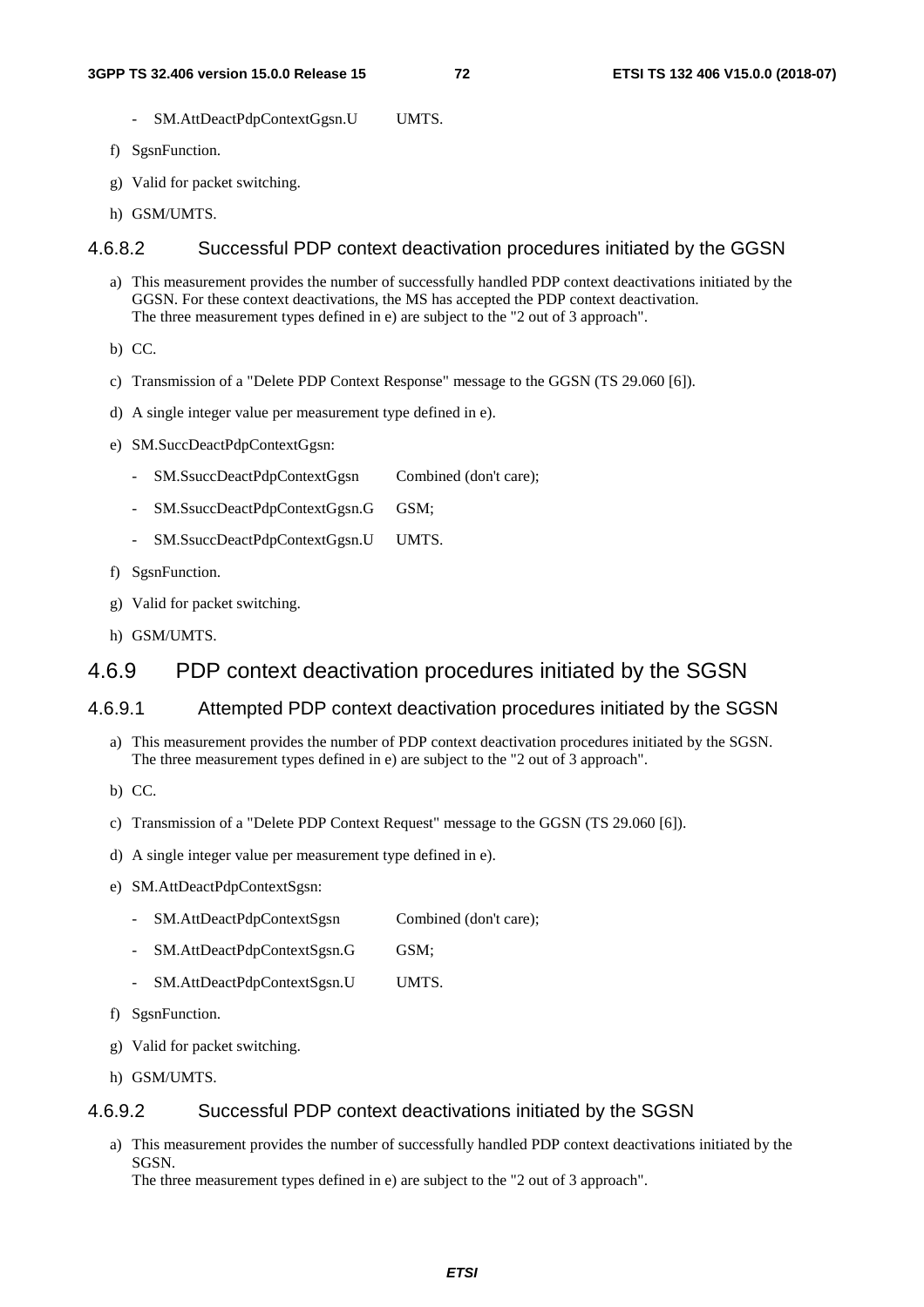- SM.AttDeactPdpContextGgsn.U UMTS.

f) SgsnFunction.

g) Valid for packet switching.

h) GSM/UMTS.

#### 4.6.8.2 Successful PDP context deactivation procedures initiated by the GGSN

a) This measurement provides the number of successfully handled PDP context deactivations initiated by the GGSN. For these context deactivations, the MS has accepted the PDP context deactivation.
The three measurement types defined in e) are subject to the "2 out of 3 approach".

b) CC.

c) Transmission of a "Delete PDP Context Response" message to the GGSN (TS 29.060 [6]).

d) A single integer value per measurement type defined in e).

e) SM.SuccDeactPdpContextGgsn:

- SM.SsuccDeactPdpContextGgsn Combined (don't care);
- SM.SsuccDeactPdpContextGgsn.G GSM;
- SM.SsuccDeactPdpContextGgsn.U UMTS.

f) SgsnFunction.

g) Valid for packet switching.

h) GSM/UMTS.

### 4.6.9 PDP context deactivation procedures initiated by the SGSN

#### 4.6.9.1 Attempted PDP context deactivation procedures initiated by the SGSN

a) This measurement provides the number of PDP context deactivation procedures initiated by the SGSN.
The three measurement types defined in e) are subject to the "2 out of 3 approach".

b) CC.

c) Transmission of a "Delete PDP Context Request" message to the GGSN (TS 29.060 [6]).

d) A single integer value per measurement type defined in e).

e) SM.AttDeactPdpContextSgsn:

- SM.AttDeactPdpContextSgsn Combined (don't care);
- SM.AttDeactPdpContextSgsn.G GSM;
- SM.AttDeactPdpContextSgsn.U UMTS.

f) SgsnFunction.

g) Valid for packet switching.

h) GSM/UMTS.

#### 4.6.9.2 Successful PDP context deactivations initiated by the SGSN

a) This measurement provides the number of successfully handled PDP context deactivations initiated by the SGSN.
The three measurement types defined in e) are subject to the "2 out of 3 approach".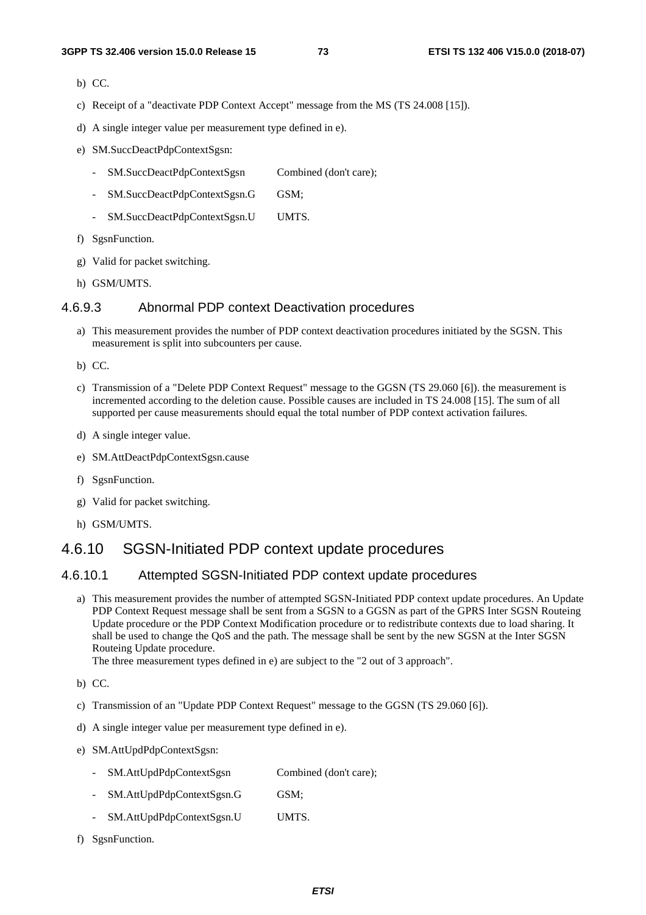b) CC.

c) Receipt of a "deactivate PDP Context Accept" message from the MS (TS 24.008 [15]).

d) A single integer value per measurement type defined in e).

e) SM.SuccDeactPdpContextSgsn:

- SM.SuccDeactPdpContextSgsn Combined (don't care);
- SM.SuccDeactPdpContextSgsn.G GSM;
- SM.SuccDeactPdpContextSgsn.U UMTS.

f) SgsnFunction.

g) Valid for packet switching.

h) GSM/UMTS.

### 4.6.9.3 Abnormal PDP context Deactivation procedures

a) This measurement provides the number of PDP context deactivation procedures initiated by the SGSN. This measurement is split into subcounters per cause.

b) CC.

c) Transmission of a "Delete PDP Context Request" message to the GGSN (TS 29.060 [6]). the measurement is incremented according to the deletion cause. Possible causes are included in TS 24.008 [15]. The sum of all supported per cause measurements should equal the total number of PDP context activation failures.

d) A single integer value.

e) SM.AttDeactPdpContextSgsn.cause

f) SgsnFunction.

g) Valid for packet switching.

h) GSM/UMTS.

## 4.6.10 SGSN-Initiated PDP context update procedures

### 4.6.10.1 Attempted SGSN-Initiated PDP context update procedures

a) This measurement provides the number of attempted SGSN-Initiated PDP context update procedures. An Update PDP Context Request message shall be sent from a SGSN to a GGSN as part of the GPRS Inter SGSN Routeing Update procedure or the PDP Context Modification procedure or to redistribute contexts due to load sharing. It shall be used to change the QoS and the path. The message shall be sent by the new SGSN at the Inter SGSN Routeing Update procedure.
The three measurement types defined in e) are subject to the "2 out of 3 approach".

b) CC.

c) Transmission of an "Update PDP Context Request" message to the GGSN (TS 29.060 [6]).

d) A single integer value per measurement type defined in e).

e) SM.AttUpdPdpContextSgsn:

- SM.AttUpdPdpContextSgsn Combined (don't care);
- SM.AttUpdPdpContextSgsn.G GSM;
- SM.AttUpdPdpContextSgsn.U UMTS.

f) SgsnFunction.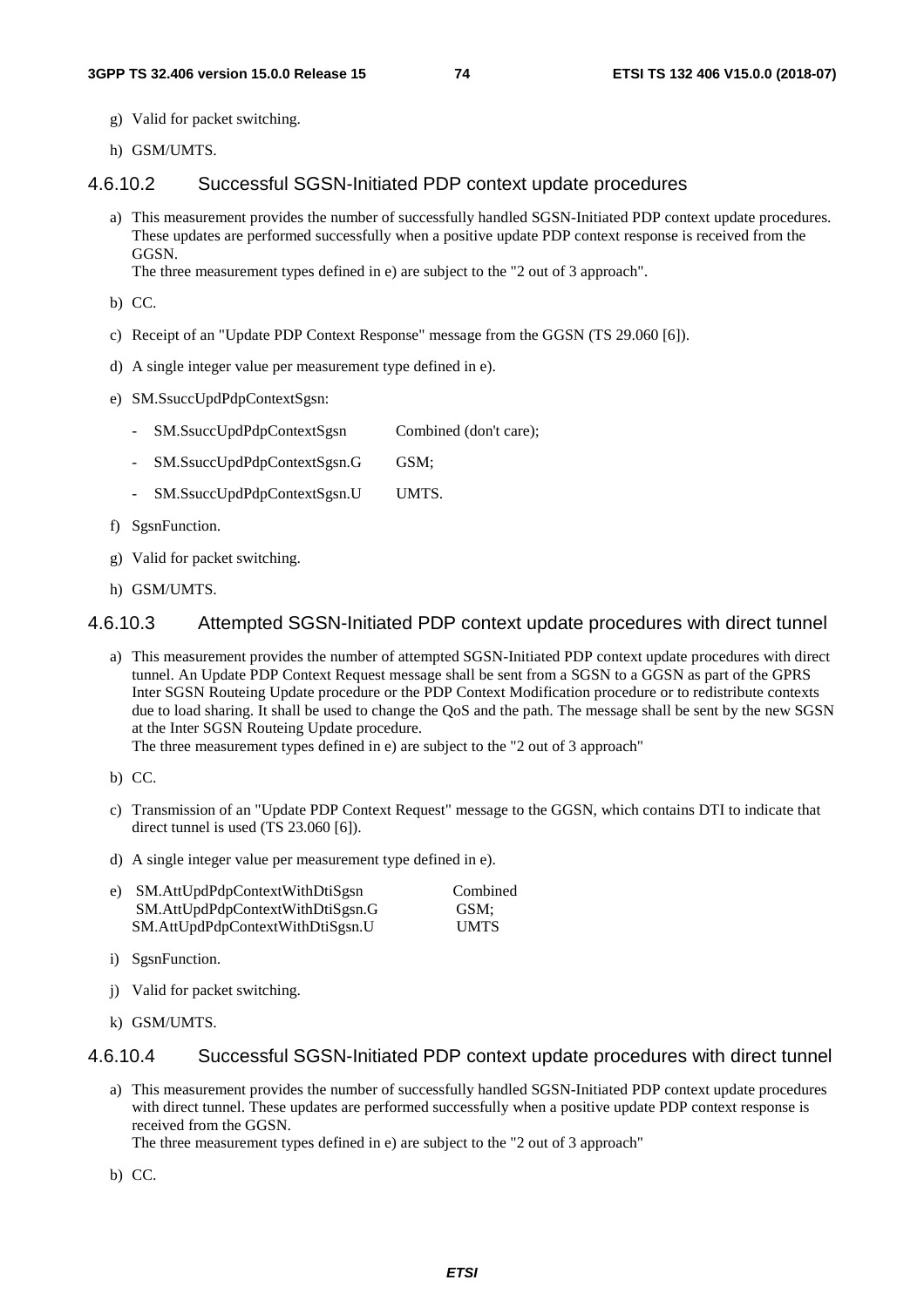g) Valid for packet switching.

h) GSM/UMTS.

#### 4.6.10.2 Successful SGSN-Initiated PDP context update procedures

a) This measurement provides the number of successfully handled SGSN-Initiated PDP context update procedures. These updates are performed successfully when a positive update PDP context response is received from the GGSN.
The three measurement types defined in e) are subject to the "2 out of 3 approach".

b) CC.

c) Receipt of an "Update PDP Context Response" message from the GGSN (TS 29.060 [6]).

d) A single integer value per measurement type defined in e).

e) SM.SsuccUpdPdpContextSgsn:

- SM.SsuccUpdPdpContextSgsn Combined (don't care);
- SM.SsuccUpdPdpContextSgsn.G GSM;
- SM.SsuccUpdPdpContextSgsn.U UMTS.

f) SgsnFunction.

g) Valid for packet switching.

h) GSM/UMTS.

#### 4.6.10.3 Attempted SGSN-Initiated PDP context update procedures with direct tunnel

a) This measurement provides the number of attempted SGSN-Initiated PDP context update procedures with direct tunnel. An Update PDP Context Request message shall be sent from a SGSN to a GGSN as part of the GPRS Inter SGSN Routeing Update procedure or the PDP Context Modification procedure or to redistribute contexts due to load sharing. It shall be used to change the QoS and the path. The message shall be sent by the new SGSN at the Inter SGSN Routeing Update procedure.
The three measurement types defined in e) are subject to the "2 out of 3 approach"

b) CC.

c) Transmission of an "Update PDP Context Request" message to the GGSN, which contains DTI to indicate that direct tunnel is used (TS 23.060 [6]).

d) A single integer value per measurement type defined in e).

e) SM.AttUpdPdpContextWithDtiSgsn Combined
SM.AttUpdPdpContextWithDtiSgsn.G GSM;
SM.AttUpdPdpContextWithDtiSgsn.U UMTS

i) SgsnFunction.

j) Valid for packet switching.

k) GSM/UMTS.

#### 4.6.10.4 Successful SGSN-Initiated PDP context update procedures with direct tunnel

a) This measurement provides the number of successfully handled SGSN-Initiated PDP context update procedures with direct tunnel. These updates are performed successfully when a positive update PDP context response is received from the GGSN.
The three measurement types defined in e) are subject to the "2 out of 3 approach"

b) CC.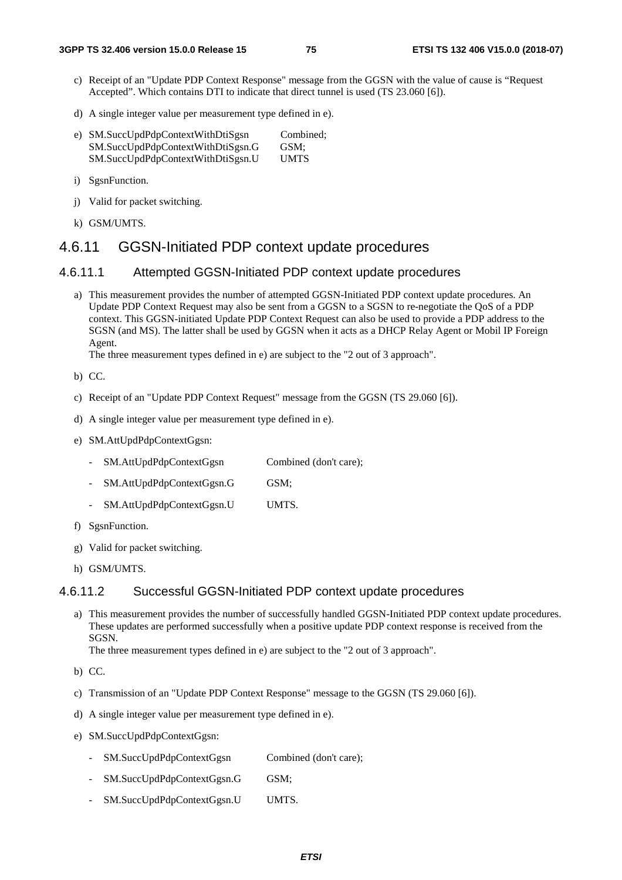c) Receipt of an "Update PDP Context Response" message from the GGSN with the value of cause is "Request Accepted". Which contains DTI to indicate that direct tunnel is used (TS 23.060 [6]).

d) A single integer value per measurement type defined in e).

e) SM.SuccUpdPdpContextWithDtiSgsn Combined;
SM.SuccUpdPdpContextWithDtiSgsn.G GSM;
SM.SuccUpdPdpContextWithDtiSgsn.U UMTS

i) SgsnFunction.

j) Valid for packet switching.

k) GSM/UMTS.

## 4.6.11 GGSN-Initiated PDP context update procedures

### 4.6.11.1 Attempted GGSN-Initiated PDP context update procedures

a) This measurement provides the number of attempted GGSN-Initiated PDP context update procedures. An Update PDP Context Request may also be sent from a GGSN to a SGSN to re-negotiate the QoS of a PDP context. This GGSN-initiated Update PDP Context Request can also be used to provide a PDP address to the SGSN (and MS). The latter shall be used by GGSN when it acts as a DHCP Relay Agent or Mobil IP Foreign Agent.
The three measurement types defined in e) are subject to the "2 out of 3 approach".

b) CC.

c) Receipt of an "Update PDP Context Request" message from the GGSN (TS 29.060 [6]).

d) A single integer value per measurement type defined in e).

e) SM.AttUpdPdpContextGgsn:

- SM.AttUpdPdpContextGgsn Combined (don't care);
- SM.AttUpdPdpContextGgsn.G GSM;
- SM.AttUpdPdpContextGgsn.U UMTS.

f) SgsnFunction.

g) Valid for packet switching.

h) GSM/UMTS.

### 4.6.11.2 Successful GGSN-Initiated PDP context update procedures

a) This measurement provides the number of successfully handled GGSN-Initiated PDP context update procedures. These updates are performed successfully when a positive update PDP context response is received from the SGSN.
The three measurement types defined in e) are subject to the "2 out of 3 approach".

b) CC.

c) Transmission of an "Update PDP Context Response" message to the GGSN (TS 29.060 [6]).

d) A single integer value per measurement type defined in e).

e) SM.SuccUpdPdpContextGgsn:

- SM.SuccUpdPdpContextGgsn Combined (don't care);
- SM.SuccUpdPdpContextGgsn.G GSM;
- SM.SuccUpdPdpContextGgsn.U UMTS.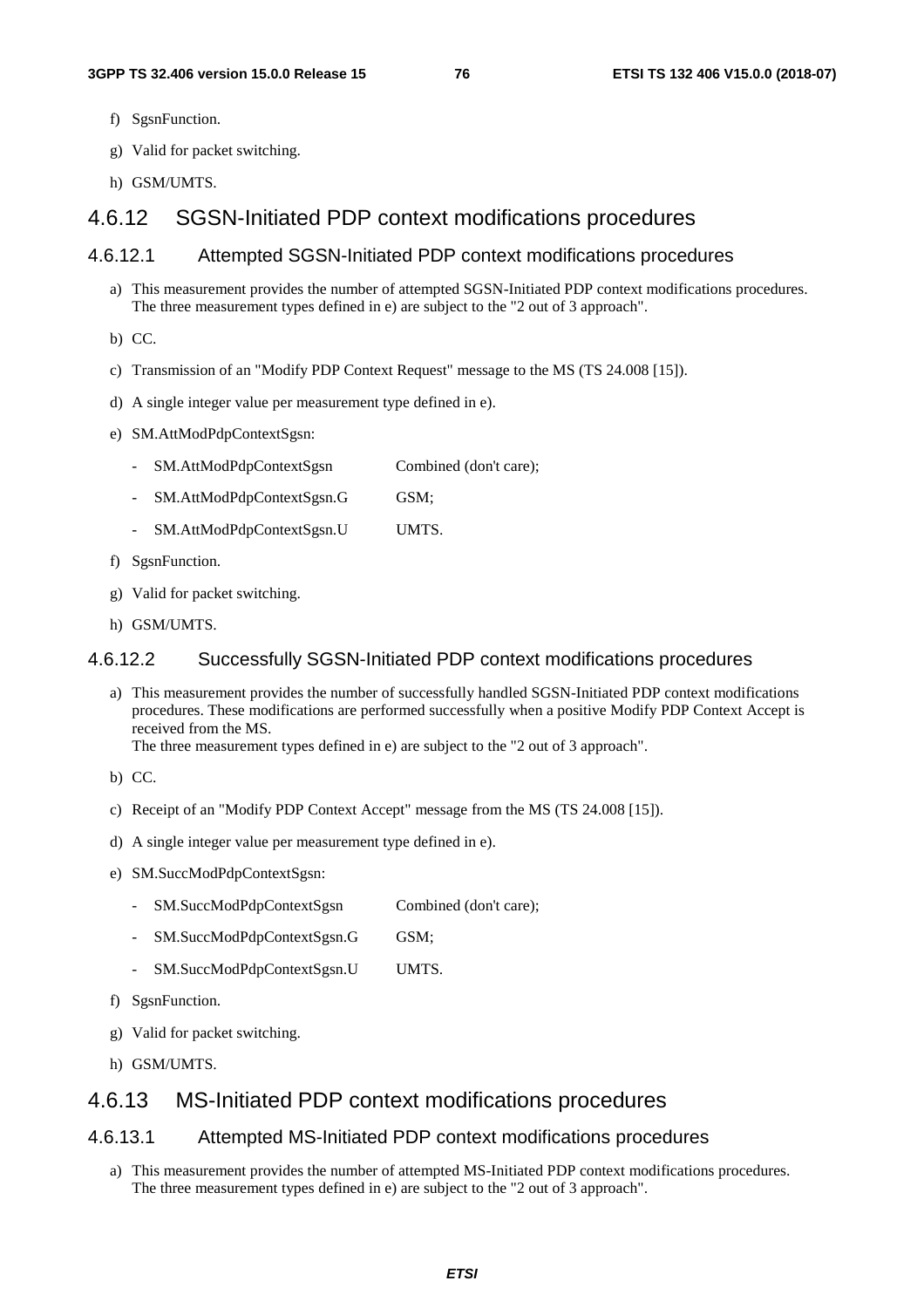f) SgsnFunction.

g) Valid for packet switching.

h) GSM/UMTS.

## 4.6.12 SGSN-Initiated PDP context modifications procedures

### 4.6.12.1 Attempted SGSN-Initiated PDP context modifications procedures

a) This measurement provides the number of attempted SGSN-Initiated PDP context modifications procedures. The three measurement types defined in e) are subject to the "2 out of 3 approach".

b) CC.

c) Transmission of an "Modify PDP Context Request" message to the MS (TS 24.008 [15]).

d) A single integer value per measurement type defined in e).

e) SM.AttModPdpContextSgsn:

- SM.AttModPdpContextSgsn Combined (don't care);
- SM.AttModPdpContextSgsn.G GSM;
- SM.AttModPdpContextSgsn.U UMTS.

f) SgsnFunction.

g) Valid for packet switching.

h) GSM/UMTS.

### 4.6.12.2 Successfully SGSN-Initiated PDP context modifications procedures

a) This measurement provides the number of successfully handled SGSN-Initiated PDP context modifications procedures. These modifications are performed successfully when a positive Modify PDP Context Accept is received from the MS.
The three measurement types defined in e) are subject to the "2 out of 3 approach".

b) CC.

c) Receipt of an "Modify PDP Context Accept" message from the MS (TS 24.008 [15]).

d) A single integer value per measurement type defined in e).

e) SM.SuccModPdpContextSgsn:

- SM.SuccModPdpContextSgsn Combined (don't care);
- SM.SuccModPdpContextSgsn.G GSM;
- SM.SuccModPdpContextSgsn.U UMTS.

f) SgsnFunction.

g) Valid for packet switching.

h) GSM/UMTS.

## 4.6.13 MS-Initiated PDP context modifications procedures

### 4.6.13.1 Attempted MS-Initiated PDP context modifications procedures

a) This measurement provides the number of attempted MS-Initiated PDP context modifications procedures. The three measurement types defined in e) are subject to the "2 out of 3 approach".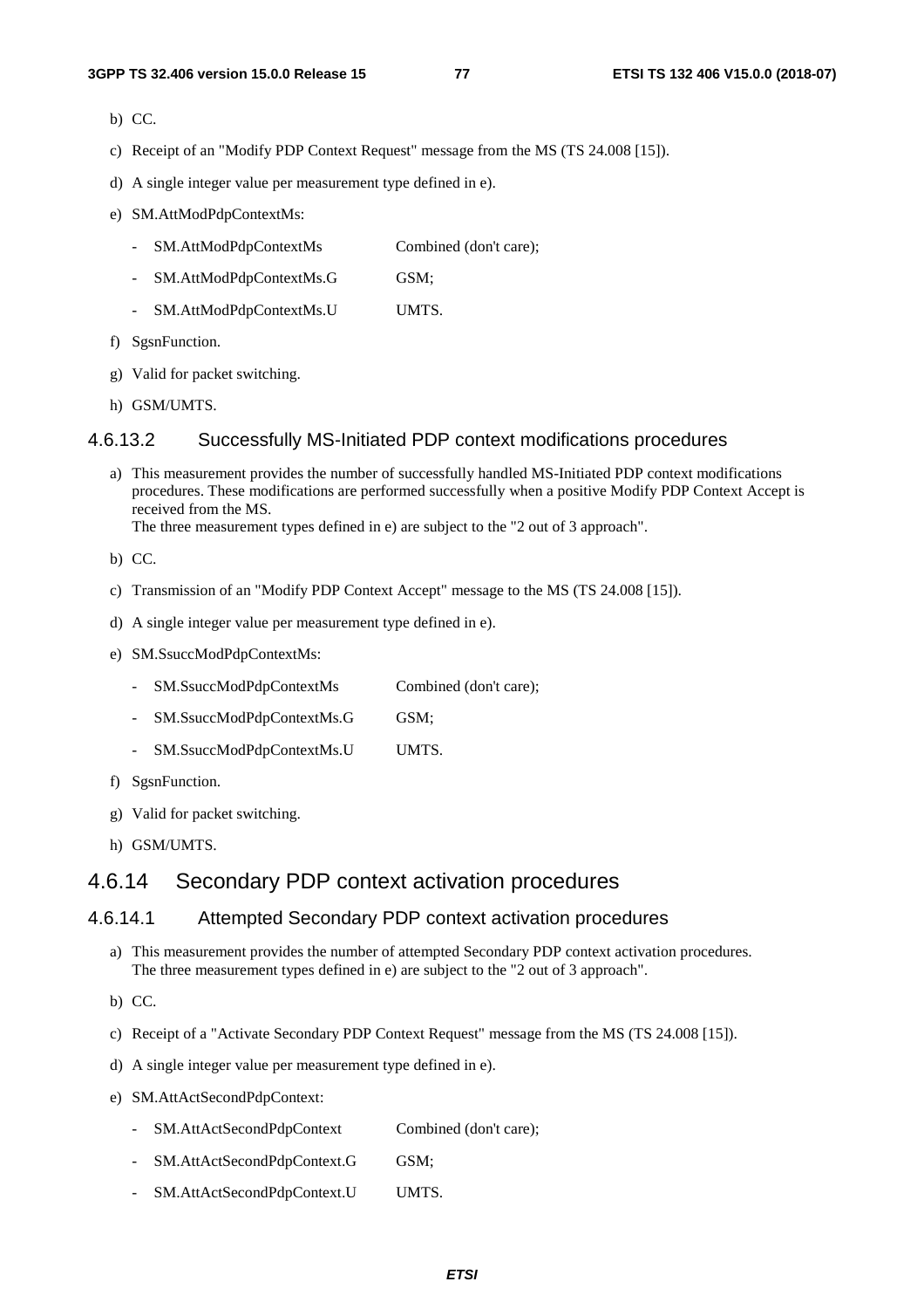b) CC.

c) Receipt of an "Modify PDP Context Request" message from the MS (TS 24.008 [15]).

d) A single integer value per measurement type defined in e).

e) SM.AttModPdpContextMs:

- SM.AttModPdpContextMs Combined (don't care);
- SM.AttModPdpContextMs.G GSM;
- SM.AttModPdpContextMs.U UMTS.

f) SgsnFunction.

g) Valid for packet switching.

h) GSM/UMTS.

#### 4.6.13.2 Successfully MS-Initiated PDP context modifications procedures

a) This measurement provides the number of successfully handled MS-Initiated PDP context modifications procedures. These modifications are performed successfully when a positive Modify PDP Context Accept is received from the MS.
The three measurement types defined in e) are subject to the "2 out of 3 approach".

b) CC.

c) Transmission of an "Modify PDP Context Accept" message to the MS (TS 24.008 [15]).

d) A single integer value per measurement type defined in e).

e) SM.SsuccModPdpContextMs:

- SM.SsuccModPdpContextMs Combined (don't care);
- SM.SsuccModPdpContextMs.G GSM;
- SM.SsuccModPdpContextMs.U UMTS.

f) SgsnFunction.

g) Valid for packet switching.

h) GSM/UMTS.

### 4.6.14 Secondary PDP context activation procedures

#### 4.6.14.1 Attempted Secondary PDP context activation procedures

a) This measurement provides the number of attempted Secondary PDP context activation procedures.
The three measurement types defined in e) are subject to the "2 out of 3 approach".

b) CC.

c) Receipt of a "Activate Secondary PDP Context Request" message from the MS (TS 24.008 [15]).

d) A single integer value per measurement type defined in e).

e) SM.AttActSecondPdpContext:

- SM.AttActSecondPdpContext Combined (don't care);
- SM.AttActSecondPdpContext.G GSM;
- SM.AttActSecondPdpContext.U UMTS.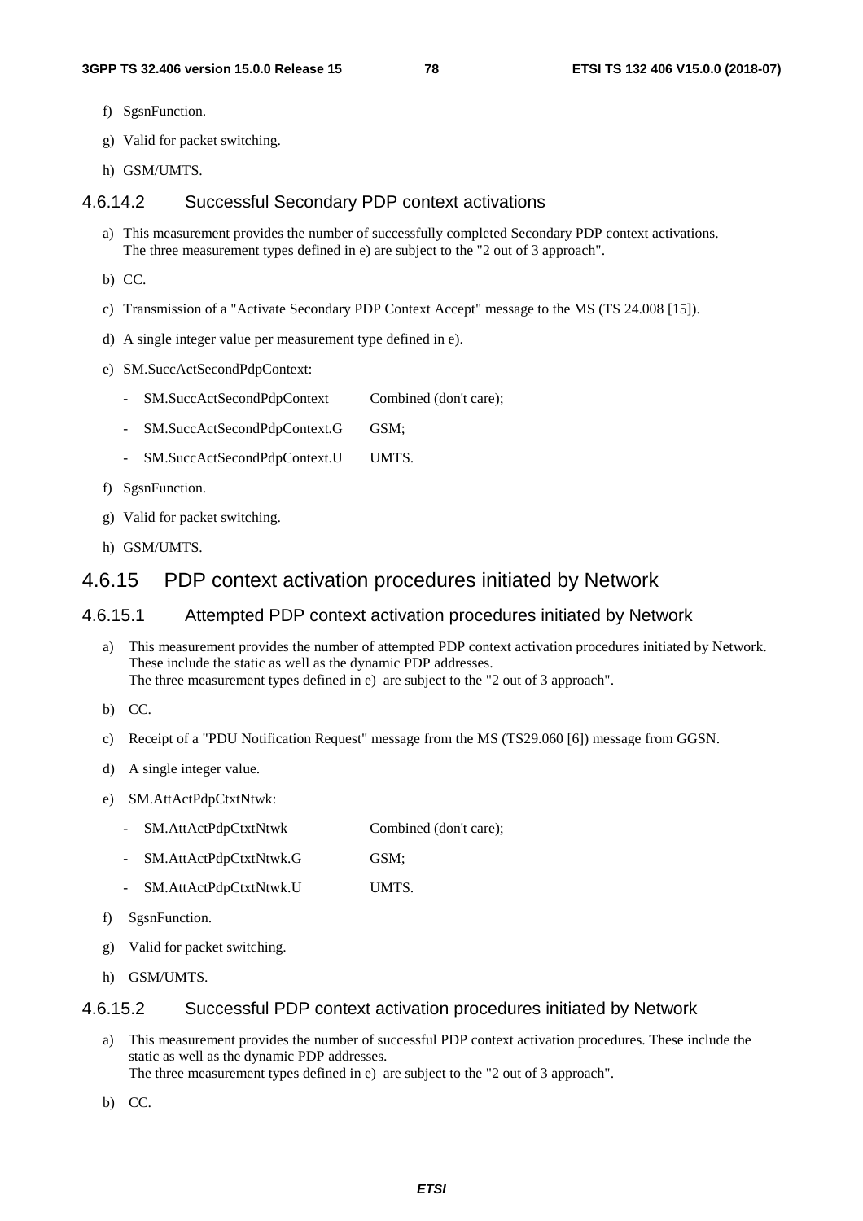f) SgsnFunction.

g) Valid for packet switching.

h) GSM/UMTS.

#### 4.6.14.2 Successful Secondary PDP context activations

a) This measurement provides the number of successfully completed Secondary PDP context activations.
The three measurement types defined in e) are subject to the "2 out of 3 approach".

b) CC.

c) Transmission of a "Activate Secondary PDP Context Accept" message to the MS (TS 24.008 [15]).

d) A single integer value per measurement type defined in e).

e) SM.SuccActSecondPdpContext:

- SM.SuccActSecondPdpContext Combined (don't care);
- SM.SuccActSecondPdpContext.G GSM;
- SM.SuccActSecondPdpContext.U UMTS.

f) SgsnFunction.

g) Valid for packet switching.

h) GSM/UMTS.

### 4.6.15 PDP context activation procedures initiated by Network

#### 4.6.15.1 Attempted PDP context activation procedures initiated by Network

a) This measurement provides the number of attempted PDP context activation procedures initiated by Network. These include the static as well as the dynamic PDP addresses.
The three measurement types defined in e) are subject to the "2 out of 3 approach".

b) CC.

c) Receipt of a "PDU Notification Request" message from the MS (TS29.060 [6]) message from GGSN.

d) A single integer value.

e) SM.AttActPdpCtxtNtwk:

- SM.AttActPdpCtxtNtwk Combined (don't care);
- SM.AttActPdpCtxtNtwk.G GSM;
- SM.AttActPdpCtxtNtwk.U UMTS.

f) SgsnFunction.

g) Valid for packet switching.

h) GSM/UMTS.

#### 4.6.15.2 Successful PDP context activation procedures initiated by Network

a) This measurement provides the number of successful PDP context activation procedures. These include the static as well as the dynamic PDP addresses.
The three measurement types defined in e) are subject to the "2 out of 3 approach".

b) CC.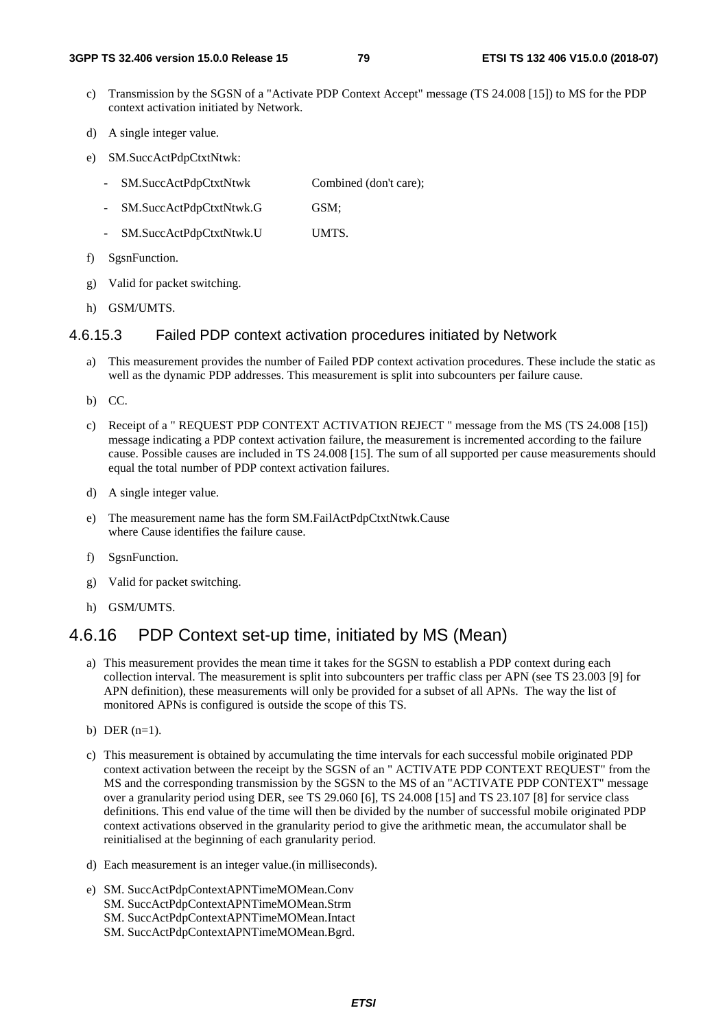c) Transmission by the SGSN of a "Activate PDP Context Accept" message (TS 24.008 [15]) to MS for the PDP context activation initiated by Network.

d) A single integer value.

e) SM.SuccActPdpCtxtNtwk:

   - SM.SuccActPdpCtxtNtwk Combined (don't care);
   - SM.SuccActPdpCtxtNtwk.G GSM;
   - SM.SuccActPdpCtxtNtwk.U UMTS.

f) SgsnFunction.

g) Valid for packet switching.

h) GSM/UMTS.

#### 4.6.15.3 Failed PDP context activation procedures initiated by Network

a) This measurement provides the number of Failed PDP context activation procedures. These include the static as well as the dynamic PDP addresses. This measurement is split into subcounters per failure cause.

b) CC.

c) Receipt of a " REQUEST PDP CONTEXT ACTIVATION REJECT " message from the MS (TS 24.008 [15]) message indicating a PDP context activation failure, the measurement is incremented according to the failure cause. Possible causes are included in TS 24.008 [15]. The sum of all supported per cause measurements should equal the total number of PDP context activation failures.

d) A single integer value.

e) The measurement name has the form SM.FailActPdpCtxtNtwk.Cause
   where Cause identifies the failure cause.

f) SgsnFunction.

g) Valid for packet switching.

h) GSM/UMTS.

### 4.6.16 PDP Context set-up time, initiated by MS (Mean)

a) This measurement provides the mean time it takes for the SGSN to establish a PDP context during each collection interval. The measurement is split into subcounters per traffic class per APN (see TS 23.003 [9] for APN definition), these measurements will only be provided for a subset of all APNs. The way the list of monitored APNs is configured is outside the scope of this TS.

b) DER (n=1).

c) This measurement is obtained by accumulating the time intervals for each successful mobile originated PDP context activation between the receipt by the SGSN of an " ACTIVATE PDP CONTEXT REQUEST" from the MS and the corresponding transmission by the SGSN to the MS of an "ACTIVATE PDP CONTEXT" message over a granularity period using DER, see TS 29.060 [6], TS 24.008 [15] and TS 23.107 [8] for service class definitions. This end value of the time will then be divided by the number of successful mobile originated PDP context activations observed in the granularity period to give the arithmetic mean, the accumulator shall be reinitialised at the beginning of each granularity period.

d) Each measurement is an integer value.(in milliseconds).

e) SM. SuccActPdpContextAPNTimeMOMean.Conv
   SM. SuccActPdpContextAPNTimeMOMean.Strm
   SM. SuccActPdpContextAPNTimeMOMean.Intact
   SM. SuccActPdpContextAPNTimeMOMean.Bgrd.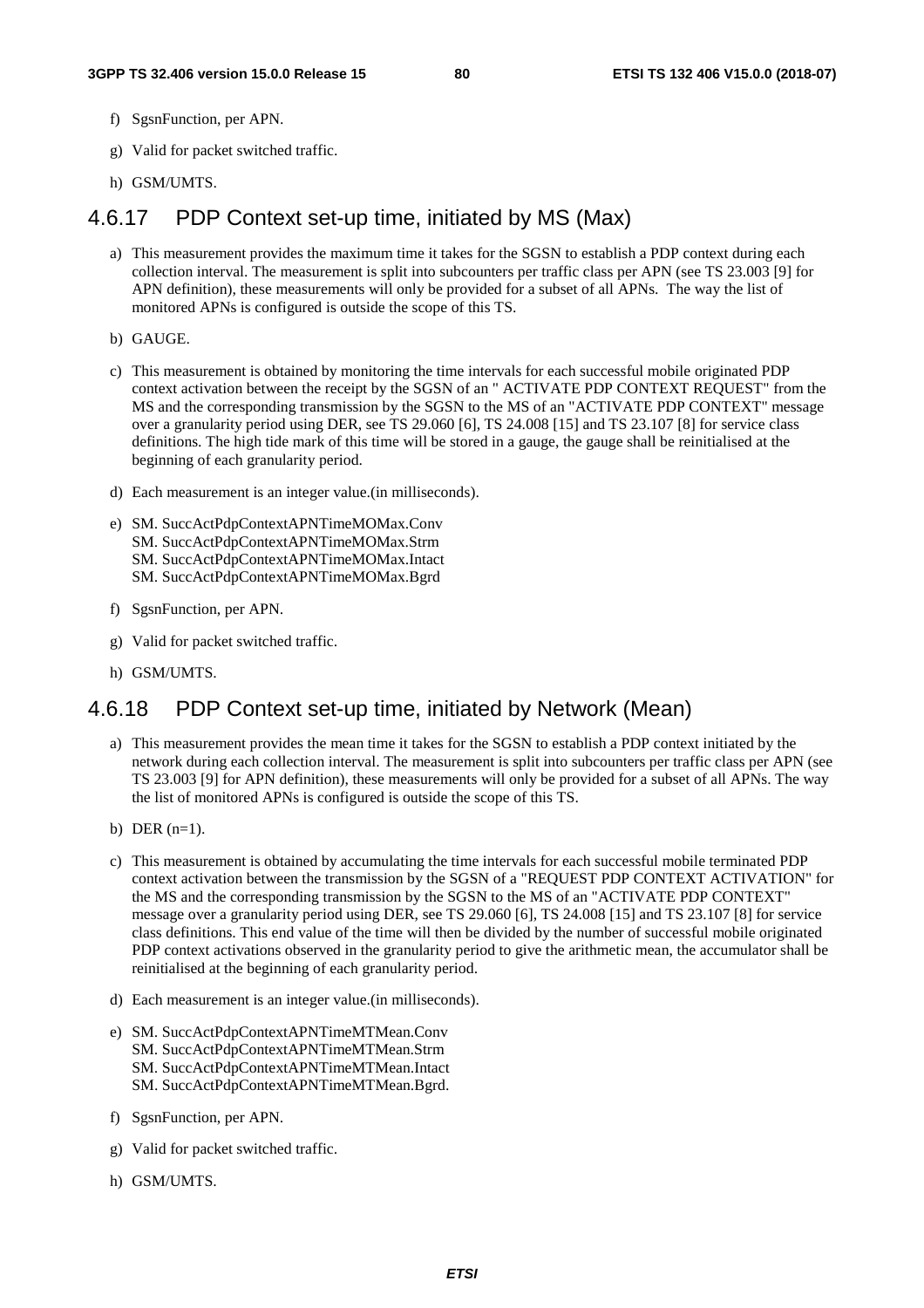f) SgsnFunction, per APN.

g) Valid for packet switched traffic.

h) GSM/UMTS.

### 4.6.17 PDP Context set-up time, initiated by MS (Max)

a) This measurement provides the maximum time it takes for the SGSN to establish a PDP context during each collection interval. The measurement is split into subcounters per traffic class per APN (see TS 23.003 [9] for APN definition), these measurements will only be provided for a subset of all APNs. The way the list of monitored APNs is configured is outside the scope of this TS.

b) GAUGE.

c) This measurement is obtained by monitoring the time intervals for each successful mobile originated PDP context activation between the receipt by the SGSN of an " ACTIVATE PDP CONTEXT REQUEST" from the MS and the corresponding transmission by the SGSN to the MS of an "ACTIVATE PDP CONTEXT" message over a granularity period using DER, see TS 29.060 [6], TS 24.008 [15] and TS 23.107 [8] for service class definitions. The high tide mark of this time will be stored in a gauge, the gauge shall be reinitialised at the beginning of each granularity period.

d) Each measurement is an integer value.(in milliseconds).

e) SM. SuccActPdpContextAPNTimeMOMax.Conv
SM. SuccActPdpContextAPNTimeMOMax.Strm
SM. SuccActPdpContextAPNTimeMOMax.Intact
SM. SuccActPdpContextAPNTimeMOMax.Bgrd

f) SgsnFunction, per APN.

g) Valid for packet switched traffic.

h) GSM/UMTS.

### 4.6.18 PDP Context set-up time, initiated by Network (Mean)

a) This measurement provides the mean time it takes for the SGSN to establish a PDP context initiated by the network during each collection interval. The measurement is split into subcounters per traffic class per APN (see TS 23.003 [9] for APN definition), these measurements will only be provided for a subset of all APNs. The way the list of monitored APNs is configured is outside the scope of this TS.

b) DER (n=1).

c) This measurement is obtained by accumulating the time intervals for each successful mobile terminated PDP context activation between the transmission by the SGSN of a "REQUEST PDP CONTEXT ACTIVATION" for the MS and the corresponding transmission by the SGSN to the MS of an "ACTIVATE PDP CONTEXT" message over a granularity period using DER, see TS 29.060 [6], TS 24.008 [15] and TS 23.107 [8] for service class definitions. This end value of the time will then be divided by the number of successful mobile originated PDP context activations observed in the granularity period to give the arithmetic mean, the accumulator shall be reinitialised at the beginning of each granularity period.

d) Each measurement is an integer value.(in milliseconds).

e) SM. SuccActPdpContextAPNTimeMTMean.Conv
SM. SuccActPdpContextAPNTimeMTMean.Strm
SM. SuccActPdpContextAPNTimeMTMean.Intact
SM. SuccActPdpContextAPNTimeMTMean.Bgrd.

f) SgsnFunction, per APN.

g) Valid for packet switched traffic.

h) GSM/UMTS.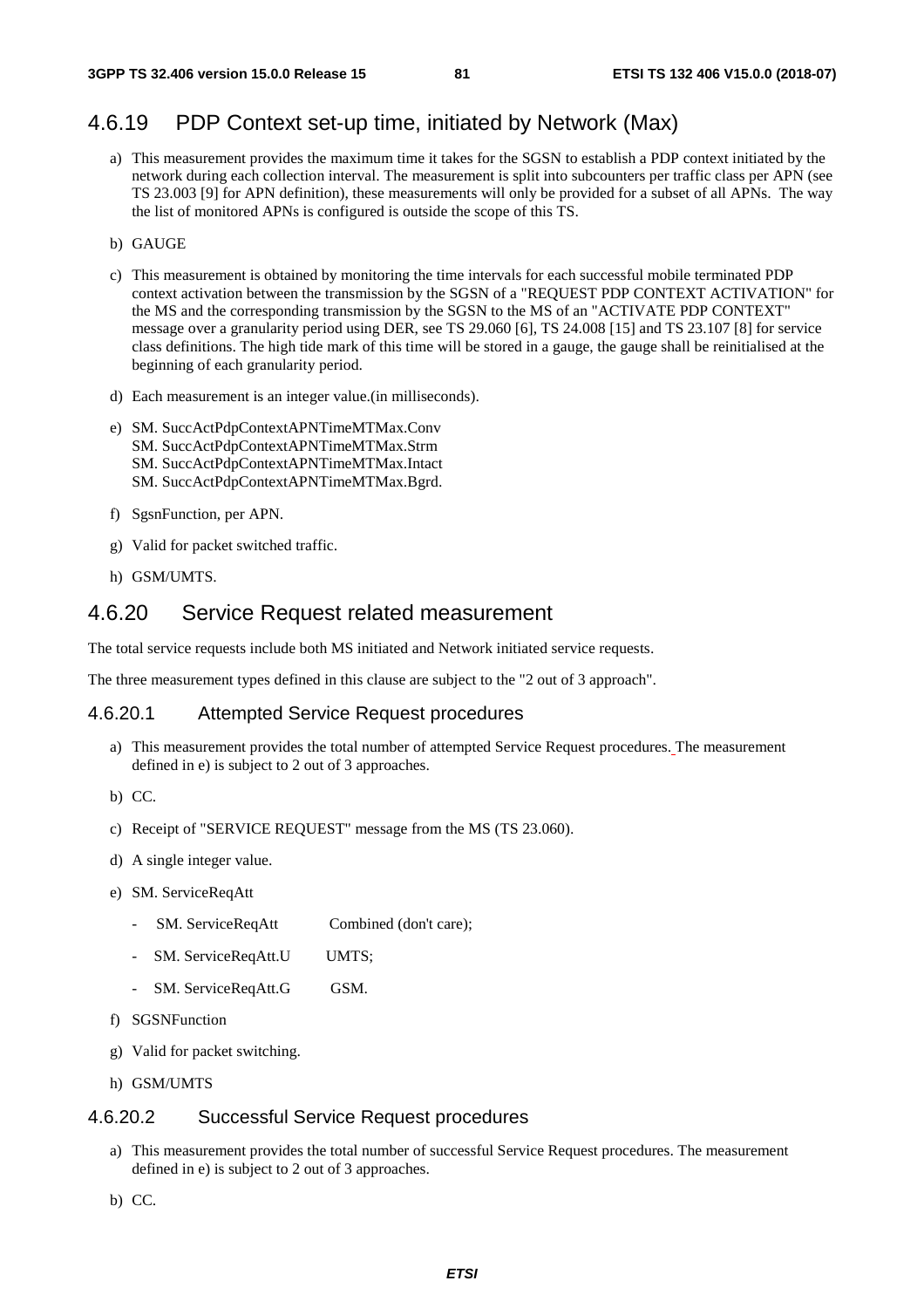### 4.6.19 PDP Context set-up time, initiated by Network (Max)

a) This measurement provides the maximum time it takes for the SGSN to establish a PDP context initiated by the network during each collection interval. The measurement is split into subcounters per traffic class per APN (see TS 23.003 [9] for APN definition), these measurements will only be provided for a subset of all APNs. The way the list of monitored APNs is configured is outside the scope of this TS.

b) GAUGE

c) This measurement is obtained by monitoring the time intervals for each successful mobile terminated PDP context activation between the transmission by the SGSN of a "REQUEST PDP CONTEXT ACTIVATION" for the MS and the corresponding transmission by the SGSN to the MS of an "ACTIVATE PDP CONTEXT" message over a granularity period using DER, see TS 29.060 [6], TS 24.008 [15] and TS 23.107 [8] for service class definitions. The high tide mark of this time will be stored in a gauge, the gauge shall be reinitialised at the beginning of each granularity period.

d) Each measurement is an integer value.(in milliseconds).

e) SM. SuccActPdpContextAPNTimeMTMax.Conv
SM. SuccActPdpContextAPNTimeMTMax.Strm
SM. SuccActPdpContextAPNTimeMTMax.Intact
SM. SuccActPdpContextAPNTimeMTMax.Bgrd.

f) SgsnFunction, per APN.

g) Valid for packet switched traffic.

h) GSM/UMTS.

### 4.6.20 Service Request related measurement

The total service requests include both MS initiated and Network initiated service requests.

The three measurement types defined in this clause are subject to the "2 out of 3 approach".

#### 4.6.20.1 Attempted Service Request procedures

a) This measurement provides the total number of attempted Service Request procedures. The measurement defined in e) is subject to 2 out of 3 approaches.

b) CC.

c) Receipt of "SERVICE REQUEST" message from the MS (TS 23.060).

d) A single integer value.

e) SM. ServiceReqAtt

- SM. ServiceReqAtt Combined (don't care);
- SM. ServiceReqAtt.U UMTS;
- SM. ServiceReqAtt.G GSM.

f) SGSNFunction

g) Valid for packet switching.

h) GSM/UMTS

#### 4.6.20.2 Successful Service Request procedures

a) This measurement provides the total number of successful Service Request procedures. The measurement defined in e) is subject to 2 out of 3 approaches.

b) CC.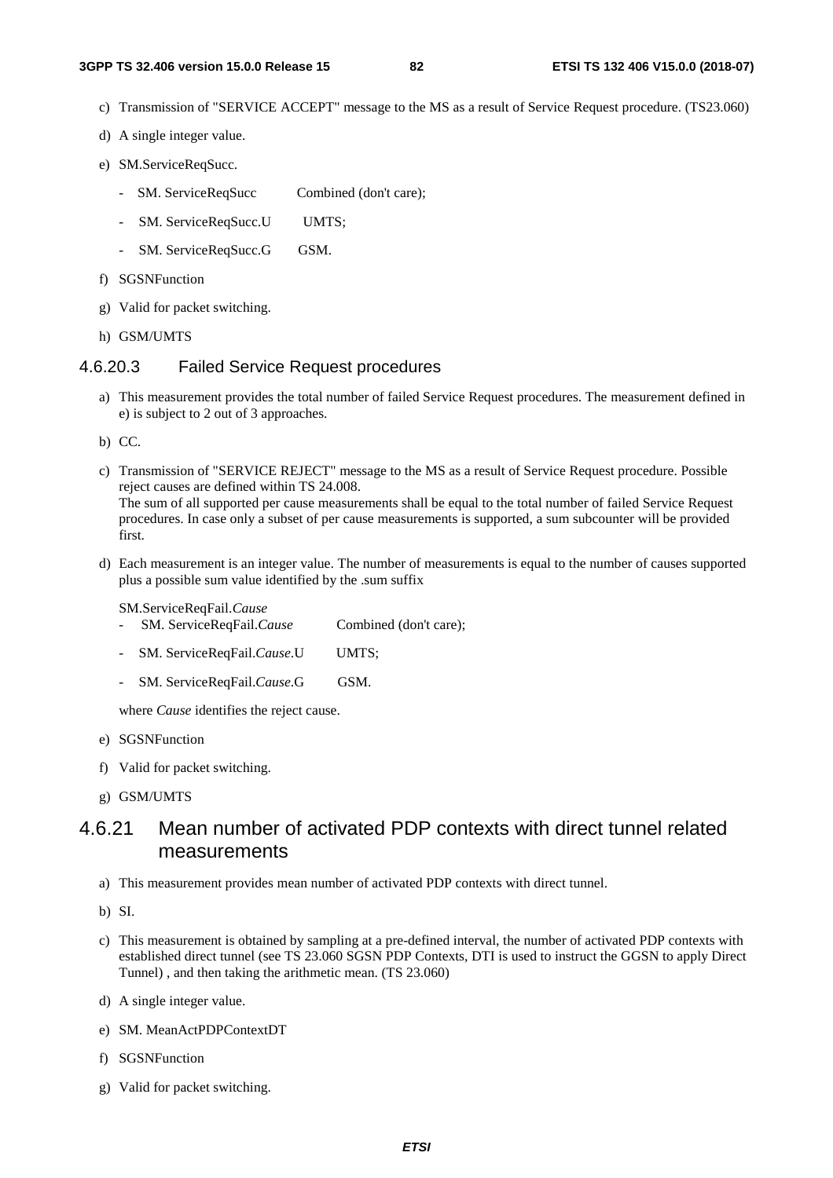c) Transmission of "SERVICE ACCEPT" message to the MS as a result of Service Request procedure. (TS23.060)

d) A single integer value.

e) SM.ServiceReqSucc.

   - SM. ServiceReqSucc Combined (don't care);
   - SM. ServiceReqSucc.U UMTS;
   - SM. ServiceReqSucc.G GSM.

f) SGSNFunction

g) Valid for packet switching.

h) GSM/UMTS

#### 4.6.20.3 Failed Service Request procedures

a) This measurement provides the total number of failed Service Request procedures. The measurement defined in e) is subject to 2 out of 3 approaches.

b) CC.

c) Transmission of "SERVICE REJECT" message to the MS as a result of Service Request procedure. Possible reject causes are defined within TS 24.008.
The sum of all supported per cause measurements shall be equal to the total number of failed Service Request procedures. In case only a subset of per cause measurements is supported, a sum subcounter will be provided first.

d) Each measurement is an integer value. The number of measurements is equal to the number of causes supported plus a possible sum value identified by the .sum suffix

   SM.ServiceReqFail.*Cause*
   - SM. ServiceReqFail.*Cause* Combined (don't care);
   - SM. ServiceReqFail.*Cause*.U UMTS;
   - SM. ServiceReqFail.*Cause*.G GSM.

   where *Cause* identifies the reject cause.

e) SGSNFunction

f) Valid for packet switching.

g) GSM/UMTS

### 4.6.21 Mean number of activated PDP contexts with direct tunnel related measurements

a) This measurement provides mean number of activated PDP contexts with direct tunnel.

b) SI.

c) This measurement is obtained by sampling at a pre-defined interval, the number of activated PDP contexts with established direct tunnel (see TS 23.060 SGSN PDP Contexts, DTI is used to instruct the GGSN to apply Direct Tunnel) , and then taking the arithmetic mean. (TS 23.060)

d) A single integer value.

e) SM. MeanActPDPContextDT

f) SGSNFunction

g) Valid for packet switching.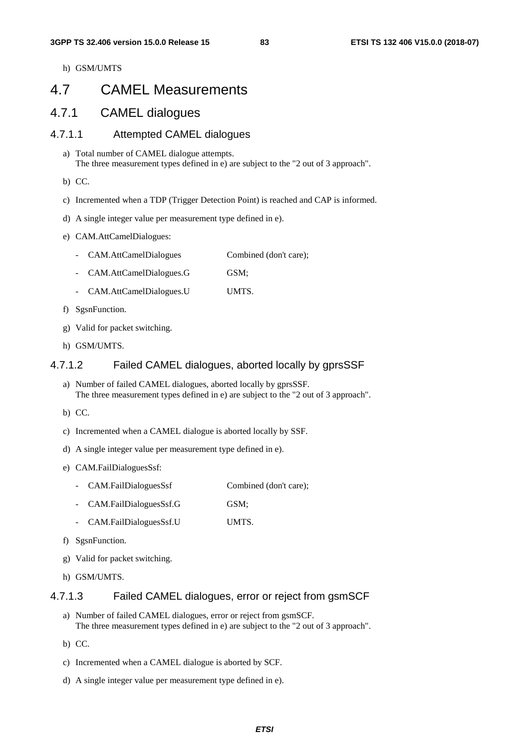h) GSM/UMTS

# 4.7 CAMEL Measurements

## 4.7.1 CAMEL dialogues

### 4.7.1.1 Attempted CAMEL dialogues

a) Total number of CAMEL dialogue attempts.
The three measurement types defined in e) are subject to the "2 out of 3 approach".

b) CC.

c) Incremented when a TDP (Trigger Detection Point) is reached and CAP is informed.

d) A single integer value per measurement type defined in e).

e) CAM.AttCamelDialogues:

- CAM.AttCamelDialogues Combined (don't care);
- CAM.AttCamelDialogues.G GSM;
- CAM.AttCamelDialogues.U UMTS.

f) SgsnFunction.

g) Valid for packet switching.

h) GSM/UMTS.

### 4.7.1.2 Failed CAMEL dialogues, aborted locally by gprsSSF

a) Number of failed CAMEL dialogues, aborted locally by gprsSSF.
The three measurement types defined in e) are subject to the "2 out of 3 approach".

b) CC.

c) Incremented when a CAMEL dialogue is aborted locally by SSF.

d) A single integer value per measurement type defined in e).

e) CAM.FailDialoguesSsf:

- CAM.FailDialoguesSsf Combined (don't care);
- CAM.FailDialoguesSsf.G GSM;
- CAM.FailDialoguesSsf.U UMTS.

f) SgsnFunction.

g) Valid for packet switching.

h) GSM/UMTS.

### 4.7.1.3 Failed CAMEL dialogues, error or reject from gsmSCF

a) Number of failed CAMEL dialogues, error or reject from gsmSCF.
The three measurement types defined in e) are subject to the "2 out of 3 approach".

b) CC.

c) Incremented when a CAMEL dialogue is aborted by SCF.

d) A single integer value per measurement type defined in e).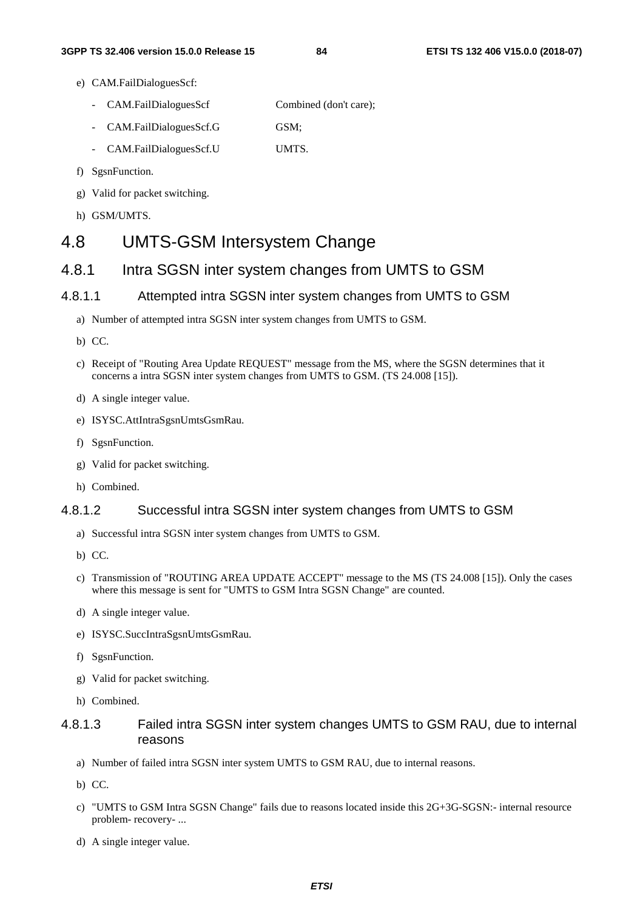e) CAM.FailDialoguesScf:

   - CAM.FailDialoguesScf Combined (don't care);
   - CAM.FailDialoguesScf.G GSM;
   - CAM.FailDialoguesScf.U UMTS.

f) SgsnFunction.

g) Valid for packet switching.

h) GSM/UMTS.

# 4.8 UMTS-GSM Intersystem Change

## 4.8.1 Intra SGSN inter system changes from UMTS to GSM

### 4.8.1.1 Attempted intra SGSN inter system changes from UMTS to GSM

a) Number of attempted intra SGSN inter system changes from UMTS to GSM.

b) CC.

c) Receipt of "Routing Area Update REQUEST" message from the MS, where the SGSN determines that it concerns a intra SGSN inter system changes from UMTS to GSM. (TS 24.008 [15]).

d) A single integer value.

e) ISYSC.AttIntraSgsnUmtsGsmRau.

f) SgsnFunction.

g) Valid for packet switching.

h) Combined.

### 4.8.1.2 Successful intra SGSN inter system changes from UMTS to GSM

a) Successful intra SGSN inter system changes from UMTS to GSM.

b) CC.

c) Transmission of "ROUTING AREA UPDATE ACCEPT" message to the MS (TS 24.008 [15]). Only the cases where this message is sent for "UMTS to GSM Intra SGSN Change" are counted.

d) A single integer value.

e) ISYSC.SuccIntraSgsnUmtsGsmRau.

f) SgsnFunction.

g) Valid for packet switching.

h) Combined.

### 4.8.1.3 Failed intra SGSN inter system changes UMTS to GSM RAU, due to internal reasons

a) Number of failed intra SGSN inter system UMTS to GSM RAU, due to internal reasons.

b) CC.

c) "UMTS to GSM Intra SGSN Change" fails due to reasons located inside this 2G+3G-SGSN:- internal resource problem- recovery- ...

d) A single integer value.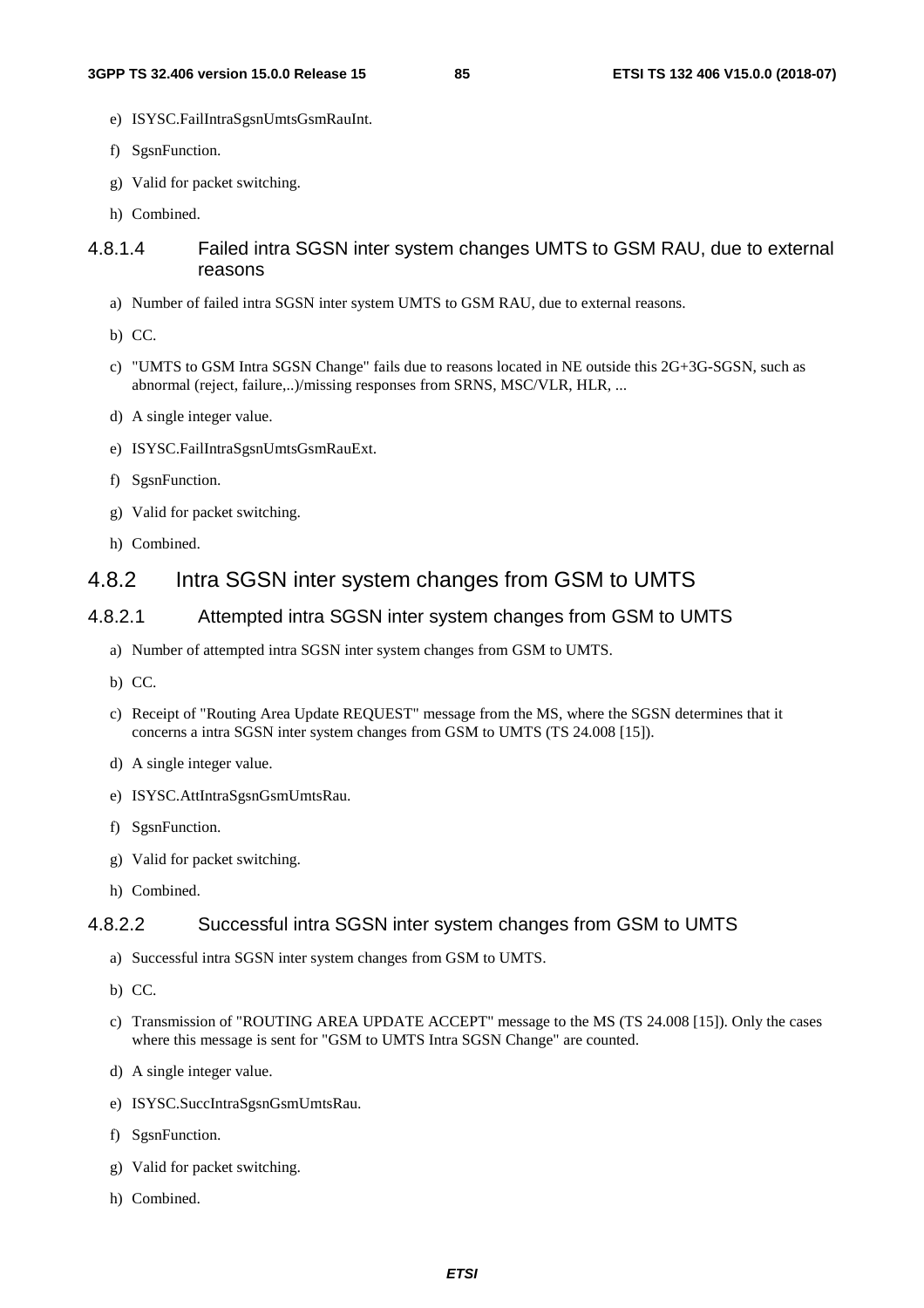e) ISYSC.FailIntraSgsnUmtsGsmRauInt.

f) SgsnFunction.

g) Valid for packet switching.

h) Combined.

#### 4.8.1.4 Failed intra SGSN inter system changes UMTS to GSM RAU, due to external reasons

a) Number of failed intra SGSN inter system UMTS to GSM RAU, due to external reasons.

b) CC.

c) "UMTS to GSM Intra SGSN Change" fails due to reasons located in NE outside this 2G+3G-SGSN, such as abnormal (reject, failure,..)/missing responses from SRNS, MSC/VLR, HLR, ...

d) A single integer value.

e) ISYSC.FailIntraSgsnUmtsGsmRauExt.

f) SgsnFunction.

g) Valid for packet switching.

h) Combined.

### 4.8.2 Intra SGSN inter system changes from GSM to UMTS

#### 4.8.2.1 Attempted intra SGSN inter system changes from GSM to UMTS

a) Number of attempted intra SGSN inter system changes from GSM to UMTS.

b) CC.

c) Receipt of "Routing Area Update REQUEST" message from the MS, where the SGSN determines that it concerns a intra SGSN inter system changes from GSM to UMTS (TS 24.008 [15]).

d) A single integer value.

e) ISYSC.AttIntraSgsnGsmUmtsRau.

f) SgsnFunction.

g) Valid for packet switching.

h) Combined.

#### 4.8.2.2 Successful intra SGSN inter system changes from GSM to UMTS

a) Successful intra SGSN inter system changes from GSM to UMTS.

b) CC.

c) Transmission of "ROUTING AREA UPDATE ACCEPT" message to the MS (TS 24.008 [15]). Only the cases where this message is sent for "GSM to UMTS Intra SGSN Change" are counted.

d) A single integer value.

e) ISYSC.SuccIntraSgsnGsmUmtsRau.

f) SgsnFunction.

g) Valid for packet switching.

h) Combined.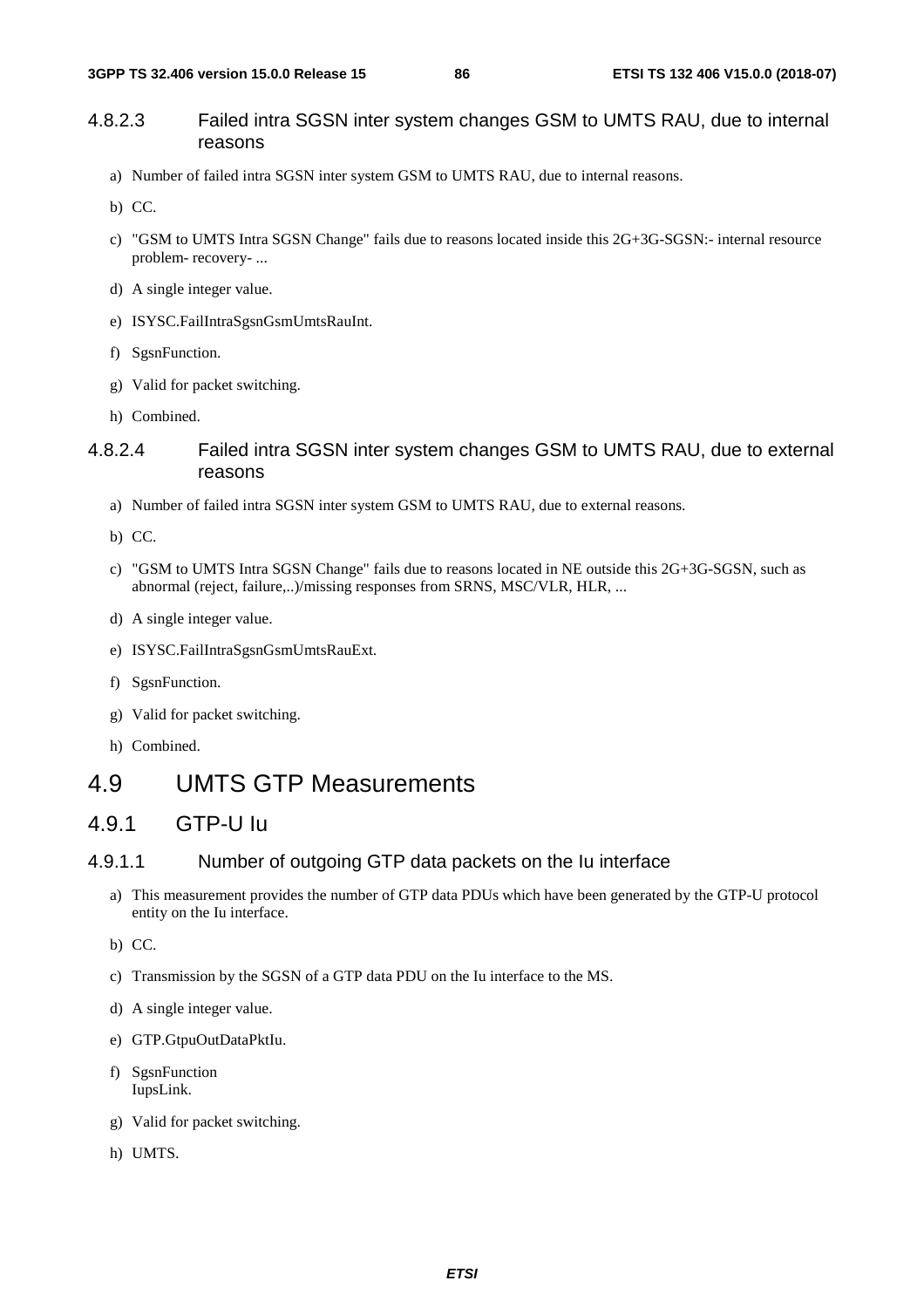#### 4.8.2.3 Failed intra SGSN inter system changes GSM to UMTS RAU, due to internal reasons

a) Number of failed intra SGSN inter system GSM to UMTS RAU, due to internal reasons.

b) CC.

c) "GSM to UMTS Intra SGSN Change" fails due to reasons located inside this 2G+3G-SGSN:- internal resource problem- recovery- ...

d) A single integer value.

e) ISYSC.FailIntraSgsnGsmUmtsRauInt.

f) SgsnFunction.

g) Valid for packet switching.

h) Combined.

#### 4.8.2.4 Failed intra SGSN inter system changes GSM to UMTS RAU, due to external reasons

a) Number of failed intra SGSN inter system GSM to UMTS RAU, due to external reasons.

b) CC.

c) "GSM to UMTS Intra SGSN Change" fails due to reasons located in NE outside this 2G+3G-SGSN, such as abnormal (reject, failure,..)/missing responses from SRNS, MSC/VLR, HLR, ...

d) A single integer value.

e) ISYSC.FailIntraSgsnGsmUmtsRauExt.

f) SgsnFunction.

g) Valid for packet switching.

h) Combined.

## 4.9 UMTS GTP Measurements

### 4.9.1 GTP-U Iu

#### 4.9.1.1 Number of outgoing GTP data packets on the Iu interface

a) This measurement provides the number of GTP data PDUs which have been generated by the GTP-U protocol entity on the Iu interface.

b) CC.

c) Transmission by the SGSN of a GTP data PDU on the Iu interface to the MS.

d) A single integer value.

e) GTP.GtpuOutDataPktIu.

f) SgsnFunction
IupsLink.

g) Valid for packet switching.

h) UMTS.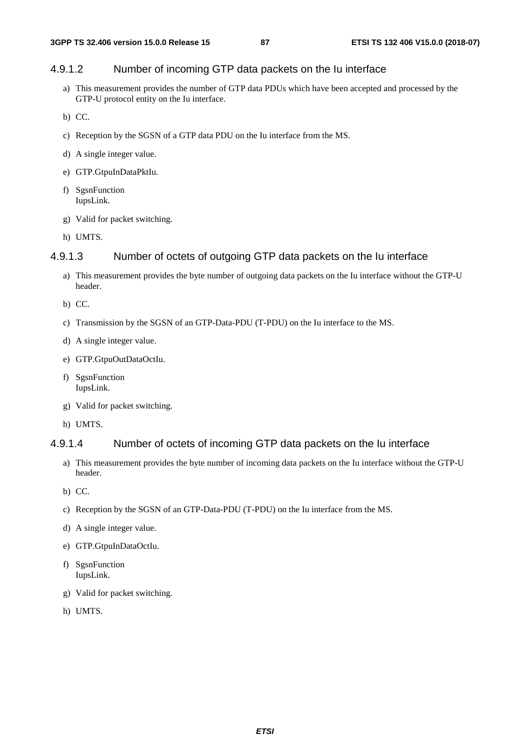#### 4.9.1.2 Number of incoming GTP data packets on the Iu interface

a) This measurement provides the number of GTP data PDUs which have been accepted and processed by the GTP-U protocol entity on the Iu interface.

b) CC.

c) Reception by the SGSN of a GTP data PDU on the Iu interface from the MS.

d) A single integer value.

e) GTP.GtpuInDataPktIu.

f) SgsnFunction
IupsLink.

g) Valid for packet switching.

h) UMTS.

#### 4.9.1.3 Number of octets of outgoing GTP data packets on the Iu interface

a) This measurement provides the byte number of outgoing data packets on the Iu interface without the GTP-U header.

b) CC.

c) Transmission by the SGSN of an GTP-Data-PDU (T-PDU) on the Iu interface to the MS.

d) A single integer value.

e) GTP.GtpuOutDataOctIu.

f) SgsnFunction
IupsLink.

g) Valid for packet switching.

h) UMTS.

#### 4.9.1.4 Number of octets of incoming GTP data packets on the Iu interface

a) This measurement provides the byte number of incoming data packets on the Iu interface without the GTP-U header.

b) CC.

c) Reception by the SGSN of an GTP-Data-PDU (T-PDU) on the Iu interface from the MS.

d) A single integer value.

e) GTP.GtpuInDataOctIu.

f) SgsnFunction
IupsLink.

g) Valid for packet switching.

h) UMTS.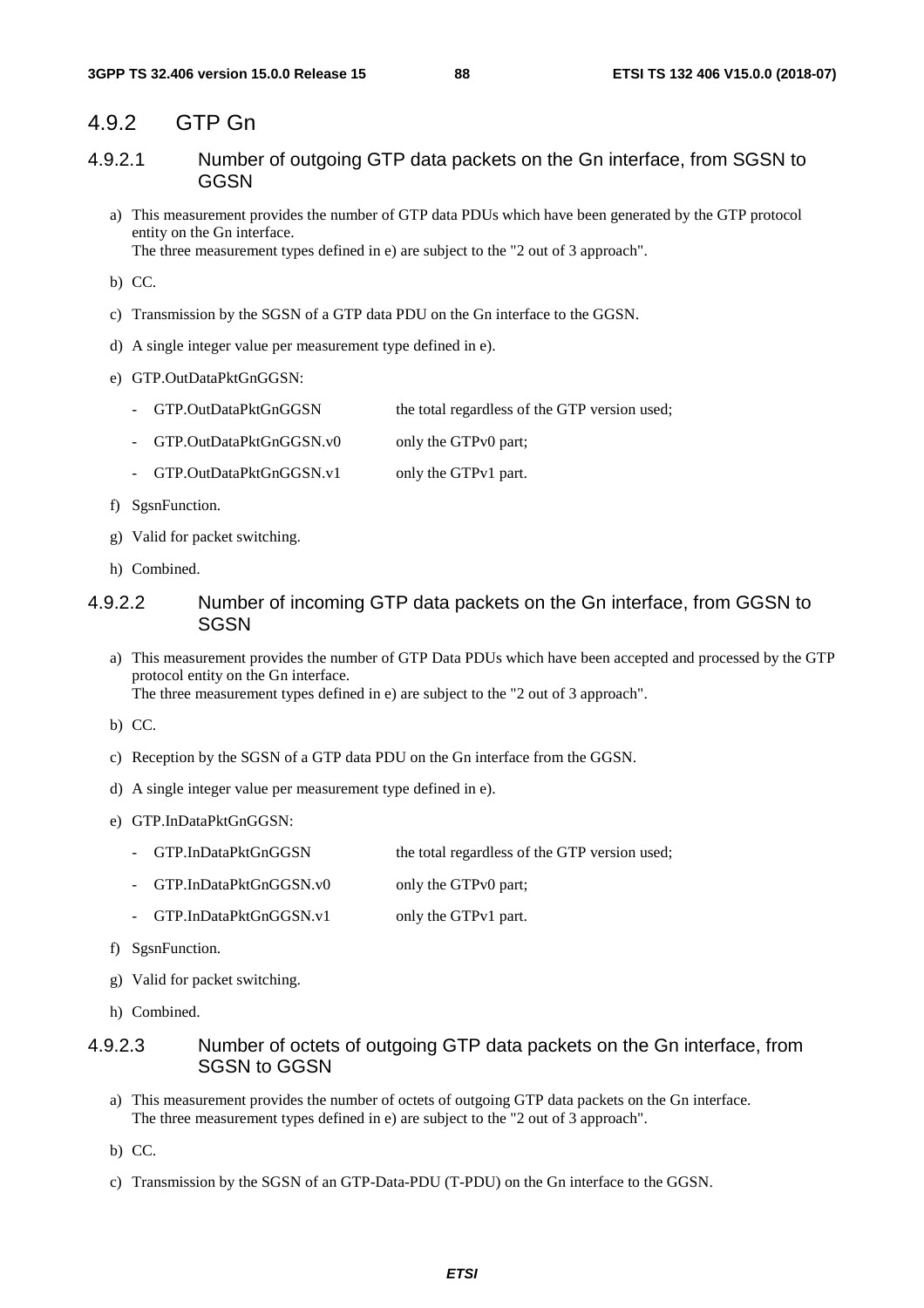### 4.9.2 GTP Gn

#### 4.9.2.1 Number of outgoing GTP data packets on the Gn interface, from SGSN to GGSN

a) This measurement provides the number of GTP data PDUs which have been generated by the GTP protocol entity on the Gn interface.
   The three measurement types defined in e) are subject to the "2 out of 3 approach".

b) CC.

c) Transmission by the SGSN of a GTP data PDU on the Gn interface to the GGSN.

d) A single integer value per measurement type defined in e).

e) GTP.OutDataPktGnGGSN:

   - GTP.OutDataPktGnGGSN         the total regardless of the GTP version used;
   - GTP.OutDataPktGnGGSN.v0      only the GTPv0 part;
   - GTP.OutDataPktGnGGSN.v1      only the GTPv1 part.

f) SgsnFunction.

g) Valid for packet switching.

h) Combined.

#### 4.9.2.2 Number of incoming GTP data packets on the Gn interface, from GGSN to SGSN

a) This measurement provides the number of GTP Data PDUs which have been accepted and processed by the GTP protocol entity on the Gn interface.
   The three measurement types defined in e) are subject to the "2 out of 3 approach".

b) CC.

c) Reception by the SGSN of a GTP data PDU on the Gn interface from the GGSN.

d) A single integer value per measurement type defined in e).

e) GTP.InDataPktGnGGSN:

   - GTP.InDataPktGnGGSN          the total regardless of the GTP version used;
   - GTP.InDataPktGnGGSN.v0       only the GTPv0 part;
   - GTP.InDataPktGnGGSN.v1       only the GTPv1 part.

f) SgsnFunction.

g) Valid for packet switching.

h) Combined.

#### 4.9.2.3 Number of octets of outgoing GTP data packets on the Gn interface, from SGSN to GGSN

a) This measurement provides the number of octets of outgoing GTP data packets on the Gn interface.
   The three measurement types defined in e) are subject to the "2 out of 3 approach".

b) CC.

c) Transmission by the SGSN of an GTP-Data-PDU (T-PDU) on the Gn interface to the GGSN.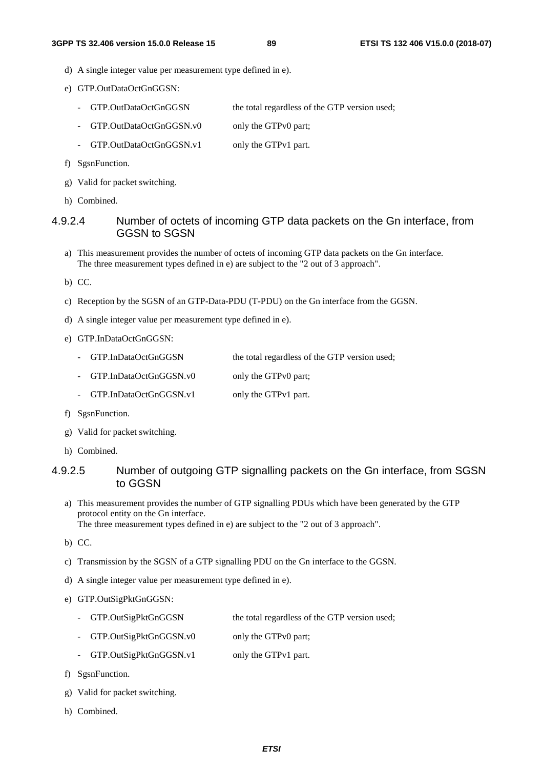d) A single integer value per measurement type defined in e).

e) GTP.OutDataOctGnGGSN:

- GTP.OutDataOctGnGGSN the total regardless of the GTP version used;
- GTP.OutDataOctGnGGSN.v0 only the GTPv0 part;
- GTP.OutDataOctGnGGSN.v1 only the GTPv1 part.

f) SgsnFunction.

g) Valid for packet switching.

h) Combined.

#### 4.9.2.4 Number of octets of incoming GTP data packets on the Gn interface, from GGSN to SGSN

a) This measurement provides the number of octets of incoming GTP data packets on the Gn interface.
The three measurement types defined in e) are subject to the "2 out of 3 approach".

b) CC.

c) Reception by the SGSN of an GTP-Data-PDU (T-PDU) on the Gn interface from the GGSN.

d) A single integer value per measurement type defined in e).

e) GTP.InDataOctGnGGSN:

- GTP.InDataOctGnGGSN the total regardless of the GTP version used;
- GTP.InDataOctGnGGSN.v0 only the GTPv0 part;
- GTP.InDataOctGnGGSN.v1 only the GTPv1 part.

f) SgsnFunction.

g) Valid for packet switching.

h) Combined.

#### 4.9.2.5 Number of outgoing GTP signalling packets on the Gn interface, from SGSN to GGSN

a) This measurement provides the number of GTP signalling PDUs which have been generated by the GTP protocol entity on the Gn interface.
The three measurement types defined in e) are subject to the "2 out of 3 approach".

b) CC.

c) Transmission by the SGSN of a GTP signalling PDU on the Gn interface to the GGSN.

d) A single integer value per measurement type defined in e).

e) GTP.OutSigPktGnGGSN:

- GTP.OutSigPktGnGGSN the total regardless of the GTP version used;
- GTP.OutSigPktGnGGSN.v0 only the GTPv0 part;
- GTP.OutSigPktGnGGSN.v1 only the GTPv1 part.

f) SgsnFunction.

g) Valid for packet switching.

h) Combined.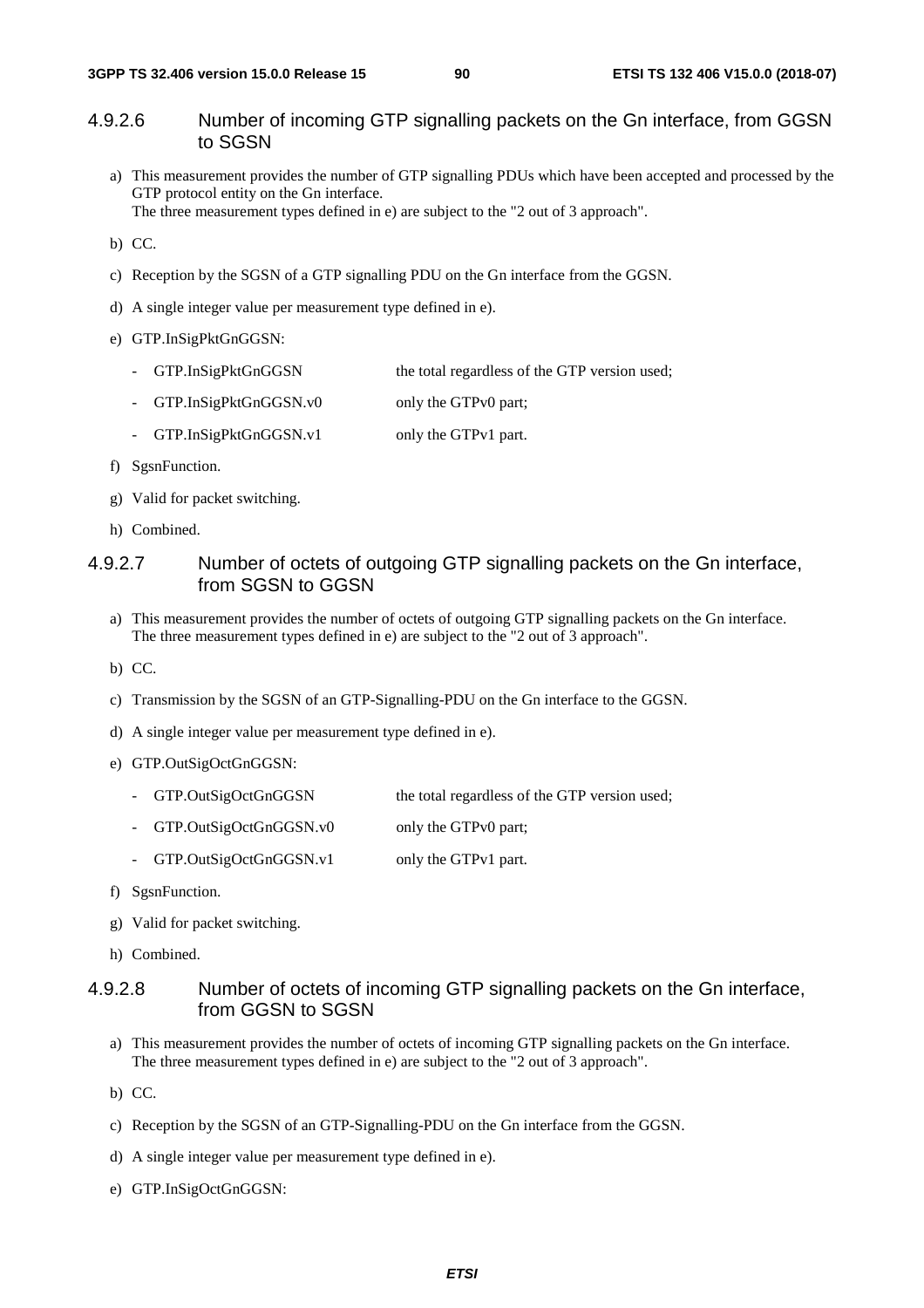#### 4.9.2.6 Number of incoming GTP signalling packets on the Gn interface, from GGSN to SGSN

a) This measurement provides the number of GTP signalling PDUs which have been accepted and processed by the GTP protocol entity on the Gn interface.
The three measurement types defined in e) are subject to the "2 out of 3 approach".

b) CC.

c) Reception by the SGSN of a GTP signalling PDU on the Gn interface from the GGSN.

d) A single integer value per measurement type defined in e).

e) GTP.InSigPktGnGGSN:

- GTP.InSigPktGnGGSN the total regardless of the GTP version used;
- GTP.InSigPktGnGGSN.v0 only the GTPv0 part;
- GTP.InSigPktGnGGSN.v1 only the GTPv1 part.

f) SgsnFunction.

g) Valid for packet switching.

h) Combined.

#### 4.9.2.7 Number of octets of outgoing GTP signalling packets on the Gn interface, from SGSN to GGSN

a) This measurement provides the number of octets of outgoing GTP signalling packets on the Gn interface.
The three measurement types defined in e) are subject to the "2 out of 3 approach".

b) CC.

c) Transmission by the SGSN of an GTP-Signalling-PDU on the Gn interface to the GGSN.

d) A single integer value per measurement type defined in e).

e) GTP.OutSigOctGnGGSN:

- GTP.OutSigOctGnGGSN the total regardless of the GTP version used;
- GTP.OutSigOctGnGGSN.v0 only the GTPv0 part;
- GTP.OutSigOctGnGGSN.v1 only the GTPv1 part.

f) SgsnFunction.

g) Valid for packet switching.

h) Combined.

#### 4.9.2.8 Number of octets of incoming GTP signalling packets on the Gn interface, from GGSN to SGSN

a) This measurement provides the number of octets of incoming GTP signalling packets on the Gn interface.
The three measurement types defined in e) are subject to the "2 out of 3 approach".

b) CC.

c) Reception by the SGSN of an GTP-Signalling-PDU on the Gn interface from the GGSN.

d) A single integer value per measurement type defined in e).

e) GTP.InSigOctGnGGSN: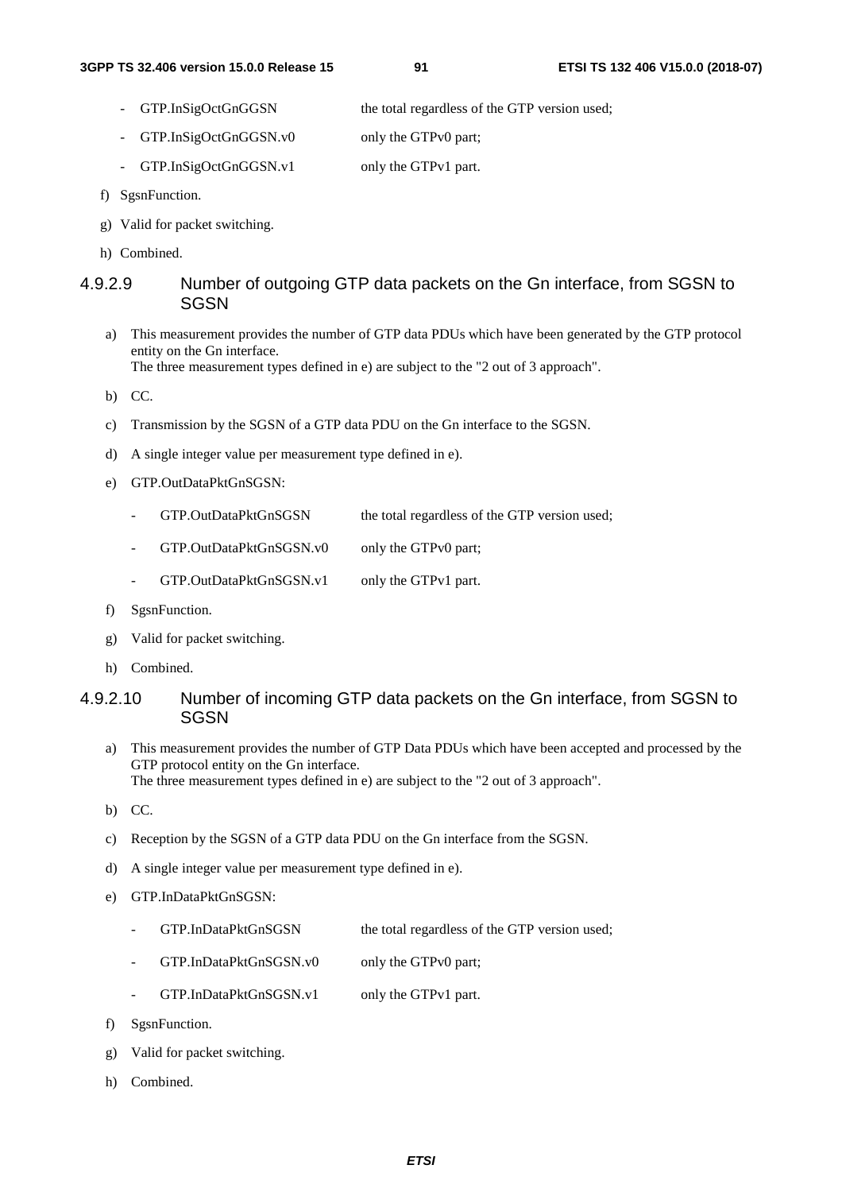- GTP.InSigOctGnGGSN the total regardless of the GTP version used;
- GTP.InSigOctGnGGSN.v0 only the GTPv0 part;
- GTP.InSigOctGnGGSN.v1 only the GTPv1 part.

f) SgsnFunction.

g) Valid for packet switching.

h) Combined.

#### 4.9.2.9 Number of outgoing GTP data packets on the Gn interface, from SGSN to SGSN

a) This measurement provides the number of GTP data PDUs which have been generated by the GTP protocol entity on the Gn interface.
The three measurement types defined in e) are subject to the "2 out of 3 approach".

b) CC.

c) Transmission by the SGSN of a GTP data PDU on the Gn interface to the SGSN.

d) A single integer value per measurement type defined in e).

e) GTP.OutDataPktGnSGSN:

- GTP.OutDataPktGnSGSN the total regardless of the GTP version used;
- GTP.OutDataPktGnSGSN.v0 only the GTPv0 part;
- GTP.OutDataPktGnSGSN.v1 only the GTPv1 part.

f) SgsnFunction.

g) Valid for packet switching.

h) Combined.

#### 4.9.2.10 Number of incoming GTP data packets on the Gn interface, from SGSN to SGSN

a) This measurement provides the number of GTP Data PDUs which have been accepted and processed by the GTP protocol entity on the Gn interface.
The three measurement types defined in e) are subject to the "2 out of 3 approach".

b) CC.

c) Reception by the SGSN of a GTP data PDU on the Gn interface from the SGSN.

d) A single integer value per measurement type defined in e).

e) GTP.InDataPktGnSGSN:

- GTP.InDataPktGnSGSN the total regardless of the GTP version used;
- GTP.InDataPktGnSGSN.v0 only the GTPv0 part;
- GTP.InDataPktGnSGSN.v1 only the GTPv1 part.

f) SgsnFunction.

g) Valid for packet switching.

h) Combined.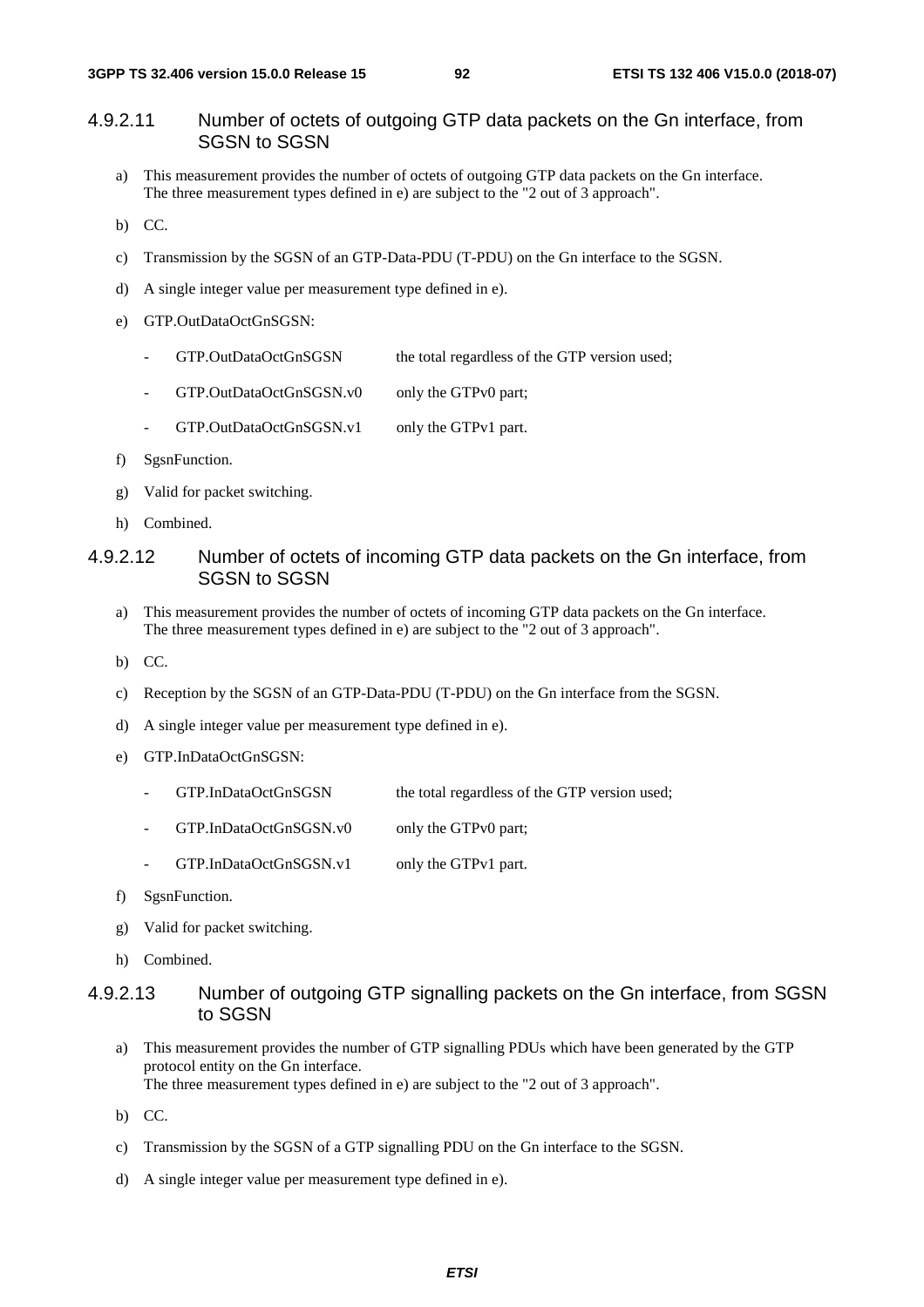#### 4.9.2.11 Number of octets of outgoing GTP data packets on the Gn interface, from SGSN to SGSN

a) This measurement provides the number of octets of outgoing GTP data packets on the Gn interface. The three measurement types defined in e) are subject to the "2 out of 3 approach".

b) CC.

c) Transmission by the SGSN of an GTP-Data-PDU (T-PDU) on the Gn interface to the SGSN.

d) A single integer value per measurement type defined in e).

e) GTP.OutDataOctGnSGSN:

   - GTP.OutDataOctGnSGSN the total regardless of the GTP version used;
   - GTP.OutDataOctGnSGSN.v0 only the GTPv0 part;
   - GTP.OutDataOctGnSGSN.v1 only the GTPv1 part.

f) SgsnFunction.

g) Valid for packet switching.

h) Combined.

#### 4.9.2.12 Number of octets of incoming GTP data packets on the Gn interface, from SGSN to SGSN

a) This measurement provides the number of octets of incoming GTP data packets on the Gn interface. The three measurement types defined in e) are subject to the "2 out of 3 approach".

b) CC.

c) Reception by the SGSN of an GTP-Data-PDU (T-PDU) on the Gn interface from the SGSN.

d) A single integer value per measurement type defined in e).

e) GTP.InDataOctGnSGSN:

   - GTP.InDataOctGnSGSN the total regardless of the GTP version used;
   - GTP.InDataOctGnSGSN.v0 only the GTPv0 part;
   - GTP.InDataOctGnSGSN.v1 only the GTPv1 part.

f) SgsnFunction.

g) Valid for packet switching.

h) Combined.

#### 4.9.2.13 Number of outgoing GTP signalling packets on the Gn interface, from SGSN to SGSN

a) This measurement provides the number of GTP signalling PDUs which have been generated by the GTP protocol entity on the Gn interface.
The three measurement types defined in e) are subject to the "2 out of 3 approach".

b) CC.

c) Transmission by the SGSN of a GTP signalling PDU on the Gn interface to the SGSN.

d) A single integer value per measurement type defined in e).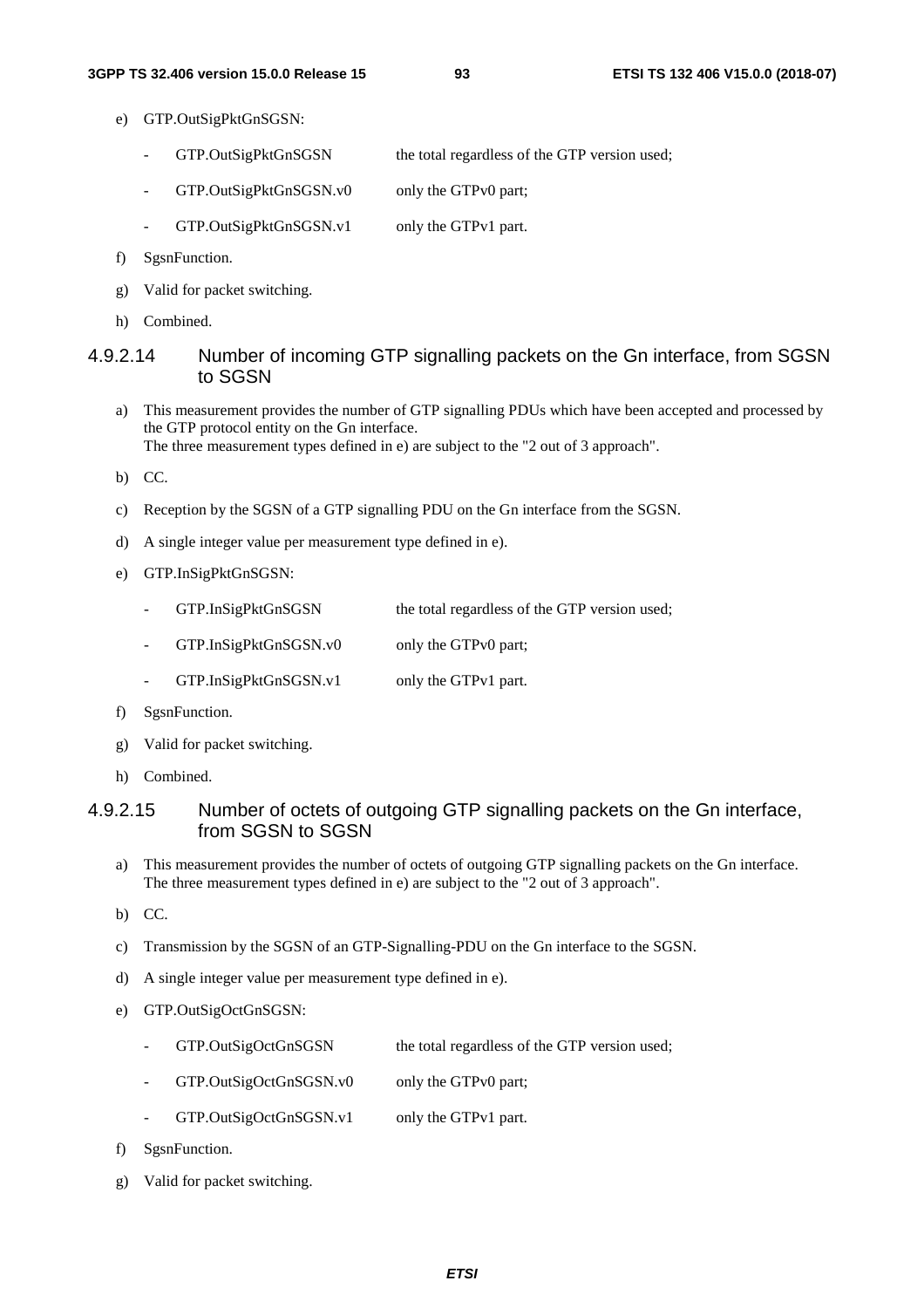e) GTP.OutSigPktGnSGSN:

   - GTP.OutSigPktGnSGSN the total regardless of the GTP version used;
   - GTP.OutSigPktGnSGSN.v0 only the GTPv0 part;
   - GTP.OutSigPktGnSGSN.v1 only the GTPv1 part.

f) SgsnFunction.

g) Valid for packet switching.

h) Combined.

#### 4.9.2.14 Number of incoming GTP signalling packets on the Gn interface, from SGSN to SGSN

a) This measurement provides the number of GTP signalling PDUs which have been accepted and processed by the GTP protocol entity on the Gn interface.
   The three measurement types defined in e) are subject to the "2 out of 3 approach".

b) CC.

c) Reception by the SGSN of a GTP signalling PDU on the Gn interface from the SGSN.

d) A single integer value per measurement type defined in e).

e) GTP.InSigPktGnSGSN:

   - GTP.InSigPktGnSGSN the total regardless of the GTP version used;
   - GTP.InSigPktGnSGSN.v0 only the GTPv0 part;
   - GTP.InSigPktGnSGSN.v1 only the GTPv1 part.

f) SgsnFunction.

g) Valid for packet switching.

h) Combined.

#### 4.9.2.15 Number of octets of outgoing GTP signalling packets on the Gn interface, from SGSN to SGSN

a) This measurement provides the number of octets of outgoing GTP signalling packets on the Gn interface.
   The three measurement types defined in e) are subject to the "2 out of 3 approach".

b) CC.

c) Transmission by the SGSN of an GTP-Signalling-PDU on the Gn interface to the SGSN.

d) A single integer value per measurement type defined in e).

e) GTP.OutSigOctGnSGSN:

   - GTP.OutSigOctGnSGSN the total regardless of the GTP version used;
   - GTP.OutSigOctGnSGSN.v0 only the GTPv0 part;
   - GTP.OutSigOctGnSGSN.v1 only the GTPv1 part.

f) SgsnFunction.

g) Valid for packet switching.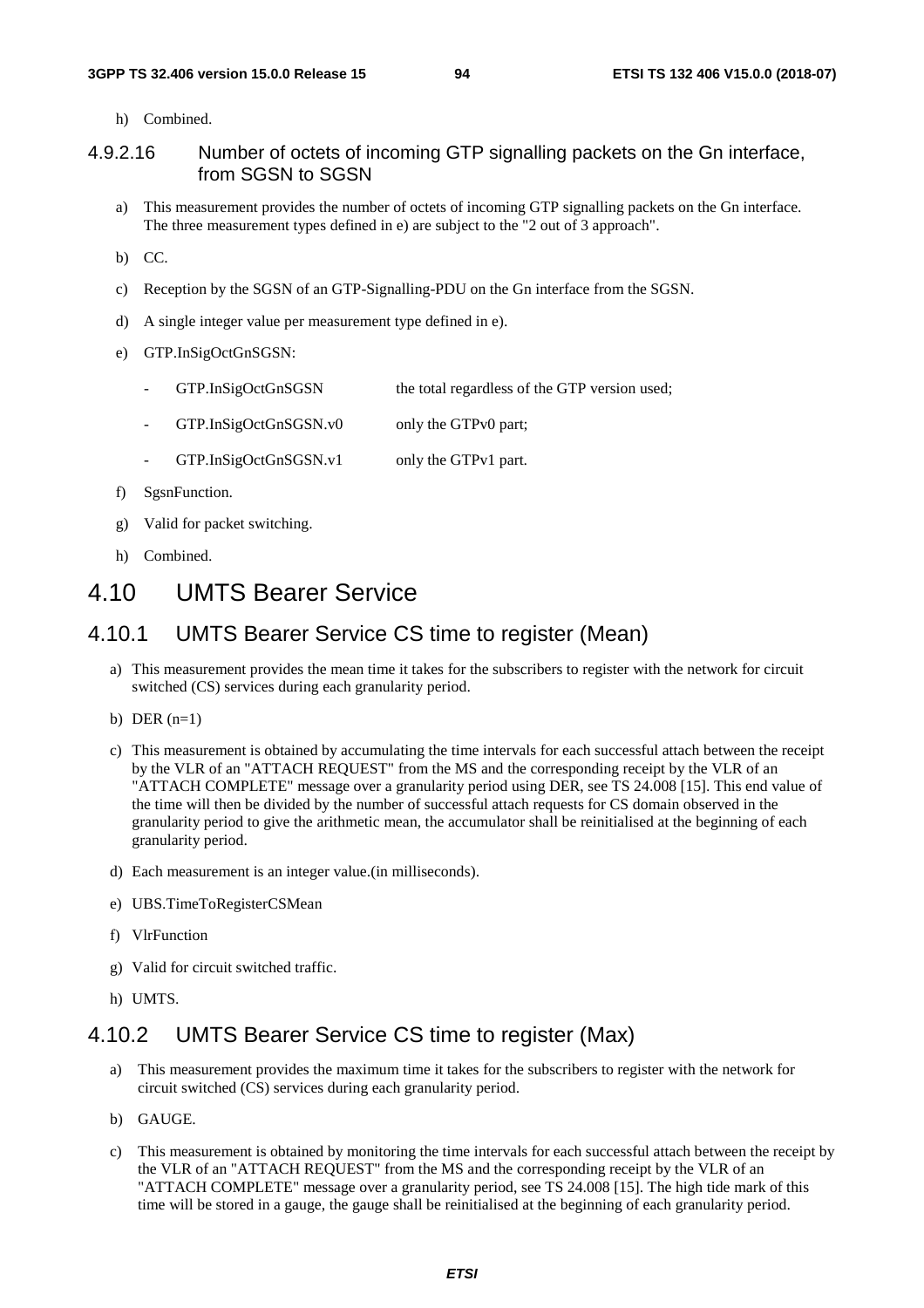h) Combined.

#### 4.9.2.16 Number of octets of incoming GTP signalling packets on the Gn interface, from SGSN to SGSN

a) This measurement provides the number of octets of incoming GTP signalling packets on the Gn interface. The three measurement types defined in e) are subject to the "2 out of 3 approach".

b) CC.

c) Reception by the SGSN of an GTP-Signalling-PDU on the Gn interface from the SGSN.

d) A single integer value per measurement type defined in e).

e) GTP.InSigOctGnSGSN:

- GTP.InSigOctGnSGSN the total regardless of the GTP version used;
- GTP.InSigOctGnSGSN.v0 only the GTPv0 part;
- GTP.InSigOctGnSGSN.v1 only the GTPv1 part.

f) SgsnFunction.

g) Valid for packet switching.

h) Combined.

## 4.10 UMTS Bearer Service

### 4.10.1 UMTS Bearer Service CS time to register (Mean)

a) This measurement provides the mean time it takes for the subscribers to register with the network for circuit switched (CS) services during each granularity period.

b) DER (n=1)

c) This measurement is obtained by accumulating the time intervals for each successful attach between the receipt by the VLR of an "ATTACH REQUEST" from the MS and the corresponding receipt by the VLR of an "ATTACH COMPLETE" message over a granularity period using DER, see TS 24.008 [15]. This end value of the time will then be divided by the number of successful attach requests for CS domain observed in the granularity period to give the arithmetic mean, the accumulator shall be reinitialised at the beginning of each granularity period.

d) Each measurement is an integer value.(in milliseconds).

e) UBS.TimeToRegisterCSMean

f) VlrFunction

g) Valid for circuit switched traffic.

h) UMTS.

### 4.10.2 UMTS Bearer Service CS time to register (Max)

a) This measurement provides the maximum time it takes for the subscribers to register with the network for circuit switched (CS) services during each granularity period.

b) GAUGE.

c) This measurement is obtained by monitoring the time intervals for each successful attach between the receipt by the VLR of an "ATTACH REQUEST" from the MS and the corresponding receipt by the VLR of an "ATTACH COMPLETE" message over a granularity period, see TS 24.008 [15]. The high tide mark of this time will be stored in a gauge, the gauge shall be reinitialised at the beginning of each granularity period.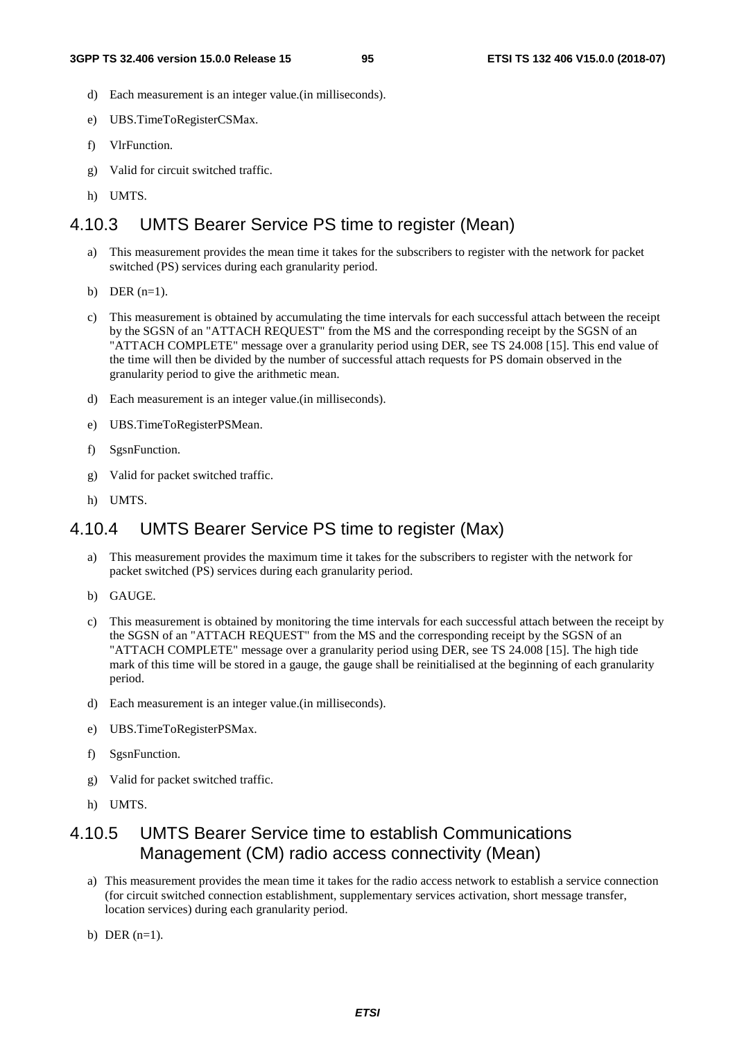d) Each measurement is an integer value.(in milliseconds).

e) UBS.TimeToRegisterCSMax.

f) VlrFunction.

g) Valid for circuit switched traffic.

h) UMTS.

### 4.10.3 UMTS Bearer Service PS time to register (Mean)

a) This measurement provides the mean time it takes for the subscribers to register with the network for packet switched (PS) services during each granularity period.

b) DER (n=1).

c) This measurement is obtained by accumulating the time intervals for each successful attach between the receipt by the SGSN of an "ATTACH REQUEST" from the MS and the corresponding receipt by the SGSN of an "ATTACH COMPLETE" message over a granularity period using DER, see TS 24.008 [15]. This end value of the time will then be divided by the number of successful attach requests for PS domain observed in the granularity period to give the arithmetic mean.

d) Each measurement is an integer value.(in milliseconds).

e) UBS.TimeToRegisterPSMean.

f) SgsnFunction.

g) Valid for packet switched traffic.

h) UMTS.

### 4.10.4 UMTS Bearer Service PS time to register (Max)

a) This measurement provides the maximum time it takes for the subscribers to register with the network for packet switched (PS) services during each granularity period.

b) GAUGE.

c) This measurement is obtained by monitoring the time intervals for each successful attach between the receipt by the SGSN of an "ATTACH REQUEST" from the MS and the corresponding receipt by the SGSN of an "ATTACH COMPLETE" message over a granularity period using DER, see TS 24.008 [15]. The high tide mark of this time will be stored in a gauge, the gauge shall be reinitialised at the beginning of each granularity period.

d) Each measurement is an integer value.(in milliseconds).

e) UBS.TimeToRegisterPSMax.

f) SgsnFunction.

g) Valid for packet switched traffic.

h) UMTS.

### 4.10.5 UMTS Bearer Service time to establish Communications Management (CM) radio access connectivity (Mean)

a) This measurement provides the mean time it takes for the radio access network to establish a service connection (for circuit switched connection establishment, supplementary services activation, short message transfer, location services) during each granularity period.

b) DER (n=1).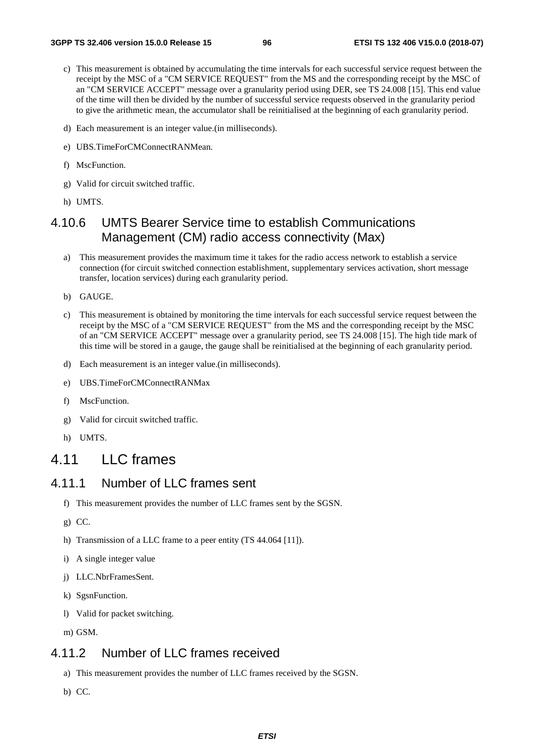c) This measurement is obtained by accumulating the time intervals for each successful service request between the receipt by the MSC of a "CM SERVICE REQUEST" from the MS and the corresponding receipt by the MSC of an "CM SERVICE ACCEPT" message over a granularity period using DER, see TS 24.008 [15]. This end value of the time will then be divided by the number of successful service requests observed in the granularity period to give the arithmetic mean, the accumulator shall be reinitialised at the beginning of each granularity period.

d) Each measurement is an integer value.(in milliseconds).

e) UBS.TimeForCMConnectRANMean.

f) MscFunction.

g) Valid for circuit switched traffic.

h) UMTS.

### 4.10.6 UMTS Bearer Service time to establish Communications Management (CM) radio access connectivity (Max)

a) This measurement provides the maximum time it takes for the radio access network to establish a service connection (for circuit switched connection establishment, supplementary services activation, short message transfer, location services) during each granularity period.

b) GAUGE.

c) This measurement is obtained by monitoring the time intervals for each successful service request between the receipt by the MSC of a "CM SERVICE REQUEST" from the MS and the corresponding receipt by the MSC of an "CM SERVICE ACCEPT" message over a granularity period, see TS 24.008 [15]. The high tide mark of this time will be stored in a gauge, the gauge shall be reinitialised at the beginning of each granularity period.

d) Each measurement is an integer value.(in milliseconds).

e) UBS.TimeForCMConnectRANMax

f) MscFunction.

g) Valid for circuit switched traffic.

h) UMTS.

## 4.11 LLC frames

### 4.11.1 Number of LLC frames sent

f) This measurement provides the number of LLC frames sent by the SGSN.

g) CC.

h) Transmission of a LLC frame to a peer entity (TS 44.064 [11]).

i) A single integer value

j) LLC.NbrFramesSent.

k) SgsnFunction.

l) Valid for packet switching.

m) GSM.

### 4.11.2 Number of LLC frames received

a) This measurement provides the number of LLC frames received by the SGSN.

b) CC.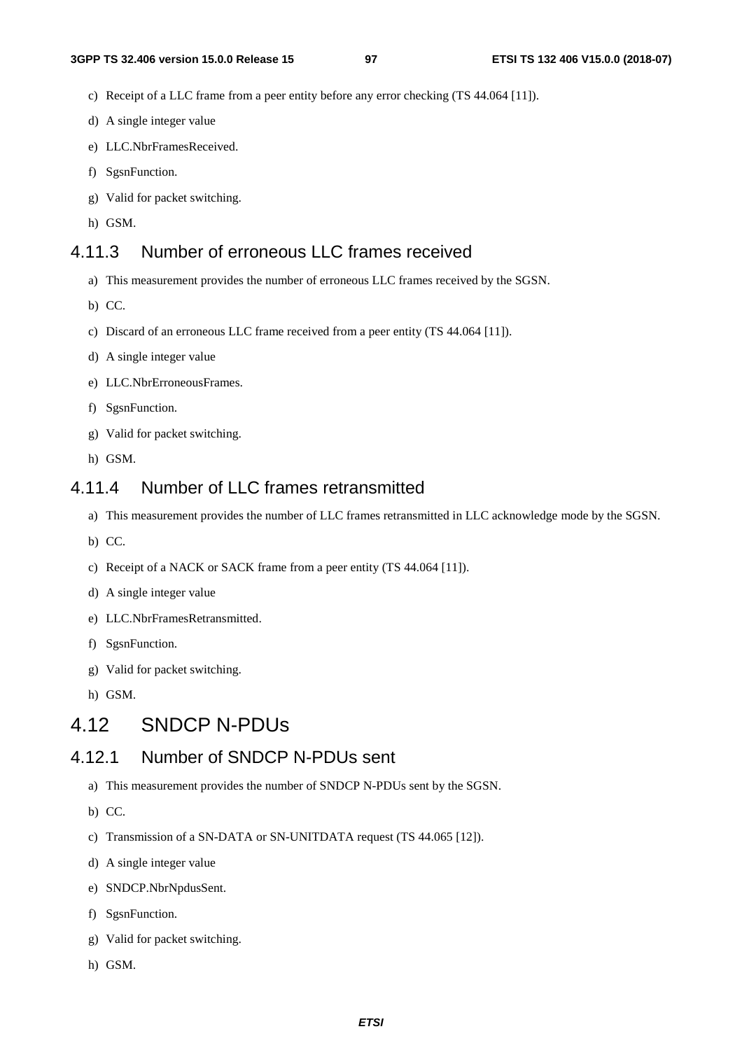c) Receipt of a LLC frame from a peer entity before any error checking (TS 44.064 [11]).

d) A single integer value

e) LLC.NbrFramesReceived.

f) SgsnFunction.

g) Valid for packet switching.

h) GSM.

### 4.11.3 Number of erroneous LLC frames received

a) This measurement provides the number of erroneous LLC frames received by the SGSN.

b) CC.

c) Discard of an erroneous LLC frame received from a peer entity (TS 44.064 [11]).

d) A single integer value

e) LLC.NbrErroneousFrames.

f) SgsnFunction.

g) Valid for packet switching.

h) GSM.

### 4.11.4 Number of LLC frames retransmitted

a) This measurement provides the number of LLC frames retransmitted in LLC acknowledge mode by the SGSN.

b) CC.

c) Receipt of a NACK or SACK frame from a peer entity (TS 44.064 [11]).

d) A single integer value

e) LLC.NbrFramesRetransmitted.

f) SgsnFunction.

g) Valid for packet switching.

h) GSM.

## 4.12 SNDCP N-PDUs

### 4.12.1 Number of SNDCP N-PDUs sent

a) This measurement provides the number of SNDCP N-PDUs sent by the SGSN.

b) CC.

c) Transmission of a SN-DATA or SN-UNITDATA request (TS 44.065 [12]).

d) A single integer value

e) SNDCP.NbrNpdusSent.

f) SgsnFunction.

g) Valid for packet switching.

h) GSM.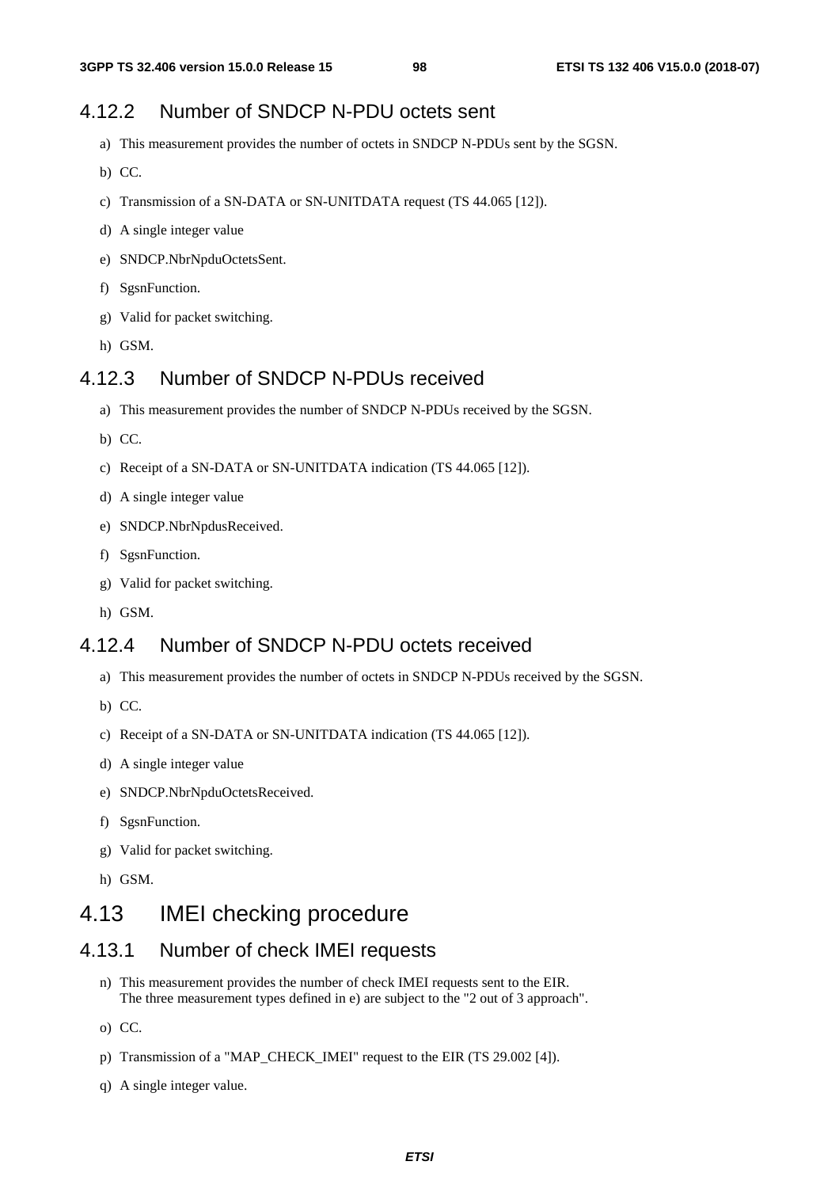### 4.12.2 Number of SNDCP N-PDU octets sent

a) This measurement provides the number of octets in SNDCP N-PDUs sent by the SGSN.

b) CC.

c) Transmission of a SN-DATA or SN-UNITDATA request (TS 44.065 [12]).

d) A single integer value

e) SNDCP.NbrNpduOctetsSent.

f) SgsnFunction.

g) Valid for packet switching.

h) GSM.

### 4.12.3 Number of SNDCP N-PDUs received

a) This measurement provides the number of SNDCP N-PDUs received by the SGSN.

b) CC.

c) Receipt of a SN-DATA or SN-UNITDATA indication (TS 44.065 [12]).

d) A single integer value

e) SNDCP.NbrNpdusReceived.

f) SgsnFunction.

g) Valid for packet switching.

h) GSM.

### 4.12.4 Number of SNDCP N-PDU octets received

a) This measurement provides the number of octets in SNDCP N-PDUs received by the SGSN.

b) CC.

c) Receipt of a SN-DATA or SN-UNITDATA indication (TS 44.065 [12]).

d) A single integer value

e) SNDCP.NbrNpduOctetsReceived.

f) SgsnFunction.

g) Valid for packet switching.

h) GSM.

## 4.13 IMEI checking procedure

### 4.13.1 Number of check IMEI requests

n) This measurement provides the number of check IMEI requests sent to the EIR.
The three measurement types defined in e) are subject to the "2 out of 3 approach".

o) CC.

p) Transmission of a "MAP_CHECK_IMEI" request to the EIR (TS 29.002 [4]).

q) A single integer value.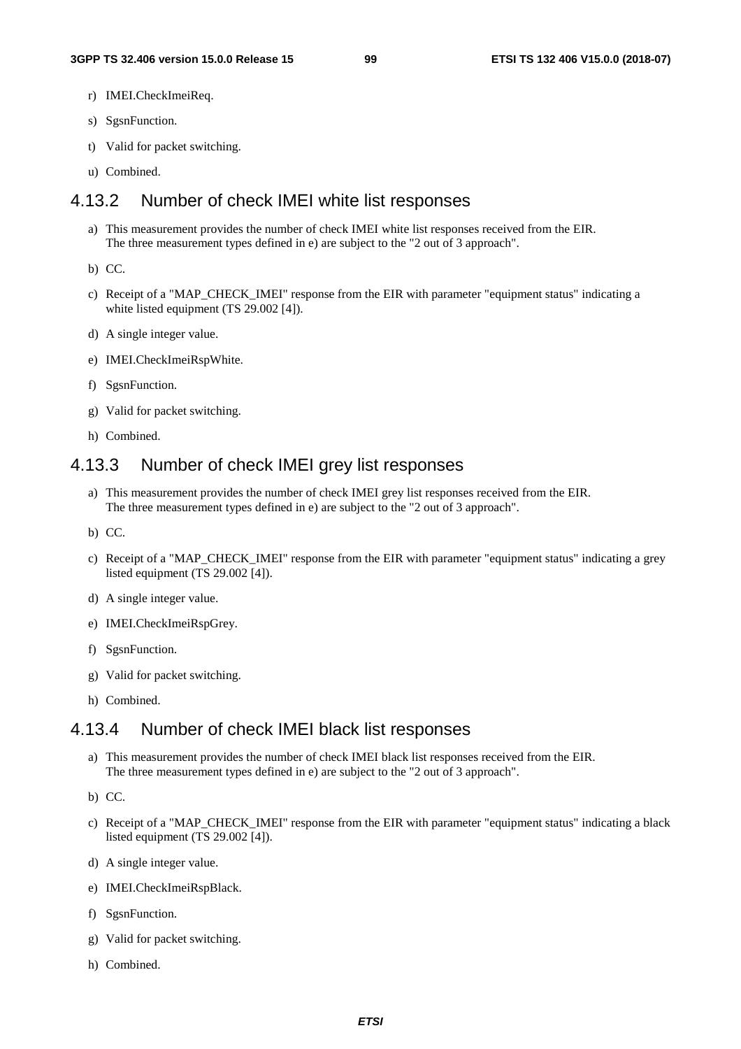r) IMEI.CheckImeiReq.

s) SgsnFunction.

t) Valid for packet switching.

u) Combined.

### 4.13.2 Number of check IMEI white list responses

a) This measurement provides the number of check IMEI white list responses received from the EIR. The three measurement types defined in e) are subject to the "2 out of 3 approach".

b) CC.

c) Receipt of a "MAP_CHECK_IMEI" response from the EIR with parameter "equipment status" indicating a white listed equipment (TS 29.002 [4]).

d) A single integer value.

e) IMEI.CheckImeiRspWhite.

f) SgsnFunction.

g) Valid for packet switching.

h) Combined.

### 4.13.3 Number of check IMEI grey list responses

a) This measurement provides the number of check IMEI grey list responses received from the EIR. The three measurement types defined in e) are subject to the "2 out of 3 approach".

b) CC.

c) Receipt of a "MAP_CHECK_IMEI" response from the EIR with parameter "equipment status" indicating a grey listed equipment (TS 29.002 [4]).

d) A single integer value.

e) IMEI.CheckImeiRspGrey.

f) SgsnFunction.

g) Valid for packet switching.

h) Combined.

### 4.13.4 Number of check IMEI black list responses

a) This measurement provides the number of check IMEI black list responses received from the EIR. The three measurement types defined in e) are subject to the "2 out of 3 approach".

b) CC.

c) Receipt of a "MAP_CHECK_IMEI" response from the EIR with parameter "equipment status" indicating a black listed equipment (TS 29.002 [4]).

d) A single integer value.

e) IMEI.CheckImeiRspBlack.

f) SgsnFunction.

g) Valid for packet switching.

h) Combined.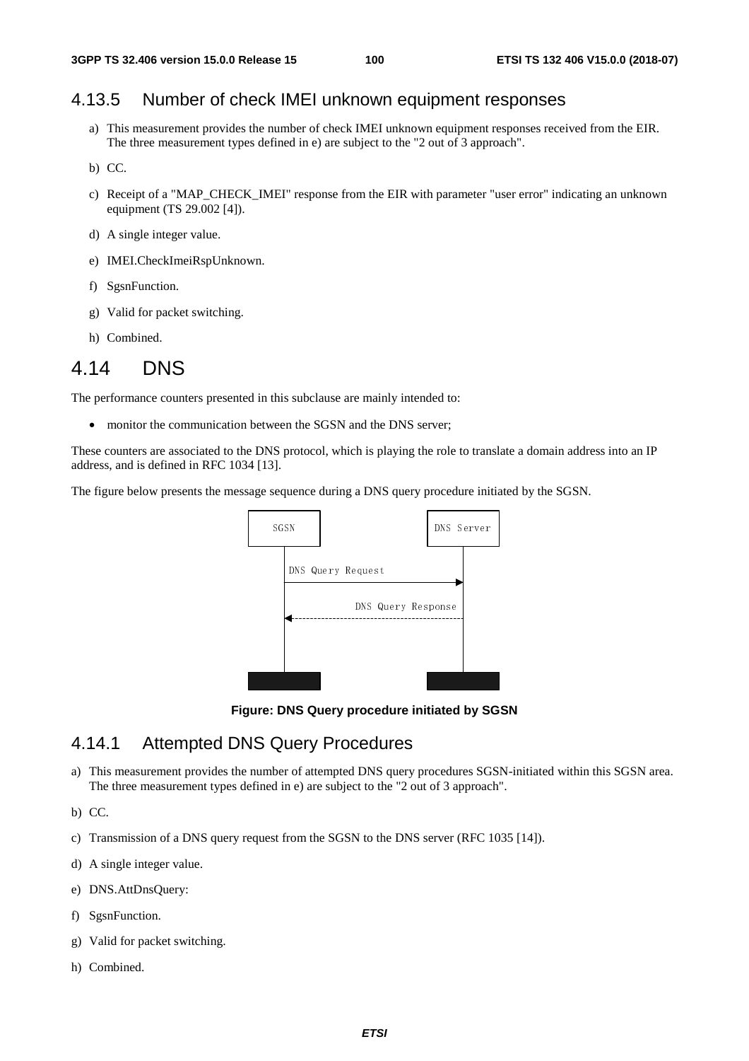## 4.13.5 Number of check IMEI unknown equipment responses

a) This measurement provides the number of check IMEI unknown equipment responses received from the EIR. The three measurement types defined in e) are subject to the "2 out of 3 approach".

b) CC.

c) Receipt of a "MAP_CHECK_IMEI" response from the EIR with parameter "user error" indicating an unknown equipment (TS 29.002 [4]).

d) A single integer value.

e) IMEI.CheckImeiRspUnknown.

f) SgsnFunction.

g) Valid for packet switching.

h) Combined.

# 4.14 DNS

The performance counters presented in this subclause are mainly intended to:

- monitor the communication between the SGSN and the DNS server;

These counters are associated to the DNS protocol, which is playing the role to translate a domain address into an IP address, and is defined in RFC 1034 [13].

The figure below presents the message sequence during a DNS query procedure initiated by the SGSN.

SGSN | DNS Server

DNS Query Request

DNS Query Response

**Figure: DNS Query procedure initiated by SGSN**

## 4.14.1 Attempted DNS Query Procedures

a) This measurement provides the number of attempted DNS query procedures SGSN-initiated within this SGSN area. The three measurement types defined in e) are subject to the "2 out of 3 approach".

b) CC.

c) Transmission of a DNS query request from the SGSN to the DNS server (RFC 1035 [14]).

d) A single integer value.

e) DNS.AttDnsQuery:

f) SgsnFunction.

g) Valid for packet switching.

h) Combined.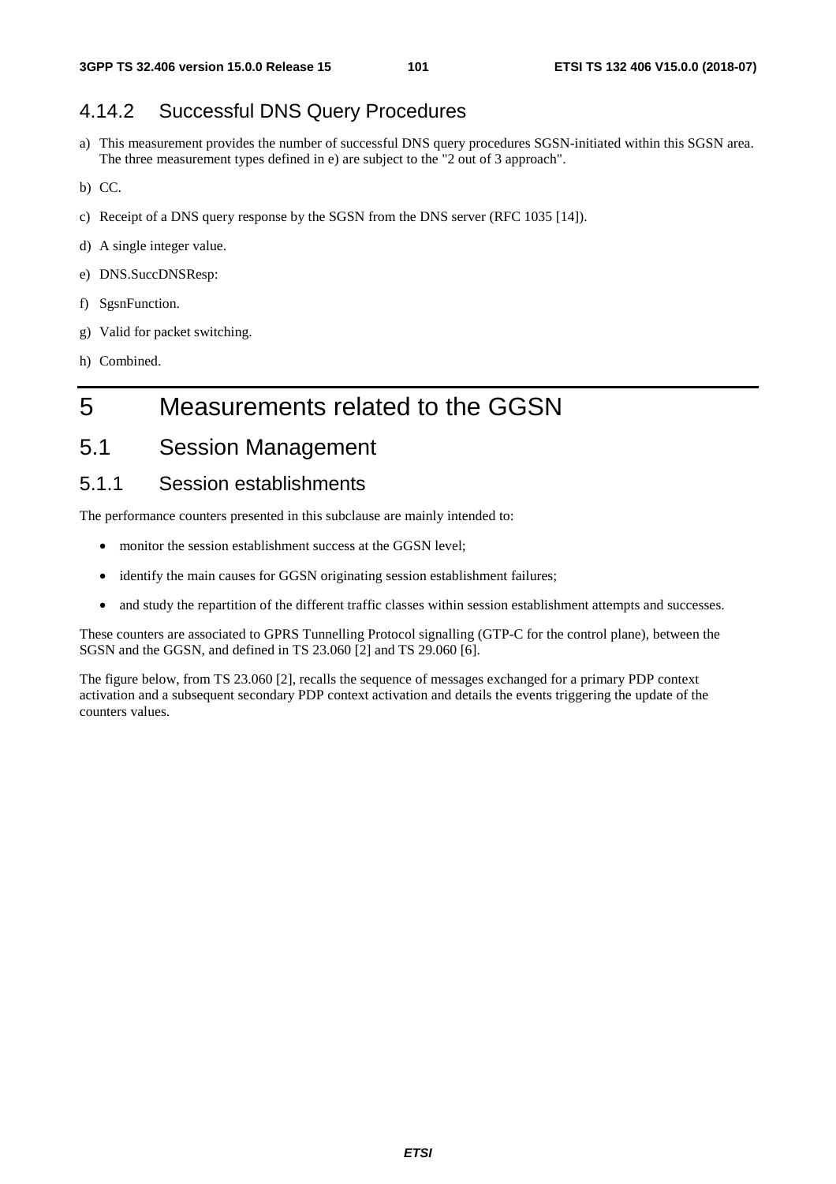### 4.14.2 Successful DNS Query Procedures

a) This measurement provides the number of successful DNS query procedures SGSN-initiated within this SGSN area. The three measurement types defined in e) are subject to the "2 out of 3 approach".

b) CC.

c) Receipt of a DNS query response by the SGSN from the DNS server (RFC 1035 [14]).

d) A single integer value.

e) DNS.SuccDNSResp:

f) SgsnFunction.

g) Valid for packet switching.

h) Combined.

# 5 Measurements related to the GGSN

## 5.1 Session Management

### 5.1.1 Session establishments

The performance counters presented in this subclause are mainly intended to:

- monitor the session establishment success at the GGSN level;
- identify the main causes for GGSN originating session establishment failures;
- and study the repartition of the different traffic classes within session establishment attempts and successes.

These counters are associated to GPRS Tunnelling Protocol signalling (GTP-C for the control plane), between the SGSN and the GGSN, and defined in TS 23.060 [2] and TS 29.060 [6].

The figure below, from TS 23.060 [2], recalls the sequence of messages exchanged for a primary PDP context activation and a subsequent secondary PDP context activation and details the events triggering the update of the counters values.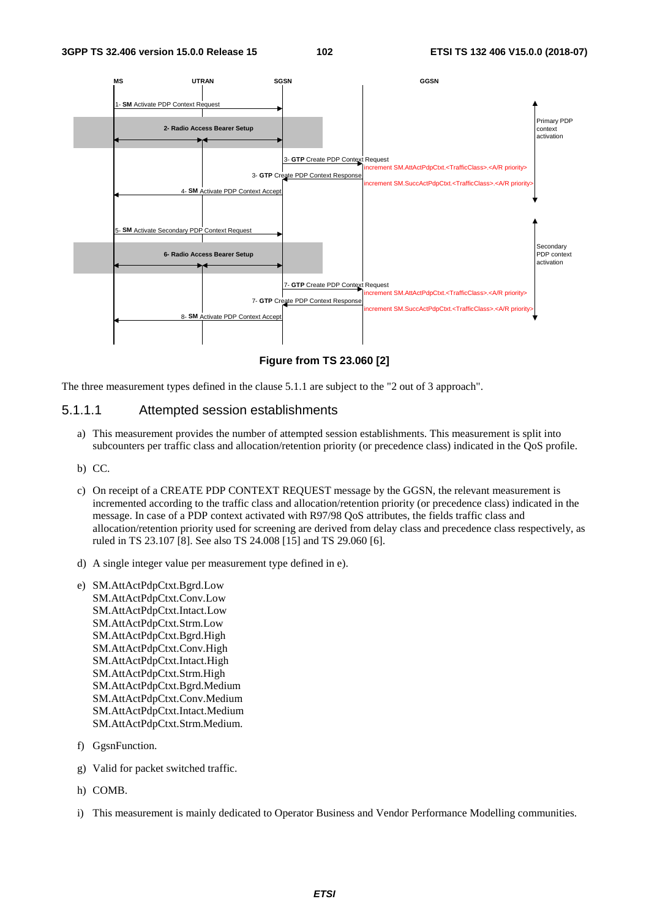Figure from TS 23.060 [2]

The three measurement types defined in the clause 5.1.1 are subject to the "2 out of 3 approach".

### 5.1.1.1 Attempted session establishments

a) This measurement provides the number of attempted session establishments. This measurement is split into subcounters per traffic class and allocation/retention priority (or precedence class) indicated in the QoS profile.

b) CC.

c) On receipt of a CREATE PDP CONTEXT REQUEST message by the GGSN, the relevant measurement is incremented according to the traffic class and allocation/retention priority (or precedence class) indicated in the message. In case of a PDP context activated with R97/98 QoS attributes, the fields traffic class and allocation/retention priority used for screening are derived from delay class and precedence class respectively, as ruled in TS 23.107 [8]. See also TS 24.008 [15] and TS 29.060 [6].

d) A single integer value per measurement type defined in e).

e) SM.AttActPdpCtxt.Bgrd.Low
SM.AttActPdpCtxt.Conv.Low
SM.AttActPdpCtxt.Intact.Low
SM.AttActPdpCtxt.Strm.Low
SM.AttActPdpCtxt.Bgrd.High
SM.AttActPdpCtxt.Conv.High
SM.AttActPdpCtxt.Intact.High
SM.AttActPdpCtxt.Strm.High
SM.AttActPdpCtxt.Bgrd.Medium
SM.AttActPdpCtxt.Conv.Medium
SM.AttActPdpCtxt.Intact.Medium
SM.AttActPdpCtxt.Strm.Medium.

f) GgsnFunction.

g) Valid for packet switched traffic.

h) COMB.

i) This measurement is mainly dedicated to Operator Business and Vendor Performance Modelling communities.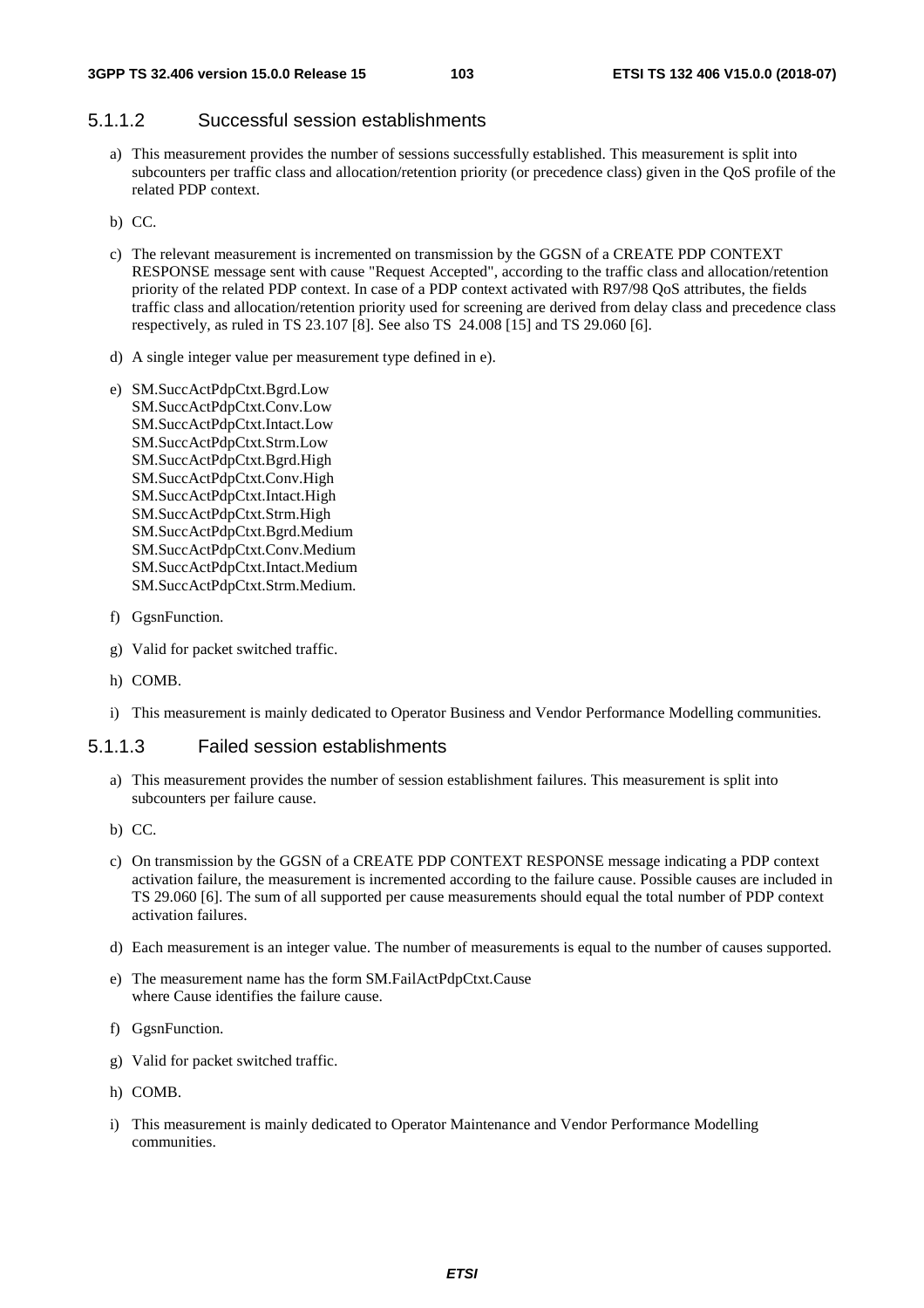#### 5.1.1.2 Successful session establishments

a) This measurement provides the number of sessions successfully established. This measurement is split into subcounters per traffic class and allocation/retention priority (or precedence class) given in the QoS profile of the related PDP context.

b) CC.

c) The relevant measurement is incremented on transmission by the GGSN of a CREATE PDP CONTEXT RESPONSE message sent with cause "Request Accepted", according to the traffic class and allocation/retention priority of the related PDP context. In case of a PDP context activated with R97/98 QoS attributes, the fields traffic class and allocation/retention priority used for screening are derived from delay class and precedence class respectively, as ruled in TS 23.107 [8]. See also TS 24.008 [15] and TS 29.060 [6].

d) A single integer value per measurement type defined in e).

e) SM.SuccActPdpCtxt.Bgrd.Low
SM.SuccActPdpCtxt.Conv.Low
SM.SuccActPdpCtxt.Intact.Low
SM.SuccActPdpCtxt.Strm.Low
SM.SuccActPdpCtxt.Bgrd.High
SM.SuccActPdpCtxt.Conv.High
SM.SuccActPdpCtxt.Intact.High
SM.SuccActPdpCtxt.Strm.High
SM.SuccActPdpCtxt.Bgrd.Medium
SM.SuccActPdpCtxt.Conv.Medium
SM.SuccActPdpCtxt.Intact.Medium
SM.SuccActPdpCtxt.Strm.Medium.

f) GgsnFunction.

g) Valid for packet switched traffic.

h) COMB.

i) This measurement is mainly dedicated to Operator Business and Vendor Performance Modelling communities.

#### 5.1.1.3 Failed session establishments

a) This measurement provides the number of session establishment failures. This measurement is split into subcounters per failure cause.

b) CC.

c) On transmission by the GGSN of a CREATE PDP CONTEXT RESPONSE message indicating a PDP context activation failure, the measurement is incremented according to the failure cause. Possible causes are included in TS 29.060 [6]. The sum of all supported per cause measurements should equal the total number of PDP context activation failures.

d) Each measurement is an integer value. The number of measurements is equal to the number of causes supported.

e) The measurement name has the form SM.FailActPdpCtxt.Cause
where Cause identifies the failure cause.

f) GgsnFunction.

g) Valid for packet switched traffic.

h) COMB.

i) This measurement is mainly dedicated to Operator Maintenance and Vendor Performance Modelling communities.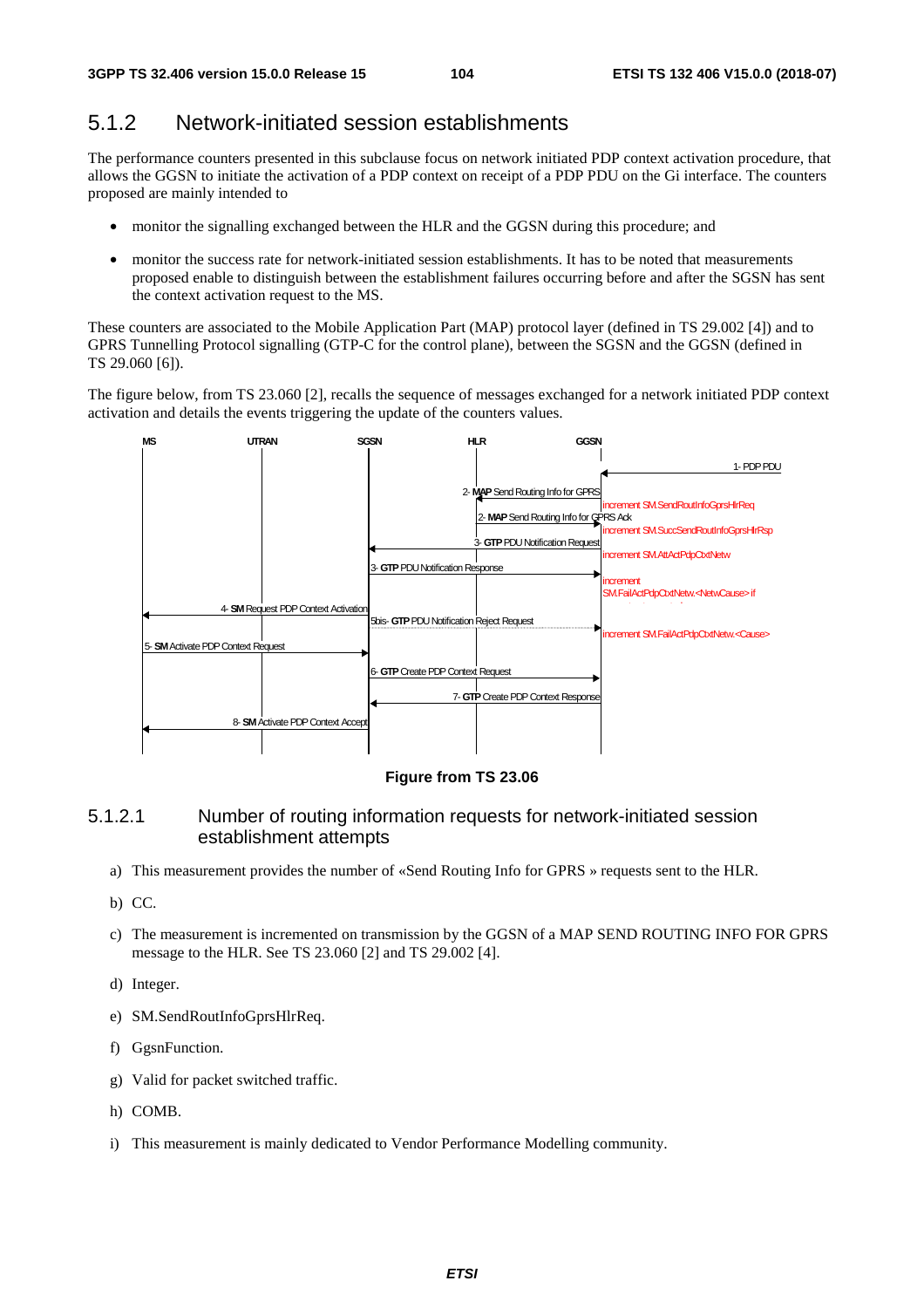## 5.1.2 Network-initiated session establishments

The performance counters presented in this subclause focus on network initiated PDP context activation procedure, that allows the GGSN to initiate the activation of a PDP context on receipt of a PDP PDU on the Gi interface. The counters proposed are mainly intended to

- monitor the signalling exchanged between the HLR and the GGSN during this procedure; and
- monitor the success rate for network-initiated session establishments. It has to be noted that measurements proposed enable to distinguish between the establishment failures occurring before and after the SGSN has sent the context activation request to the MS.

These counters are associated to the Mobile Application Part (MAP) protocol layer (defined in TS 29.002 [4]) and to GPRS Tunnelling Protocol signalling (GTP-C for the control plane), between the SGSN and the GGSN (defined in TS 29.060 [6]).

The figure below, from TS 23.060 [2], recalls the sequence of messages exchanged for a network initiated PDP context activation and details the events triggering the update of the counters values.

MS | UTRAN | SGSN | HLR | GGSN

1- PDP PDU

2- **MAP** Send Routing Info for GPRS — increment SM.SendRoutInfoGprsHlrReq

2- **MAP** Send Routing Info for GPRS Ack — increment SM.SuccSendRoutInfoGprsHlrRsp

3- **GTP** PDU Notification Request — increment SM.AttActPdpCtxtNetw

3- **GTP** PDU Notification Response — increment SM.FailActPdpCtxtNetw.<NetwCause> if

4- **SM** Request PDP Context Activation

5bis- **GTP** PDU Notification Reject Request — increment SM.FailActPdpCtxtNetw.<Cause>

5- **SM** Activate PDP Context Request

6- **GTP** Create PDP Context Request

7- **GTP** Create PDP Context Response

8- **SM** Activate PDP Context Accept

**Figure from TS 23.06**

### 5.1.2.1 Number of routing information requests for network-initiated session establishment attempts

a) This measurement provides the number of «Send Routing Info for GPRS » requests sent to the HLR.

b) CC.

c) The measurement is incremented on transmission by the GGSN of a MAP SEND ROUTING INFO FOR GPRS message to the HLR. See TS 23.060 [2] and TS 29.002 [4].

d) Integer.

e) SM.SendRoutInfoGprsHlrReq.

f) GgsnFunction.

g) Valid for packet switched traffic.

h) COMB.

i) This measurement is mainly dedicated to Vendor Performance Modelling community.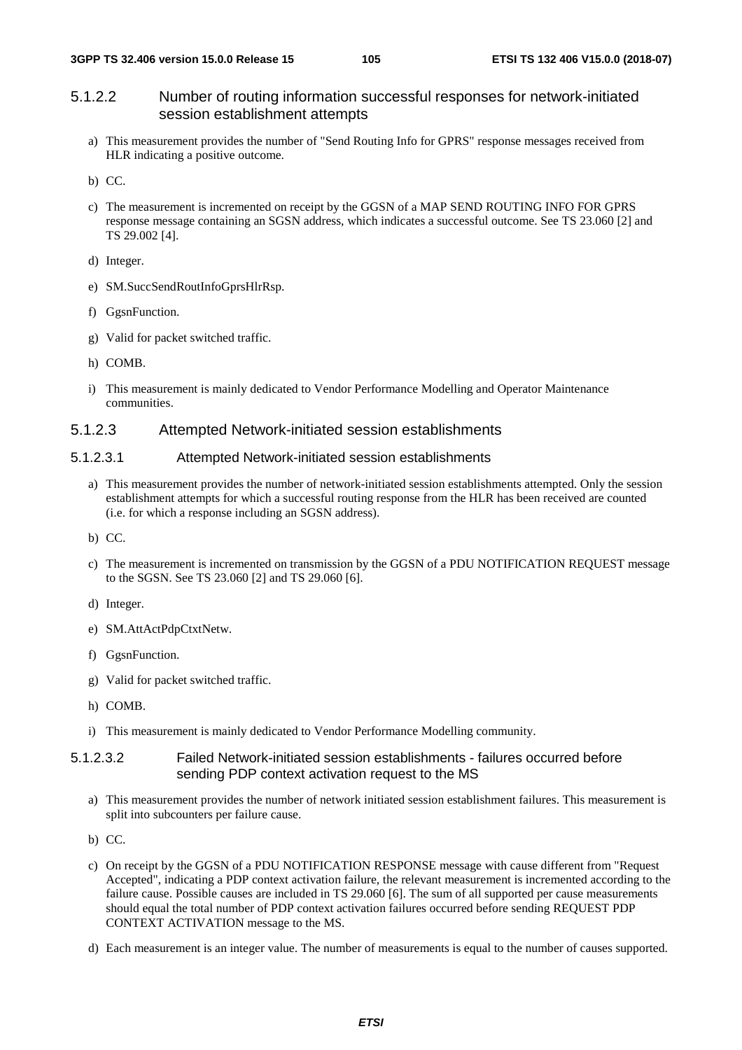#### 5.1.2.2 Number of routing information successful responses for network-initiated session establishment attempts

a) This measurement provides the number of "Send Routing Info for GPRS" response messages received from HLR indicating a positive outcome.

b) CC.

c) The measurement is incremented on receipt by the GGSN of a MAP SEND ROUTING INFO FOR GPRS response message containing an SGSN address, which indicates a successful outcome. See TS 23.060 [2] and TS 29.002 [4].

d) Integer.

e) SM.SuccSendRoutInfoGprsHlrRsp.

f) GgsnFunction.

g) Valid for packet switched traffic.

h) COMB.

i) This measurement is mainly dedicated to Vendor Performance Modelling and Operator Maintenance communities.

#### 5.1.2.3 Attempted Network-initiated session establishments

##### 5.1.2.3.1 Attempted Network-initiated session establishments

a) This measurement provides the number of network-initiated session establishments attempted. Only the session establishment attempts for which a successful routing response from the HLR has been received are counted (i.e. for which a response including an SGSN address).

b) CC.

c) The measurement is incremented on transmission by the GGSN of a PDU NOTIFICATION REQUEST message to the SGSN. See TS 23.060 [2] and TS 29.060 [6].

d) Integer.

e) SM.AttActPdpCtxtNetw.

f) GgsnFunction.

g) Valid for packet switched traffic.

h) COMB.

i) This measurement is mainly dedicated to Vendor Performance Modelling community.

##### 5.1.2.3.2 Failed Network-initiated session establishments - failures occurred before sending PDP context activation request to the MS

a) This measurement provides the number of network initiated session establishment failures. This measurement is split into subcounters per failure cause.

b) CC.

c) On receipt by the GGSN of a PDU NOTIFICATION RESPONSE message with cause different from "Request Accepted", indicating a PDP context activation failure, the relevant measurement is incremented according to the failure cause. Possible causes are included in TS 29.060 [6]. The sum of all supported per cause measurements should equal the total number of PDP context activation failures occurred before sending REQUEST PDP CONTEXT ACTIVATION message to the MS.

d) Each measurement is an integer value. The number of measurements is equal to the number of causes supported.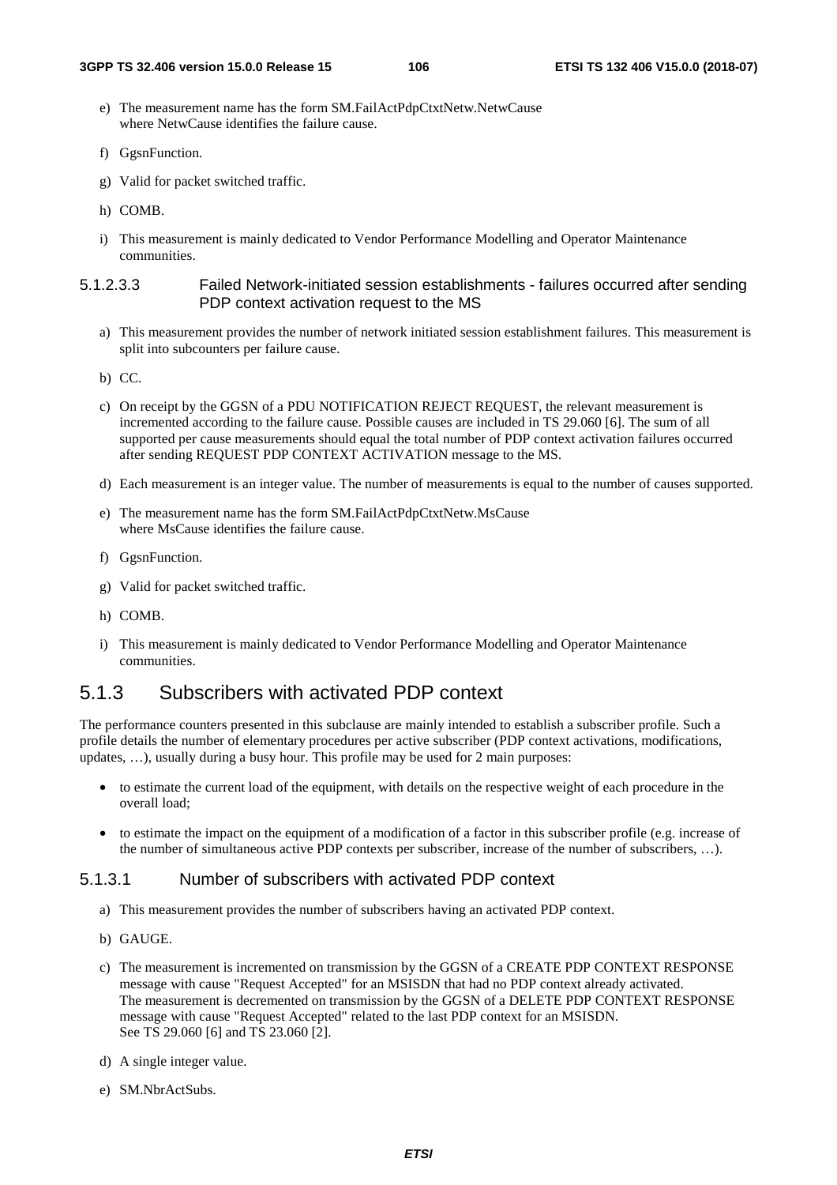e) The measurement name has the form SM.FailActPdpCtxtNetw.NetwCause
where NetwCause identifies the failure cause.

f) GgsnFunction.

g) Valid for packet switched traffic.

h) COMB.

i) This measurement is mainly dedicated to Vendor Performance Modelling and Operator Maintenance communities.

#### 5.1.2.3.3 Failed Network-initiated session establishments - failures occurred after sending PDP context activation request to the MS

a) This measurement provides the number of network initiated session establishment failures. This measurement is split into subcounters per failure cause.

b) CC.

c) On receipt by the GGSN of a PDU NOTIFICATION REJECT REQUEST, the relevant measurement is incremented according to the failure cause. Possible causes are included in TS 29.060 [6]. The sum of all supported per cause measurements should equal the total number of PDP context activation failures occurred after sending REQUEST PDP CONTEXT ACTIVATION message to the MS.

d) Each measurement is an integer value. The number of measurements is equal to the number of causes supported.

e) The measurement name has the form SM.FailActPdpCtxtNetw.MsCause
where MsCause identifies the failure cause.

f) GgsnFunction.

g) Valid for packet switched traffic.

h) COMB.

i) This measurement is mainly dedicated to Vendor Performance Modelling and Operator Maintenance communities.

## 5.1.3 Subscribers with activated PDP context

The performance counters presented in this subclause are mainly intended to establish a subscriber profile. Such a profile details the number of elementary procedures per active subscriber (PDP context activations, modifications, updates, …), usually during a busy hour. This profile may be used for 2 main purposes:

- to estimate the current load of the equipment, with details on the respective weight of each procedure in the overall load;
- to estimate the impact on the equipment of a modification of a factor in this subscriber profile (e.g. increase of the number of simultaneous active PDP contexts per subscriber, increase of the number of subscribers, …).

### 5.1.3.1 Number of subscribers with activated PDP context

a) This measurement provides the number of subscribers having an activated PDP context.

b) GAUGE.

c) The measurement is incremented on transmission by the GGSN of a CREATE PDP CONTEXT RESPONSE message with cause "Request Accepted" for an MSISDN that had no PDP context already activated.
The measurement is decremented on transmission by the GGSN of a DELETE PDP CONTEXT RESPONSE message with cause "Request Accepted" related to the last PDP context for an MSISDN.
See TS 29.060 [6] and TS 23.060 [2].

d) A single integer value.

e) SM.NbrActSubs.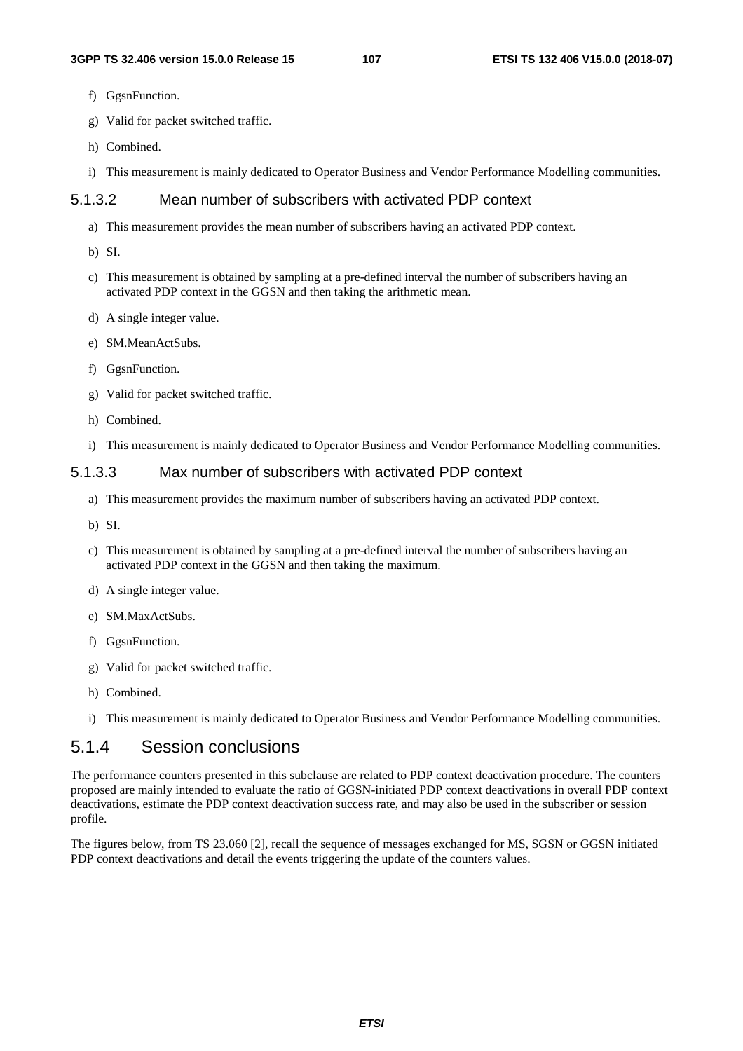f) GgsnFunction.

g) Valid for packet switched traffic.

h) Combined.

i) This measurement is mainly dedicated to Operator Business and Vendor Performance Modelling communities.

#### 5.1.3.2 Mean number of subscribers with activated PDP context

a) This measurement provides the mean number of subscribers having an activated PDP context.

b) SI.

c) This measurement is obtained by sampling at a pre-defined interval the number of subscribers having an activated PDP context in the GGSN and then taking the arithmetic mean.

d) A single integer value.

e) SM.MeanActSubs.

f) GgsnFunction.

g) Valid for packet switched traffic.

h) Combined.

i) This measurement is mainly dedicated to Operator Business and Vendor Performance Modelling communities.

#### 5.1.3.3 Max number of subscribers with activated PDP context

a) This measurement provides the maximum number of subscribers having an activated PDP context.

b) SI.

c) This measurement is obtained by sampling at a pre-defined interval the number of subscribers having an activated PDP context in the GGSN and then taking the maximum.

d) A single integer value.

e) SM.MaxActSubs.

f) GgsnFunction.

g) Valid for packet switched traffic.

h) Combined.

i) This measurement is mainly dedicated to Operator Business and Vendor Performance Modelling communities.

### 5.1.4 Session conclusions

The performance counters presented in this subclause are related to PDP context deactivation procedure. The counters proposed are mainly intended to evaluate the ratio of GGSN-initiated PDP context deactivations in overall PDP context deactivations, estimate the PDP context deactivation success rate, and may also be used in the subscriber or session profile.

The figures below, from TS 23.060 [2], recall the sequence of messages exchanged for MS, SGSN or GGSN initiated PDP context deactivations and detail the events triggering the update of the counters values.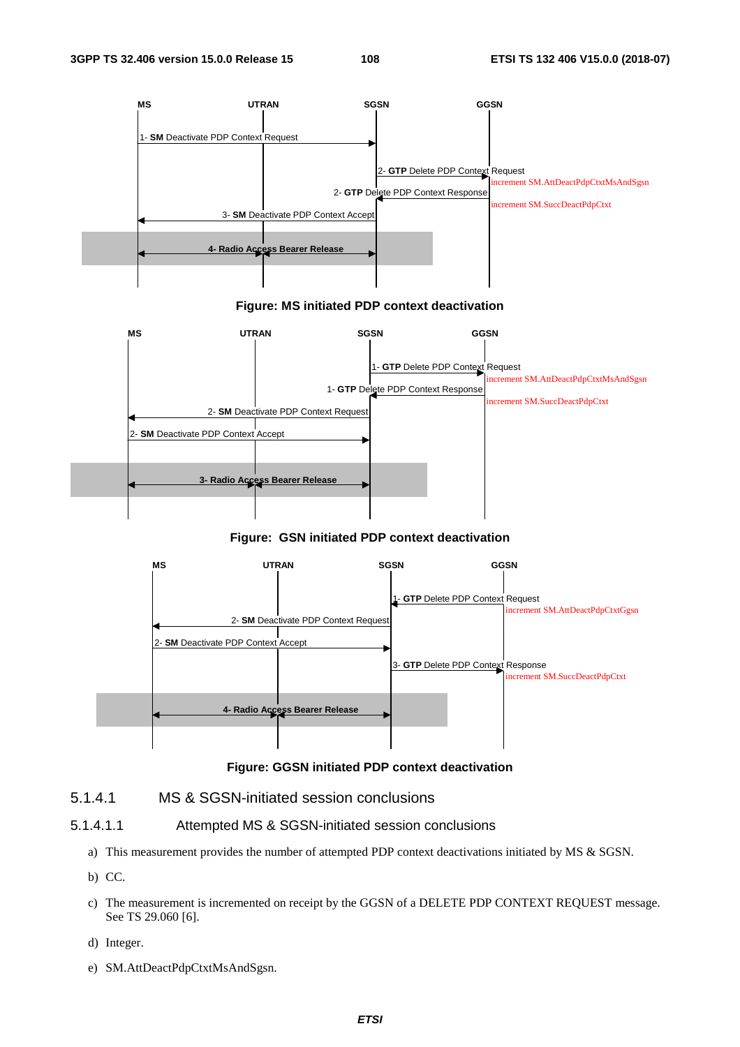MS UTRAN SGSN GGSN

1- **SM** Deactivate PDP Context Request

2- **GTP** Delete PDP Context Request

increment SM.AttDeactPdpCtxtMsAndSgsn

2- **GTP** Delete PDP Context Response

increment SM.SuccDeactPdpCtxt

3- **SM** Deactivate PDP Context Accept

**4- Radio Access Bearer Release**

**Figure: MS initiated PDP context deactivation**

MS UTRAN SGSN GGSN

1- **GTP** Delete PDP Context Request

increment SM.AttDeactPdpCtxtMsAndSgsn

1- **GTP** Delete PDP Context Response

increment SM.SuccDeactPdpCtxt

2- **SM** Deactivate PDP Context Request

2- **SM** Deactivate PDP Context Accept

**3- Radio Access Bearer Release**

**Figure: GSN initiated PDP context deactivation**

MS UTRAN SGSN GGSN

1- **GTP** Delete PDP Context Request

increment SM.AttDeactPdpCtxtGgsn

2- **SM** Deactivate PDP Context Request

2- **SM** Deactivate PDP Context Accept

3- **GTP** Delete PDP Context Response

increment SM.SuccDeactPdpCtxt

**4- Radio Access Bearer Release**

**Figure: GGSN initiated PDP context deactivation**

#### 5.1.4.1 MS & SGSN-initiated session conclusions

##### 5.1.4.1.1 Attempted MS & SGSN-initiated session conclusions

a) This measurement provides the number of attempted PDP context deactivations initiated by MS & SGSN.

b) CC.

c) The measurement is incremented on receipt by the GGSN of a DELETE PDP CONTEXT REQUEST message. See TS 29.060 [6].

d) Integer.

e) SM.AttDeactPdpCtxtMsAndSgsn.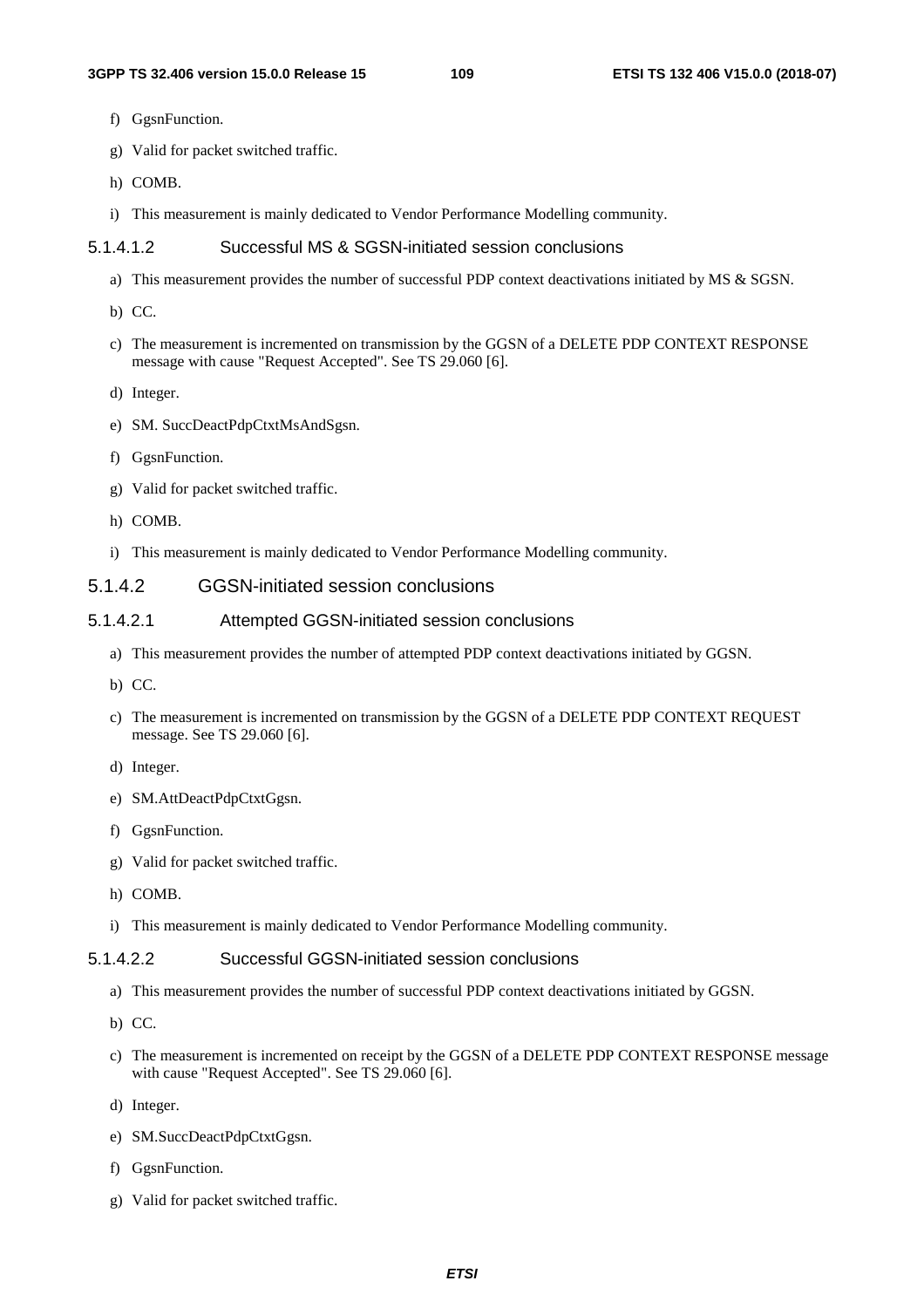f) GgsnFunction.

g) Valid for packet switched traffic.

h) COMB.

i) This measurement is mainly dedicated to Vendor Performance Modelling community.

#### 5.1.4.1.2 Successful MS & SGSN-initiated session conclusions

a) This measurement provides the number of successful PDP context deactivations initiated by MS & SGSN.

b) CC.

c) The measurement is incremented on transmission by the GGSN of a DELETE PDP CONTEXT RESPONSE message with cause "Request Accepted". See TS 29.060 [6].

d) Integer.

e) SM. SuccDeactPdpCtxtMsAndSgsn.

f) GgsnFunction.

g) Valid for packet switched traffic.

h) COMB.

i) This measurement is mainly dedicated to Vendor Performance Modelling community.

### 5.1.4.2 GGSN-initiated session conclusions

#### 5.1.4.2.1 Attempted GGSN-initiated session conclusions

a) This measurement provides the number of attempted PDP context deactivations initiated by GGSN.

b) CC.

c) The measurement is incremented on transmission by the GGSN of a DELETE PDP CONTEXT REQUEST message. See TS 29.060 [6].

d) Integer.

e) SM.AttDeactPdpCtxtGgsn.

f) GgsnFunction.

g) Valid for packet switched traffic.

h) COMB.

i) This measurement is mainly dedicated to Vendor Performance Modelling community.

#### 5.1.4.2.2 Successful GGSN-initiated session conclusions

a) This measurement provides the number of successful PDP context deactivations initiated by GGSN.

b) CC.

c) The measurement is incremented on receipt by the GGSN of a DELETE PDP CONTEXT RESPONSE message with cause "Request Accepted". See TS 29.060 [6].

d) Integer.

e) SM.SuccDeactPdpCtxtGgsn.

f) GgsnFunction.

g) Valid for packet switched traffic.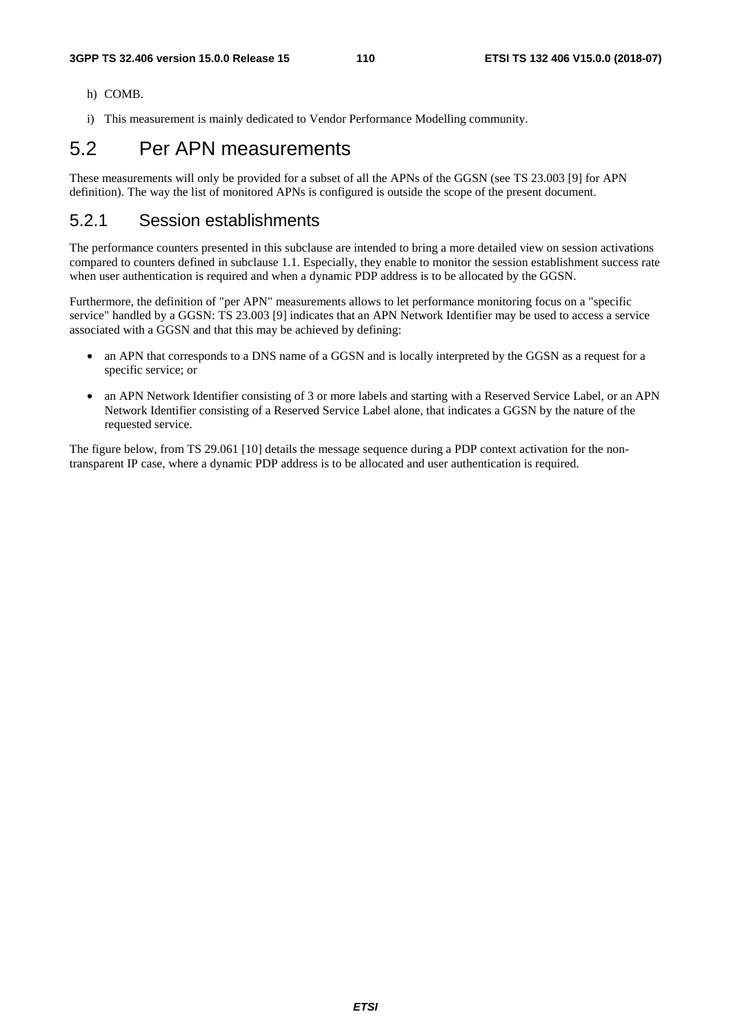h) COMB.

i) This measurement is mainly dedicated to Vendor Performance Modelling community.

## 5.2 Per APN measurements

These measurements will only be provided for a subset of all the APNs of the GGSN (see TS 23.003 [9] for APN definition). The way the list of monitored APNs is configured is outside the scope of the present document.

### 5.2.1 Session establishments

The performance counters presented in this subclause are intended to bring a more detailed view on session activations compared to counters defined in subclause 1.1. Especially, they enable to monitor the session establishment success rate when user authentication is required and when a dynamic PDP address is to be allocated by the GGSN.

Furthermore, the definition of "per APN" measurements allows to let performance monitoring focus on a "specific service" handled by a GGSN: TS 23.003 [9] indicates that an APN Network Identifier may be used to access a service associated with a GGSN and that this may be achieved by defining:

- an APN that corresponds to a DNS name of a GGSN and is locally interpreted by the GGSN as a request for a specific service; or
- an APN Network Identifier consisting of 3 or more labels and starting with a Reserved Service Label, or an APN Network Identifier consisting of a Reserved Service Label alone, that indicates a GGSN by the nature of the requested service.

The figure below, from TS 29.061 [10] details the message sequence during a PDP context activation for the non-transparent IP case, where a dynamic PDP address is to be allocated and user authentication is required.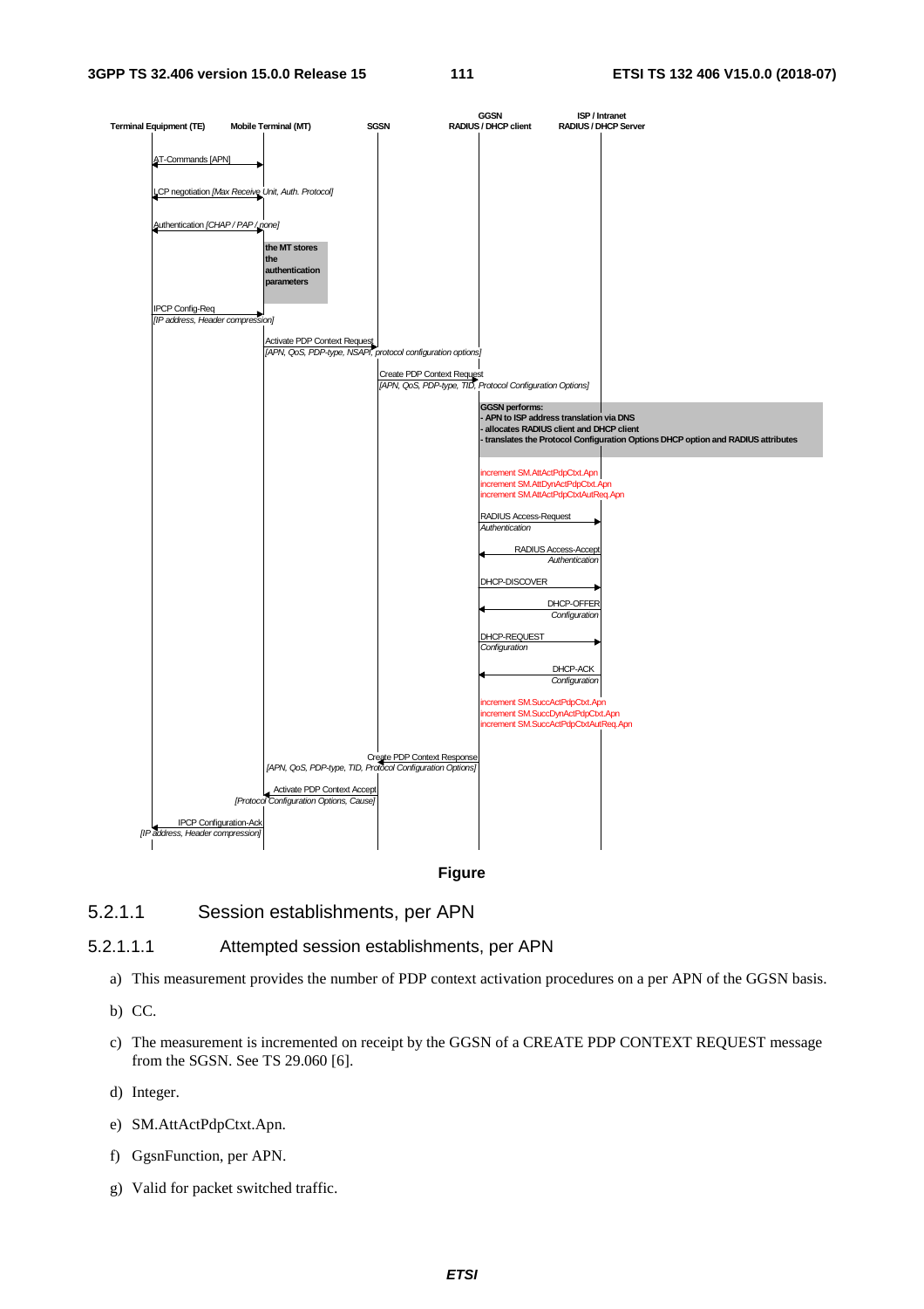Terminal Equipment (TE) | Mobile Terminal (MT) | SGSN | GGSN RADIUS / DHCP client | ISP / Intranet RADIUS / DHCP Server

AT-Commands [APN]

LCP negotiation *[Max Receive Unit, Auth. Protocol]*

Authentication *[CHAP / PAP / none]*

**the MT stores the authentication parameters**

IPCP Config-Req *[IP address, Header compression]*

Activate PDP Context Request *[APN, QoS, PDP-type, NSAPI, protocol configuration options]*

Create PDP Context Request *[APN, QoS, PDP-type, TID, Protocol Configuration Options]*

**GGSN performs:**
**- APN to ISP address translation via DNS**
**- allocates RADIUS client and DHCP client**
**- translates the Protocol Configuration Options DHCP option and RADIUS attributes**

increment SM.AttActPdpCtxt.Apn
increment SM.AttDynActPdpCtxt.Apn
increment SM.AttActPdpCtxtAutReq.Apn

RADIUS Access-Request *Authentication*

RADIUS Access-Accept *Authentication*

DHCP-DISCOVER

DHCP-OFFER *Configuration*

DHCP-REQUEST *Configuration*

DHCP-ACK *Configuration*

increment SM.SuccActPdpCtxt.Apn
increment SM.SuccDynActPdpCtxt.Apn
increment SM.SuccActPdpCtxtAutReq.Apn

Create PDP Context Response *[APN, QoS, PDP-type, TID, Protocol Configuration Options]*

Activate PDP Context Accept *[Protocol Configuration Options, Cause]*

IPCP Configuration-Ack *[IP address, Header compression]*

**Figure**

### 5.2.1.1 Session establishments, per APN

#### 5.2.1.1.1 Attempted session establishments, per APN

a) This measurement provides the number of PDP context activation procedures on a per APN of the GGSN basis.

b) CC.

c) The measurement is incremented on receipt by the GGSN of a CREATE PDP CONTEXT REQUEST message from the SGSN. See TS 29.060 [6].

d) Integer.

e) SM.AttActPdpCtxt.Apn.

f) GgsnFunction, per APN.

g) Valid for packet switched traffic.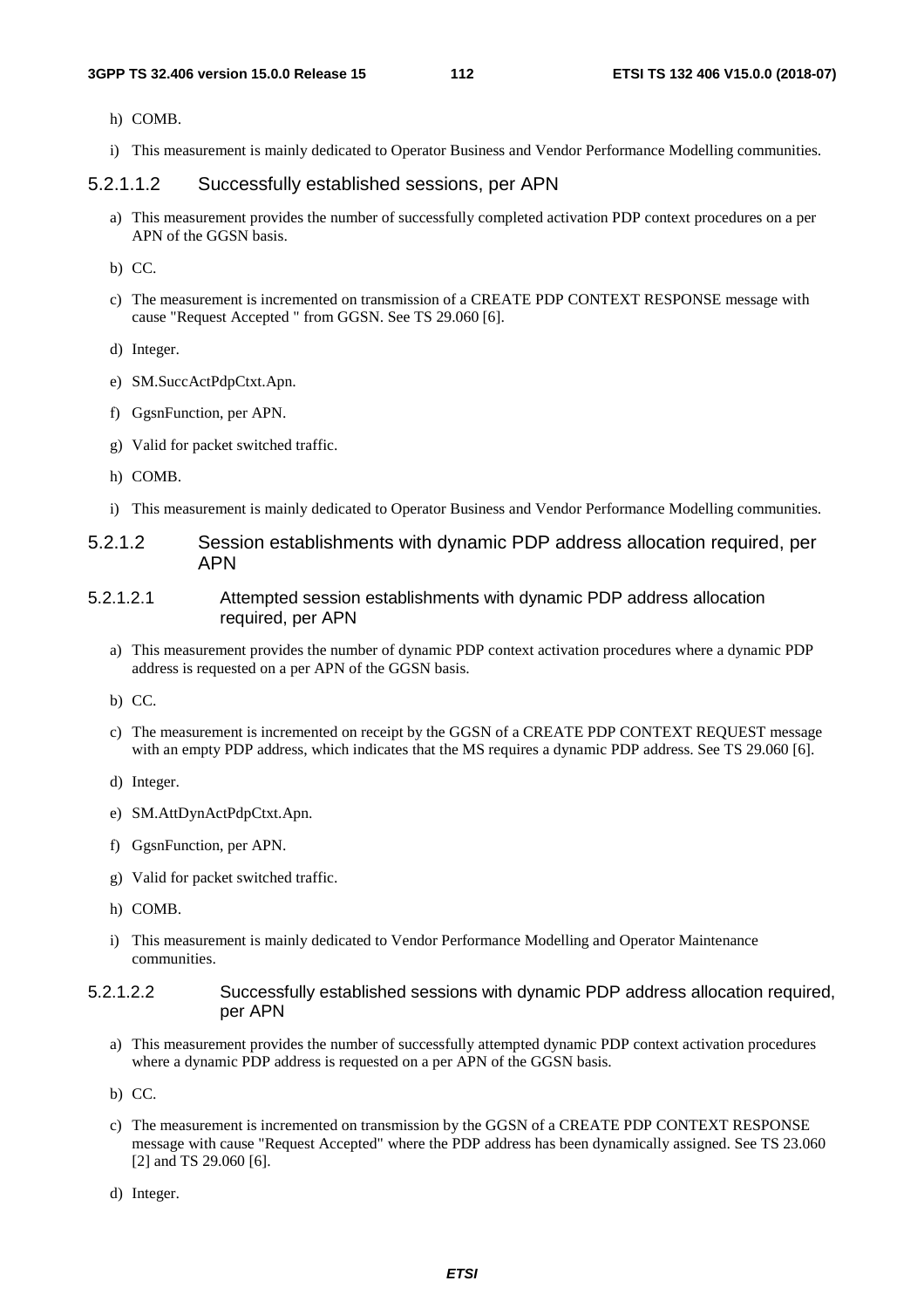h) COMB.

i) This measurement is mainly dedicated to Operator Business and Vendor Performance Modelling communities.

##### 5.2.1.1.2 Successfully established sessions, per APN

a) This measurement provides the number of successfully completed activation PDP context procedures on a per APN of the GGSN basis.

b) CC.

c) The measurement is incremented on transmission of a CREATE PDP CONTEXT RESPONSE message with cause "Request Accepted " from GGSN. See TS 29.060 [6].

d) Integer.

e) SM.SuccActPdpCtxt.Apn.

f) GgsnFunction, per APN.

g) Valid for packet switched traffic.

h) COMB.

i) This measurement is mainly dedicated to Operator Business and Vendor Performance Modelling communities.

#### 5.2.1.2 Session establishments with dynamic PDP address allocation required, per APN

##### 5.2.1.2.1 Attempted session establishments with dynamic PDP address allocation required, per APN

a) This measurement provides the number of dynamic PDP context activation procedures where a dynamic PDP address is requested on a per APN of the GGSN basis.

b) CC.

c) The measurement is incremented on receipt by the GGSN of a CREATE PDP CONTEXT REQUEST message with an empty PDP address, which indicates that the MS requires a dynamic PDP address. See TS 29.060 [6].

d) Integer.

e) SM.AttDynActPdpCtxt.Apn.

f) GgsnFunction, per APN.

g) Valid for packet switched traffic.

h) COMB.

i) This measurement is mainly dedicated to Vendor Performance Modelling and Operator Maintenance communities.

##### 5.2.1.2.2 Successfully established sessions with dynamic PDP address allocation required, per APN

a) This measurement provides the number of successfully attempted dynamic PDP context activation procedures where a dynamic PDP address is requested on a per APN of the GGSN basis.

b) CC.

c) The measurement is incremented on transmission by the GGSN of a CREATE PDP CONTEXT RESPONSE message with cause "Request Accepted" where the PDP address has been dynamically assigned. See TS 23.060 [2] and TS 29.060 [6].

d) Integer.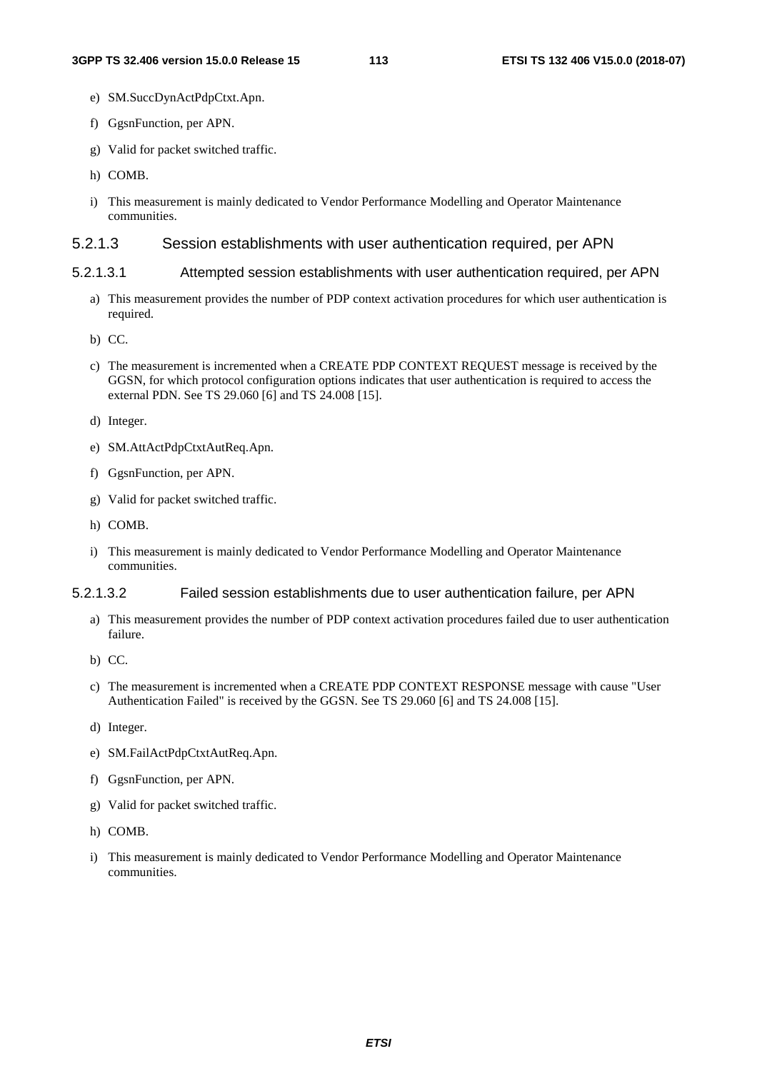e) SM.SuccDynActPdpCtxt.Apn.

f) GgsnFunction, per APN.

g) Valid for packet switched traffic.

h) COMB.

i) This measurement is mainly dedicated to Vendor Performance Modelling and Operator Maintenance communities.

### 5.2.1.3 Session establishments with user authentication required, per APN

#### 5.2.1.3.1 Attempted session establishments with user authentication required, per APN

a) This measurement provides the number of PDP context activation procedures for which user authentication is required.

b) CC.

c) The measurement is incremented when a CREATE PDP CONTEXT REQUEST message is received by the GGSN, for which protocol configuration options indicates that user authentication is required to access the external PDN. See TS 29.060 [6] and TS 24.008 [15].

d) Integer.

e) SM.AttActPdpCtxtAutReq.Apn.

f) GgsnFunction, per APN.

g) Valid for packet switched traffic.

h) COMB.

i) This measurement is mainly dedicated to Vendor Performance Modelling and Operator Maintenance communities.

#### 5.2.1.3.2 Failed session establishments due to user authentication failure, per APN

a) This measurement provides the number of PDP context activation procedures failed due to user authentication failure.

b) CC.

c) The measurement is incremented when a CREATE PDP CONTEXT RESPONSE message with cause "User Authentication Failed" is received by the GGSN. See TS 29.060 [6] and TS 24.008 [15].

d) Integer.

e) SM.FailActPdpCtxtAutReq.Apn.

f) GgsnFunction, per APN.

g) Valid for packet switched traffic.

h) COMB.

i) This measurement is mainly dedicated to Vendor Performance Modelling and Operator Maintenance communities.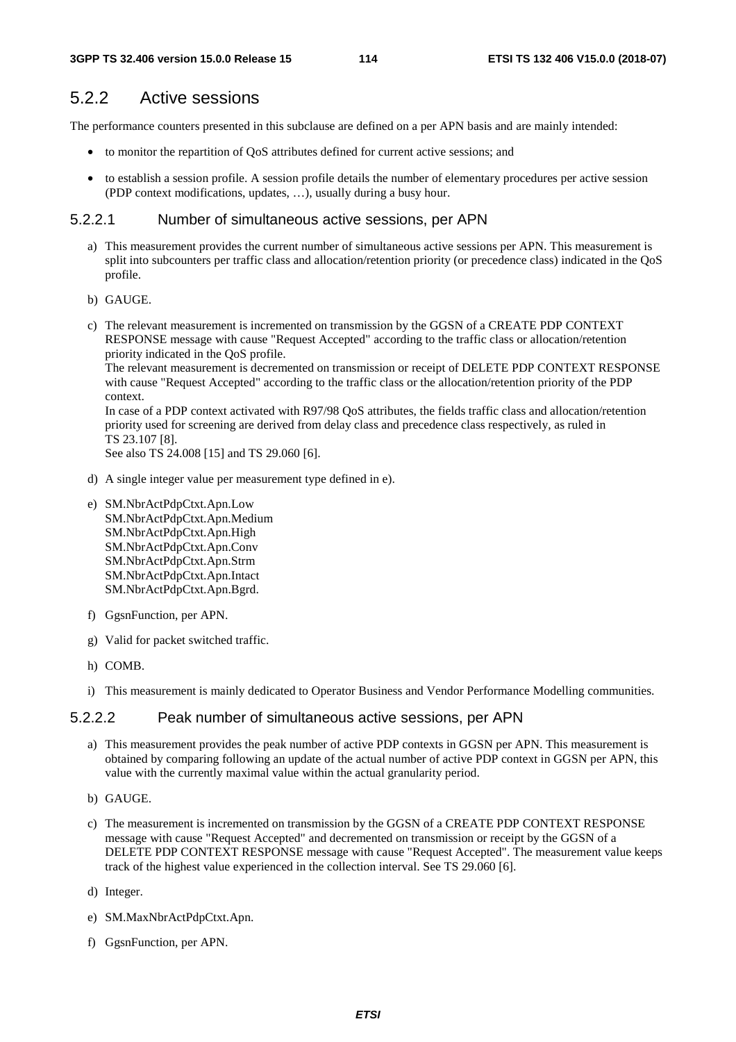## 5.2.2 Active sessions

The performance counters presented in this subclause are defined on a per APN basis and are mainly intended:

- to monitor the repartition of QoS attributes defined for current active sessions; and
- to establish a session profile. A session profile details the number of elementary procedures per active session (PDP context modifications, updates, …), usually during a busy hour.

### 5.2.2.1 Number of simultaneous active sessions, per APN

a) This measurement provides the current number of simultaneous active sessions per APN. This measurement is split into subcounters per traffic class and allocation/retention priority (or precedence class) indicated in the QoS profile.

b) GAUGE.

c) The relevant measurement is incremented on transmission by the GGSN of a CREATE PDP CONTEXT RESPONSE message with cause "Request Accepted" according to the traffic class or allocation/retention priority indicated in the QoS profile.
The relevant measurement is decremented on transmission or receipt of DELETE PDP CONTEXT RESPONSE with cause "Request Accepted" according to the traffic class or the allocation/retention priority of the PDP context.
In case of a PDP context activated with R97/98 QoS attributes, the fields traffic class and allocation/retention priority used for screening are derived from delay class and precedence class respectively, as ruled in TS 23.107 [8].
See also TS 24.008 [15] and TS 29.060 [6].

d) A single integer value per measurement type defined in e).

e) SM.NbrActPdpCtxt.Apn.Low
SM.NbrActPdpCtxt.Apn.Medium
SM.NbrActPdpCtxt.Apn.High
SM.NbrActPdpCtxt.Apn.Conv
SM.NbrActPdpCtxt.Apn.Strm
SM.NbrActPdpCtxt.Apn.Intact
SM.NbrActPdpCtxt.Apn.Bgrd.

f) GgsnFunction, per APN.

g) Valid for packet switched traffic.

h) COMB.

i) This measurement is mainly dedicated to Operator Business and Vendor Performance Modelling communities.

### 5.2.2.2 Peak number of simultaneous active sessions, per APN

a) This measurement provides the peak number of active PDP contexts in GGSN per APN. This measurement is obtained by comparing following an update of the actual number of active PDP context in GGSN per APN, this value with the currently maximal value within the actual granularity period.

b) GAUGE.

c) The measurement is incremented on transmission by the GGSN of a CREATE PDP CONTEXT RESPONSE message with cause "Request Accepted" and decremented on transmission or receipt by the GGSN of a DELETE PDP CONTEXT RESPONSE message with cause "Request Accepted". The measurement value keeps track of the highest value experienced in the collection interval. See TS 29.060 [6].

d) Integer.

e) SM.MaxNbrActPdpCtxt.Apn.

f) GgsnFunction, per APN.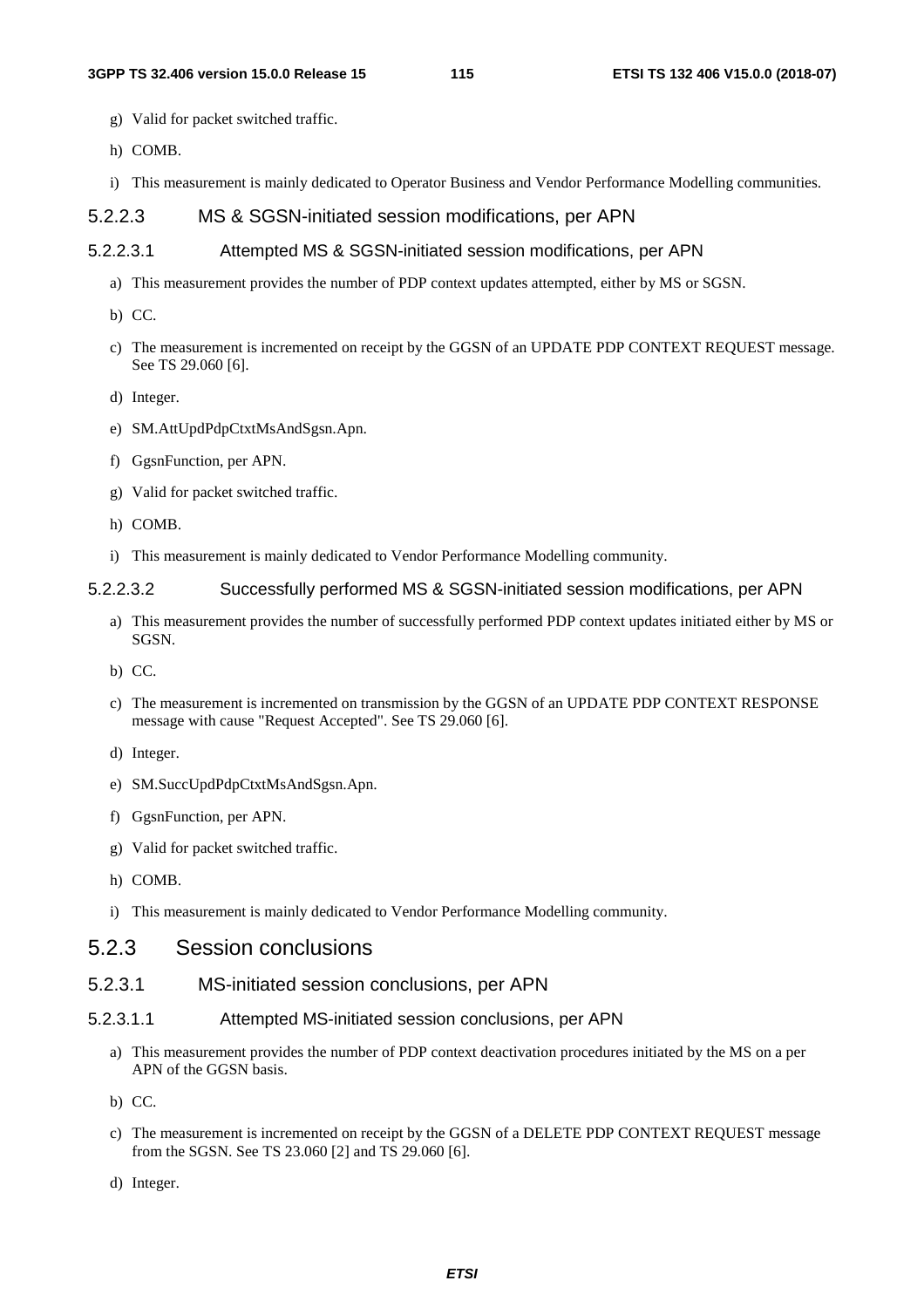g) Valid for packet switched traffic.

h) COMB.

i) This measurement is mainly dedicated to Operator Business and Vendor Performance Modelling communities.

#### 5.2.2.3 MS & SGSN-initiated session modifications, per APN

##### 5.2.2.3.1 Attempted MS & SGSN-initiated session modifications, per APN

a) This measurement provides the number of PDP context updates attempted, either by MS or SGSN.

b) CC.

c) The measurement is incremented on receipt by the GGSN of an UPDATE PDP CONTEXT REQUEST message. See TS 29.060 [6].

d) Integer.

e) SM.AttUpdPdpCtxtMsAndSgsn.Apn.

f) GgsnFunction, per APN.

g) Valid for packet switched traffic.

h) COMB.

i) This measurement is mainly dedicated to Vendor Performance Modelling community.

##### 5.2.2.3.2 Successfully performed MS & SGSN-initiated session modifications, per APN

a) This measurement provides the number of successfully performed PDP context updates initiated either by MS or SGSN.

b) CC.

c) The measurement is incremented on transmission by the GGSN of an UPDATE PDP CONTEXT RESPONSE message with cause "Request Accepted". See TS 29.060 [6].

d) Integer.

e) SM.SuccUpdPdpCtxtMsAndSgsn.Apn.

f) GgsnFunction, per APN.

g) Valid for packet switched traffic.

h) COMB.

i) This measurement is mainly dedicated to Vendor Performance Modelling community.

### 5.2.3 Session conclusions

#### 5.2.3.1 MS-initiated session conclusions, per APN

##### 5.2.3.1.1 Attempted MS-initiated session conclusions, per APN

a) This measurement provides the number of PDP context deactivation procedures initiated by the MS on a per APN of the GGSN basis.

b) CC.

c) The measurement is incremented on receipt by the GGSN of a DELETE PDP CONTEXT REQUEST message from the SGSN. See TS 23.060 [2] and TS 29.060 [6].

d) Integer.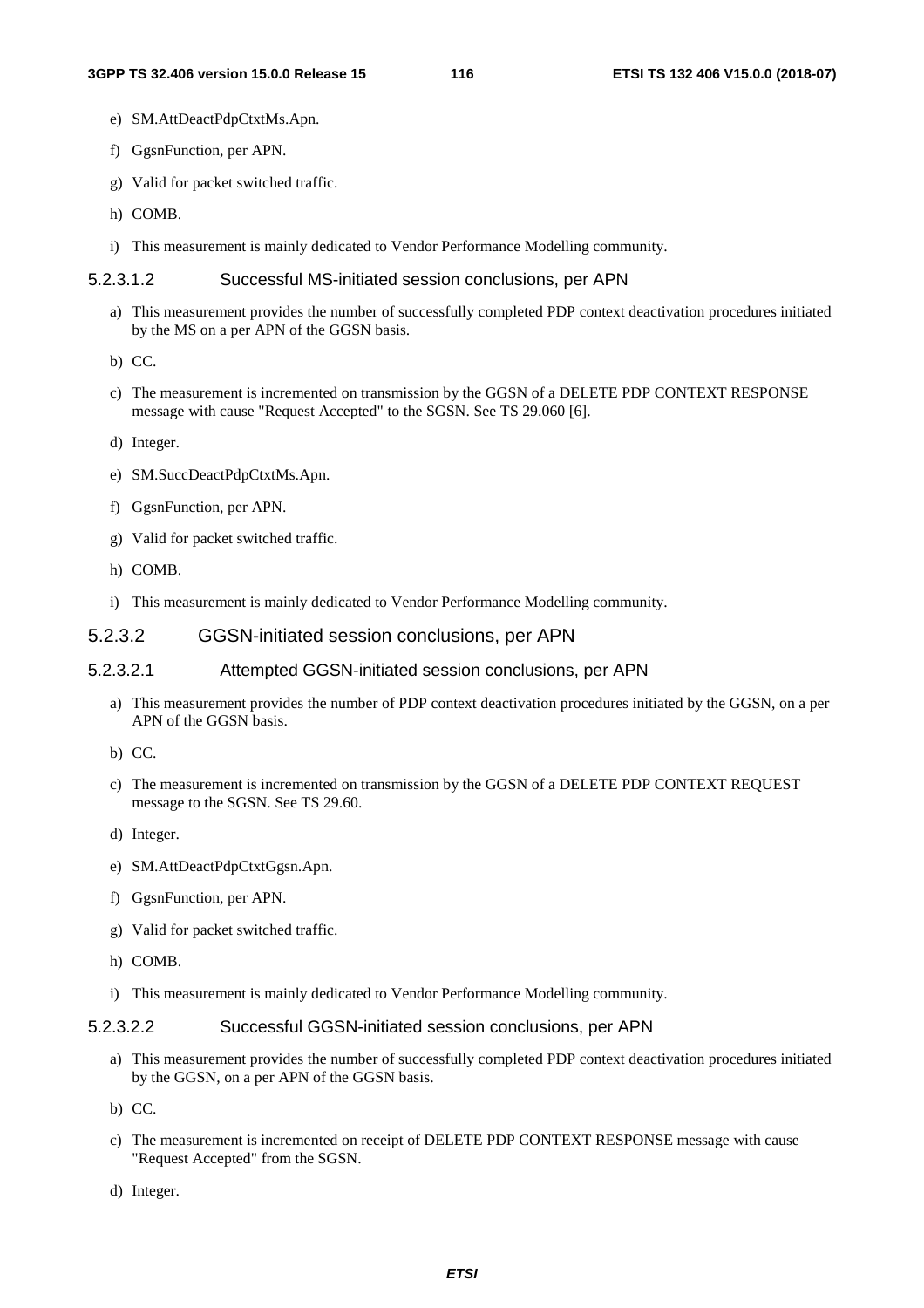e) SM.AttDeactPdpCtxtMs.Apn.

f) GgsnFunction, per APN.

g) Valid for packet switched traffic.

h) COMB.

i) This measurement is mainly dedicated to Vendor Performance Modelling community.

#### 5.2.3.1.2 Successful MS-initiated session conclusions, per APN

a) This measurement provides the number of successfully completed PDP context deactivation procedures initiated by the MS on a per APN of the GGSN basis.

b) CC.

c) The measurement is incremented on transmission by the GGSN of a DELETE PDP CONTEXT RESPONSE message with cause "Request Accepted" to the SGSN. See TS 29.060 [6].

d) Integer.

e) SM.SuccDeactPdpCtxtMs.Apn.

f) GgsnFunction, per APN.

g) Valid for packet switched traffic.

h) COMB.

i) This measurement is mainly dedicated to Vendor Performance Modelling community.

### 5.2.3.2 GGSN-initiated session conclusions, per APN

#### 5.2.3.2.1 Attempted GGSN-initiated session conclusions, per APN

a) This measurement provides the number of PDP context deactivation procedures initiated by the GGSN, on a per APN of the GGSN basis.

b) CC.

c) The measurement is incremented on transmission by the GGSN of a DELETE PDP CONTEXT REQUEST message to the SGSN. See TS 29.60.

d) Integer.

e) SM.AttDeactPdpCtxtGgsn.Apn.

f) GgsnFunction, per APN.

g) Valid for packet switched traffic.

h) COMB.

i) This measurement is mainly dedicated to Vendor Performance Modelling community.

#### 5.2.3.2.2 Successful GGSN-initiated session conclusions, per APN

a) This measurement provides the number of successfully completed PDP context deactivation procedures initiated by the GGSN, on a per APN of the GGSN basis.

b) CC.

c) The measurement is incremented on receipt of DELETE PDP CONTEXT RESPONSE message with cause "Request Accepted" from the SGSN.

d) Integer.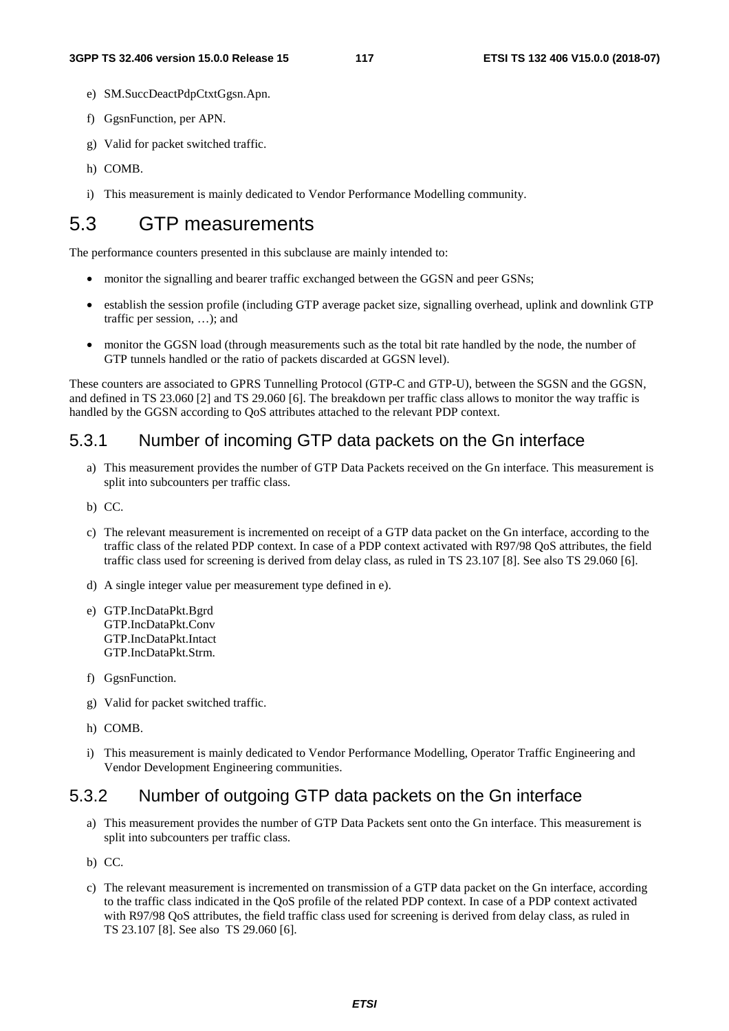e) SM.SuccDeactPdpCtxtGgsn.Apn.

f) GgsnFunction, per APN.

g) Valid for packet switched traffic.

h) COMB.

i) This measurement is mainly dedicated to Vendor Performance Modelling community.

## 5.3 GTP measurements

The performance counters presented in this subclause are mainly intended to:

- monitor the signalling and bearer traffic exchanged between the GGSN and peer GSNs;
- establish the session profile (including GTP average packet size, signalling overhead, uplink and downlink GTP traffic per session, …); and
- monitor the GGSN load (through measurements such as the total bit rate handled by the node, the number of GTP tunnels handled or the ratio of packets discarded at GGSN level).

These counters are associated to GPRS Tunnelling Protocol (GTP-C and GTP-U), between the SGSN and the GGSN, and defined in TS 23.060 [2] and TS 29.060 [6]. The breakdown per traffic class allows to monitor the way traffic is handled by the GGSN according to QoS attributes attached to the relevant PDP context.

### 5.3.1 Number of incoming GTP data packets on the Gn interface

a) This measurement provides the number of GTP Data Packets received on the Gn interface. This measurement is split into subcounters per traffic class.

b) CC.

c) The relevant measurement is incremented on receipt of a GTP data packet on the Gn interface, according to the traffic class of the related PDP context. In case of a PDP context activated with R97/98 QoS attributes, the field traffic class used for screening is derived from delay class, as ruled in TS 23.107 [8]. See also TS 29.060 [6].

d) A single integer value per measurement type defined in e).

e) GTP.IncDataPkt.Bgrd
GTP.IncDataPkt.Conv
GTP.IncDataPkt.Intact
GTP.IncDataPkt.Strm.

f) GgsnFunction.

g) Valid for packet switched traffic.

h) COMB.

i) This measurement is mainly dedicated to Vendor Performance Modelling, Operator Traffic Engineering and Vendor Development Engineering communities.

### 5.3.2 Number of outgoing GTP data packets on the Gn interface

a) This measurement provides the number of GTP Data Packets sent onto the Gn interface. This measurement is split into subcounters per traffic class.

b) CC.

c) The relevant measurement is incremented on transmission of a GTP data packet on the Gn interface, according to the traffic class indicated in the QoS profile of the related PDP context. In case of a PDP context activated with R97/98 QoS attributes, the field traffic class used for screening is derived from delay class, as ruled in TS 23.107 [8]. See also TS 29.060 [6].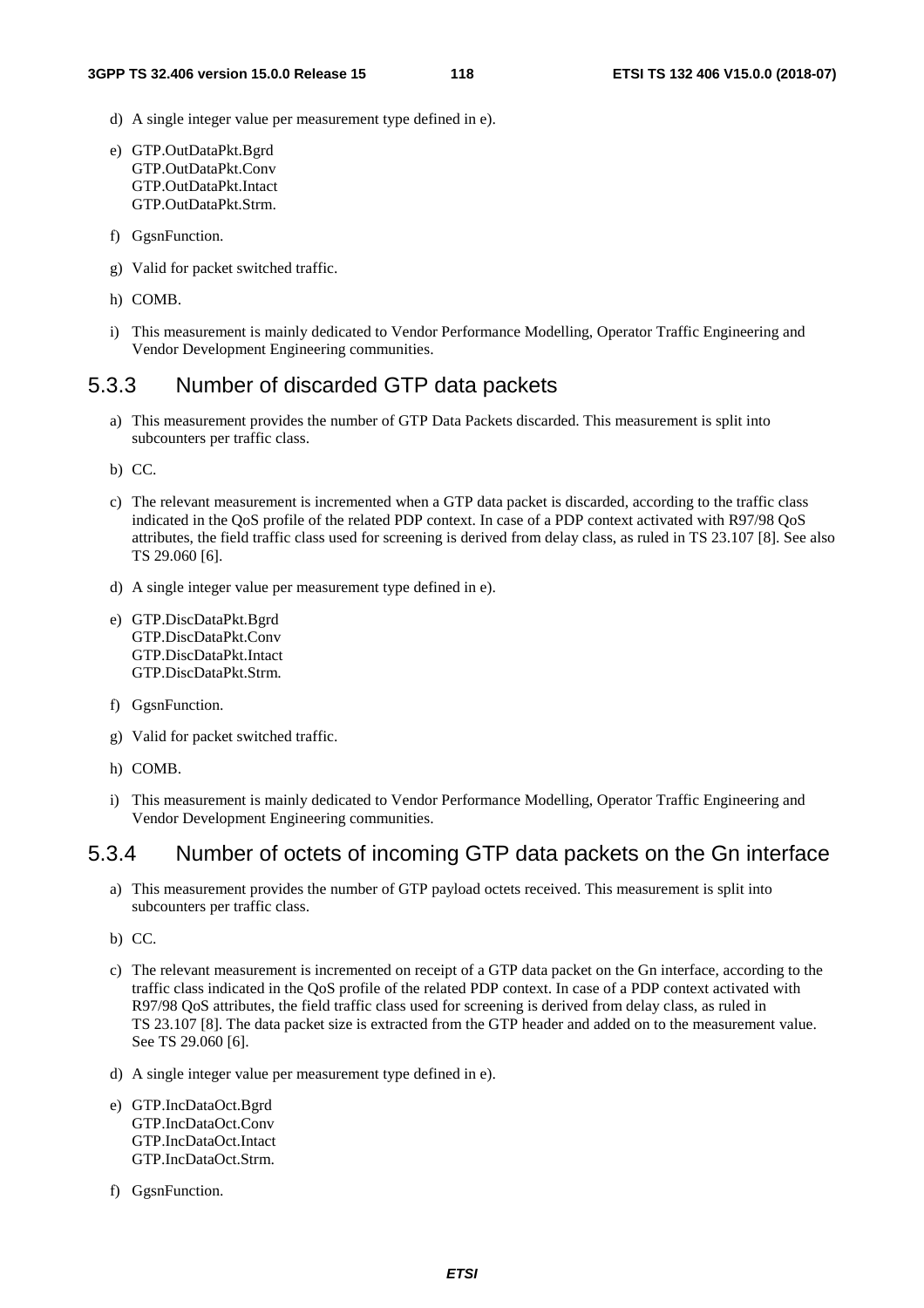d) A single integer value per measurement type defined in e).

e) GTP.OutDataPkt.Bgrd
GTP.OutDataPkt.Conv
GTP.OutDataPkt.Intact
GTP.OutDataPkt.Strm.

f) GgsnFunction.

g) Valid for packet switched traffic.

h) COMB.

i) This measurement is mainly dedicated to Vendor Performance Modelling, Operator Traffic Engineering and Vendor Development Engineering communities.

### 5.3.3 Number of discarded GTP data packets

a) This measurement provides the number of GTP Data Packets discarded. This measurement is split into subcounters per traffic class.

b) CC.

c) The relevant measurement is incremented when a GTP data packet is discarded, according to the traffic class indicated in the QoS profile of the related PDP context. In case of a PDP context activated with R97/98 QoS attributes, the field traffic class used for screening is derived from delay class, as ruled in TS 23.107 [8]. See also TS 29.060 [6].

d) A single integer value per measurement type defined in e).

e) GTP.DiscDataPkt.Bgrd
GTP.DiscDataPkt.Conv
GTP.DiscDataPkt.Intact
GTP.DiscDataPkt.Strm.

f) GgsnFunction.

g) Valid for packet switched traffic.

h) COMB.

i) This measurement is mainly dedicated to Vendor Performance Modelling, Operator Traffic Engineering and Vendor Development Engineering communities.

### 5.3.4 Number of octets of incoming GTP data packets on the Gn interface

a) This measurement provides the number of GTP payload octets received. This measurement is split into subcounters per traffic class.

b) CC.

c) The relevant measurement is incremented on receipt of a GTP data packet on the Gn interface, according to the traffic class indicated in the QoS profile of the related PDP context. In case of a PDP context activated with R97/98 QoS attributes, the field traffic class used for screening is derived from delay class, as ruled in TS 23.107 [8]. The data packet size is extracted from the GTP header and added on to the measurement value. See TS 29.060 [6].

d) A single integer value per measurement type defined in e).

e) GTP.IncDataOct.Bgrd
GTP.IncDataOct.Conv
GTP.IncDataOct.Intact
GTP.IncDataOct.Strm.

f) GgsnFunction.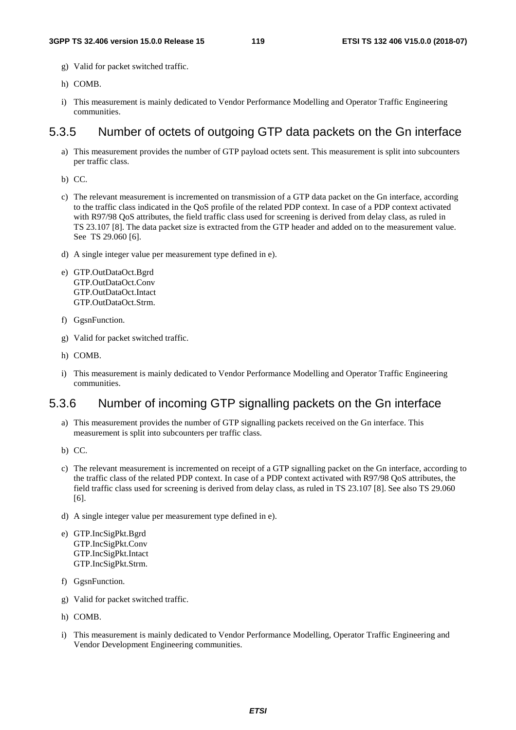g) Valid for packet switched traffic.

h) COMB.

i) This measurement is mainly dedicated to Vendor Performance Modelling and Operator Traffic Engineering communities.

### 5.3.5 Number of octets of outgoing GTP data packets on the Gn interface

a) This measurement provides the number of GTP payload octets sent. This measurement is split into subcounters per traffic class.

b) CC.

c) The relevant measurement is incremented on transmission of a GTP data packet on the Gn interface, according to the traffic class indicated in the QoS profile of the related PDP context. In case of a PDP context activated with R97/98 QoS attributes, the field traffic class used for screening is derived from delay class, as ruled in TS 23.107 [8]. The data packet size is extracted from the GTP header and added on to the measurement value. See TS 29.060 [6].

d) A single integer value per measurement type defined in e).

e) GTP.OutDataOct.Bgrd
GTP.OutDataOct.Conv
GTP.OutDataOct.Intact
GTP.OutDataOct.Strm.

f) GgsnFunction.

g) Valid for packet switched traffic.

h) COMB.

i) This measurement is mainly dedicated to Vendor Performance Modelling and Operator Traffic Engineering communities.

### 5.3.6 Number of incoming GTP signalling packets on the Gn interface

a) This measurement provides the number of GTP signalling packets received on the Gn interface. This measurement is split into subcounters per traffic class.

b) CC.

c) The relevant measurement is incremented on receipt of a GTP signalling packet on the Gn interface, according to the traffic class of the related PDP context. In case of a PDP context activated with R97/98 QoS attributes, the field traffic class used for screening is derived from delay class, as ruled in TS 23.107 [8]. See also TS 29.060 [6].

d) A single integer value per measurement type defined in e).

e) GTP.IncSigPkt.Bgrd
GTP.IncSigPkt.Conv
GTP.IncSigPkt.Intact
GTP.IncSigPkt.Strm.

f) GgsnFunction.

g) Valid for packet switched traffic.

h) COMB.

i) This measurement is mainly dedicated to Vendor Performance Modelling, Operator Traffic Engineering and Vendor Development Engineering communities.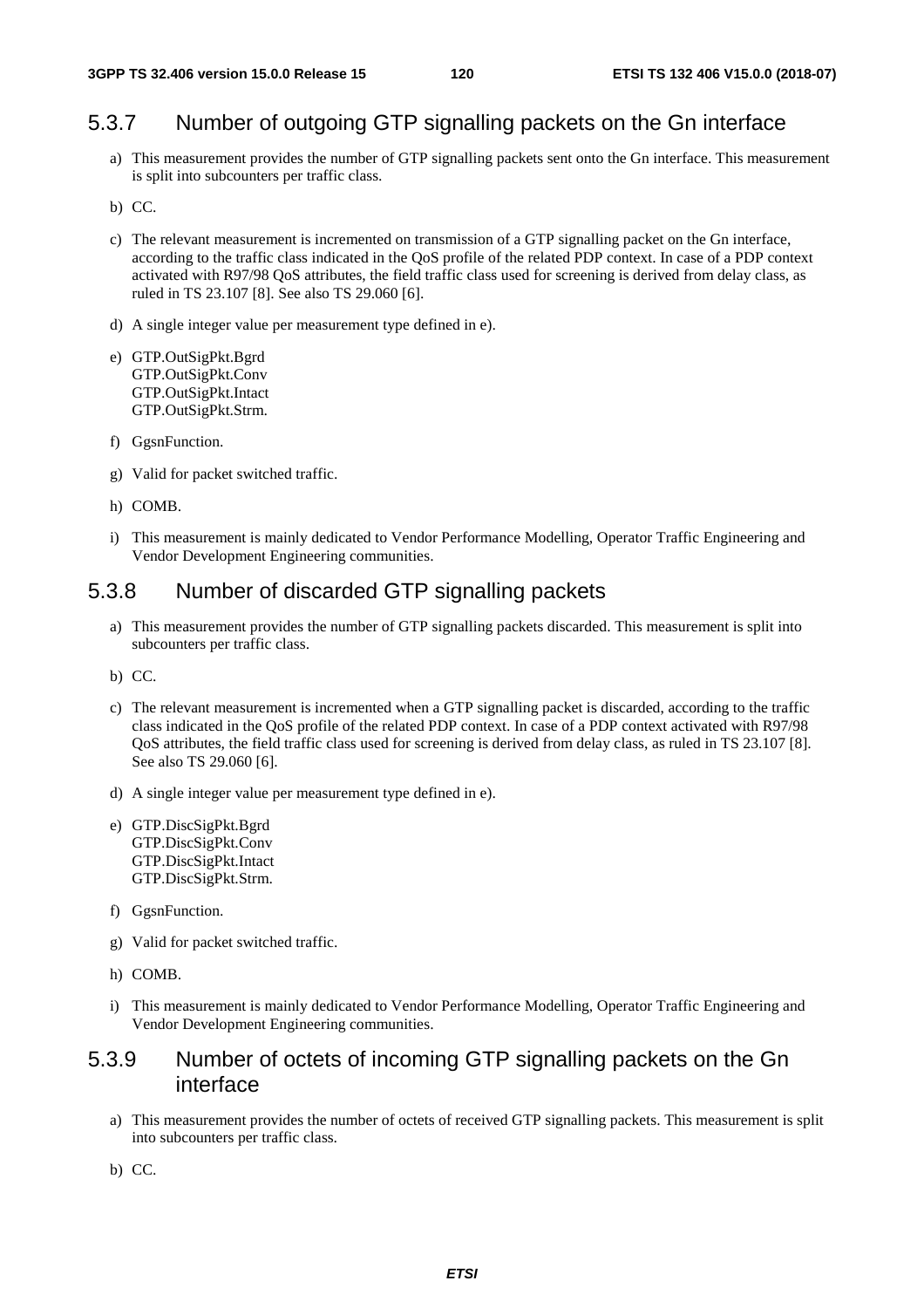### 5.3.7 Number of outgoing GTP signalling packets on the Gn interface

a) This measurement provides the number of GTP signalling packets sent onto the Gn interface. This measurement is split into subcounters per traffic class.

b) CC.

c) The relevant measurement is incremented on transmission of a GTP signalling packet on the Gn interface, according to the traffic class indicated in the QoS profile of the related PDP context. In case of a PDP context activated with R97/98 QoS attributes, the field traffic class used for screening is derived from delay class, as ruled in TS 23.107 [8]. See also TS 29.060 [6].

d) A single integer value per measurement type defined in e).

e) GTP.OutSigPkt.Bgrd
GTP.OutSigPkt.Conv
GTP.OutSigPkt.Intact
GTP.OutSigPkt.Strm.

f) GgsnFunction.

g) Valid for packet switched traffic.

h) COMB.

i) This measurement is mainly dedicated to Vendor Performance Modelling, Operator Traffic Engineering and Vendor Development Engineering communities.

### 5.3.8 Number of discarded GTP signalling packets

a) This measurement provides the number of GTP signalling packets discarded. This measurement is split into subcounters per traffic class.

b) CC.

c) The relevant measurement is incremented when a GTP signalling packet is discarded, according to the traffic class indicated in the QoS profile of the related PDP context. In case of a PDP context activated with R97/98 QoS attributes, the field traffic class used for screening is derived from delay class, as ruled in TS 23.107 [8]. See also TS 29.060 [6].

d) A single integer value per measurement type defined in e).

e) GTP.DiscSigPkt.Bgrd
GTP.DiscSigPkt.Conv
GTP.DiscSigPkt.Intact
GTP.DiscSigPkt.Strm.

f) GgsnFunction.

g) Valid for packet switched traffic.

h) COMB.

i) This measurement is mainly dedicated to Vendor Performance Modelling, Operator Traffic Engineering and Vendor Development Engineering communities.

### 5.3.9 Number of octets of incoming GTP signalling packets on the Gn interface

a) This measurement provides the number of octets of received GTP signalling packets. This measurement is split into subcounters per traffic class.

b) CC.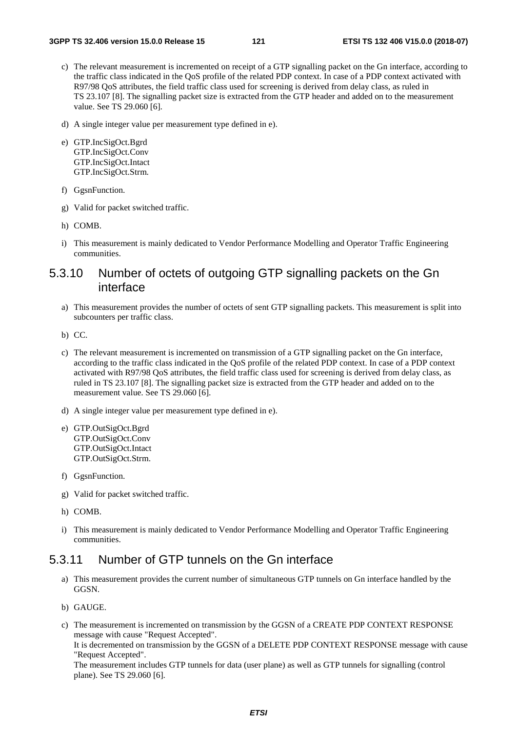c) The relevant measurement is incremented on receipt of a GTP signalling packet on the Gn interface, according to the traffic class indicated in the QoS profile of the related PDP context. In case of a PDP context activated with R97/98 QoS attributes, the field traffic class used for screening is derived from delay class, as ruled in TS 23.107 [8]. The signalling packet size is extracted from the GTP header and added on to the measurement value. See TS 29.060 [6].

d) A single integer value per measurement type defined in e).

e) GTP.IncSigOct.Bgrd
GTP.IncSigOct.Conv
GTP.IncSigOct.Intact
GTP.IncSigOct.Strm.

f) GgsnFunction.

g) Valid for packet switched traffic.

h) COMB.

i) This measurement is mainly dedicated to Vendor Performance Modelling and Operator Traffic Engineering communities.

### 5.3.10 Number of octets of outgoing GTP signalling packets on the Gn interface

a) This measurement provides the number of octets of sent GTP signalling packets. This measurement is split into subcounters per traffic class.

b) CC.

c) The relevant measurement is incremented on transmission of a GTP signalling packet on the Gn interface, according to the traffic class indicated in the QoS profile of the related PDP context. In case of a PDP context activated with R97/98 QoS attributes, the field traffic class used for screening is derived from delay class, as ruled in TS 23.107 [8]. The signalling packet size is extracted from the GTP header and added on to the measurement value. See TS 29.060 [6].

d) A single integer value per measurement type defined in e).

e) GTP.OutSigOct.Bgrd
GTP.OutSigOct.Conv
GTP.OutSigOct.Intact
GTP.OutSigOct.Strm.

f) GgsnFunction.

g) Valid for packet switched traffic.

h) COMB.

i) This measurement is mainly dedicated to Vendor Performance Modelling and Operator Traffic Engineering communities.

### 5.3.11 Number of GTP tunnels on the Gn interface

a) This measurement provides the current number of simultaneous GTP tunnels on Gn interface handled by the GGSN.

b) GAUGE.

c) The measurement is incremented on transmission by the GGSN of a CREATE PDP CONTEXT RESPONSE message with cause "Request Accepted".
It is decremented on transmission by the GGSN of a DELETE PDP CONTEXT RESPONSE message with cause "Request Accepted".
The measurement includes GTP tunnels for data (user plane) as well as GTP tunnels for signalling (control plane). See TS 29.060 [6].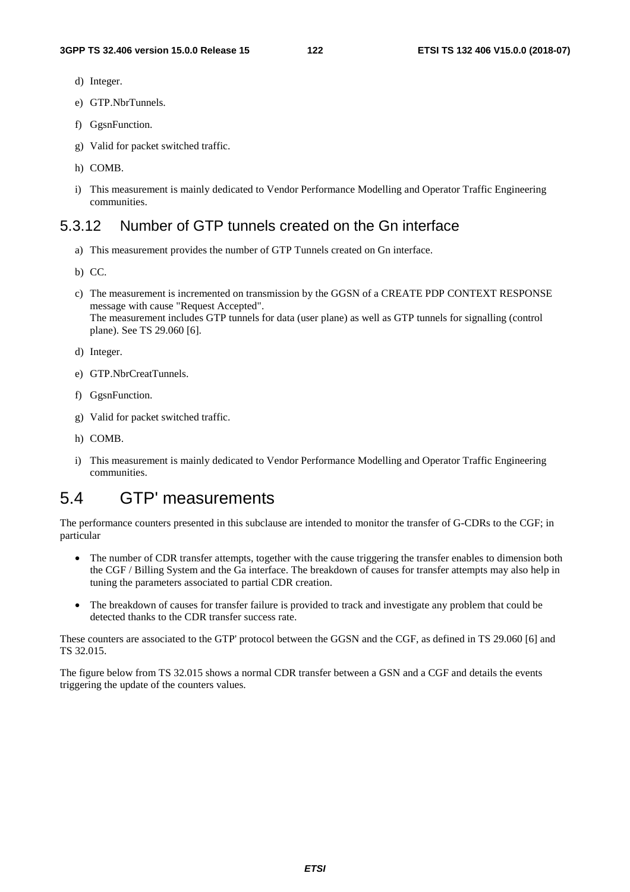d) Integer.

e) GTP.NbrTunnels.

f) GgsnFunction.

g) Valid for packet switched traffic.

h) COMB.

i) This measurement is mainly dedicated to Vendor Performance Modelling and Operator Traffic Engineering communities.

### 5.3.12 Number of GTP tunnels created on the Gn interface

a) This measurement provides the number of GTP Tunnels created on Gn interface.

b) CC.

c) The measurement is incremented on transmission by the GGSN of a CREATE PDP CONTEXT RESPONSE message with cause "Request Accepted".
The measurement includes GTP tunnels for data (user plane) as well as GTP tunnels for signalling (control plane). See TS 29.060 [6].

d) Integer.

e) GTP.NbrCreatTunnels.

f) GgsnFunction.

g) Valid for packet switched traffic.

h) COMB.

i) This measurement is mainly dedicated to Vendor Performance Modelling and Operator Traffic Engineering communities.

## 5.4 GTP' measurements

The performance counters presented in this subclause are intended to monitor the transfer of G-CDRs to the CGF; in particular

- The number of CDR transfer attempts, together with the cause triggering the transfer enables to dimension both the CGF / Billing System and the Ga interface. The breakdown of causes for transfer attempts may also help in tuning the parameters associated to partial CDR creation.
- The breakdown of causes for transfer failure is provided to track and investigate any problem that could be detected thanks to the CDR transfer success rate.

These counters are associated to the GTP' protocol between the GGSN and the CGF, as defined in TS 29.060 [6] and TS 32.015.

The figure below from TS 32.015 shows a normal CDR transfer between a GSN and a CGF and details the events triggering the update of the counters values.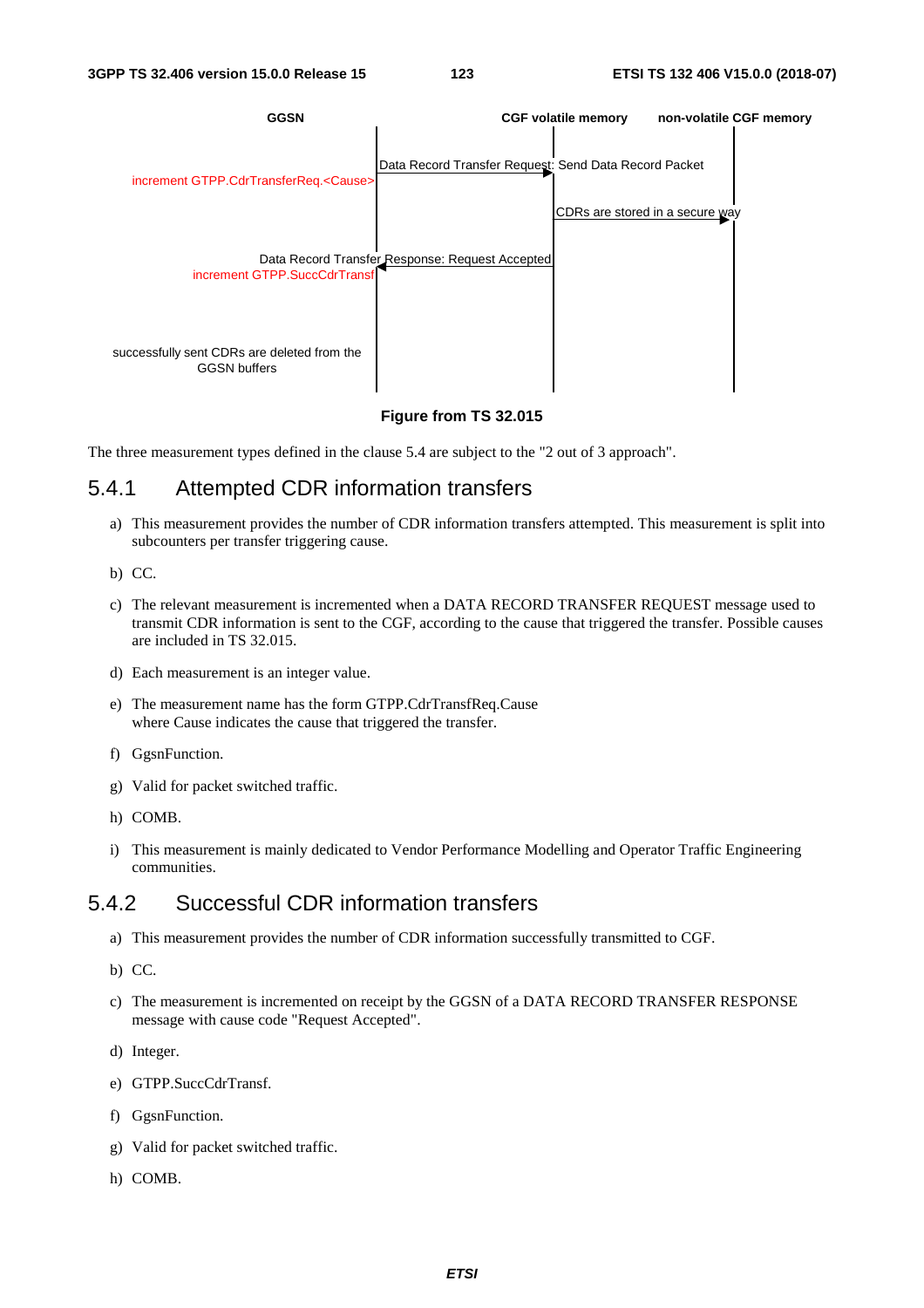GGSN | CGF volatile memory | non-volatile CGF memory

increment GTPP.CdrTransferReq.<Cause>

Data Record Transfer Request: Send Data Record Packet

CDRs are stored in a secure way

Data Record Transfer Response: Request Accepted

increment GTPP.SuccCdrTransf

successfully sent CDRs are deleted from the GGSN buffers

**Figure from TS 32.015**

The three measurement types defined in the clause 5.4 are subject to the "2 out of 3 approach".

### 5.4.1 Attempted CDR information transfers

a) This measurement provides the number of CDR information transfers attempted. This measurement is split into subcounters per transfer triggering cause.

b) CC.

c) The relevant measurement is incremented when a DATA RECORD TRANSFER REQUEST message used to transmit CDR information is sent to the CGF, according to the cause that triggered the transfer. Possible causes are included in TS 32.015.

d) Each measurement is an integer value.

e) The measurement name has the form GTPP.CdrTransfReq.Cause
where Cause indicates the cause that triggered the transfer.

f) GgsnFunction.

g) Valid for packet switched traffic.

h) COMB.

i) This measurement is mainly dedicated to Vendor Performance Modelling and Operator Traffic Engineering communities.

### 5.4.2 Successful CDR information transfers

a) This measurement provides the number of CDR information successfully transmitted to CGF.

b) CC.

c) The measurement is incremented on receipt by the GGSN of a DATA RECORD TRANSFER RESPONSE message with cause code "Request Accepted".

d) Integer.

e) GTPP.SuccCdrTransf.

f) GgsnFunction.

g) Valid for packet switched traffic.

h) COMB.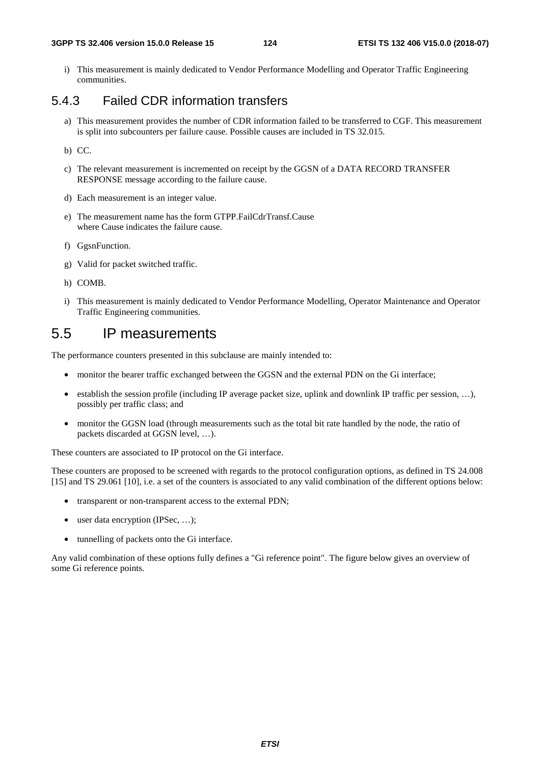i) This measurement is mainly dedicated to Vendor Performance Modelling and Operator Traffic Engineering communities.

### 5.4.3 Failed CDR information transfers

a) This measurement provides the number of CDR information failed to be transferred to CGF. This measurement is split into subcounters per failure cause. Possible causes are included in TS 32.015.

b) CC.

c) The relevant measurement is incremented on receipt by the GGSN of a DATA RECORD TRANSFER RESPONSE message according to the failure cause.

d) Each measurement is an integer value.

e) The measurement name has the form GTPP.FailCdrTransf.Cause
where Cause indicates the failure cause.

f) GgsnFunction.

g) Valid for packet switched traffic.

h) COMB.

i) This measurement is mainly dedicated to Vendor Performance Modelling, Operator Maintenance and Operator Traffic Engineering communities.

## 5.5 IP measurements

The performance counters presented in this subclause are mainly intended to:

- monitor the bearer traffic exchanged between the GGSN and the external PDN on the Gi interface;
- establish the session profile (including IP average packet size, uplink and downlink IP traffic per session, …), possibly per traffic class; and
- monitor the GGSN load (through measurements such as the total bit rate handled by the node, the ratio of packets discarded at GGSN level, …).

These counters are associated to IP protocol on the Gi interface.

These counters are proposed to be screened with regards to the protocol configuration options, as defined in TS 24.008 [15] and TS 29.061 [10], i.e. a set of the counters is associated to any valid combination of the different options below:

- transparent or non-transparent access to the external PDN;
- user data encryption (IPSec, …);
- tunnelling of packets onto the Gi interface.

Any valid combination of these options fully defines a "Gi reference point". The figure below gives an overview of some Gi reference points.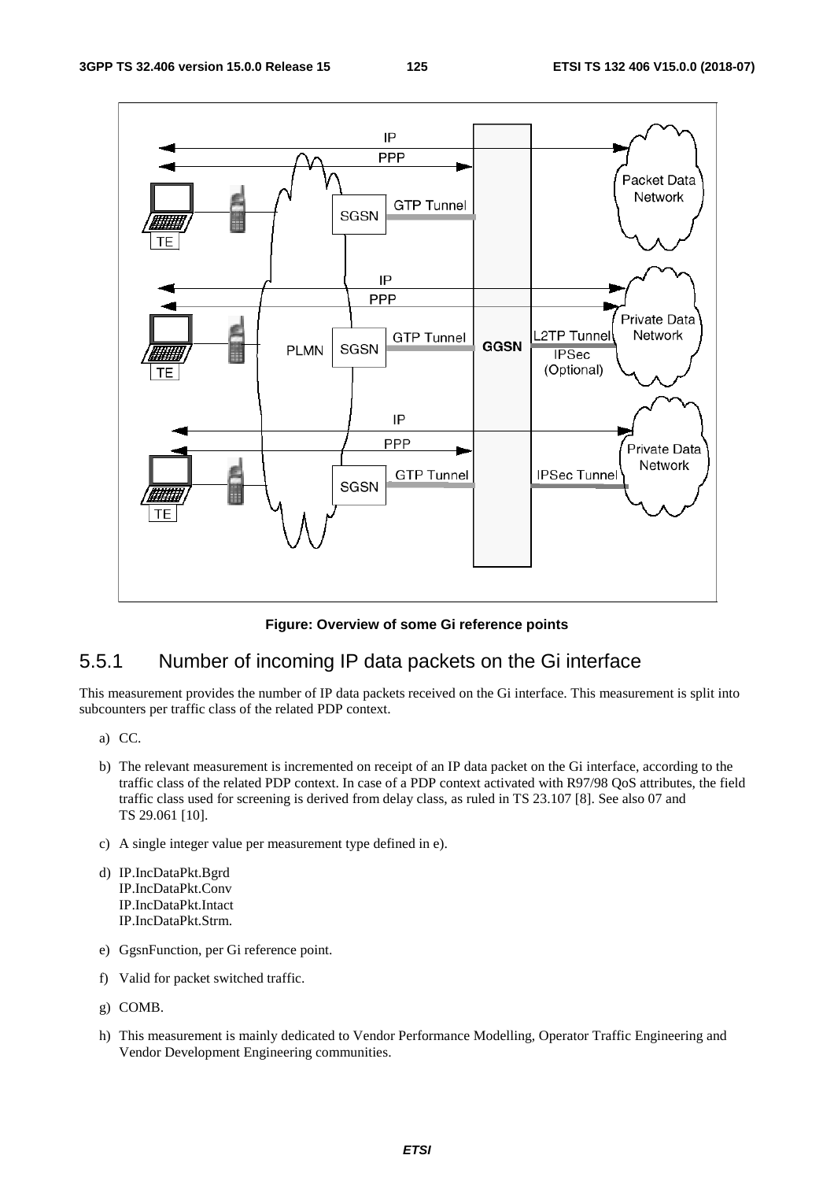**Figure: Overview of some Gi reference points**

## 5.5.1 Number of incoming IP data packets on the Gi interface

This measurement provides the number of IP data packets received on the Gi interface. This measurement is split into subcounters per traffic class of the related PDP context.

a) CC.

b) The relevant measurement is incremented on receipt of an IP data packet on the Gi interface, according to the traffic class of the related PDP context. In case of a PDP context activated with R97/98 QoS attributes, the field traffic class used for screening is derived from delay class, as ruled in TS 23.107 [8]. See also 07 and TS 29.061 [10].

c) A single integer value per measurement type defined in e).

d) IP.IncDataPkt.Bgrd
IP.IncDataPkt.Conv
IP.IncDataPkt.Intact
IP.IncDataPkt.Strm.

e) GgsnFunction, per Gi reference point.

f) Valid for packet switched traffic.

g) COMB.

h) This measurement is mainly dedicated to Vendor Performance Modelling, Operator Traffic Engineering and Vendor Development Engineering communities.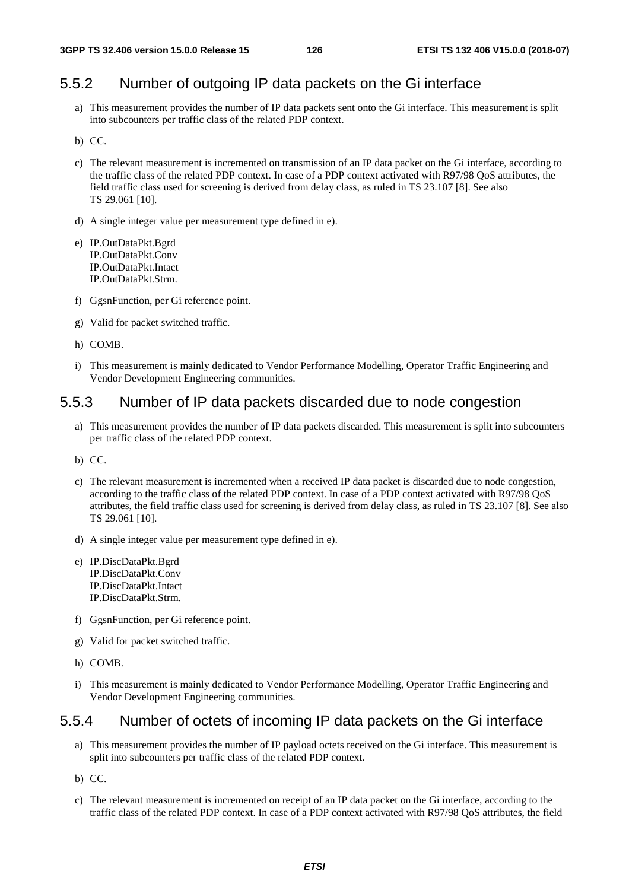## 5.5.2 Number of outgoing IP data packets on the Gi interface

a) This measurement provides the number of IP data packets sent onto the Gi interface. This measurement is split into subcounters per traffic class of the related PDP context.

b) CC.

c) The relevant measurement is incremented on transmission of an IP data packet on the Gi interface, according to the traffic class of the related PDP context. In case of a PDP context activated with R97/98 QoS attributes, the field traffic class used for screening is derived from delay class, as ruled in TS 23.107 [8]. See also TS 29.061 [10].

d) A single integer value per measurement type defined in e).

e) IP.OutDataPkt.Bgrd
IP.OutDataPkt.Conv
IP.OutDataPkt.Intact
IP.OutDataPkt.Strm.

f) GgsnFunction, per Gi reference point.

g) Valid for packet switched traffic.

h) COMB.

i) This measurement is mainly dedicated to Vendor Performance Modelling, Operator Traffic Engineering and Vendor Development Engineering communities.

## 5.5.3 Number of IP data packets discarded due to node congestion

a) This measurement provides the number of IP data packets discarded. This measurement is split into subcounters per traffic class of the related PDP context.

b) CC.

c) The relevant measurement is incremented when a received IP data packet is discarded due to node congestion, according to the traffic class of the related PDP context. In case of a PDP context activated with R97/98 QoS attributes, the field traffic class used for screening is derived from delay class, as ruled in TS 23.107 [8]. See also TS 29.061 [10].

d) A single integer value per measurement type defined in e).

e) IP.DiscDataPkt.Bgrd
IP.DiscDataPkt.Conv
IP.DiscDataPkt.Intact
IP.DiscDataPkt.Strm.

f) GgsnFunction, per Gi reference point.

g) Valid for packet switched traffic.

h) COMB.

i) This measurement is mainly dedicated to Vendor Performance Modelling, Operator Traffic Engineering and Vendor Development Engineering communities.

## 5.5.4 Number of octets of incoming IP data packets on the Gi interface

a) This measurement provides the number of IP payload octets received on the Gi interface. This measurement is split into subcounters per traffic class of the related PDP context.

b) CC.

c) The relevant measurement is incremented on receipt of an IP data packet on the Gi interface, according to the traffic class of the related PDP context. In case of a PDP context activated with R97/98 QoS attributes, the field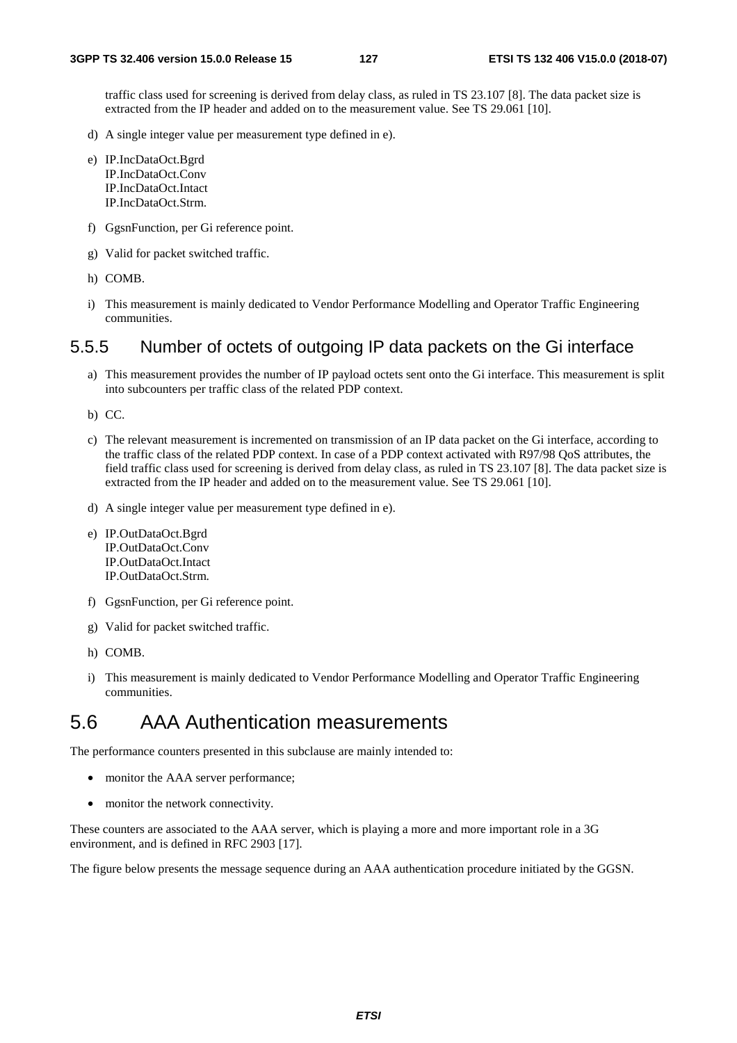traffic class used for screening is derived from delay class, as ruled in TS 23.107 [8]. The data packet size is extracted from the IP header and added on to the measurement value. See TS 29.061 [10].

d) A single integer value per measurement type defined in e).

e) IP.IncDataOct.Bgrd
IP.IncDataOct.Conv
IP.IncDataOct.Intact
IP.IncDataOct.Strm.

f) GgsnFunction, per Gi reference point.

g) Valid for packet switched traffic.

h) COMB.

i) This measurement is mainly dedicated to Vendor Performance Modelling and Operator Traffic Engineering communities.

### 5.5.5 Number of octets of outgoing IP data packets on the Gi interface

a) This measurement provides the number of IP payload octets sent onto the Gi interface. This measurement is split into subcounters per traffic class of the related PDP context.

b) CC.

c) The relevant measurement is incremented on transmission of an IP data packet on the Gi interface, according to the traffic class of the related PDP context. In case of a PDP context activated with R97/98 QoS attributes, the field traffic class used for screening is derived from delay class, as ruled in TS 23.107 [8]. The data packet size is extracted from the IP header and added on to the measurement value. See TS 29.061 [10].

d) A single integer value per measurement type defined in e).

e) IP.OutDataOct.Bgrd
IP.OutDataOct.Conv
IP.OutDataOct.Intact
IP.OutDataOct.Strm.

f) GgsnFunction, per Gi reference point.

g) Valid for packet switched traffic.

h) COMB.

i) This measurement is mainly dedicated to Vendor Performance Modelling and Operator Traffic Engineering communities.

## 5.6 AAA Authentication measurements

The performance counters presented in this subclause are mainly intended to:

- monitor the AAA server performance;
- monitor the network connectivity.

These counters are associated to the AAA server, which is playing a more and more important role in a 3G environment, and is defined in RFC 2903 [17].

The figure below presents the message sequence during an AAA authentication procedure initiated by the GGSN.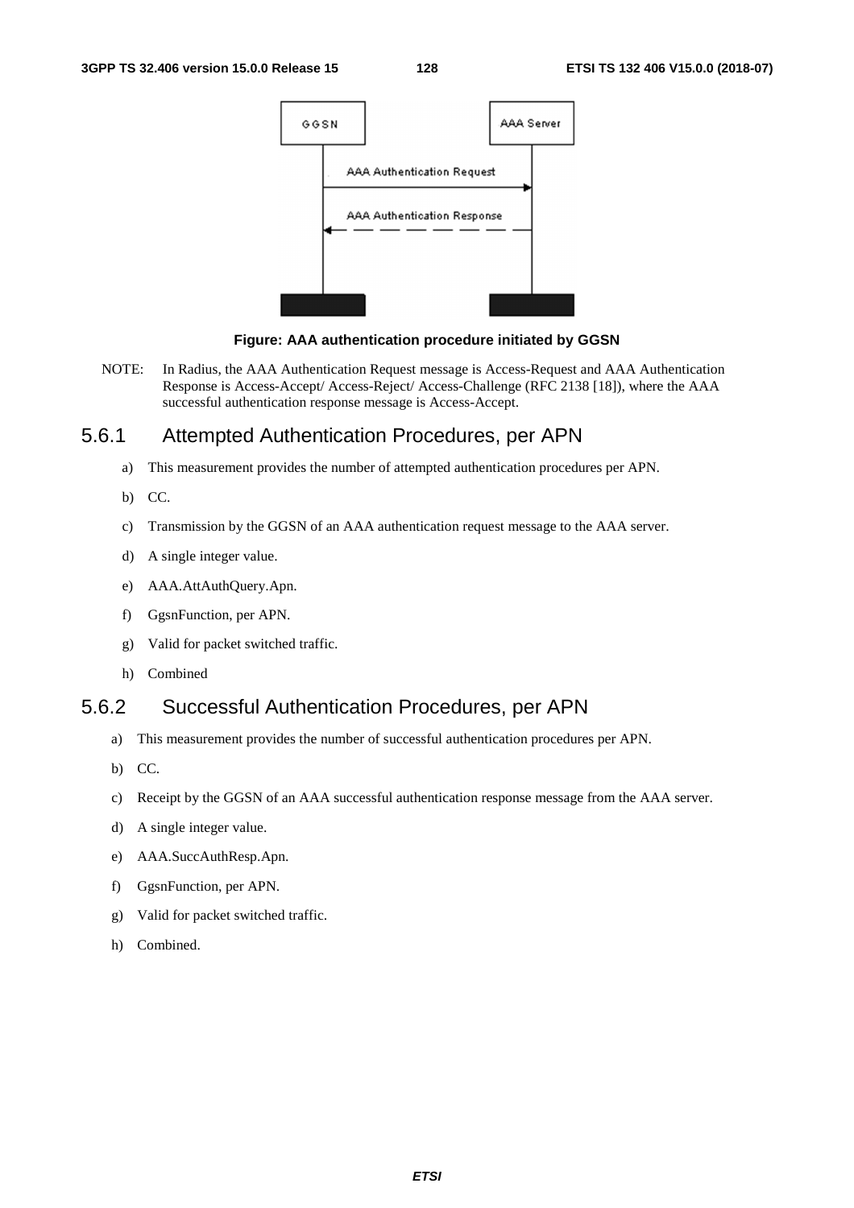**Figure: AAA authentication procedure initiated by GGSN**

NOTE: In Radius, the AAA Authentication Request message is Access-Request and AAA Authentication Response is Access-Accept/ Access-Reject/ Access-Challenge (RFC 2138 [18]), where the AAA successful authentication response message is Access-Accept.

## 5.6.1 Attempted Authentication Procedures, per APN

a) This measurement provides the number of attempted authentication procedures per APN.

b) CC.

c) Transmission by the GGSN of an AAA authentication request message to the AAA server.

d) A single integer value.

e) AAA.AttAuthQuery.Apn.

f) GgsnFunction, per APN.

g) Valid for packet switched traffic.

h) Combined

## 5.6.2 Successful Authentication Procedures, per APN

a) This measurement provides the number of successful authentication procedures per APN.

b) CC.

c) Receipt by the GGSN of an AAA successful authentication response message from the AAA server.

d) A single integer value.

e) AAA.SuccAuthResp.Apn.

f) GgsnFunction, per APN.

g) Valid for packet switched traffic.

h) Combined.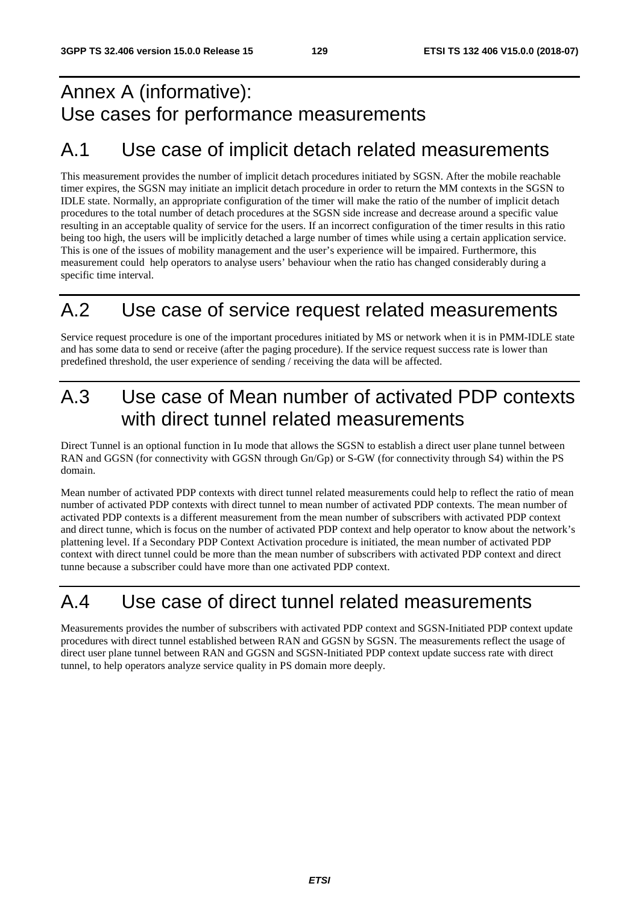# Annex A (informative): Use cases for performance measurements

## A.1 Use case of implicit detach related measurements

This measurement provides the number of implicit detach procedures initiated by SGSN. After the mobile reachable timer expires, the SGSN may initiate an implicit detach procedure in order to return the MM contexts in the SGSN to IDLE state. Normally, an appropriate configuration of the timer will make the ratio of the number of implicit detach procedures to the total number of detach procedures at the SGSN side increase and decrease around a specific value resulting in an acceptable quality of service for the users. If an incorrect configuration of the timer results in this ratio being too high, the users will be implicitly detached a large number of times while using a certain application service. This is one of the issues of mobility management and the user's experience will be impaired. Furthermore, this measurement could help operators to analyse users' behaviour when the ratio has changed considerably during a specific time interval.

## A.2 Use case of service request related measurements

Service request procedure is one of the important procedures initiated by MS or network when it is in PMM-IDLE state and has some data to send or receive (after the paging procedure). If the service request success rate is lower than predefined threshold, the user experience of sending / receiving the data will be affected.

## A.3 Use case of Mean number of activated PDP contexts with direct tunnel related measurements

Direct Tunnel is an optional function in Iu mode that allows the SGSN to establish a direct user plane tunnel between RAN and GGSN (for connectivity with GGSN through Gn/Gp) or S-GW (for connectivity through S4) within the PS domain.

Mean number of activated PDP contexts with direct tunnel related measurements could help to reflect the ratio of mean number of activated PDP contexts with direct tunnel to mean number of activated PDP contexts. The mean number of activated PDP contexts is a different measurement from the mean number of subscribers with activated PDP context and direct tunne, which is focus on the number of activated PDP context and help operator to know about the network's plattening level. If a Secondary PDP Context Activation procedure is initiated, the mean number of activated PDP context with direct tunnel could be more than the mean number of subscribers with activated PDP context and direct tunne because a subscriber could have more than one activated PDP context.

## A.4 Use case of direct tunnel related measurements

Measurements provides the number of subscribers with activated PDP context and SGSN-Initiated PDP context update procedures with direct tunnel established between RAN and GGSN by SGSN. The measurements reflect the usage of direct user plane tunnel between RAN and GGSN and SGSN-Initiated PDP context update success rate with direct tunnel, to help operators analyze service quality in PS domain more deeply.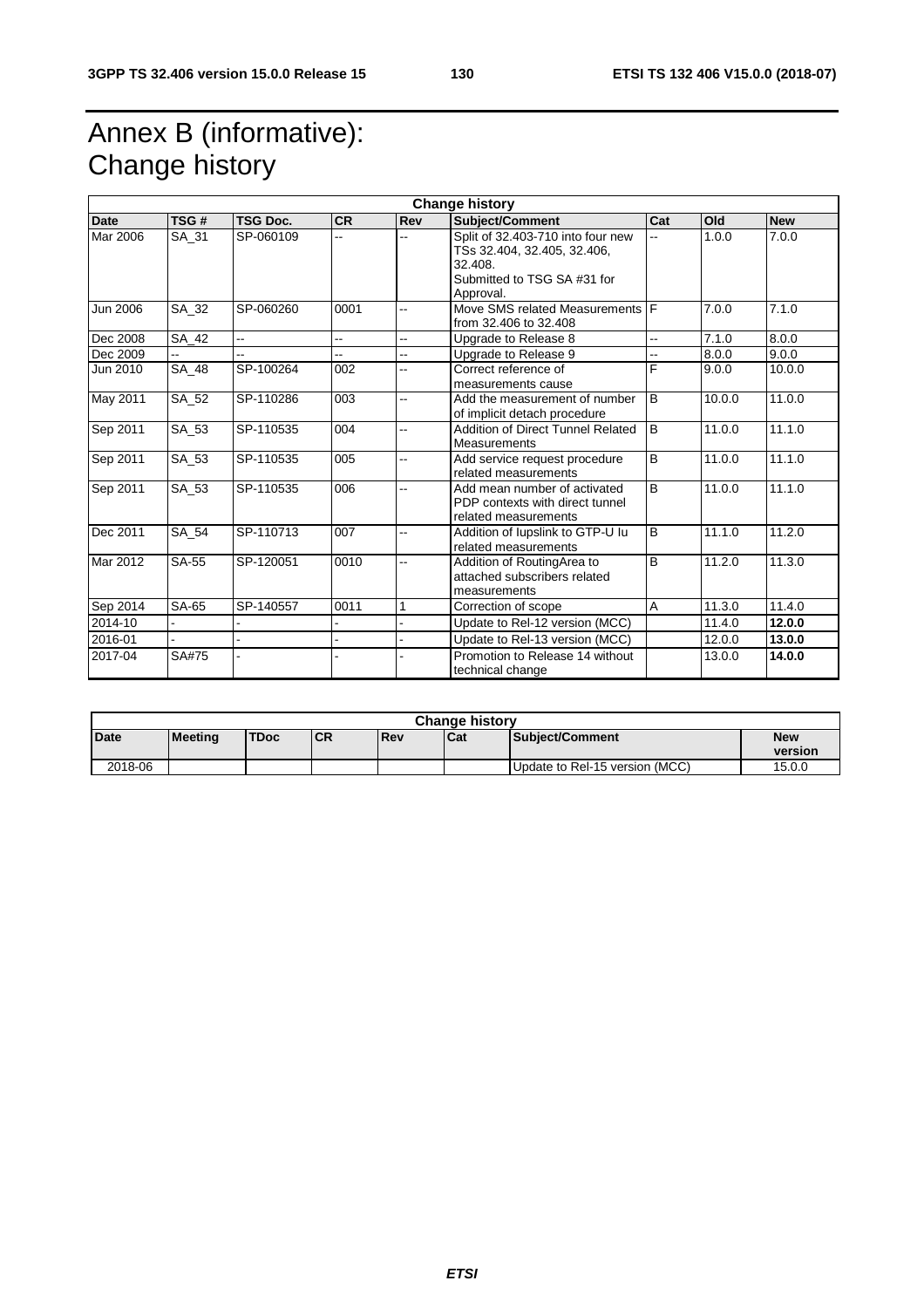# Annex B (informative): Change history

| Change history | | | | | | | | |
|---|---|---|---|---|---|---|---|---|
| **Date** | **TSG #** | **TSG Doc.** | **CR** | **Rev** | **Subject/Comment** | **Cat** | **Old** | **New** |
| Mar 2006 | SA_31 | SP-060109 | -- | -- | Split of 32.403-710 into four new TSs 32.404, 32.405, 32.406, 32.408. Submitted to TSG SA #31 for Approval. | -- | 1.0.0 | 7.0.0 |
| Jun 2006 | SA_32 | SP-060260 | 0001 | -- | Move SMS related Measurements from 32.406 to 32.408 | F | 7.0.0 | 7.1.0 |
| Dec 2008 | SA_42 | -- | -- | -- | Upgrade to Release 8 | -- | 7.1.0 | 8.0.0 |
| Dec 2009 | -- | -- | -- | -- | Upgrade to Release 9 | -- | 8.0.0 | 9.0.0 |
| Jun 2010 | SA_48 | SP-100264 | 002 | -- | Correct reference of measurements cause | F | 9.0.0 | 10.0.0 |
| May 2011 | SA_52 | SP-110286 | 003 | -- | Add the measurement of number of implicit detach procedure | B | 10.0.0 | 11.0.0 |
| Sep 2011 | SA_53 | SP-110535 | 004 | -- | Addition of Direct Tunnel Related Measurements | B | 11.0.0 | 11.1.0 |
| Sep 2011 | SA_53 | SP-110535 | 005 | -- | Add service request procedure related measurements | B | 11.0.0 | 11.1.0 |
| Sep 2011 | SA_53 | SP-110535 | 006 | -- | Add mean number of activated PDP contexts with direct tunnel related measurements | B | 11.0.0 | 11.1.0 |
| Dec 2011 | SA_54 | SP-110713 | 007 | -- | Addition of Iupslink to GTP-U Iu related measurements | B | 11.1.0 | 11.2.0 |
| Mar 2012 | SA-55 | SP-120051 | 0010 | -- | Addition of RoutingArea to attached subscribers related measurements | B | 11.2.0 | 11.3.0 |
| Sep 2014 | SA-65 | SP-140557 | 0011 | 1 | Correction of scope | A | 11.3.0 | 11.4.0 |
| 2014-10 | - | - | - | - | Update to Rel-12 version (MCC) | | 11.4.0 | **12.0.0** |
| 2016-01 | - | - | - | - | Update to Rel-13 version (MCC) | | 12.0.0 | **13.0.0** |
| 2017-04 | SA#75 | - | - | - | Promotion to Release 14 without technical change | | 13.0.0 | **14.0.0** |

| Change history | | | | | | | |
|---|---|---|---|---|---|---|---|
| **Date** | **Meeting** | **TDoc** | **CR** | **Rev** | **Cat** | **Subject/Comment** | **New version** |
| 2018-06 | | | | | | Update to Rel-15 version (MCC) | 15.0.0 |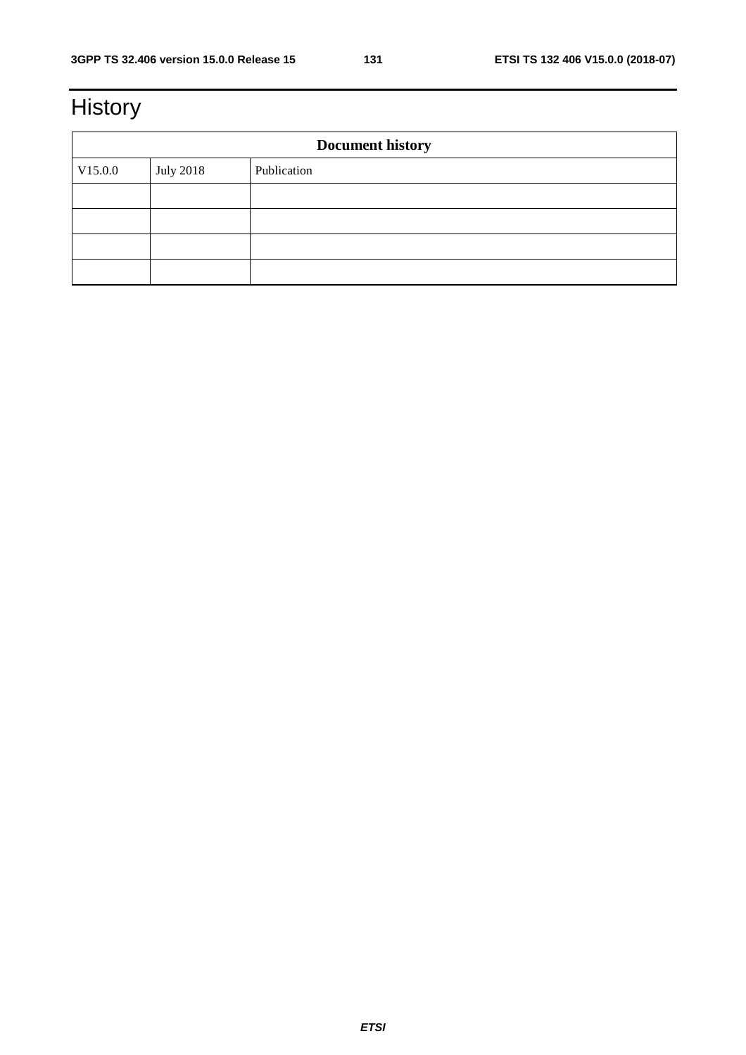# History

| Document history | | |
|---|---|---|
| V15.0.0 | July 2018 | Publication |
| | | |
| | | |
| | | |
| | | |